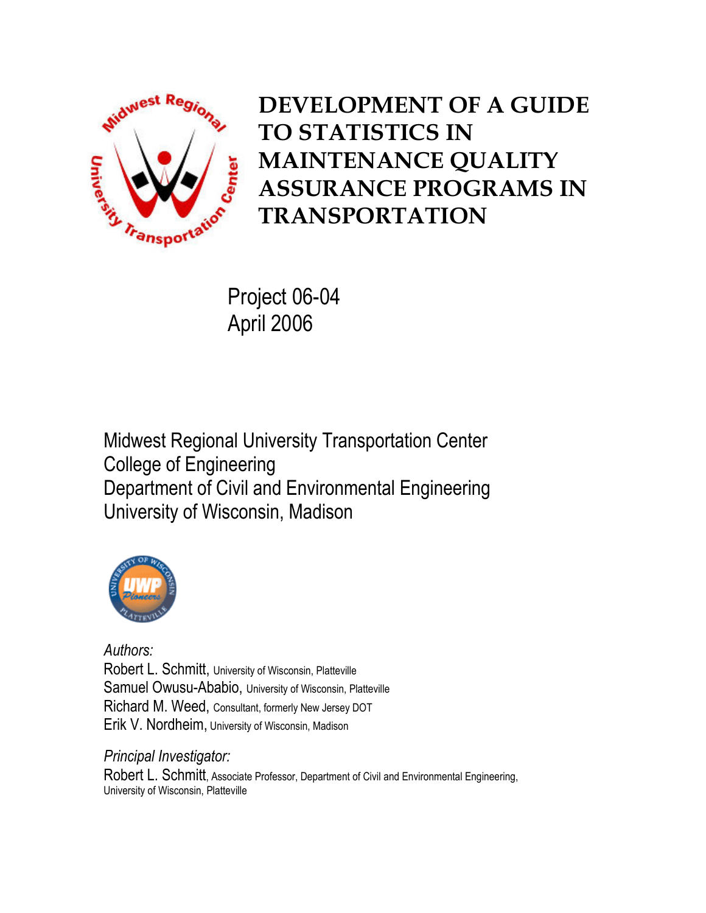# DEVELOPMENT OF A GUIDE TO STATISTICS IN MAINTENANCE QUALITY ASSURANCE PROGRAMS IN TRANSPORTATION

Project 06-04
April 2006

Midwest Regional University Transportation Center
College of Engineering
Department of Civil and Environmental Engineering
University of Wisconsin, Madison

*Authors:*
Robert L. Schmitt, University of Wisconsin, Platteville
Samuel Owusu-Ababio, University of Wisconsin, Platteville
Richard M. Weed, Consultant, formerly New Jersey DOT
Erik V. Nordheim, University of Wisconsin, Madison

*Principal Investigator:*
Robert L. Schmitt, Associate Professor, Department of Civil and Environmental Engineering, University of Wisconsin, Platteville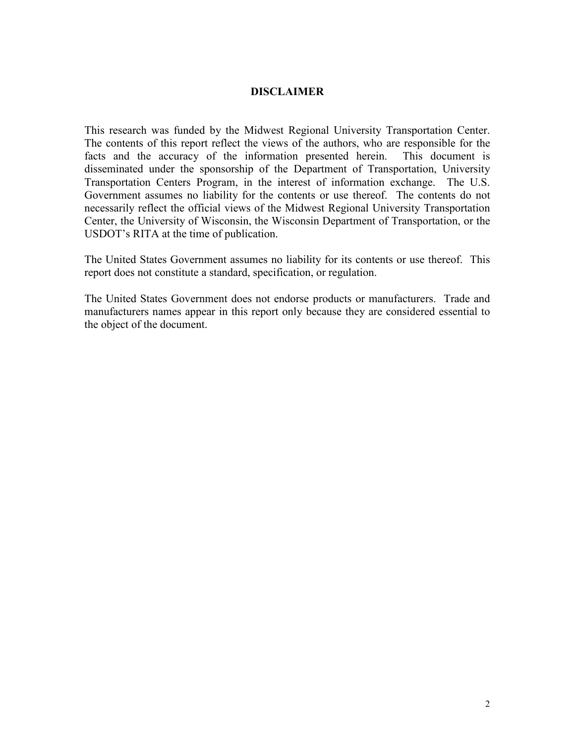# DISCLAIMER

This research was funded by the Midwest Regional University Transportation Center. The contents of this report reflect the views of the authors, who are responsible for the facts and the accuracy of the information presented herein. This document is disseminated under the sponsorship of the Department of Transportation, University Transportation Centers Program, in the interest of information exchange. The U.S. Government assumes no liability for the contents or use thereof. The contents do not necessarily reflect the official views of the Midwest Regional University Transportation Center, the University of Wisconsin, the Wisconsin Department of Transportation, or the USDOT's RITA at the time of publication.

The United States Government assumes no liability for its contents or use thereof. This report does not constitute a standard, specification, or regulation.

The United States Government does not endorse products or manufacturers. Trade and manufacturers names appear in this report only because they are considered essential to the object of the document.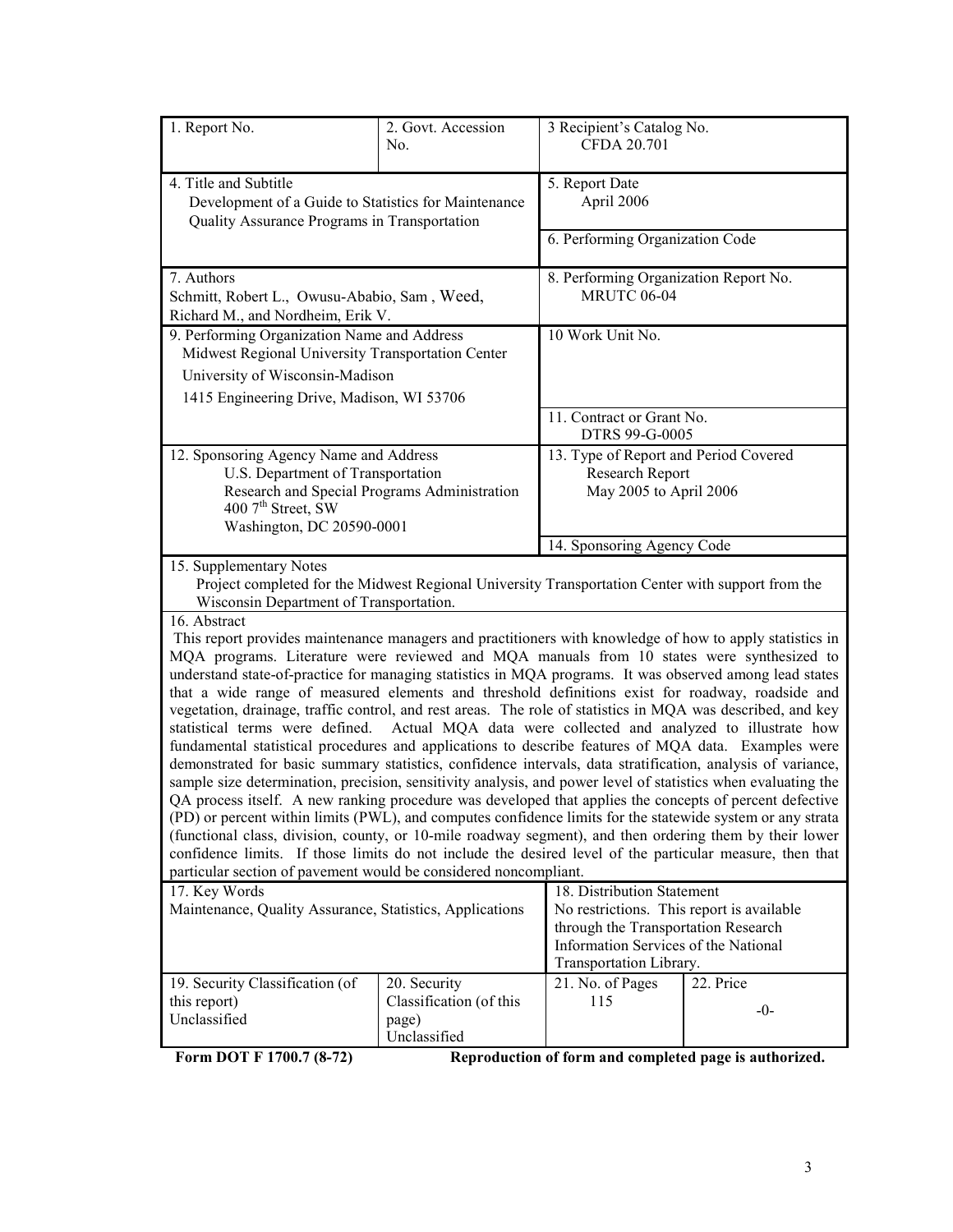| 1. Report No. | 2. Govt. Accession No. | 3 Recipient's Catalog No. CFDA 20.701 | |
|---|---|---|---|
| 4. Title and Subtitle Development of a Guide to Statistics for Maintenance Quality Assurance Programs in Transportation | | 5. Report Date April 2006 | |
| | | 6. Performing Organization Code | |
| 7. Authors Schmitt, Robert L., Owusu-Ababio, Sam , Weed, Richard M., and Nordheim, Erik V. | | 8. Performing Organization Report No. MRUTC 06-04 | |
| 9. Performing Organization Name and Address Midwest Regional University Transportation Center University of Wisconsin-Madison 1415 Engineering Drive, Madison, WI 53706 | | 10 Work Unit No. | |
| | | 11. Contract or Grant No. DTRS 99-G-0005 | |
| 12. Sponsoring Agency Name and Address U.S. Department of Transportation Research and Special Programs Administration 400 7th Street, SW Washington, DC 20590-0001 | | 13. Type of Report and Period Covered Research Report May 2005 to April 2006 | |
| | | 14. Sponsoring Agency Code | |
| 15. Supplementary Notes Project completed for the Midwest Regional University Transportation Center with support from the Wisconsin Department of Transportation. | | | |
| 16. Abstract This report provides maintenance managers and practitioners with knowledge of how to apply statistics in MQA programs. Literature were reviewed and MQA manuals from 10 states were synthesized to understand state-of-practice for managing statistics in MQA programs. It was observed among lead states that a wide range of measured elements and threshold definitions exist for roadway, roadside and vegetation, drainage, traffic control, and rest areas. The role of statistics in MQA was described, and key statistical terms were defined. Actual MQA data were collected and analyzed to illustrate how fundamental statistical procedures and applications to describe features of MQA data. Examples were demonstrated for basic summary statistics, confidence intervals, data stratification, analysis of variance, sample size determination, precision, sensitivity analysis, and power level of statistics when evaluating the QA process itself. A new ranking procedure was developed that applies the concepts of percent defective (PD) or percent within limits (PWL), and computes confidence limits for the statewide system or any strata (functional class, division, county, or 10-mile roadway segment), and then ordering them by their lower confidence limits. If those limits do not include the desired level of the particular measure, then that particular section of pavement would be considered noncompliant. | | | |
| 17. Key Words Maintenance, Quality Assurance, Statistics, Applications | | 18. Distribution Statement No restrictions. This report is available through the Transportation Research Information Services of the National Transportation Library. | |
| 19. Security Classification (of this report) Unclassified | 20. Security Classification (of this page) Unclassified | 21. No. of Pages 115 | 22. Price -0- |

**Form DOT F 1700.7 (8-72)** **Reproduction of form and completed page is authorized.**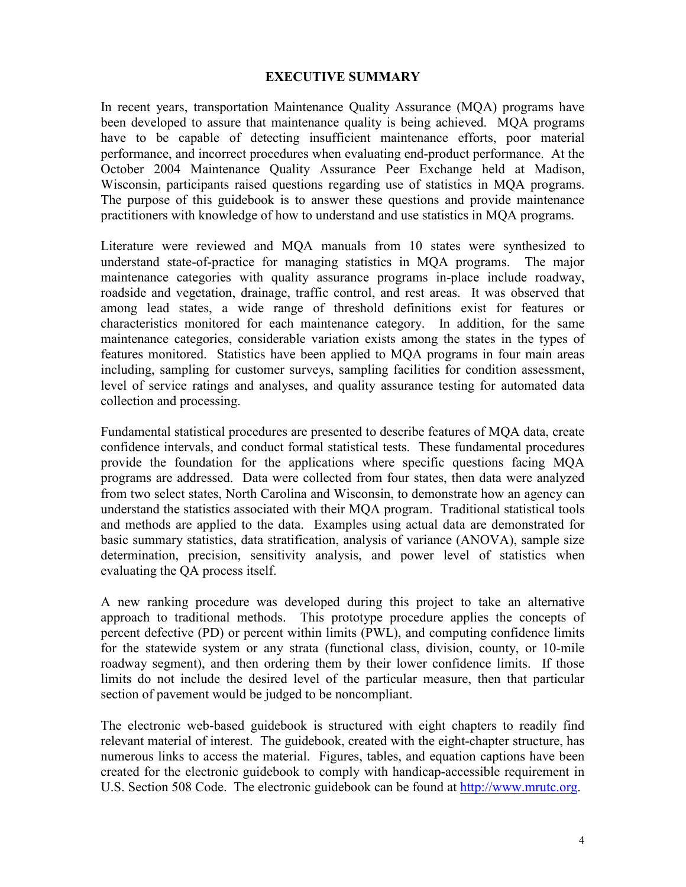# EXECUTIVE SUMMARY

In recent years, transportation Maintenance Quality Assurance (MQA) programs have been developed to assure that maintenance quality is being achieved. MQA programs have to be capable of detecting insufficient maintenance efforts, poor material performance, and incorrect procedures when evaluating end-product performance. At the October 2004 Maintenance Quality Assurance Peer Exchange held at Madison, Wisconsin, participants raised questions regarding use of statistics in MQA programs. The purpose of this guidebook is to answer these questions and provide maintenance practitioners with knowledge of how to understand and use statistics in MQA programs.

Literature were reviewed and MQA manuals from 10 states were synthesized to understand state-of-practice for managing statistics in MQA programs. The major maintenance categories with quality assurance programs in-place include roadway, roadside and vegetation, drainage, traffic control, and rest areas. It was observed that among lead states, a wide range of threshold definitions exist for features or characteristics monitored for each maintenance category. In addition, for the same maintenance categories, considerable variation exists among the states in the types of features monitored. Statistics have been applied to MQA programs in four main areas including, sampling for customer surveys, sampling facilities for condition assessment, level of service ratings and analyses, and quality assurance testing for automated data collection and processing.

Fundamental statistical procedures are presented to describe features of MQA data, create confidence intervals, and conduct formal statistical tests. These fundamental procedures provide the foundation for the applications where specific questions facing MQA programs are addressed. Data were collected from four states, then data were analyzed from two select states, North Carolina and Wisconsin, to demonstrate how an agency can understand the statistics associated with their MQA program. Traditional statistical tools and methods are applied to the data. Examples using actual data are demonstrated for basic summary statistics, data stratification, analysis of variance (ANOVA), sample size determination, precision, sensitivity analysis, and power level of statistics when evaluating the QA process itself.

A new ranking procedure was developed during this project to take an alternative approach to traditional methods. This prototype procedure applies the concepts of percent defective (PD) or percent within limits (PWL), and computing confidence limits for the statewide system or any strata (functional class, division, county, or 10-mile roadway segment), and then ordering them by their lower confidence limits. If those limits do not include the desired level of the particular measure, then that particular section of pavement would be judged to be noncompliant.

The electronic web-based guidebook is structured with eight chapters to readily find relevant material of interest. The guidebook, created with the eight-chapter structure, has numerous links to access the material. Figures, tables, and equation captions have been created for the electronic guidebook to comply with handicap-accessible requirement in U.S. Section 508 Code. The electronic guidebook can be found at http://www.mrutc.org.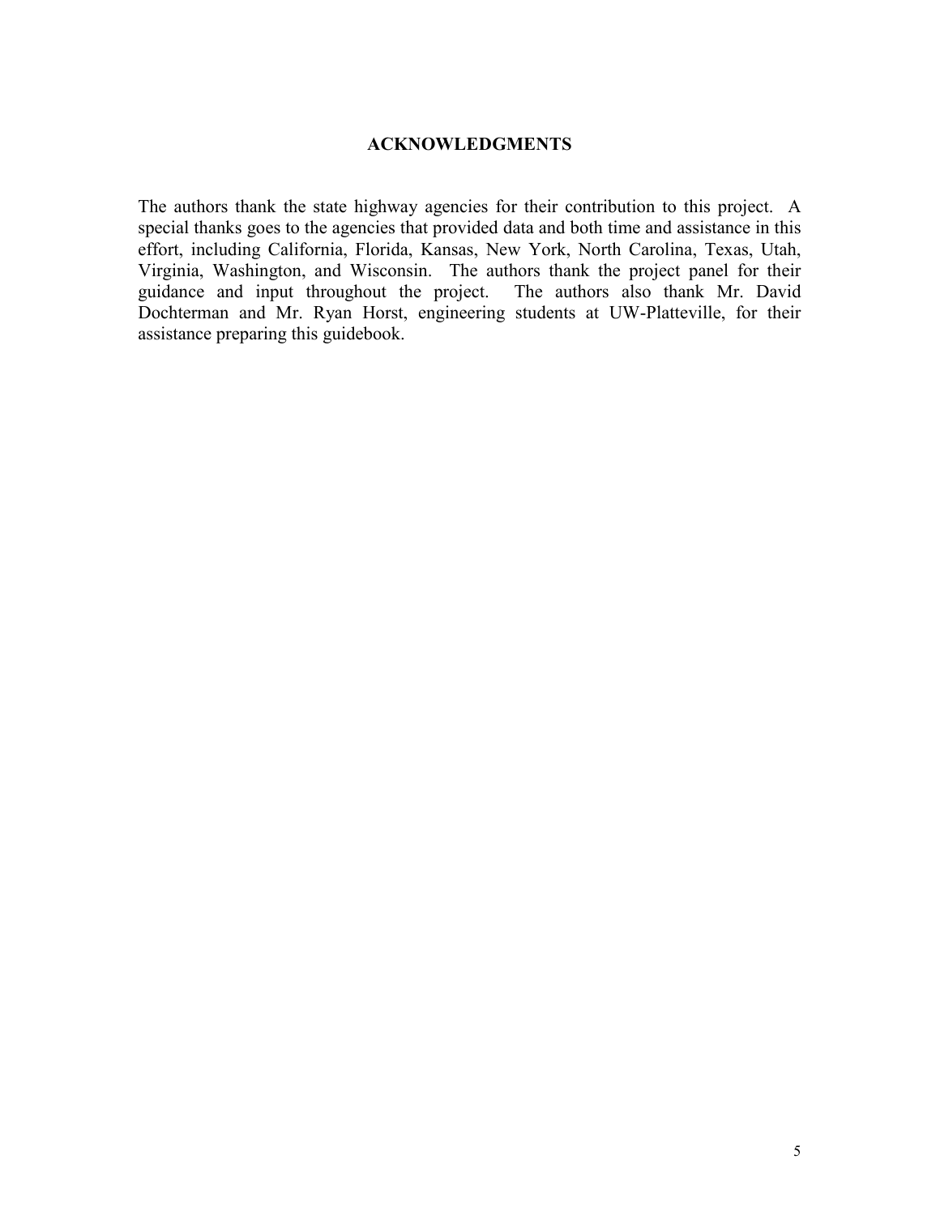# ACKNOWLEDGMENTS

The authors thank the state highway agencies for their contribution to this project. A special thanks goes to the agencies that provided data and both time and assistance in this effort, including California, Florida, Kansas, New York, North Carolina, Texas, Utah, Virginia, Washington, and Wisconsin. The authors thank the project panel for their guidance and input throughout the project. The authors also thank Mr. David Dochterman and Mr. Ryan Horst, engineering students at UW-Platteville, for their assistance preparing this guidebook.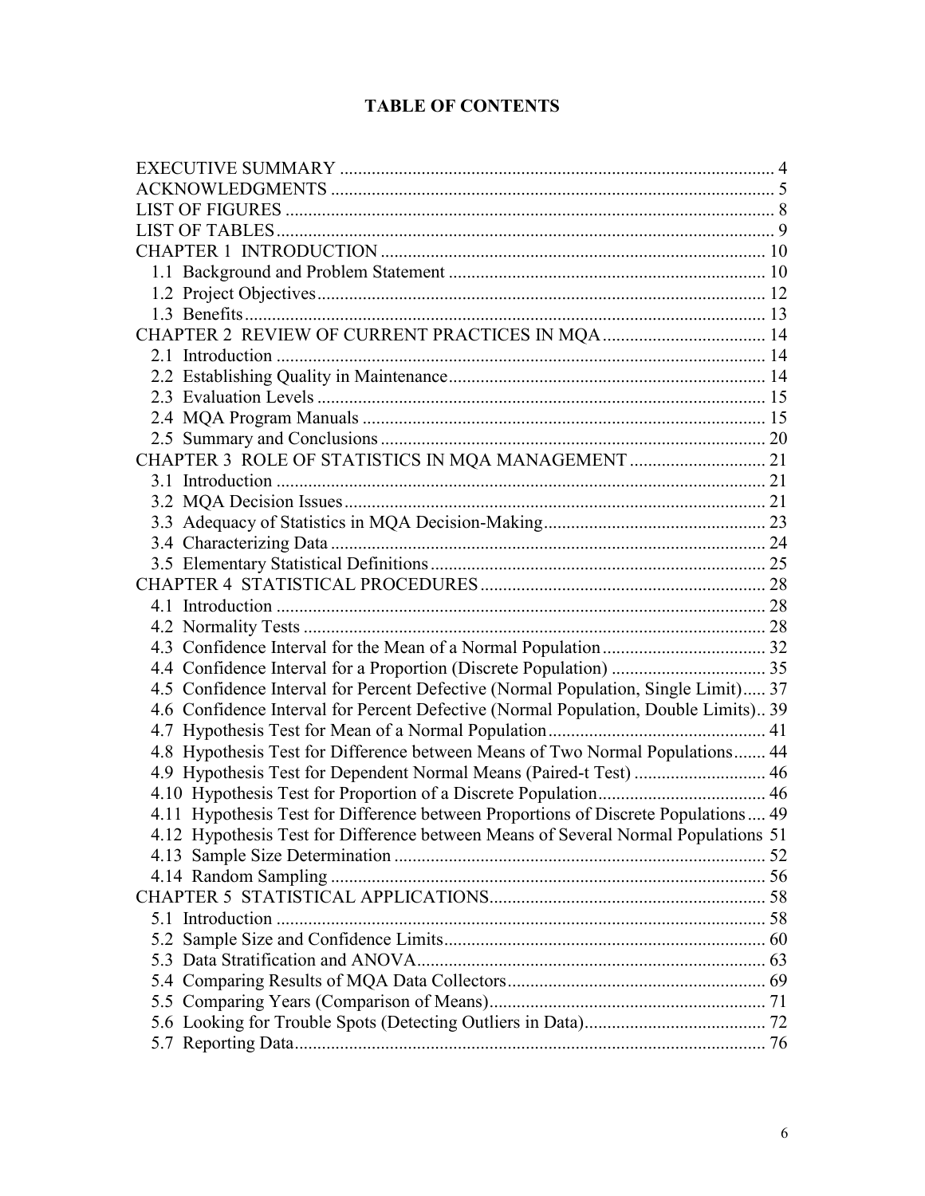# TABLE OF CONTENTS

EXECUTIVE SUMMARY ........ 4
ACKNOWLEDGMENTS ........ 5
LIST OF FIGURES ........ 8
LIST OF TABLES ........ 9
CHAPTER 1 INTRODUCTION ........ 10
- 1.1 Background and Problem Statement ........ 10
- 1.2 Project Objectives ........ 12
- 1.3 Benefits ........ 13

CHAPTER 2 REVIEW OF CURRENT PRACTICES IN MQA ........ 14
- 2.1 Introduction ........ 14
- 2.2 Establishing Quality in Maintenance ........ 14
- 2.3 Evaluation Levels ........ 15
- 2.4 MQA Program Manuals ........ 15
- 2.5 Summary and Conclusions ........ 20

CHAPTER 3 ROLE OF STATISTICS IN MQA MANAGEMENT ........ 21
- 3.1 Introduction ........ 21
- 3.2 MQA Decision Issues ........ 21
- 3.3 Adequacy of Statistics in MQA Decision-Making ........ 23
- 3.4 Characterizing Data ........ 24
- 3.5 Elementary Statistical Definitions ........ 25

CHAPTER 4 STATISTICAL PROCEDURES ........ 28
- 4.1 Introduction ........ 28
- 4.2 Normality Tests ........ 28
- 4.3 Confidence Interval for the Mean of a Normal Population ........ 32
- 4.4 Confidence Interval for a Proportion (Discrete Population) ........ 35
- 4.5 Confidence Interval for Percent Defective (Normal Population, Single Limit) ........ 37
- 4.6 Confidence Interval for Percent Defective (Normal Population, Double Limits) ........ 39
- 4.7 Hypothesis Test for Mean of a Normal Population ........ 41
- 4.8 Hypothesis Test for Difference between Means of Two Normal Populations ........ 44
- 4.9 Hypothesis Test for Dependent Normal Means (Paired-t Test) ........ 46
- 4.10 Hypothesis Test for Proportion of a Discrete Population ........ 46
- 4.11 Hypothesis Test for Difference between Proportions of Discrete Populations ........ 49
- 4.12 Hypothesis Test for Difference between Means of Several Normal Populations ........ 51
- 4.13 Sample Size Determination ........ 52
- 4.14 Random Sampling ........ 56

CHAPTER 5 STATISTICAL APPLICATIONS ........ 58
- 5.1 Introduction ........ 58
- 5.2 Sample Size and Confidence Limits ........ 60
- 5.3 Data Stratification and ANOVA ........ 63
- 5.4 Comparing Results of MQA Data Collectors ........ 69
- 5.5 Comparing Years (Comparison of Means) ........ 71
- 5.6 Looking for Trouble Spots (Detecting Outliers in Data) ........ 72
- 5.7 Reporting Data ........ 76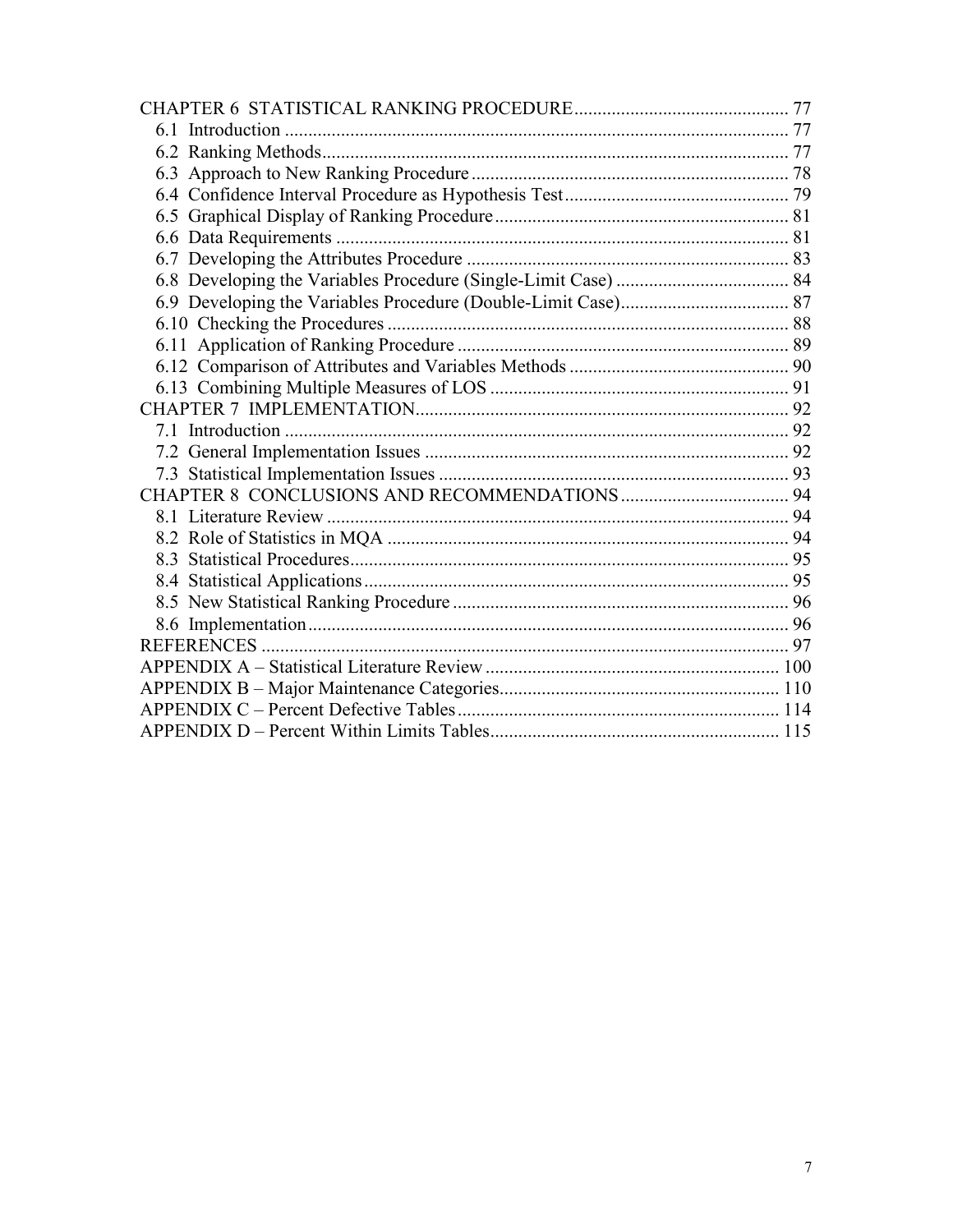CHAPTER 6 STATISTICAL RANKING PROCEDURE ............................................. 77
- 6.1 Introduction ............................................................................................ 77
- 6.2 Ranking Methods.................................................................................... 77
- 6.3 Approach to New Ranking Procedure .................................................... 78
- 6.4 Confidence Interval Procedure as Hypothesis Test................................................ 79
- 6.5 Graphical Display of Ranking Procedure................................................ 81
- 6.6 Data Requirements ................................................................................. 81
- 6.7 Developing the Attributes Procedure ..................................................... 83
- 6.8 Developing the Variables Procedure (Single-Limit Case) ..................................... 84
- 6.9 Developing the Variables Procedure (Double-Limit Case).................................... 87
- 6.10 Checking the Procedures ...................................................................... 88
- 6.11 Application of Ranking Procedure ....................................................... 89
- 6.12 Comparison of Attributes and Variables Methods ................................................ 90
- 6.13 Combining Multiple Measures of LOS ................................................ 91

CHAPTER 7 IMPLEMENTATION................................................................. 92
- 7.1 Introduction ............................................................................................ 92
- 7.2 General Implementation Issues .............................................................. 92
- 7.3 Statistical Implementation Issues ........................................................... 93

CHAPTER 8 CONCLUSIONS AND RECOMMENDATIONS .................................... 94
- 8.1 Literature Review ................................................................................... 94
- 8.2 Role of Statistics in MQA ...................................................................... 94
- 8.3 Statistical Procedures.............................................................................. 95
- 8.4 Statistical Applications ........................................................................... 95
- 8.5 New Statistical Ranking Procedure ........................................................ 96
- 8.6 Implementation....................................................................................... 96

REFERENCES ................................................................................................. 97

APPENDIX A – Statistical Literature Review ............................................................... 100

APPENDIX B – Major Maintenance Categories............................................................ 110

APPENDIX C – Percent Defective Tables..................................................................... 114

APPENDIX D – Percent Within Limits Tables.............................................................. 115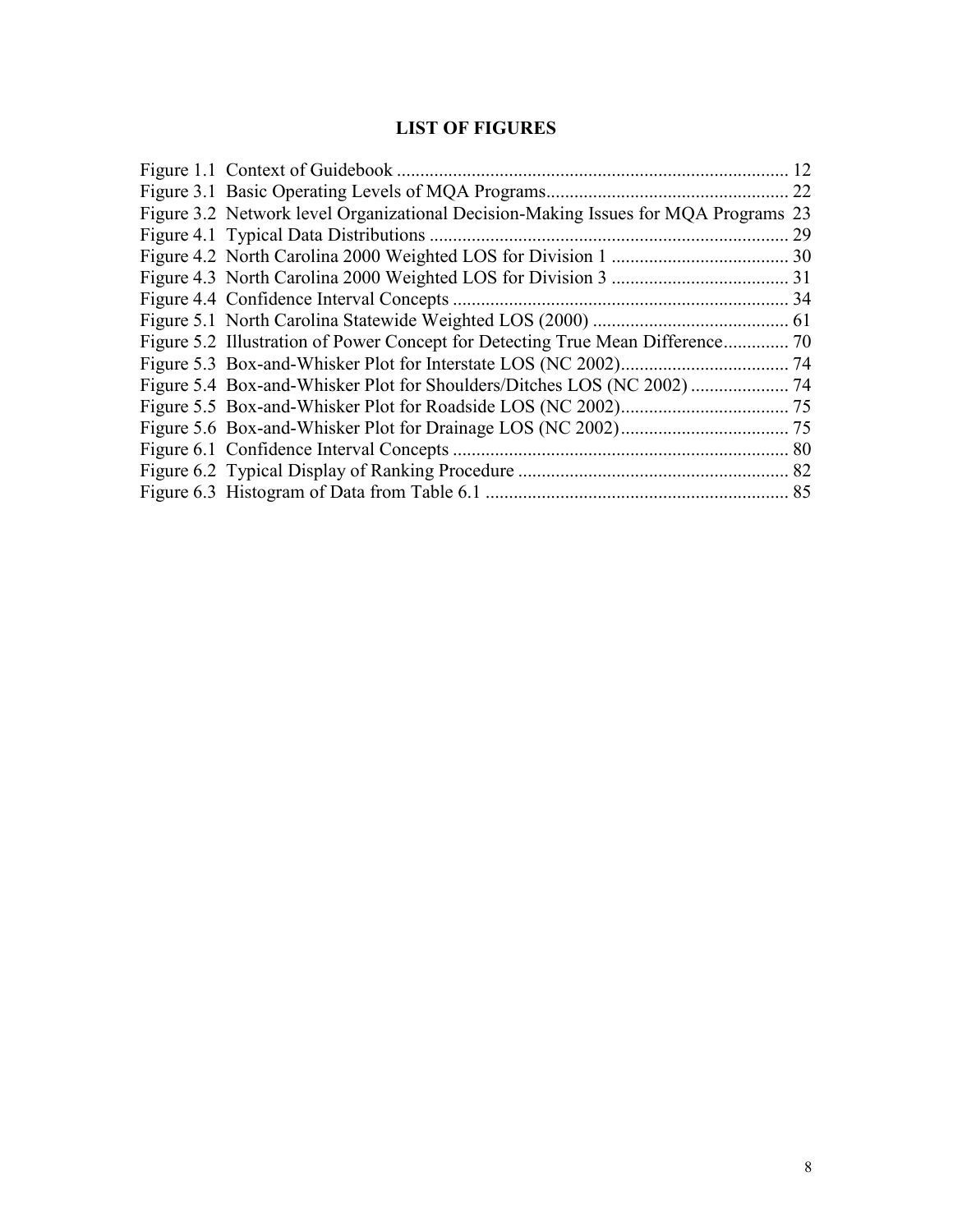## LIST OF FIGURES

Figure 1.1 Context of Guidebook .................................................................................. 12
Figure 3.1 Basic Operating Levels of MQA Programs................................................... 22
Figure 3.2 Network level Organizational Decision-Making Issues for MQA Programs 23
Figure 4.1 Typical Data Distributions ............................................................................ 29
Figure 4.2 North Carolina 2000 Weighted LOS for Division 1 ...................................... 30
Figure 4.3 North Carolina 2000 Weighted LOS for Division 3 ...................................... 31
Figure 4.4 Confidence Interval Concepts ....................................................................... 34
Figure 5.1 North Carolina Statewide Weighted LOS (2000) .......................................... 61
Figure 5.2 Illustration of Power Concept for Detecting True Mean Difference.............. 70
Figure 5.3 Box-and-Whisker Plot for Interstate LOS (NC 2002).................................... 74
Figure 5.4 Box-and-Whisker Plot for Shoulders/Ditches LOS (NC 2002) ..................... 74
Figure 5.5 Box-and-Whisker Plot for Roadside LOS (NC 2002).................................... 75
Figure 5.6 Box-and-Whisker Plot for Drainage LOS (NC 2002).................................... 75
Figure 6.1 Confidence Interval Concepts ....................................................................... 80
Figure 6.2 Typical Display of Ranking Procedure .......................................................... 82
Figure 6.3 Histogram of Data from Table 6.1 ................................................................ 85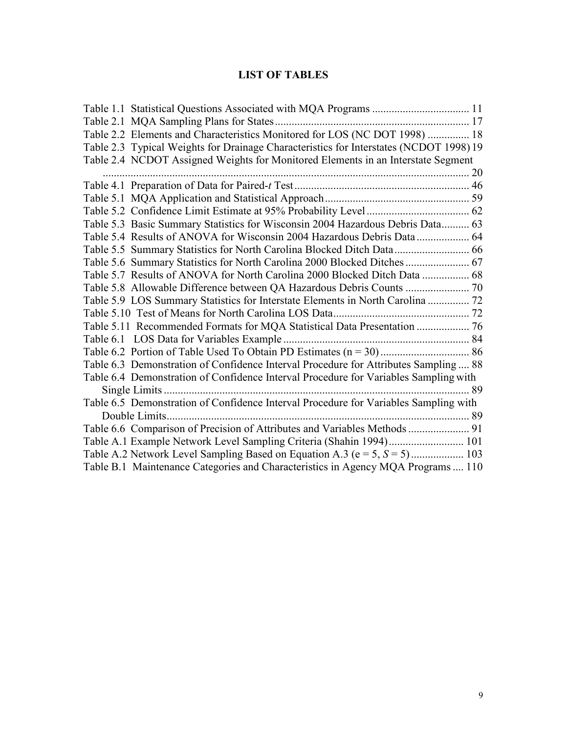# LIST OF TABLES

Table 1.1 Statistical Questions Associated with MQA Programs ................................... 11
Table 2.1 MQA Sampling Plans for States ..................................................................... 17
Table 2.2 Elements and Characteristics Monitored for LOS (NC DOT 1998) ............... 18
Table 2.3 Typical Weights for Drainage Characteristics for Interstates (NCDOT 1998) 19
Table 2.4 NCDOT Assigned Weights for Monitored Elements in an Interstate Segment ................................................................................................................................... 20
Table 4.1 Preparation of Data for Paired-*t* Test .............................................................. 46
Table 5.1 MQA Application and Statistical Approach .................................................... 59
Table 5.2 Confidence Limit Estimate at 95% Probability Level ..................................... 62
Table 5.3 Basic Summary Statistics for Wisconsin 2004 Hazardous Debris Data .......... 63
Table 5.4 Results of ANOVA for Wisconsin 2004 Hazardous Debris Data ................... 64
Table 5.5 Summary Statistics for North Carolina Blocked Ditch Data ........................... 66
Table 5.6 Summary Statistics for North Carolina 2000 Blocked Ditches ....................... 67
Table 5.7 Results of ANOVA for North Carolina 2000 Blocked Ditch Data ................. 68
Table 5.8 Allowable Difference between QA Hazardous Debris Counts ....................... 70
Table 5.9 LOS Summary Statistics for Interstate Elements in North Carolina ............... 72
Table 5.10 Test of Means for North Carolina LOS Data ................................................. 72
Table 5.11 Recommended Formats for MQA Statistical Data Presentation ................... 76
Table 6.1 LOS Data for Variables Example ................................................................... 84
Table 6.2 Portion of Table Used To Obtain PD Estimates (n = 30) ................................ 86
Table 6.3 Demonstration of Confidence Interval Procedure for Attributes Sampling .... 88
Table 6.4 Demonstration of Confidence Interval Procedure for Variables Sampling with Single Limits ............................................................................................................. 89
Table 6.5 Demonstration of Confidence Interval Procedure for Variables Sampling with Double Limits ............................................................................................................ 89
Table 6.6 Comparison of Precision of Attributes and Variables Methods ...................... 91
Table A.1 Example Network Level Sampling Criteria (Shahin 1994) ........................... 101
Table A.2 Network Level Sampling Based on Equation A.3 (e = 5, *S* = 5) ................... 103
Table B.1 Maintenance Categories and Characteristics in Agency MQA Programs .... 110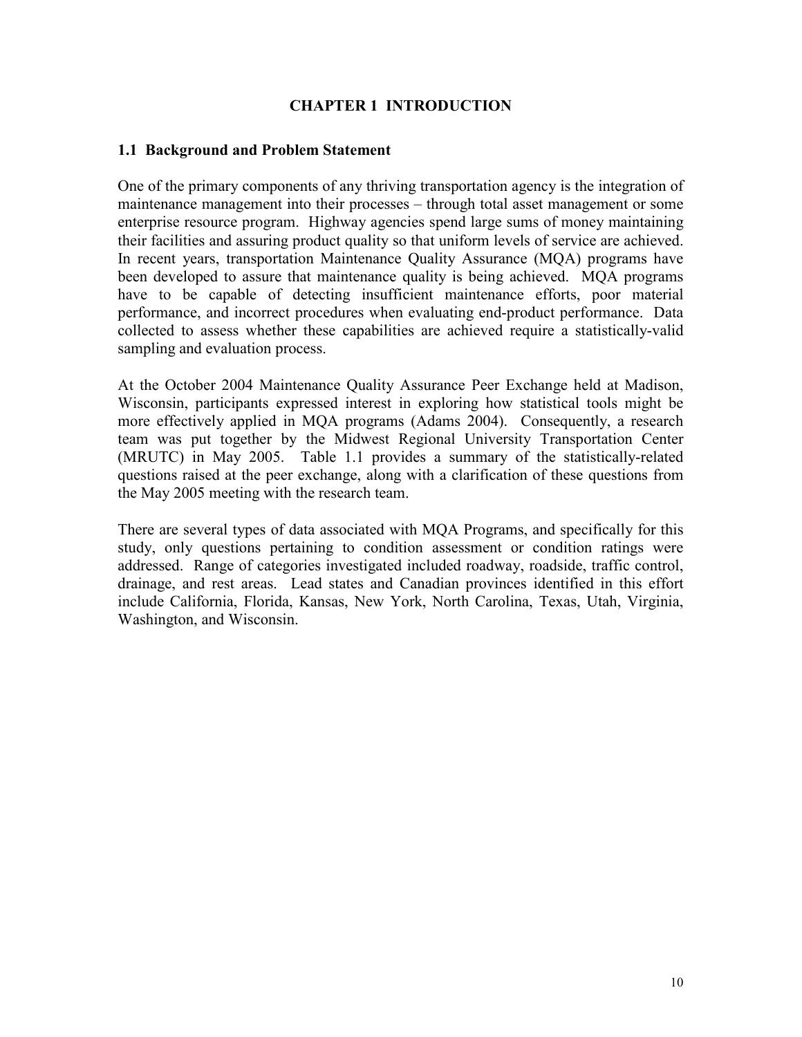# CHAPTER 1 INTRODUCTION

## 1.1 Background and Problem Statement

One of the primary components of any thriving transportation agency is the integration of maintenance management into their processes – through total asset management or some enterprise resource program. Highway agencies spend large sums of money maintaining their facilities and assuring product quality so that uniform levels of service are achieved. In recent years, transportation Maintenance Quality Assurance (MQA) programs have been developed to assure that maintenance quality is being achieved. MQA programs have to be capable of detecting insufficient maintenance efforts, poor material performance, and incorrect procedures when evaluating end-product performance. Data collected to assess whether these capabilities are achieved require a statistically-valid sampling and evaluation process.

At the October 2004 Maintenance Quality Assurance Peer Exchange held at Madison, Wisconsin, participants expressed interest in exploring how statistical tools might be more effectively applied in MQA programs (Adams 2004). Consequently, a research team was put together by the Midwest Regional University Transportation Center (MRUTC) in May 2005. Table 1.1 provides a summary of the statistically-related questions raised at the peer exchange, along with a clarification of these questions from the May 2005 meeting with the research team.

There are several types of data associated with MQA Programs, and specifically for this study, only questions pertaining to condition assessment or condition ratings were addressed. Range of categories investigated included roadway, roadside, traffic control, drainage, and rest areas. Lead states and Canadian provinces identified in this effort include California, Florida, Kansas, New York, North Carolina, Texas, Utah, Virginia, Washington, and Wisconsin.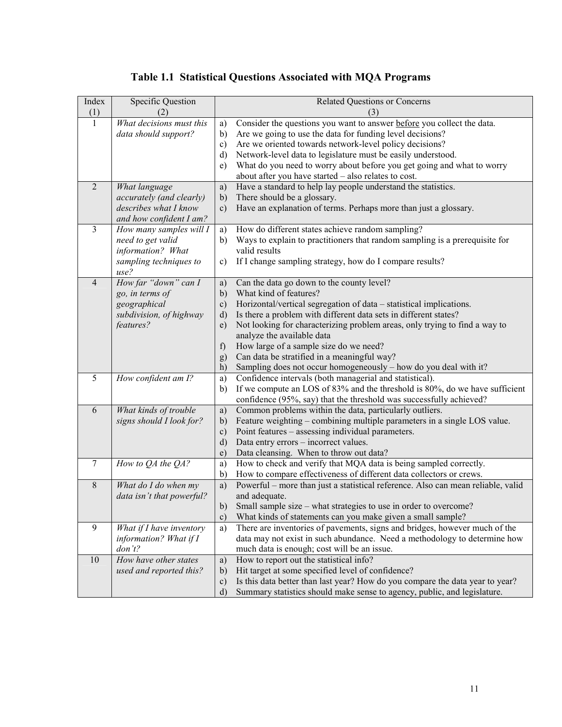# Table 1.1 Statistical Questions Associated with MQA Programs

| Index (1) | Specific Question (2) | Related Questions or Concerns (3) |
|---|---|---|
| 1 | *What decisions must this data should support?* | a) Consider the questions you want to answer before you collect the data.<br>b) Are we going to use the data for funding level decisions?<br>c) Are we oriented towards network-level policy decisions?<br>d) Network-level data to legislature must be easily understood.<br>e) What do you need to worry about before you get going and what to worry about after you have started – also relates to cost. |
| 2 | *What language accurately (and clearly) describes what I know and how confident I am?* | a) Have a standard to help lay people understand the statistics.<br>b) There should be a glossary.<br>c) Have an explanation of terms. Perhaps more than just a glossary. |
| 3 | *How many samples will I need to get valid information? What sampling techniques to use?* | a) How do different states achieve random sampling?<br>b) Ways to explain to practitioners that random sampling is a prerequisite for valid results<br>c) If I change sampling strategy, how do I compare results? |
| 4 | *How far "down" can I go, in terms of geographical subdivision, of highway features?* | a) Can the data go down to the county level?<br>b) What kind of features?<br>c) Horizontal/vertical segregation of data – statistical implications.<br>d) Is there a problem with different data sets in different states?<br>e) Not looking for characterizing problem areas, only trying to find a way to analyze the available data<br>f) How large of a sample size do we need?<br>g) Can data be stratified in a meaningful way?<br>h) Sampling does not occur homogeneously – how do you deal with it? |
| 5 | *How confident am I?* | a) Confidence intervals (both managerial and statistical).<br>b) If we compute an LOS of 83% and the threshold is 80%, do we have sufficient confidence (95%, say) that the threshold was successfully achieved? |
| 6 | *What kinds of trouble signs should I look for?* | a) Common problems within the data, particularly outliers.<br>b) Feature weighting – combining multiple parameters in a single LOS value.<br>c) Point features – assessing individual parameters.<br>d) Data entry errors – incorrect values.<br>e) Data cleansing. When to throw out data? |
| 7 | *How to QA the QA?* | a) How to check and verify that MQA data is being sampled correctly.<br>b) How to compare effectiveness of different data collectors or crews. |
| 8 | *What do I do when my data isn't that powerful?* | a) Powerful – more than just a statistical reference. Also can mean reliable, valid and adequate.<br>b) Small sample size – what strategies to use in order to overcome?<br>c) What kinds of statements can you make given a small sample? |
| 9 | *What if I have inventory information? What if I don't?* | a) There are inventories of pavements, signs and bridges, however much of the data may not exist in such abundance. Need a methodology to determine how much data is enough; cost will be an issue. |
| 10 | *How have other states used and reported this?* | a) How to report out the statistical info?<br>b) Hit target at some specified level of confidence?<br>c) Is this data better than last year? How do you compare the data year to year?<br>d) Summary statistics should make sense to agency, public, and legislature. |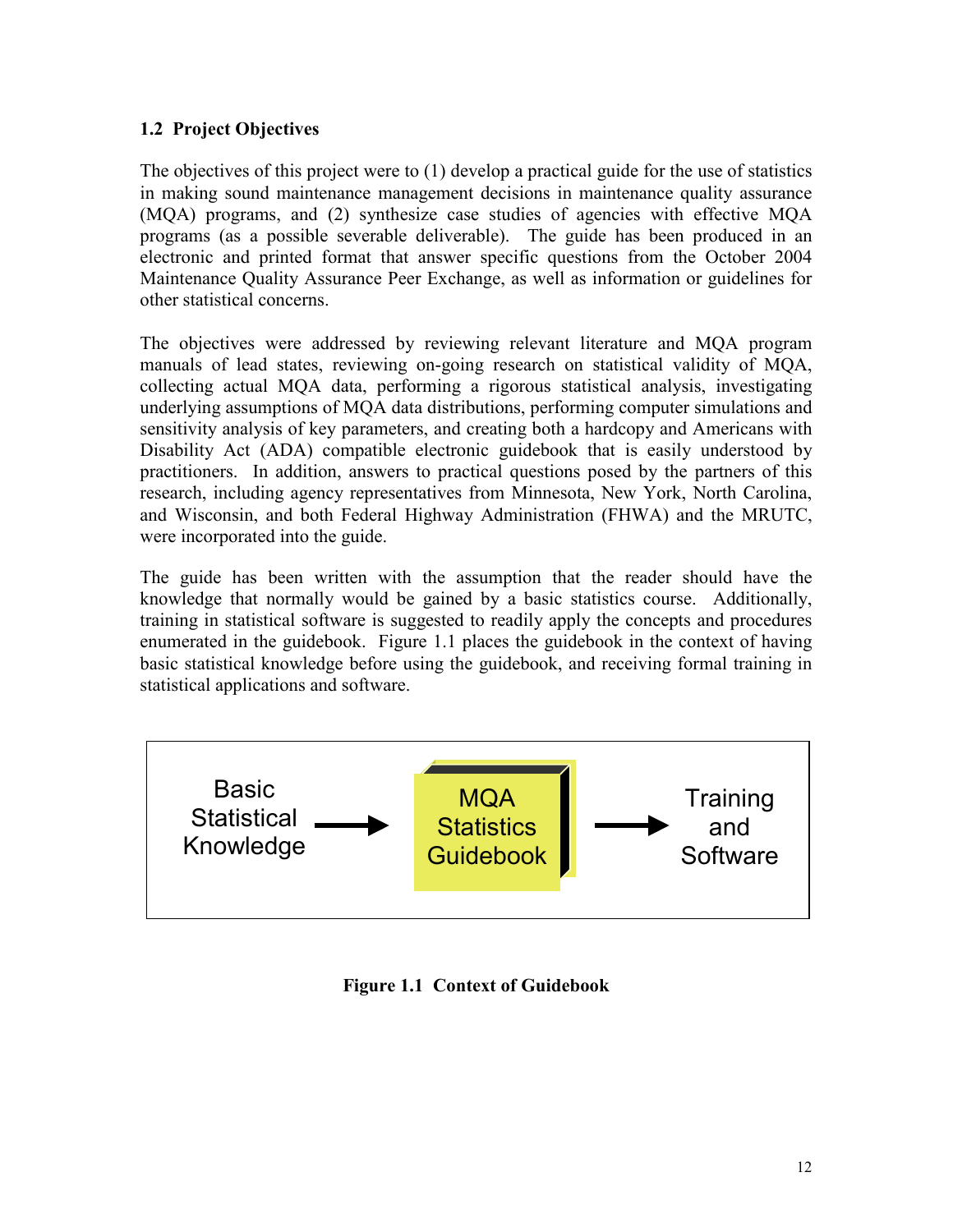### 1.2 Project Objectives

The objectives of this project were to (1) develop a practical guide for the use of statistics in making sound maintenance management decisions in maintenance quality assurance (MQA) programs, and (2) synthesize case studies of agencies with effective MQA programs (as a possible severable deliverable). The guide has been produced in an electronic and printed format that answer specific questions from the October 2004 Maintenance Quality Assurance Peer Exchange, as well as information or guidelines for other statistical concerns.

The objectives were addressed by reviewing relevant literature and MQA program manuals of lead states, reviewing on-going research on statistical validity of MQA, collecting actual MQA data, performing a rigorous statistical analysis, investigating underlying assumptions of MQA data distributions, performing computer simulations and sensitivity analysis of key parameters, and creating both a hardcopy and Americans with Disability Act (ADA) compatible electronic guidebook that is easily understood by practitioners. In addition, answers to practical questions posed by the partners of this research, including agency representatives from Minnesota, New York, North Carolina, and Wisconsin, and both Federal Highway Administration (FHWA) and the MRUTC, were incorporated into the guide.

The guide has been written with the assumption that the reader should have the knowledge that normally would be gained by a basic statistics course. Additionally, training in statistical software is suggested to readily apply the concepts and procedures enumerated in the guidebook. Figure 1.1 places the guidebook in the context of having basic statistical knowledge before using the guidebook, and receiving formal training in statistical applications and software.

Basic Statistical Knowledge → MQA Statistics Guidebook → Training and Software

**Figure 1.1 Context of Guidebook**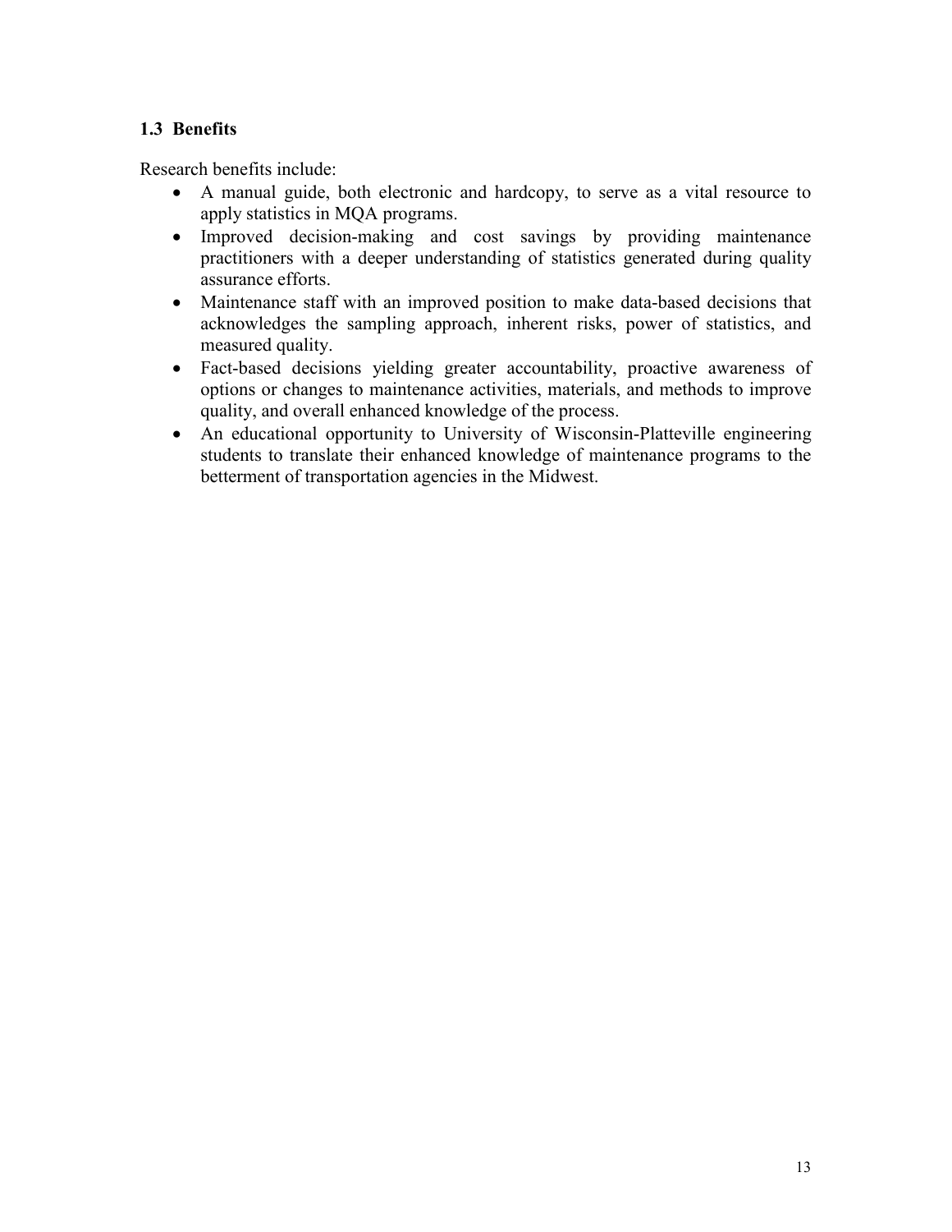## 1.3 Benefits

Research benefits include:

- A manual guide, both electronic and hardcopy, to serve as a vital resource to apply statistics in MQA programs.
- Improved decision-making and cost savings by providing maintenance practitioners with a deeper understanding of statistics generated during quality assurance efforts.
- Maintenance staff with an improved position to make data-based decisions that acknowledges the sampling approach, inherent risks, power of statistics, and measured quality.
- Fact-based decisions yielding greater accountability, proactive awareness of options or changes to maintenance activities, materials, and methods to improve quality, and overall enhanced knowledge of the process.
- An educational opportunity to University of Wisconsin-Platteville engineering students to translate their enhanced knowledge of maintenance programs to the betterment of transportation agencies in the Midwest.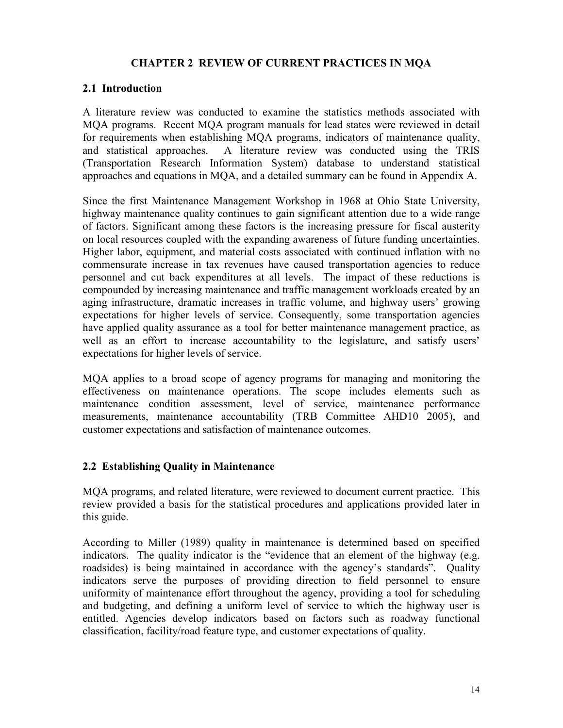# CHAPTER 2 REVIEW OF CURRENT PRACTICES IN MQA

## 2.1 Introduction

A literature review was conducted to examine the statistics methods associated with MQA programs. Recent MQA program manuals for lead states were reviewed in detail for requirements when establishing MQA programs, indicators of maintenance quality, and statistical approaches. A literature review was conducted using the TRIS (Transportation Research Information System) database to understand statistical approaches and equations in MQA, and a detailed summary can be found in Appendix A.

Since the first Maintenance Management Workshop in 1968 at Ohio State University, highway maintenance quality continues to gain significant attention due to a wide range of factors. Significant among these factors is the increasing pressure for fiscal austerity on local resources coupled with the expanding awareness of future funding uncertainties. Higher labor, equipment, and material costs associated with continued inflation with no commensurate increase in tax revenues have caused transportation agencies to reduce personnel and cut back expenditures at all levels. The impact of these reductions is compounded by increasing maintenance and traffic management workloads created by an aging infrastructure, dramatic increases in traffic volume, and highway users' growing expectations for higher levels of service. Consequently, some transportation agencies have applied quality assurance as a tool for better maintenance management practice, as well as an effort to increase accountability to the legislature, and satisfy users' expectations for higher levels of service.

MQA applies to a broad scope of agency programs for managing and monitoring the effectiveness on maintenance operations. The scope includes elements such as maintenance condition assessment, level of service, maintenance performance measurements, maintenance accountability (TRB Committee AHD10 2005), and customer expectations and satisfaction of maintenance outcomes.

## 2.2 Establishing Quality in Maintenance

MQA programs, and related literature, were reviewed to document current practice. This review provided a basis for the statistical procedures and applications provided later in this guide.

According to Miller (1989) quality in maintenance is determined based on specified indicators. The quality indicator is the "evidence that an element of the highway (e.g. roadsides) is being maintained in accordance with the agency's standards". Quality indicators serve the purposes of providing direction to field personnel to ensure uniformity of maintenance effort throughout the agency, providing a tool for scheduling and budgeting, and defining a uniform level of service to which the highway user is entitled. Agencies develop indicators based on factors such as roadway functional classification, facility/road feature type, and customer expectations of quality.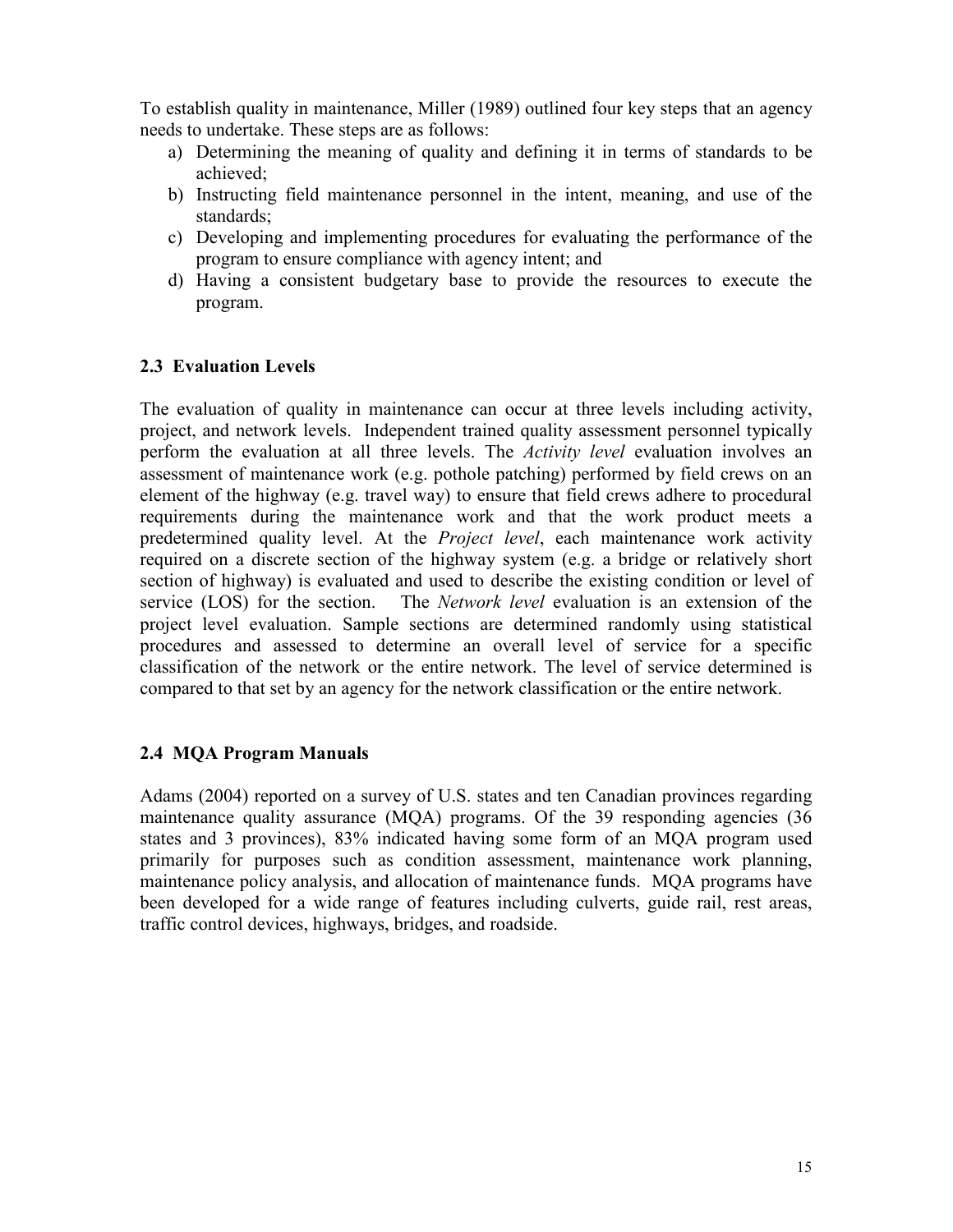To establish quality in maintenance, Miller (1989) outlined four key steps that an agency needs to undertake. These steps are as follows:

a) Determining the meaning of quality and defining it in terms of standards to be achieved;
b) Instructing field maintenance personnel in the intent, meaning, and use of the standards;
c) Developing and implementing procedures for evaluating the performance of the program to ensure compliance with agency intent; and
d) Having a consistent budgetary base to provide the resources to execute the program.

### 2.3 Evaluation Levels

The evaluation of quality in maintenance can occur at three levels including activity, project, and network levels. Independent trained quality assessment personnel typically perform the evaluation at all three levels. The *Activity level* evaluation involves an assessment of maintenance work (e.g. pothole patching) performed by field crews on an element of the highway (e.g. travel way) to ensure that field crews adhere to procedural requirements during the maintenance work and that the work product meets a predetermined quality level. At the *Project level*, each maintenance work activity required on a discrete section of the highway system (e.g. a bridge or relatively short section of highway) is evaluated and used to describe the existing condition or level of service (LOS) for the section. The *Network level* evaluation is an extension of the project level evaluation. Sample sections are determined randomly using statistical procedures and assessed to determine an overall level of service for a specific classification of the network or the entire network. The level of service determined is compared to that set by an agency for the network classification or the entire network.

### 2.4 MQA Program Manuals

Adams (2004) reported on a survey of U.S. states and ten Canadian provinces regarding maintenance quality assurance (MQA) programs. Of the 39 responding agencies (36 states and 3 provinces), 83% indicated having some form of an MQA program used primarily for purposes such as condition assessment, maintenance work planning, maintenance policy analysis, and allocation of maintenance funds. MQA programs have been developed for a wide range of features including culverts, guide rail, rest areas, traffic control devices, highways, bridges, and roadside.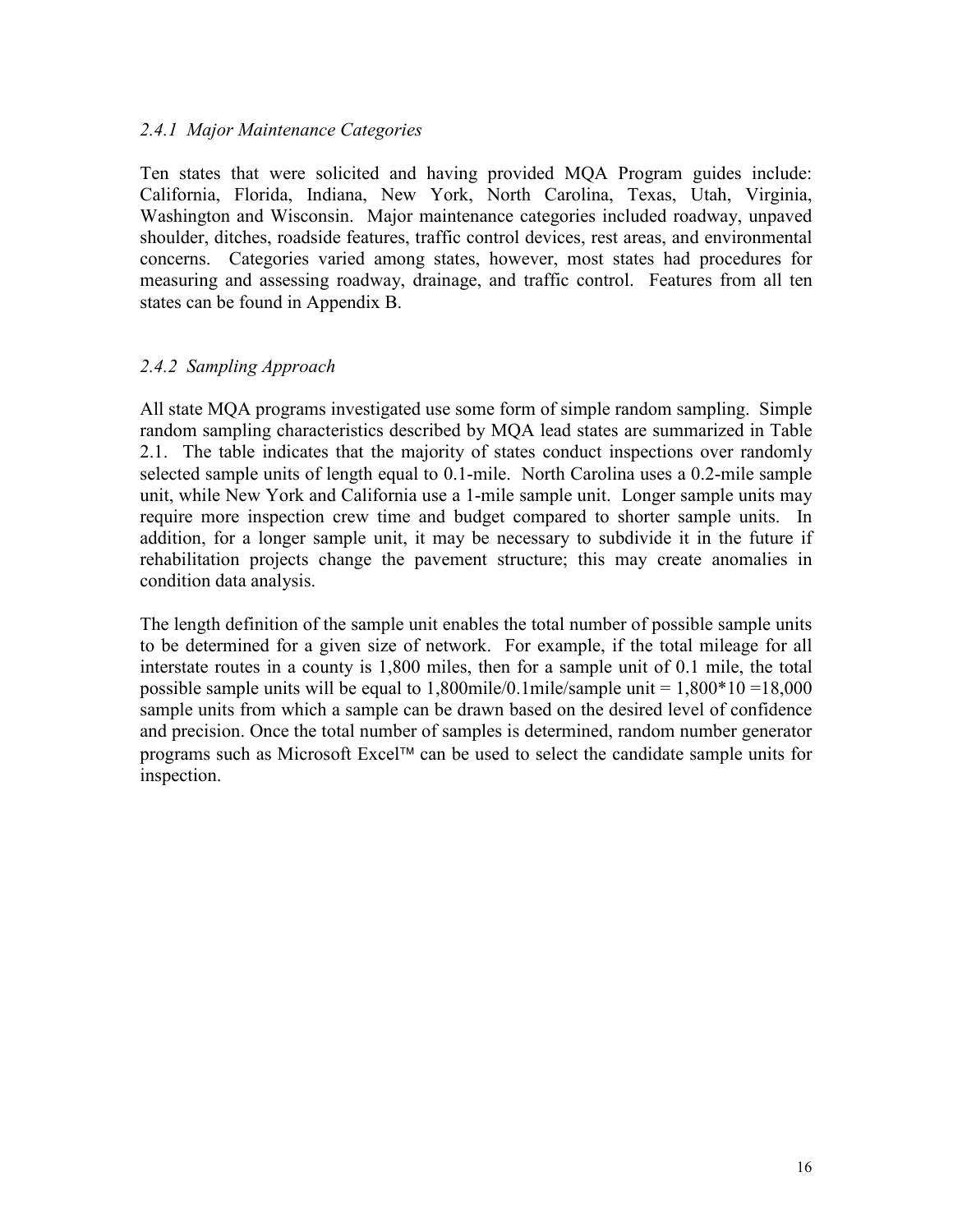### *2.4.1 Major Maintenance Categories*

Ten states that were solicited and having provided MQA Program guides include: California, Florida, Indiana, New York, North Carolina, Texas, Utah, Virginia, Washington and Wisconsin. Major maintenance categories included roadway, unpaved shoulder, ditches, roadside features, traffic control devices, rest areas, and environmental concerns. Categories varied among states, however, most states had procedures for measuring and assessing roadway, drainage, and traffic control. Features from all ten states can be found in Appendix B.

### *2.4.2 Sampling Approach*

All state MQA programs investigated use some form of simple random sampling. Simple random sampling characteristics described by MQA lead states are summarized in Table 2.1. The table indicates that the majority of states conduct inspections over randomly selected sample units of length equal to 0.1-mile. North Carolina uses a 0.2-mile sample unit, while New York and California use a 1-mile sample unit. Longer sample units may require more inspection crew time and budget compared to shorter sample units. In addition, for a longer sample unit, it may be necessary to subdivide it in the future if rehabilitation projects change the pavement structure; this may create anomalies in condition data analysis.

The length definition of the sample unit enables the total number of possible sample units to be determined for a given size of network. For example, if the total mileage for all interstate routes in a county is 1,800 miles, then for a sample unit of 0.1 mile, the total possible sample units will be equal to 1,800mile/0.1mile/sample unit = 1,800*10 =18,000 sample units from which a sample can be drawn based on the desired level of confidence and precision. Once the total number of samples is determined, random number generator programs such as Microsoft Excel™ can be used to select the candidate sample units for inspection.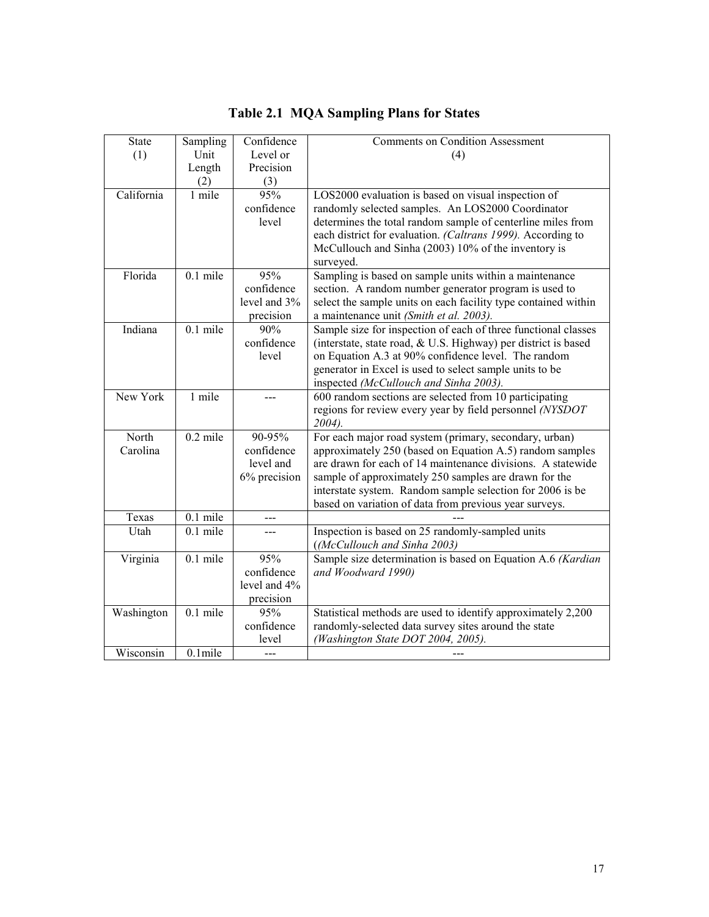# Table 2.1 MQA Sampling Plans for States

| State (1) | Sampling Unit Length (2) | Confidence Level or Precision (3) | Comments on Condition Assessment (4) |
|---|---|---|---|
| California | 1 mile | 95% confidence level | LOS2000 evaluation is based on visual inspection of randomly selected samples. An LOS2000 Coordinator determines the total random sample of centerline miles from each district for evaluation. *(Caltrans 1999).* According to McCullouch and Sinha (2003) 10% of the inventory is surveyed. |
| Florida | 0.1 mile | 95% confidence level and 3% precision | Sampling is based on sample units within a maintenance section. A random number generator program is used to select the sample units on each facility type contained within a maintenance unit *(Smith et al. 2003).* |
| Indiana | 0.1 mile | 90% confidence level | Sample size for inspection of each of three functional classes (interstate, state road, & U.S. Highway) per district is based on Equation A.3 at 90% confidence level. The random generator in Excel is used to select sample units to be inspected *(McCullouch and Sinha 2003).* |
| New York | 1 mile | --- | 600 random sections are selected from 10 participating regions for review every year by field personnel *(NYSDOT 2004).* |
| North Carolina | 0.2 mile | 90-95% confidence level and 6% precision | For each major road system (primary, secondary, urban) approximately 250 (based on Equation A.5) random samples are drawn for each of 14 maintenance divisions. A statewide sample of approximately 250 samples are drawn for the interstate system. Random sample selection for 2006 is be based on variation of data from previous year surveys. |
| Texas | 0.1 mile | --- | --- |
| Utah | 0.1 mile | --- | Inspection is based on 25 randomly-sampled units (*(McCullouch and Sinha 2003)* |
| Virginia | 0.1 mile | 95% confidence level and 4% precision | Sample size determination is based on Equation A.6 *(Kardian and Woodward 1990)* |
| Washington | 0.1 mile | 95% confidence level | Statistical methods are used to identify approximately 2,200 randomly-selected data survey sites around the state *(Washington State DOT 2004, 2005).* |
| Wisconsin | 0.1mile | --- | --- |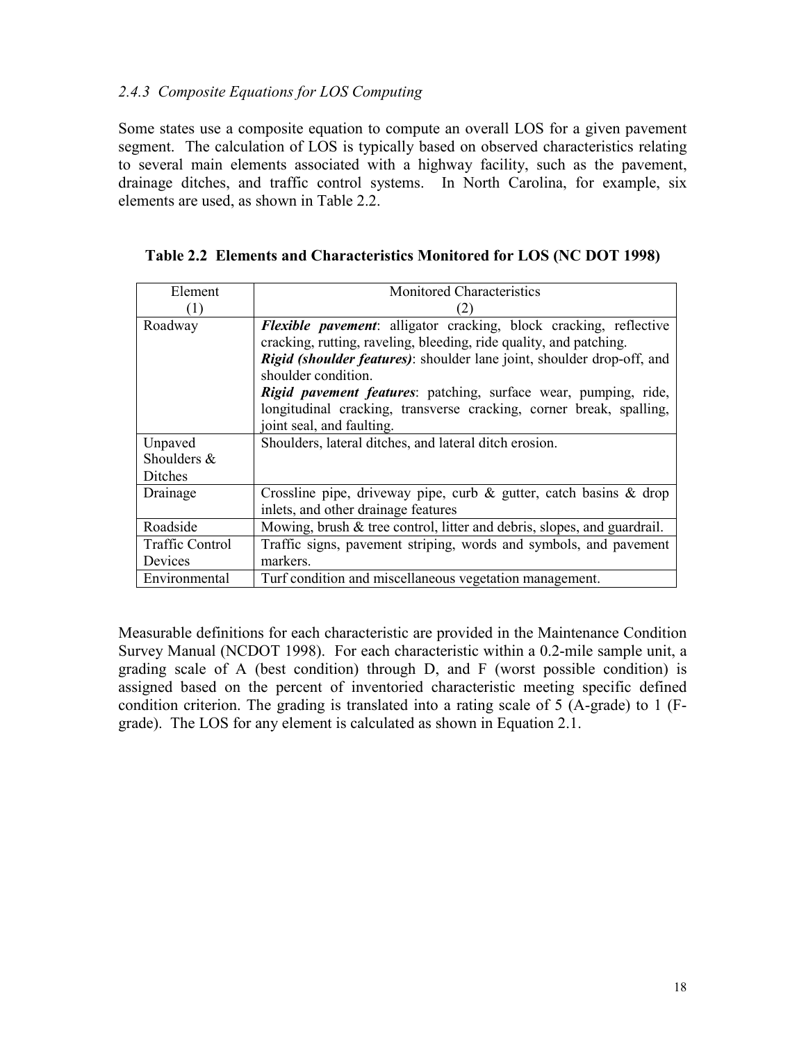### *2.4.3 Composite Equations for LOS Computing*

Some states use a composite equation to compute an overall LOS for a given pavement segment. The calculation of LOS is typically based on observed characteristics relating to several main elements associated with a highway facility, such as the pavement, drainage ditches, and traffic control systems. In North Carolina, for example, six elements are used, as shown in Table 2.2.

**Table 2.2 Elements and Characteristics Monitored for LOS (NC DOT 1998)**

| Element (1) | Monitored Characteristics (2) |
|---|---|
| Roadway | ***Flexible pavement***: alligator cracking, block cracking, reflective cracking, rutting, raveling, bleeding, ride quality, and patching. ***Rigid (shoulder features)***: shoulder lane joint, shoulder drop-off, and shoulder condition. ***Rigid pavement features***: patching, surface wear, pumping, ride, longitudinal cracking, transverse cracking, corner break, spalling, joint seal, and faulting. |
| Unpaved Shoulders & Ditches | Shoulders, lateral ditches, and lateral ditch erosion. |
| Drainage | Crossline pipe, driveway pipe, curb & gutter, catch basins & drop inlets, and other drainage features |
| Roadside | Mowing, brush & tree control, litter and debris, slopes, and guardrail. |
| Traffic Control Devices | Traffic signs, pavement striping, words and symbols, and pavement markers. |
| Environmental | Turf condition and miscellaneous vegetation management. |

Measurable definitions for each characteristic are provided in the Maintenance Condition Survey Manual (NCDOT 1998). For each characteristic within a 0.2-mile sample unit, a grading scale of A (best condition) through D, and F (worst possible condition) is assigned based on the percent of inventoried characteristic meeting specific defined condition criterion. The grading is translated into a rating scale of 5 (A-grade) to 1 (F-grade). The LOS for any element is calculated as shown in Equation 2.1.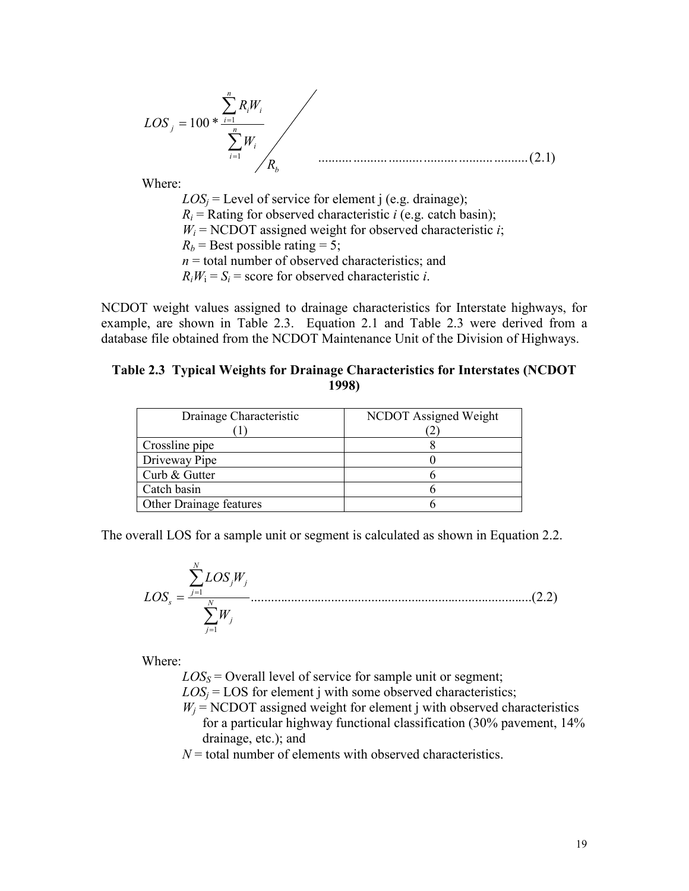$$LOS_j = 100 * \frac{\sum_{i=1}^{n} R_i W_i}{\sum_{i=1}^{n} W_i} \bigg/ R_b \quad \text{.........................................................(2.1)}$$

Where:

$LOS_j$ = Level of service for element j (e.g. drainage);
$R_i$ = Rating for observed characteristic $i$ (e.g. catch basin);
$W_i$ = NCDOT assigned weight for observed characteristic $i$;
$R_b$ = Best possible rating = 5;
$n$ = total number of observed characteristics; and
$R_iW_i = S_i$ = score for observed characteristic $i$.

NCDOT weight values assigned to drainage characteristics for Interstate highways, for example, are shown in Table 2.3. Equation 2.1 and Table 2.3 were derived from a database file obtained from the NCDOT Maintenance Unit of the Division of Highways.

**Table 2.3 Typical Weights for Drainage Characteristics for Interstates (NCDOT 1998)**

| Drainage Characteristic (1) | NCDOT Assigned Weight (2) |
|---|---|
| Crossline pipe | 8 |
| Driveway Pipe | 0 |
| Curb & Gutter | 6 |
| Catch basin | 6 |
| Other Drainage features | 6 |

The overall LOS for a sample unit or segment is calculated as shown in Equation 2.2.

$$LOS_s = \frac{\sum_{j=1}^{N} LOS_j W_j}{\sum_{j=1}^{N} W_j} \quad \text{...................................................................................(2.2)}$$

Where:

$LOS_S$ = Overall level of service for sample unit or segment;
$LOS_j$ = LOS for element j with some observed characteristics;
$W_j$ = NCDOT assigned weight for element j with observed characteristics for a particular highway functional classification (30% pavement, 14% drainage, etc.); and
$N$ = total number of elements with observed characteristics.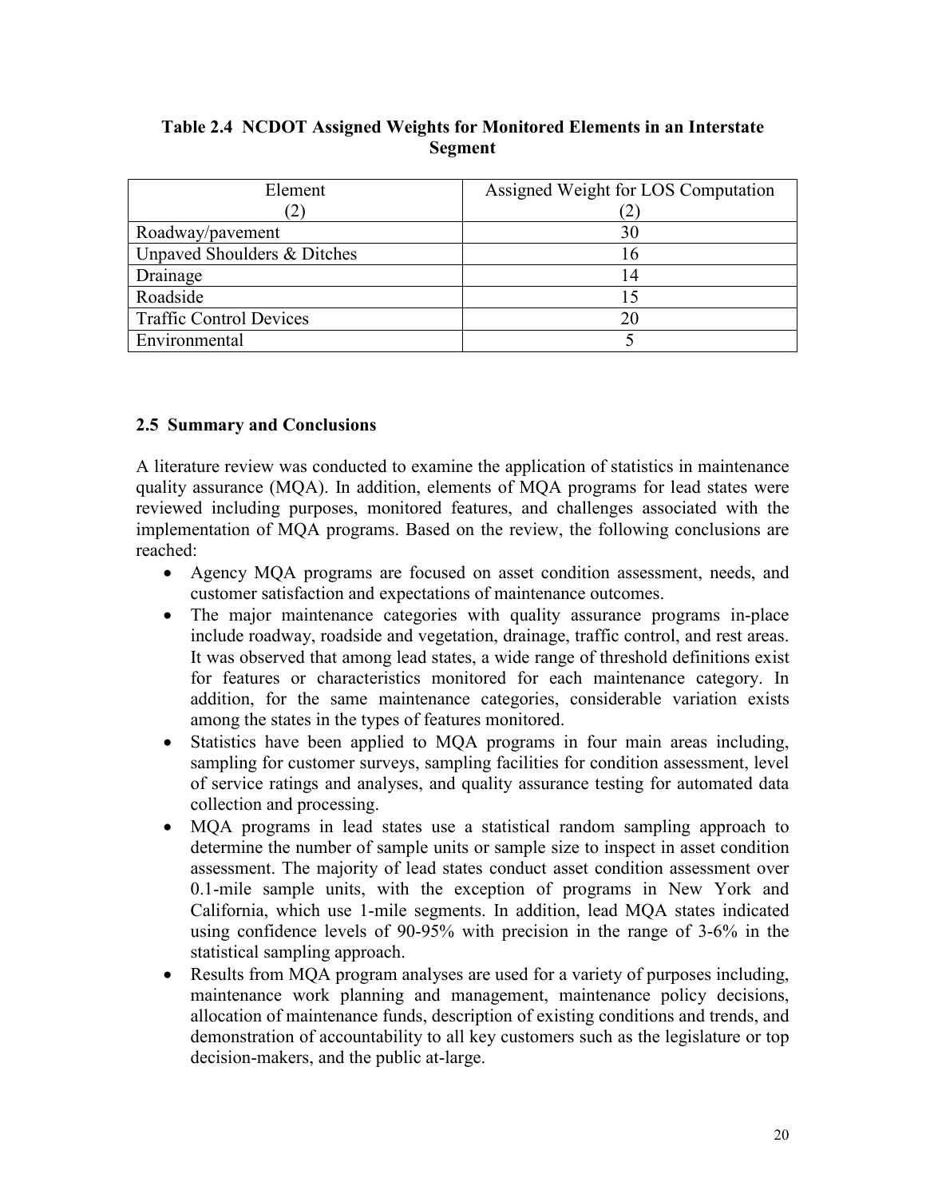**Table 2.4 NCDOT Assigned Weights for Monitored Elements in an Interstate Segment**

| Element (2) | Assigned Weight for LOS Computation (2) |
|---|---|
| Roadway/pavement | 30 |
| Unpaved Shoulders & Ditches | 16 |
| Drainage | 14 |
| Roadside | 15 |
| Traffic Control Devices | 20 |
| Environmental | 5 |

## 2.5 Summary and Conclusions

A literature review was conducted to examine the application of statistics in maintenance quality assurance (MQA). In addition, elements of MQA programs for lead states were reviewed including purposes, monitored features, and challenges associated with the implementation of MQA programs. Based on the review, the following conclusions are reached:

- Agency MQA programs are focused on asset condition assessment, needs, and customer satisfaction and expectations of maintenance outcomes.
- The major maintenance categories with quality assurance programs in-place include roadway, roadside and vegetation, drainage, traffic control, and rest areas. It was observed that among lead states, a wide range of threshold definitions exist for features or characteristics monitored for each maintenance category. In addition, for the same maintenance categories, considerable variation exists among the states in the types of features monitored.
- Statistics have been applied to MQA programs in four main areas including, sampling for customer surveys, sampling facilities for condition assessment, level of service ratings and analyses, and quality assurance testing for automated data collection and processing.
- MQA programs in lead states use a statistical random sampling approach to determine the number of sample units or sample size to inspect in asset condition assessment. The majority of lead states conduct asset condition assessment over 0.1-mile sample units, with the exception of programs in New York and California, which use 1-mile segments. In addition, lead MQA states indicated using confidence levels of 90-95% with precision in the range of 3-6% in the statistical sampling approach.
- Results from MQA program analyses are used for a variety of purposes including, maintenance work planning and management, maintenance policy decisions, allocation of maintenance funds, description of existing conditions and trends, and demonstration of accountability to all key customers such as the legislature or top decision-makers, and the public at-large.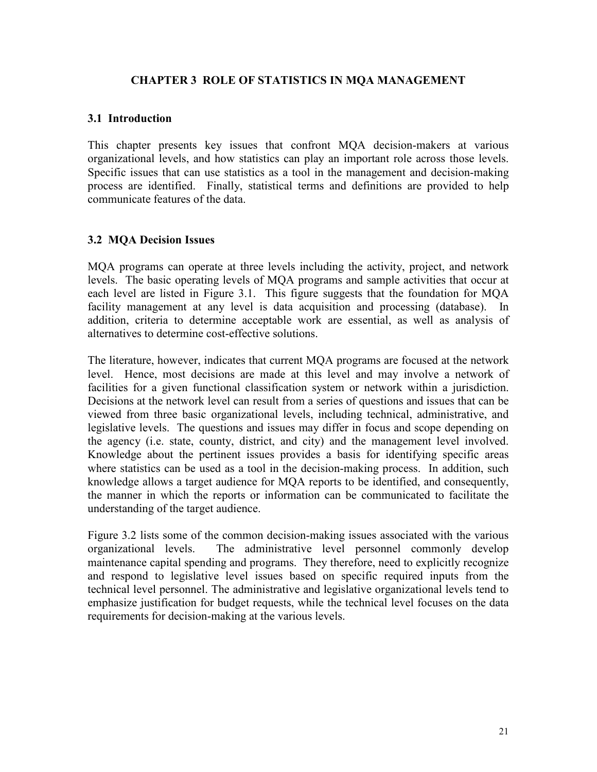# CHAPTER 3 ROLE OF STATISTICS IN MQA MANAGEMENT

## 3.1 Introduction

This chapter presents key issues that confront MQA decision-makers at various organizational levels, and how statistics can play an important role across those levels. Specific issues that can use statistics as a tool in the management and decision-making process are identified. Finally, statistical terms and definitions are provided to help communicate features of the data.

## 3.2 MQA Decision Issues

MQA programs can operate at three levels including the activity, project, and network levels. The basic operating levels of MQA programs and sample activities that occur at each level are listed in Figure 3.1. This figure suggests that the foundation for MQA facility management at any level is data acquisition and processing (database). In addition, criteria to determine acceptable work are essential, as well as analysis of alternatives to determine cost-effective solutions.

The literature, however, indicates that current MQA programs are focused at the network level. Hence, most decisions are made at this level and may involve a network of facilities for a given functional classification system or network within a jurisdiction. Decisions at the network level can result from a series of questions and issues that can be viewed from three basic organizational levels, including technical, administrative, and legislative levels. The questions and issues may differ in focus and scope depending on the agency (i.e. state, county, district, and city) and the management level involved. Knowledge about the pertinent issues provides a basis for identifying specific areas where statistics can be used as a tool in the decision-making process. In addition, such knowledge allows a target audience for MQA reports to be identified, and consequently, the manner in which the reports or information can be communicated to facilitate the understanding of the target audience.

Figure 3.2 lists some of the common decision-making issues associated with the various organizational levels. The administrative level personnel commonly develop maintenance capital spending and programs. They therefore, need to explicitly recognize and respond to legislative level issues based on specific required inputs from the technical level personnel. The administrative and legislative organizational levels tend to emphasize justification for budget requests, while the technical level focuses on the data requirements for decision-making at the various levels.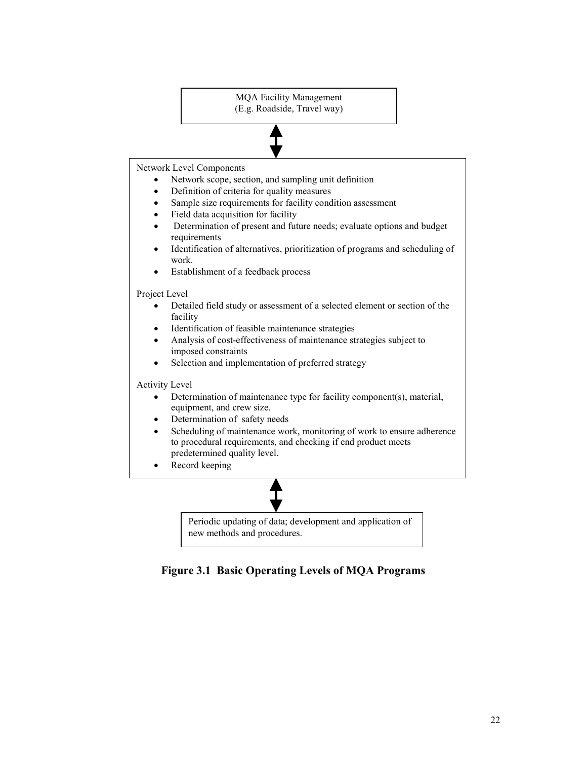MQA Facility Management
(E.g. Roadside, Travel way)

Network Level Components

- Network scope, section, and sampling unit definition
- Definition of criteria for quality measures
- Sample size requirements for facility condition assessment
- Field data acquisition for facility
- Determination of present and future needs; evaluate options and budget requirements
- Identification of alternatives, prioritization of programs and scheduling of work.
- Establishment of a feedback process

Project Level

- Detailed field study or assessment of a selected element or section of the facility
- Identification of feasible maintenance strategies
- Analysis of cost-effectiveness of maintenance strategies subject to imposed constraints
- Selection and implementation of preferred strategy

Activity Level

- Determination of maintenance type for facility component(s), material, equipment, and crew size.
- Determination of safety needs
- Scheduling of maintenance work, monitoring of work to ensure adherence to procedural requirements, and checking if end product meets predetermined quality level.
- Record keeping

Periodic updating of data; development and application of new methods and procedures.

**Figure 3.1 Basic Operating Levels of MQA Programs**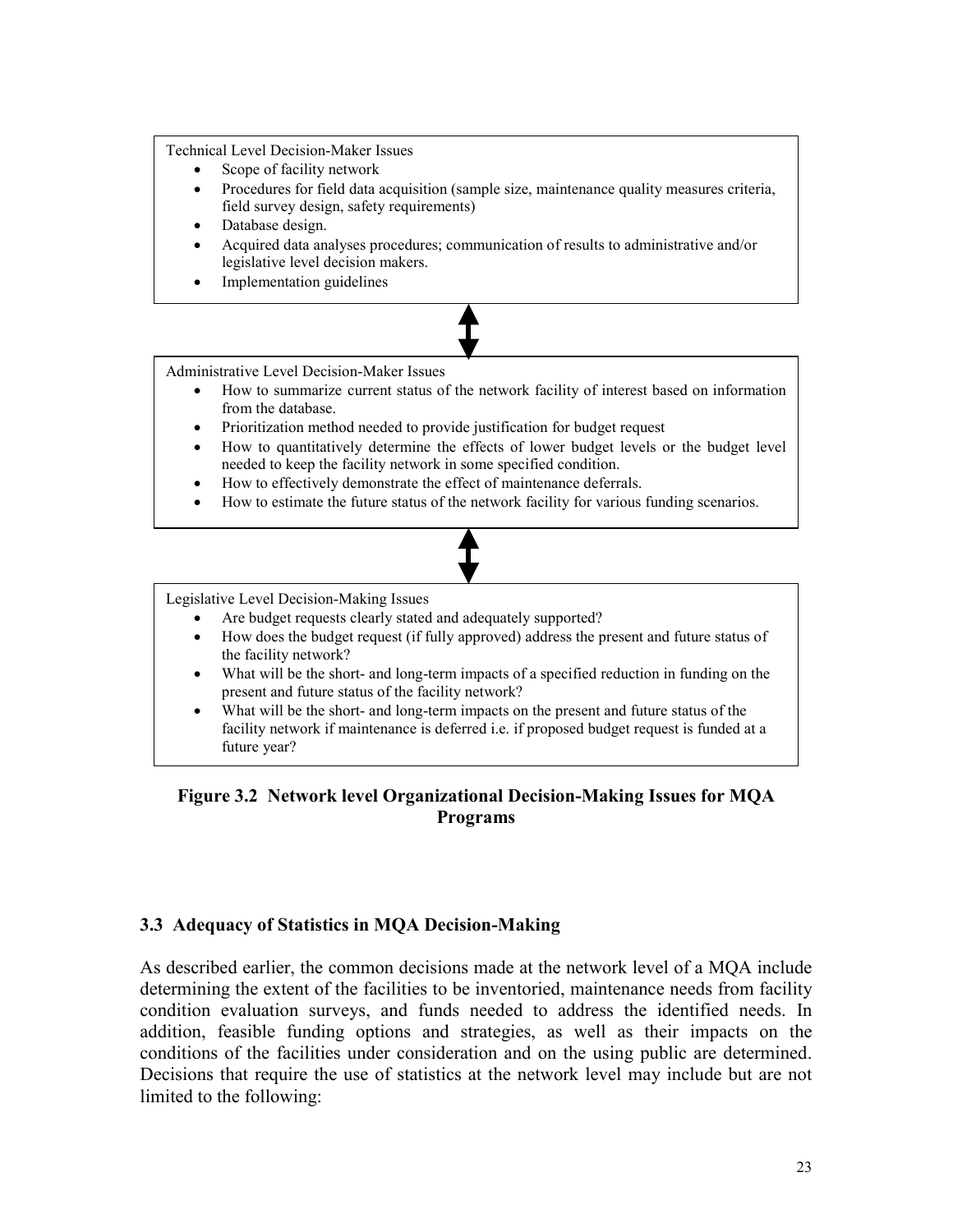Technical Level Decision-Maker Issues

- Scope of facility network
- Procedures for field data acquisition (sample size, maintenance quality measures criteria, field survey design, safety requirements)
- Database design.
- Acquired data analyses procedures; communication of results to administrative and/or legislative level decision makers.
- Implementation guidelines

↕

Administrative Level Decision-Maker Issues

- How to summarize current status of the network facility of interest based on information from the database.
- Prioritization method needed to provide justification for budget request
- How to quantitatively determine the effects of lower budget levels or the budget level needed to keep the facility network in some specified condition.
- How to effectively demonstrate the effect of maintenance deferrals.
- How to estimate the future status of the network facility for various funding scenarios.

↕

Legislative Level Decision-Making Issues

- Are budget requests clearly stated and adequately supported?
- How does the budget request (if fully approved) address the present and future status of the facility network?
- What will be the short- and long-term impacts of a specified reduction in funding on the present and future status of the facility network?
- What will be the short- and long-term impacts on the present and future status of the facility network if maintenance is deferred i.e. if proposed budget request is funded at a future year?

**Figure 3.2 Network level Organizational Decision-Making Issues for MQA Programs**

### 3.3 Adequacy of Statistics in MQA Decision-Making

As described earlier, the common decisions made at the network level of a MQA include determining the extent of the facilities to be inventoried, maintenance needs from facility condition evaluation surveys, and funds needed to address the identified needs. In addition, feasible funding options and strategies, as well as their impacts on the conditions of the facilities under consideration and on the using public are determined. Decisions that require the use of statistics at the network level may include but are not limited to the following: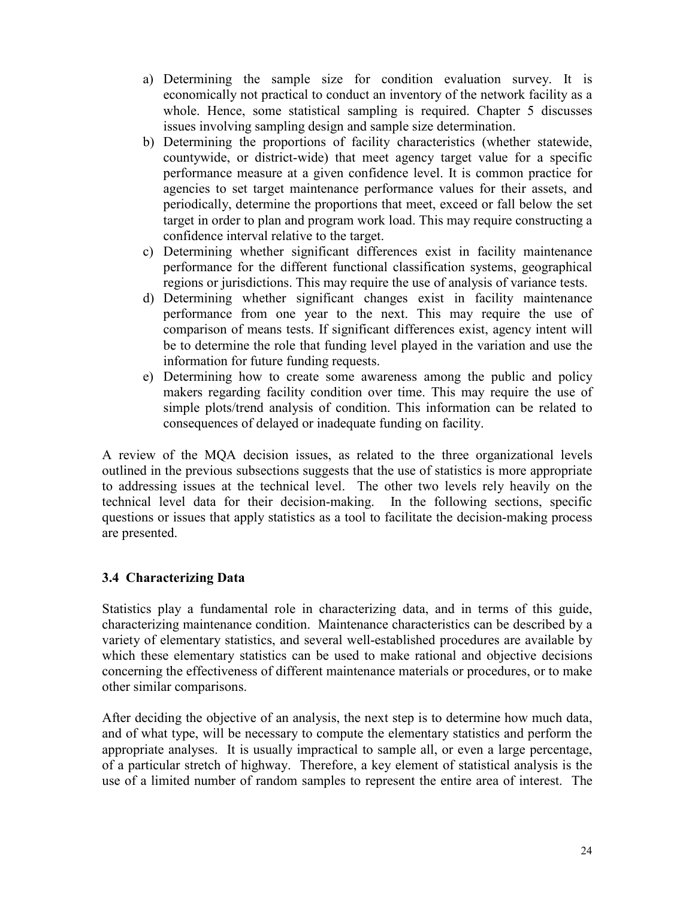a) Determining the sample size for condition evaluation survey. It is economically not practical to conduct an inventory of the network facility as a whole. Hence, some statistical sampling is required. Chapter 5 discusses issues involving sampling design and sample size determination.
b) Determining the proportions of facility characteristics (whether statewide, countywide, or district-wide) that meet agency target value for a specific performance measure at a given confidence level. It is common practice for agencies to set target maintenance performance values for their assets, and periodically, determine the proportions that meet, exceed or fall below the set target in order to plan and program work load. This may require constructing a confidence interval relative to the target.
c) Determining whether significant differences exist in facility maintenance performance for the different functional classification systems, geographical regions or jurisdictions. This may require the use of analysis of variance tests.
d) Determining whether significant changes exist in facility maintenance performance from one year to the next. This may require the use of comparison of means tests. If significant differences exist, agency intent will be to determine the role that funding level played in the variation and use the information for future funding requests.
e) Determining how to create some awareness among the public and policy makers regarding facility condition over time. This may require the use of simple plots/trend analysis of condition. This information can be related to consequences of delayed or inadequate funding on facility.

A review of the MQA decision issues, as related to the three organizational levels outlined in the previous subsections suggests that the use of statistics is more appropriate to addressing issues at the technical level. The other two levels rely heavily on the technical level data for their decision-making. In the following sections, specific questions or issues that apply statistics as a tool to facilitate the decision-making process are presented.

### 3.4 Characterizing Data

Statistics play a fundamental role in characterizing data, and in terms of this guide, characterizing maintenance condition. Maintenance characteristics can be described by a variety of elementary statistics, and several well-established procedures are available by which these elementary statistics can be used to make rational and objective decisions concerning the effectiveness of different maintenance materials or procedures, or to make other similar comparisons.

After deciding the objective of an analysis, the next step is to determine how much data, and of what type, will be necessary to compute the elementary statistics and perform the appropriate analyses. It is usually impractical to sample all, or even a large percentage, of a particular stretch of highway. Therefore, a key element of statistical analysis is the use of a limited number of random samples to represent the entire area of interest. The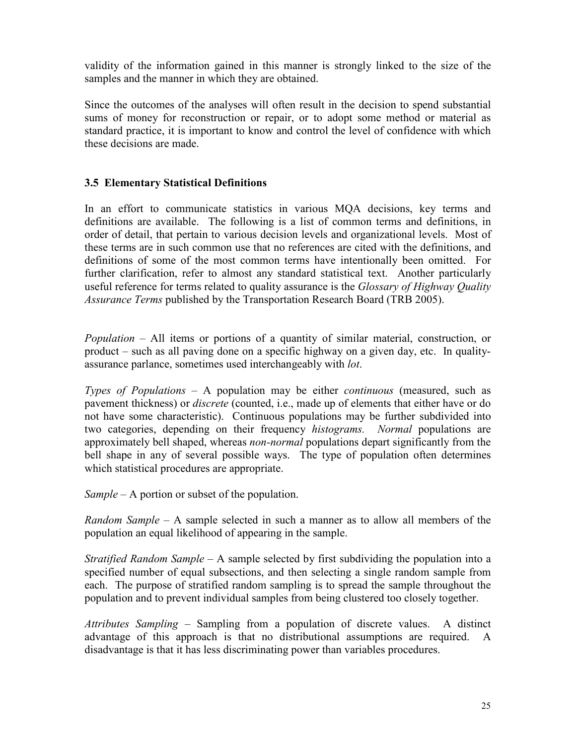validity of the information gained in this manner is strongly linked to the size of the samples and the manner in which they are obtained.

Since the outcomes of the analyses will often result in the decision to spend substantial sums of money for reconstruction or repair, or to adopt some method or material as standard practice, it is important to know and control the level of confidence with which these decisions are made.

### 3.5 Elementary Statistical Definitions

In an effort to communicate statistics in various MQA decisions, key terms and definitions are available. The following is a list of common terms and definitions, in order of detail, that pertain to various decision levels and organizational levels. Most of these terms are in such common use that no references are cited with the definitions, and definitions of some of the most common terms have intentionally been omitted. For further clarification, refer to almost any standard statistical text. Another particularly useful reference for terms related to quality assurance is the *Glossary of Highway Quality Assurance Terms* published by the Transportation Research Board (TRB 2005).

*Population* – All items or portions of a quantity of similar material, construction, or product – such as all paving done on a specific highway on a given day, etc. In quality-assurance parlance, sometimes used interchangeably with *lot*.

*Types of Populations* – A population may be either *continuous* (measured, such as pavement thickness) or *discrete* (counted, i.e., made up of elements that either have or do not have some characteristic). Continuous populations may be further subdivided into two categories, depending on their frequency *histograms. Normal* populations are approximately bell shaped, whereas *non-normal* populations depart significantly from the bell shape in any of several possible ways. The type of population often determines which statistical procedures are appropriate.

*Sample* – A portion or subset of the population.

*Random Sample* – A sample selected in such a manner as to allow all members of the population an equal likelihood of appearing in the sample.

*Stratified Random Sample* – A sample selected by first subdividing the population into a specified number of equal subsections, and then selecting a single random sample from each. The purpose of stratified random sampling is to spread the sample throughout the population and to prevent individual samples from being clustered too closely together.

*Attributes Sampling* – Sampling from a population of discrete values. A distinct advantage of this approach is that no distributional assumptions are required. A disadvantage is that it has less discriminating power than variables procedures.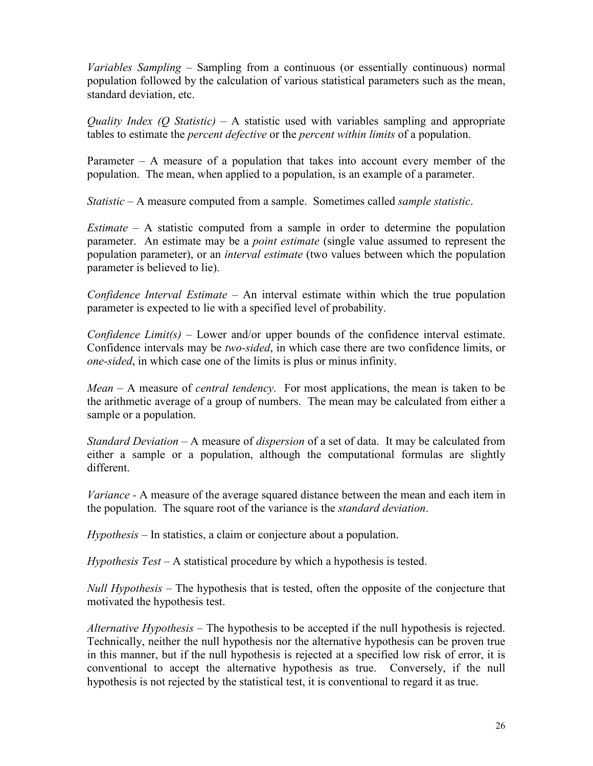*Variables Sampling* – Sampling from a continuous (or essentially continuous) normal population followed by the calculation of various statistical parameters such as the mean, standard deviation, etc.

*Quality Index (Q Statistic)* – A statistic used with variables sampling and appropriate tables to estimate the *percent defective* or the *percent within limits* of a population.

Parameter – A measure of a population that takes into account every member of the population. The mean, when applied to a population, is an example of a parameter.

*Statistic* – A measure computed from a sample. Sometimes called *sample statistic*.

*Estimate* – A statistic computed from a sample in order to determine the population parameter. An estimate may be a *point estimate* (single value assumed to represent the population parameter), or an *interval estimate* (two values between which the population parameter is believed to lie).

*Confidence Interval Estimate* – An interval estimate within which the true population parameter is expected to lie with a specified level of probability.

*Confidence Limit(s)* – Lower and/or upper bounds of the confidence interval estimate. Confidence intervals may be *two-sided*, in which case there are two confidence limits, or *one-sided*, in which case one of the limits is plus or minus infinity.

*Mean* – A measure of *central tendency*. For most applications, the mean is taken to be the arithmetic average of a group of numbers. The mean may be calculated from either a sample or a population.

*Standard Deviation* – A measure of *dispersion* of a set of data. It may be calculated from either a sample or a population, although the computational formulas are slightly different.

*Variance* - A measure of the average squared distance between the mean and each item in the population. The square root of the variance is the *standard deviation*.

*Hypothesis* – In statistics, a claim or conjecture about a population.

*Hypothesis Test* – A statistical procedure by which a hypothesis is tested.

*Null Hypothesis* – The hypothesis that is tested, often the opposite of the conjecture that motivated the hypothesis test.

*Alternative Hypothesis* – The hypothesis to be accepted if the null hypothesis is rejected. Technically, neither the null hypothesis nor the alternative hypothesis can be proven true in this manner, but if the null hypothesis is rejected at a specified low risk of error, it is conventional to accept the alternative hypothesis as true. Conversely, if the null hypothesis is not rejected by the statistical test, it is conventional to regard it as true.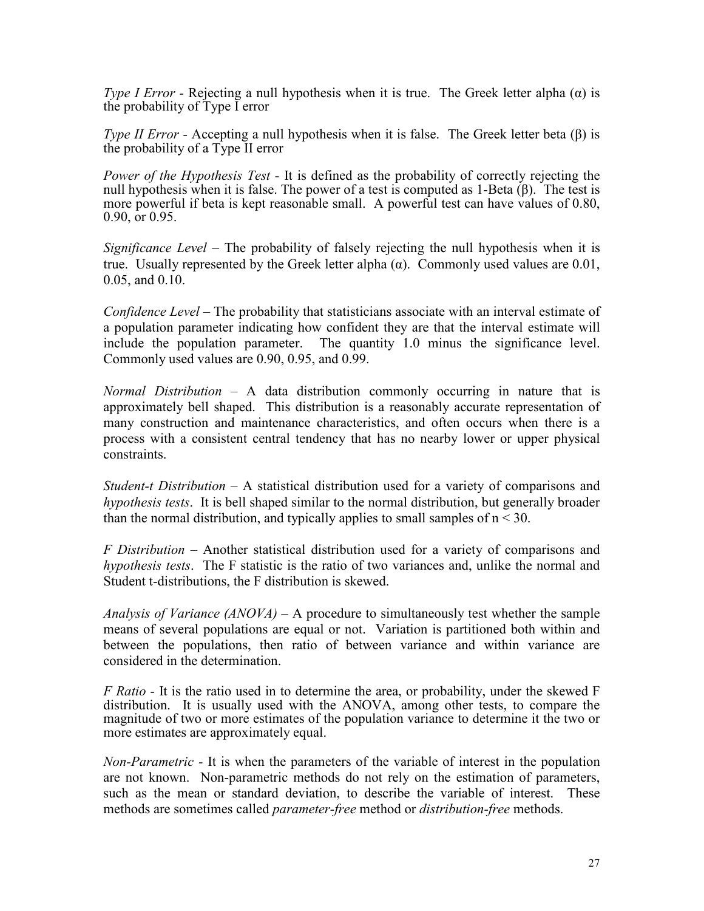*Type I Error* - Rejecting a null hypothesis when it is true. The Greek letter alpha ($\alpha$) is the probability of Type I error

*Type II Error* - Accepting a null hypothesis when it is false. The Greek letter beta ($\beta$) is the probability of a Type II error

*Power of the Hypothesis Test* - It is defined as the probability of correctly rejecting the null hypothesis when it is false. The power of a test is computed as 1-Beta ($\beta$). The test is more powerful if beta is kept reasonable small. A powerful test can have values of 0.80, 0.90, or 0.95.

*Significance Level* – The probability of falsely rejecting the null hypothesis when it is true. Usually represented by the Greek letter alpha ($\alpha$). Commonly used values are 0.01, 0.05, and 0.10.

*Confidence Level* – The probability that statisticians associate with an interval estimate of a population parameter indicating how confident they are that the interval estimate will include the population parameter. The quantity 1.0 minus the significance level. Commonly used values are 0.90, 0.95, and 0.99.

*Normal Distribution* – A data distribution commonly occurring in nature that is approximately bell shaped. This distribution is a reasonably accurate representation of many construction and maintenance characteristics, and often occurs when there is a process with a consistent central tendency that has no nearby lower or upper physical constraints.

*Student-t Distribution* – A statistical distribution used for a variety of comparisons and *hypothesis tests*. It is bell shaped similar to the normal distribution, but generally broader than the normal distribution, and typically applies to small samples of $n < 30$.

*F Distribution* – Another statistical distribution used for a variety of comparisons and *hypothesis tests*. The F statistic is the ratio of two variances and, unlike the normal and Student t-distributions, the F distribution is skewed.

*Analysis of Variance (ANOVA)* – A procedure to simultaneously test whether the sample means of several populations are equal or not. Variation is partitioned both within and between the populations, then ratio of between variance and within variance are considered in the determination.

*F Ratio* - It is the ratio used in to determine the area, or probability, under the skewed F distribution. It is usually used with the ANOVA, among other tests, to compare the magnitude of two or more estimates of the population variance to determine it the two or more estimates are approximately equal.

*Non-Parametric* - It is when the parameters of the variable of interest in the population are not known. Non-parametric methods do not rely on the estimation of parameters, such as the mean or standard deviation, to describe the variable of interest. These methods are sometimes called *parameter-free* method or *distribution-free* methods.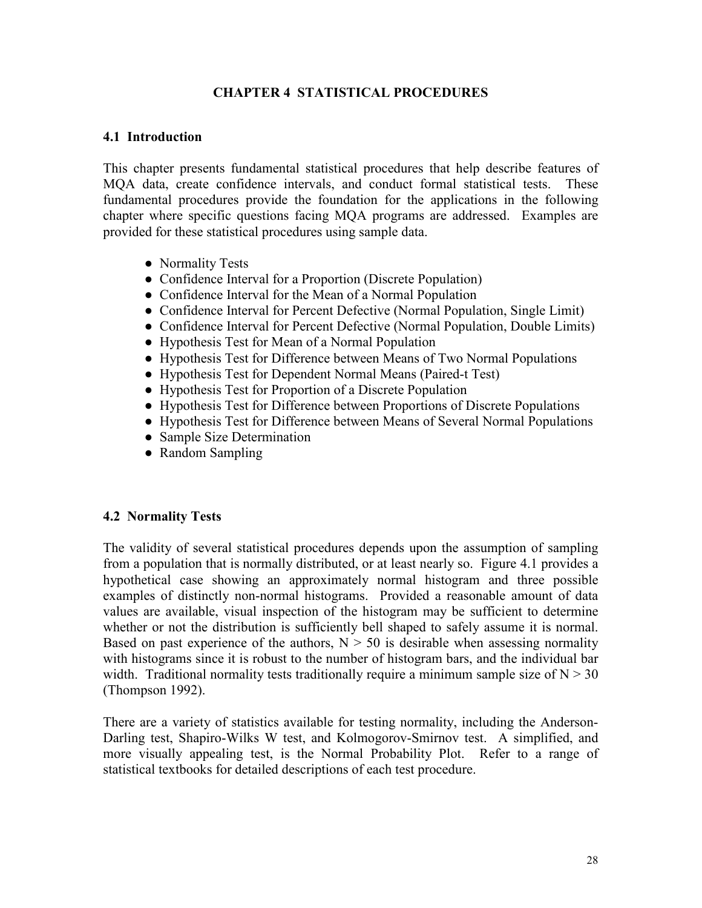# CHAPTER 4 STATISTICAL PROCEDURES

## 4.1 Introduction

This chapter presents fundamental statistical procedures that help describe features of MQA data, create confidence intervals, and conduct formal statistical tests. These fundamental procedures provide the foundation for the applications in the following chapter where specific questions facing MQA programs are addressed. Examples are provided for these statistical procedures using sample data.

- Normality Tests
- Confidence Interval for a Proportion (Discrete Population)
- Confidence Interval for the Mean of a Normal Population
- Confidence Interval for Percent Defective (Normal Population, Single Limit)
- Confidence Interval for Percent Defective (Normal Population, Double Limits)
- Hypothesis Test for Mean of a Normal Population
- Hypothesis Test for Difference between Means of Two Normal Populations
- Hypothesis Test for Dependent Normal Means (Paired-t Test)
- Hypothesis Test for Proportion of a Discrete Population
- Hypothesis Test for Difference between Proportions of Discrete Populations
- Hypothesis Test for Difference between Means of Several Normal Populations
- Sample Size Determination
- Random Sampling

## 4.2 Normality Tests

The validity of several statistical procedures depends upon the assumption of sampling from a population that is normally distributed, or at least nearly so. Figure 4.1 provides a hypothetical case showing an approximately normal histogram and three possible examples of distinctly non-normal histograms. Provided a reasonable amount of data values are available, visual inspection of the histogram may be sufficient to determine whether or not the distribution is sufficiently bell shaped to safely assume it is normal. Based on past experience of the authors, $N > 50$ is desirable when assessing normality with histograms since it is robust to the number of histogram bars, and the individual bar width. Traditional normality tests traditionally require a minimum sample size of $N > 30$ (Thompson 1992).

There are a variety of statistics available for testing normality, including the Anderson-Darling test, Shapiro-Wilks W test, and Kolmogorov-Smirnov test. A simplified, and more visually appealing test, is the Normal Probability Plot. Refer to a range of statistical textbooks for detailed descriptions of each test procedure.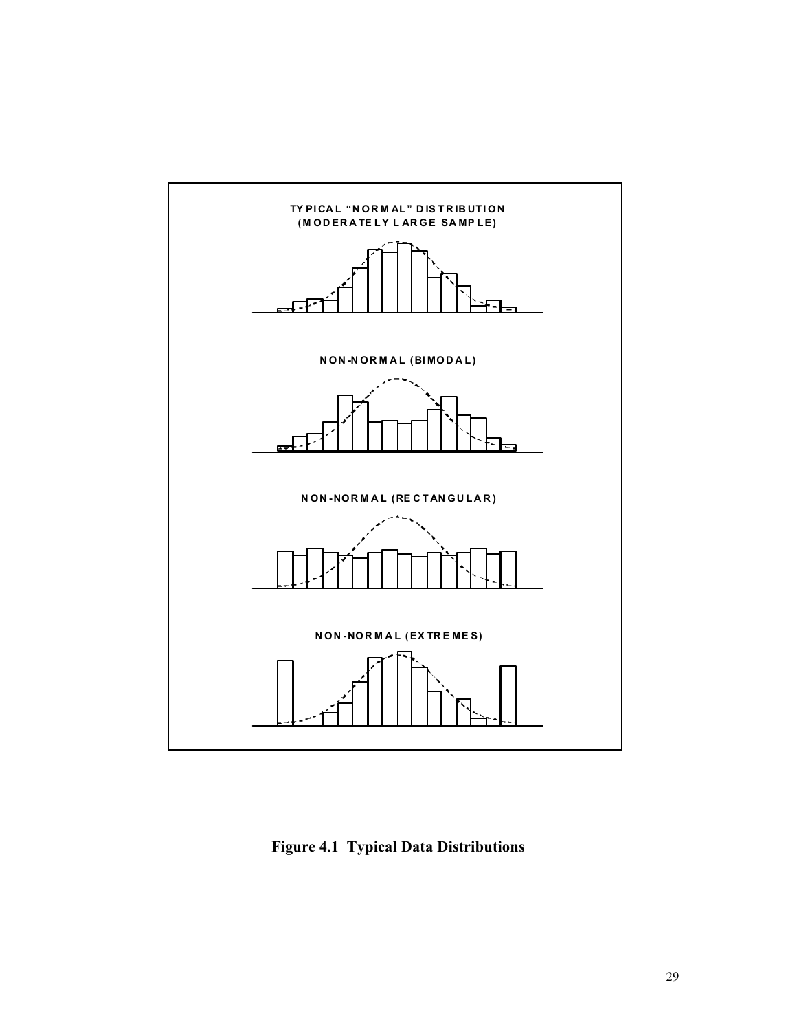TYPICAL "NORMAL" DISTRIBUTION
(MODERATELY LARGE SAMPLE)

NON-NORMAL (BIMODAL)

NON-NORMAL (RECTANGULAR)

NON-NORMAL (EXTREMES)

**Figure 4.1 Typical Data Distributions**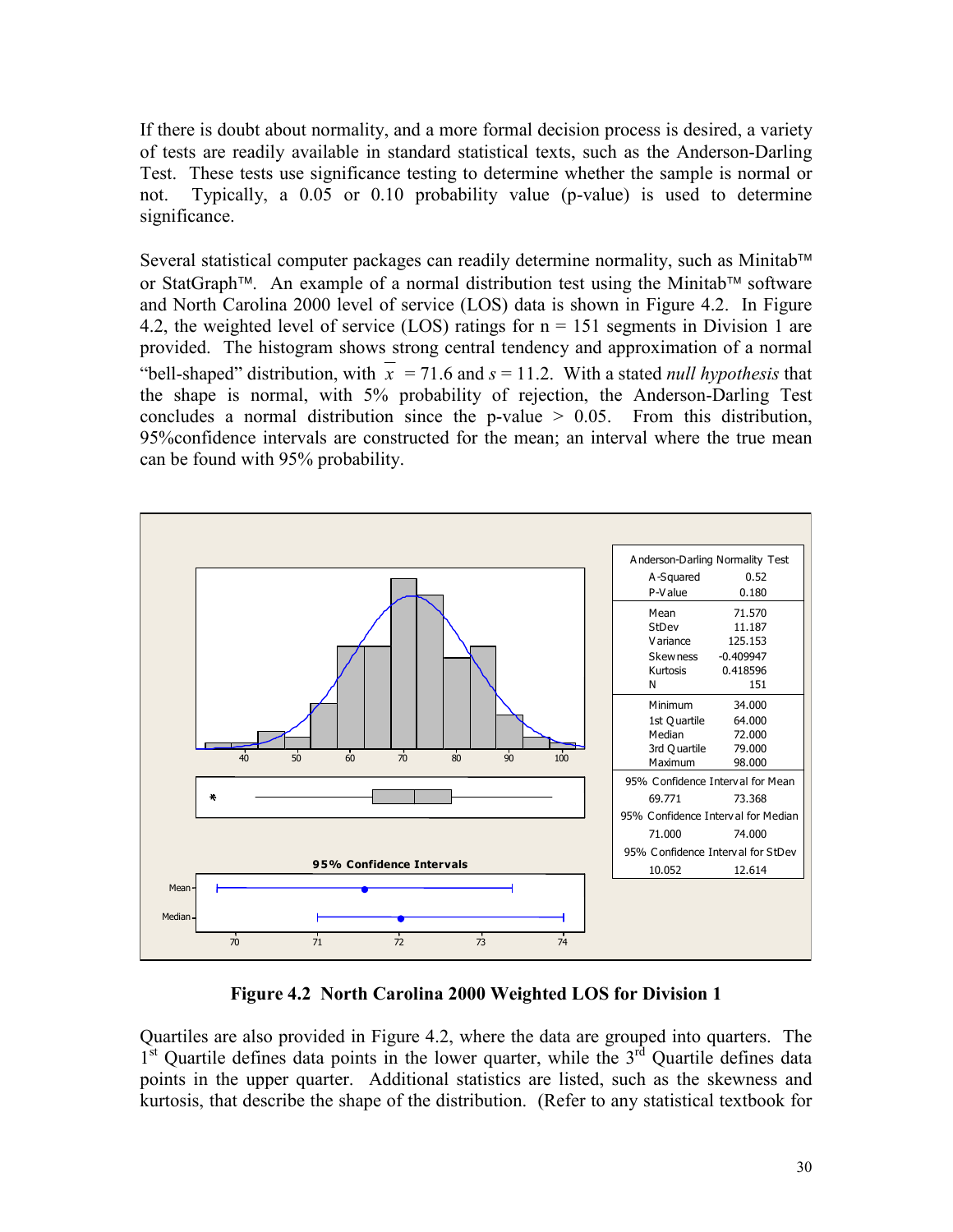If there is doubt about normality, and a more formal decision process is desired, a variety of tests are readily available in standard statistical texts, such as the Anderson-Darling Test. These tests use significance testing to determine whether the sample is normal or not. Typically, a 0.05 or 0.10 probability value (p-value) is used to determine significance.

Several statistical computer packages can readily determine normality, such as Minitab™ or StatGraph™. An example of a normal distribution test using the Minitab™ software and North Carolina 2000 level of service (LOS) data is shown in Figure 4.2. In Figure 4.2, the weighted level of service (LOS) ratings for n = 151 segments in Division 1 are provided. The histogram shows strong central tendency and approximation of a normal "bell-shaped" distribution, with $\bar{x}$ = 71.6 and $s$ = 11.2. With a stated *null hypothesis* that the shape is normal, with 5% probability of rejection, the Anderson-Darling Test concludes a normal distribution since the p-value > 0.05. From this distribution, 95%confidence intervals are constructed for the mean; an interval where the true mean can be found with 95% probability.

| Anderson-Darling Normality Test | |
|---|---|
| A-Squared | 0.52 |
| P-Value | 0.180 |
| Mean | 71.570 |
| StDev | 11.187 |
| Variance | 125.153 |
| Skewness | -0.409947 |
| Kurtosis | 0.418596 |
| N | 151 |
| Minimum | 34.000 |
| 1st Quartile | 64.000 |
| Median | 72.000 |
| 3rd Quartile | 79.000 |
| Maximum | 98.000 |
| 95% Confidence Interval for Mean | |
| 69.771 | 73.368 |
| 95% Confidence Interval for Median | |
| 71.000 | 74.000 |
| 95% Confidence Interval for StDev | |
| 10.052 | 12.614 |

**Figure 4.2 North Carolina 2000 Weighted LOS for Division 1**

Quartiles are also provided in Figure 4.2, where the data are grouped into quarters. The 1st Quartile defines data points in the lower quarter, while the 3rd Quartile defines data points in the upper quarter. Additional statistics are listed, such as the skewness and kurtosis, that describe the shape of the distribution. (Refer to any statistical textbook for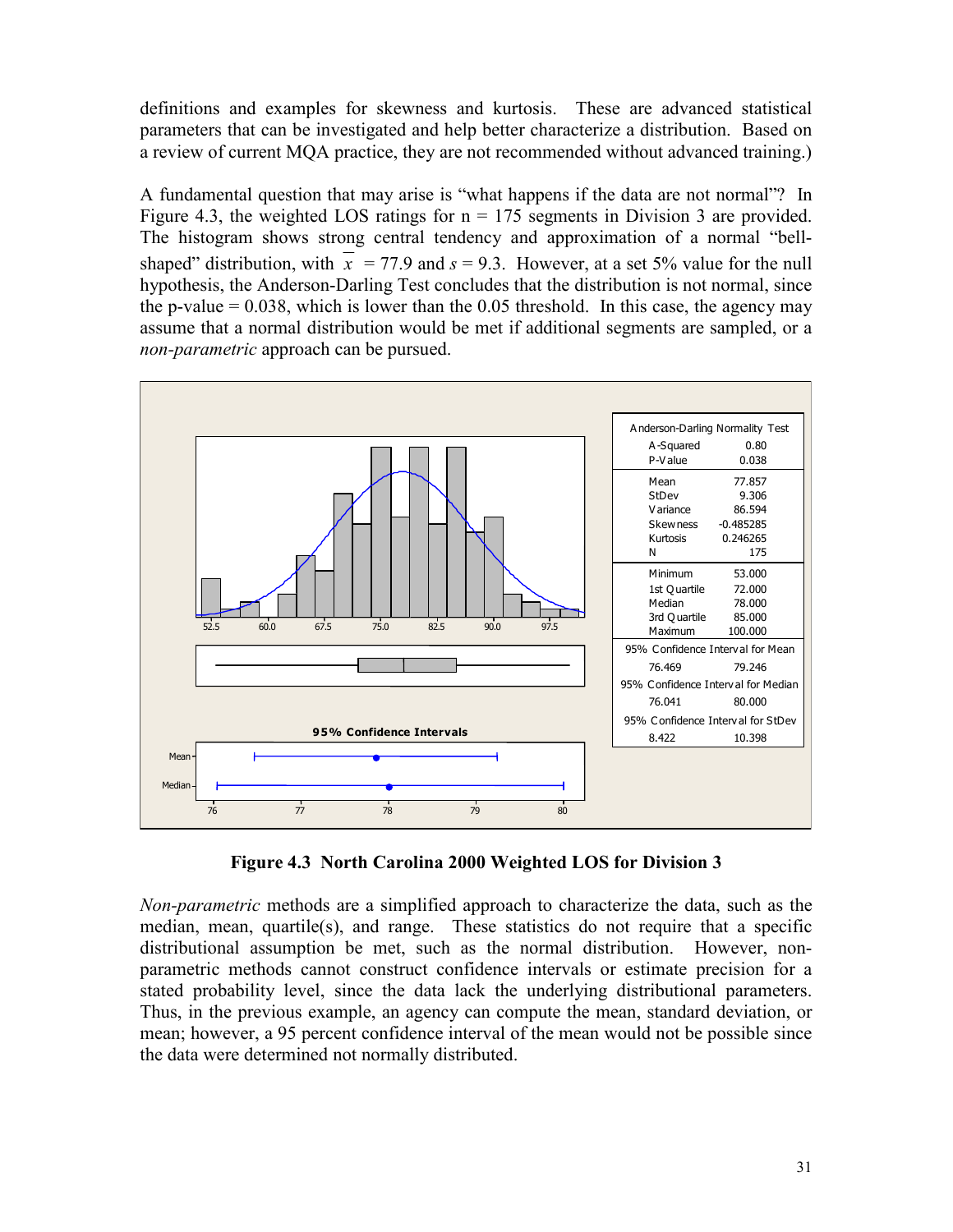definitions and examples for skewness and kurtosis. These are advanced statistical parameters that can be investigated and help better characterize a distribution. Based on a review of current MQA practice, they are not recommended without advanced training.)

A fundamental question that may arise is "what happens if the data are not normal"? In Figure 4.3, the weighted LOS ratings for n = 175 segments in Division 3 are provided. The histogram shows strong central tendency and approximation of a normal "bell-shaped" distribution, with $\overline{x}$ = 77.9 and $s$ = 9.3. However, at a set 5% value for the null hypothesis, the Anderson-Darling Test concludes that the distribution is not normal, since the p-value = 0.038, which is lower than the 0.05 threshold. In this case, the agency may assume that a normal distribution would be met if additional segments are sampled, or a *non-parametric* approach can be pursued.

| Anderson-Darling Normality Test | |
|---|---|
| A-Squared | 0.80 |
| P-Value | 0.038 |
| Mean | 77.857 |
| StDev | 9.306 |
| Variance | 86.594 |
| Skewness | -0.485285 |
| Kurtosis | 0.246265 |
| N | 175 |
| Minimum | 53.000 |
| 1st Quartile | 72.000 |
| Median | 78.000 |
| 3rd Quartile | 85.000 |
| Maximum | 100.000 |
| 95% Confidence Interval for Mean | |
| 76.469 | 79.246 |
| 95% Confidence Interval for Median | |
| 76.041 | 80.000 |
| 95% Confidence Interval for StDev | |
| 8.422 | 10.398 |

**Figure 4.3 North Carolina 2000 Weighted LOS for Division 3**

*Non-parametric* methods are a simplified approach to characterize the data, such as the median, mean, quartile(s), and range. These statistics do not require that a specific distributional assumption be met, such as the normal distribution. However, non-parametric methods cannot construct confidence intervals or estimate precision for a stated probability level, since the data lack the underlying distributional parameters. Thus, in the previous example, an agency can compute the mean, standard deviation, or mean; however, a 95 percent confidence interval of the mean would not be possible since the data were determined not normally distributed.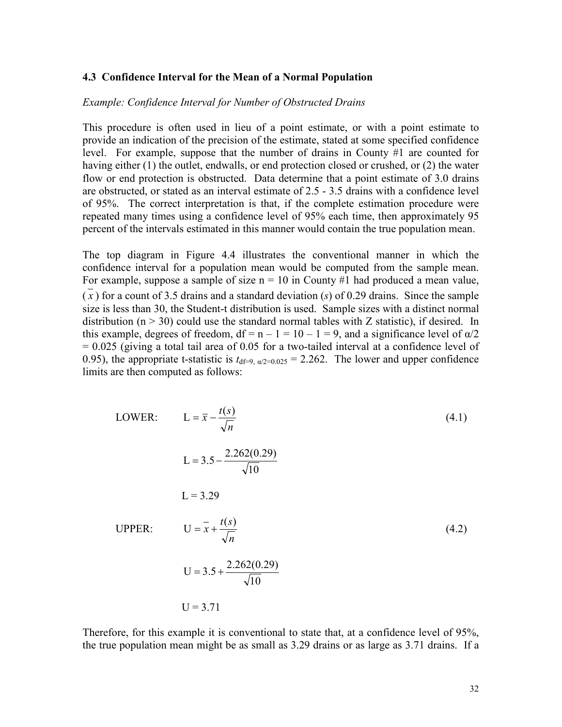### 4.3 Confidence Interval for the Mean of a Normal Population

*Example: Confidence Interval for Number of Obstructed Drains*

This procedure is often used in lieu of a point estimate, or with a point estimate to provide an indication of the precision of the estimate, stated at some specified confidence level. For example, suppose that the number of drains in County #1 are counted for having either (1) the outlet, endwalls, or end protection closed or crushed, or (2) the water flow or end protection is obstructed. Data determine that a point estimate of 3.0 drains are obstructed, or stated as an interval estimate of 2.5 - 3.5 drains with a confidence level of 95%. The correct interpretation is that, if the complete estimation procedure were repeated many times using a confidence level of 95% each time, then approximately 95 percent of the intervals estimated in this manner would contain the true population mean.

The top diagram in Figure 4.4 illustrates the conventional manner in which the confidence interval for a population mean would be computed from the sample mean. For example, suppose a sample of size n = 10 in County #1 had produced a mean value, ($\bar{x}$) for a count of 3.5 drains and a standard deviation ($s$) of 0.29 drains. Since the sample size is less than 30, the Student-t distribution is used. Sample sizes with a distinct normal distribution (n > 30) could use the standard normal tables with Z statistic), if desired. In this example, degrees of freedom, df = n – 1 = 10 – 1 = 9, and a significance level of $\alpha/2 = 0.025$ (giving a total tail area of 0.05 for a two-tailed interval at a confidence level of 0.95), the appropriate t-statistic is $t_{df=9,\ \alpha/2=0.025} = 2.262$. The lower and upper confidence limits are then computed as follows:

LOWER:

$$\mathrm{L} = \bar{x} - \frac{t(s)}{\sqrt{n}} \tag{4.1}$$

$$\mathrm{L} = 3.5 - \frac{2.262(0.29)}{\sqrt{10}}$$

$$\mathrm{L} = 3.29$$

UPPER:

$$\mathrm{U} = \bar{x} + \frac{t(s)}{\sqrt{n}} \tag{4.2}$$

$$\mathrm{U} = 3.5 + \frac{2.262(0.29)}{\sqrt{10}}$$

$$\mathrm{U} = 3.71$$

Therefore, for this example it is conventional to state that, at a confidence level of 95%, the true population mean might be as small as 3.29 drains or as large as 3.71 drains. If a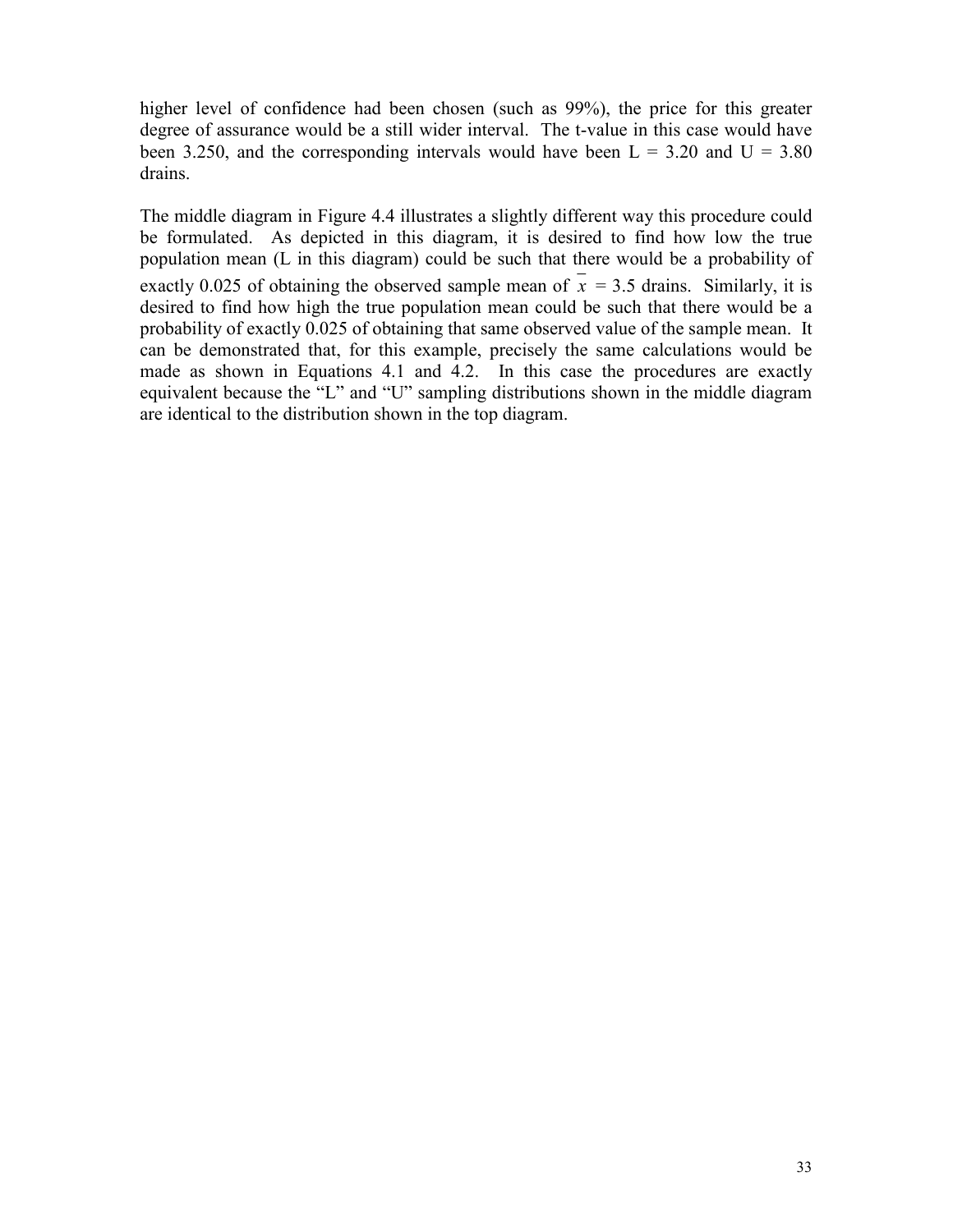higher level of confidence had been chosen (such as 99%), the price for this greater degree of assurance would be a still wider interval. The t-value in this case would have been 3.250, and the corresponding intervals would have been L = 3.20 and U = 3.80 drains.

The middle diagram in Figure 4.4 illustrates a slightly different way this procedure could be formulated. As depicted in this diagram, it is desired to find how low the true population mean (L in this diagram) could be such that there would be a probability of exactly 0.025 of obtaining the observed sample mean of $\bar{x}$ = 3.5 drains. Similarly, it is desired to find how high the true population mean could be such that there would be a probability of exactly 0.025 of obtaining that same observed value of the sample mean. It can be demonstrated that, for this example, precisely the same calculations would be made as shown in Equations 4.1 and 4.2. In this case the procedures are exactly equivalent because the "L" and "U" sampling distributions shown in the middle diagram are identical to the distribution shown in the top diagram.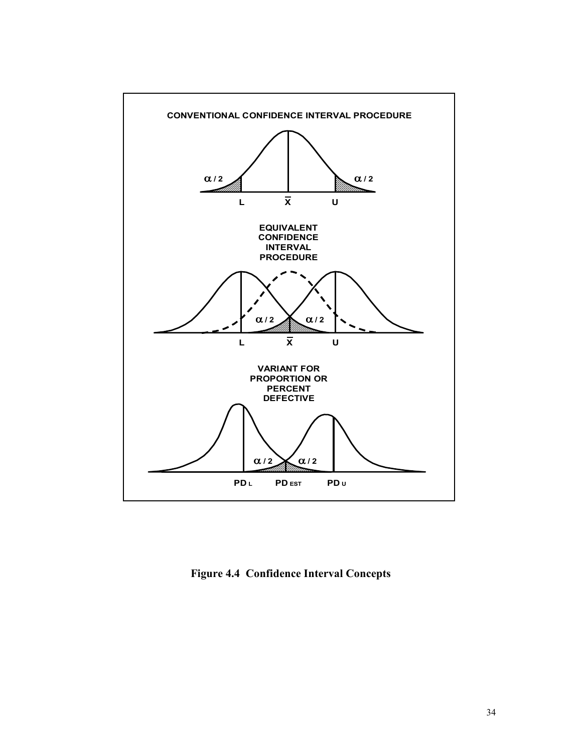**Figure 4.4 Confidence Interval Concepts**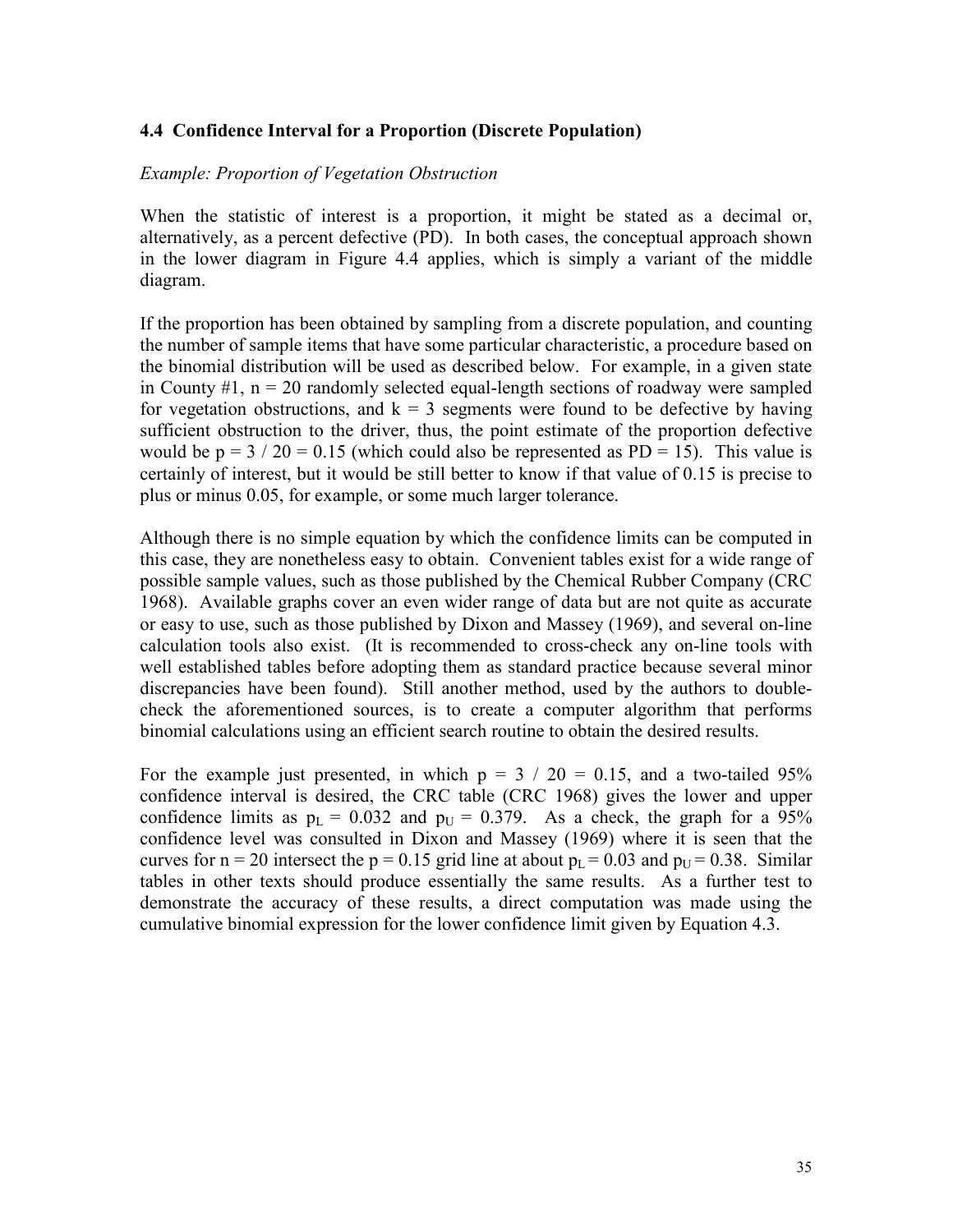### 4.4 Confidence Interval for a Proportion (Discrete Population)

*Example: Proportion of Vegetation Obstruction*

When the statistic of interest is a proportion, it might be stated as a decimal or, alternatively, as a percent defective (PD). In both cases, the conceptual approach shown in the lower diagram in Figure 4.4 applies, which is simply a variant of the middle diagram.

If the proportion has been obtained by sampling from a discrete population, and counting the number of sample items that have some particular characteristic, a procedure based on the binomial distribution will be used as described below. For example, in a given state in County #1, $n = 20$ randomly selected equal-length sections of roadway were sampled for vegetation obstructions, and $k = 3$ segments were found to be defective by having sufficient obstruction to the driver, thus, the point estimate of the proportion defective would be $p = 3 / 20 = 0.15$ (which could also be represented as PD = 15). This value is certainly of interest, but it would be still better to know if that value of 0.15 is precise to plus or minus 0.05, for example, or some much larger tolerance.

Although there is no simple equation by which the confidence limits can be computed in this case, they are nonetheless easy to obtain. Convenient tables exist for a wide range of possible sample values, such as those published by the Chemical Rubber Company (CRC 1968). Available graphs cover an even wider range of data but are not quite as accurate or easy to use, such as those published by Dixon and Massey (1969), and several on-line calculation tools also exist. (It is recommended to cross-check any on-line tools with well established tables before adopting them as standard practice because several minor discrepancies have been found). Still another method, used by the authors to double-check the aforementioned sources, is to create a computer algorithm that performs binomial calculations using an efficient search routine to obtain the desired results.

For the example just presented, in which $p = 3 / 20 = 0.15$, and a two-tailed 95% confidence interval is desired, the CRC table (CRC 1968) gives the lower and upper confidence limits as $p_L = 0.032$ and $p_U = 0.379$. As a check, the graph for a 95% confidence level was consulted in Dixon and Massey (1969) where it is seen that the curves for $n = 20$ intersect the $p = 0.15$ grid line at about $p_L = 0.03$ and $p_U = 0.38$. Similar tables in other texts should produce essentially the same results. As a further test to demonstrate the accuracy of these results, a direct computation was made using the cumulative binomial expression for the lower confidence limit given by Equation 4.3.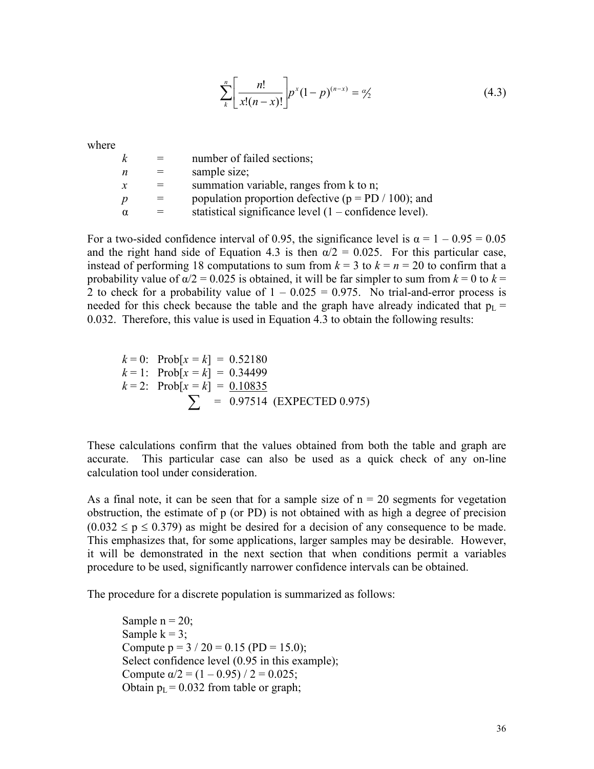$$\sum_{k}^{n}\left[\frac{n!}{x!(n-x)!}\right]p^{x}(1-p)^{(n-x)} = \alpha/2 \qquad (4.3)$$

where

| | | |
|---|---|---|
| $k$ | = | number of failed sections; |
| $n$ | = | sample size; |
| $x$ | = | summation variable, ranges from k to n; |
| $p$ | = | population proportion defective (p = PD / 100); and |
| $\alpha$ | = | statistical significance level (1 – confidence level). |

For a two-sided confidence interval of 0.95, the significance level is $\alpha = 1 - 0.95 = 0.05$ and the right hand side of Equation 4.3 is then $\alpha/2 = 0.025$. For this particular case, instead of performing 18 computations to sum from $k = 3$ to $k = n = 20$ to confirm that a probability value of $\alpha/2 = 0.025$ is obtained, it will be far simpler to sum from $k = 0$ to $k = 2$ to check for a probability value of $1 - 0.025 = 0.975$. No trial-and-error process is needed for this check because the table and the graph have already indicated that $p_L = 0.032$. Therefore, this value is used in Equation 4.3 to obtain the following results:

$k = 0$: Prob[$x = k$] = 0.52180
$k = 1$: Prob[$x = k$] = 0.34499
$k = 2$: Prob[$x = k$] = 0.10835
$\sum$ = 0.97514 (EXPECTED 0.975)

These calculations confirm that the values obtained from both the table and graph are accurate. This particular case can also be used as a quick check of any on-line calculation tool under consideration.

As a final note, it can be seen that for a sample size of n = 20 segments for vegetation obstruction, the estimate of p (or PD) is not obtained with as high a degree of precision ($0.032 \le p \le 0.379$) as might be desired for a decision of any consequence to be made. This emphasizes that, for some applications, larger samples may be desirable. However, it will be demonstrated in the next section that when conditions permit a variables procedure to be used, significantly narrower confidence intervals can be obtained.

The procedure for a discrete population is summarized as follows:

Sample n = 20;
Sample k = 3;
Compute p = 3 / 20 = 0.15 (PD = 15.0);
Select confidence level (0.95 in this example);
Compute $\alpha/2 = (1 - 0.95) / 2 = 0.025$;
Obtain $p_L = 0.032$ from table or graph;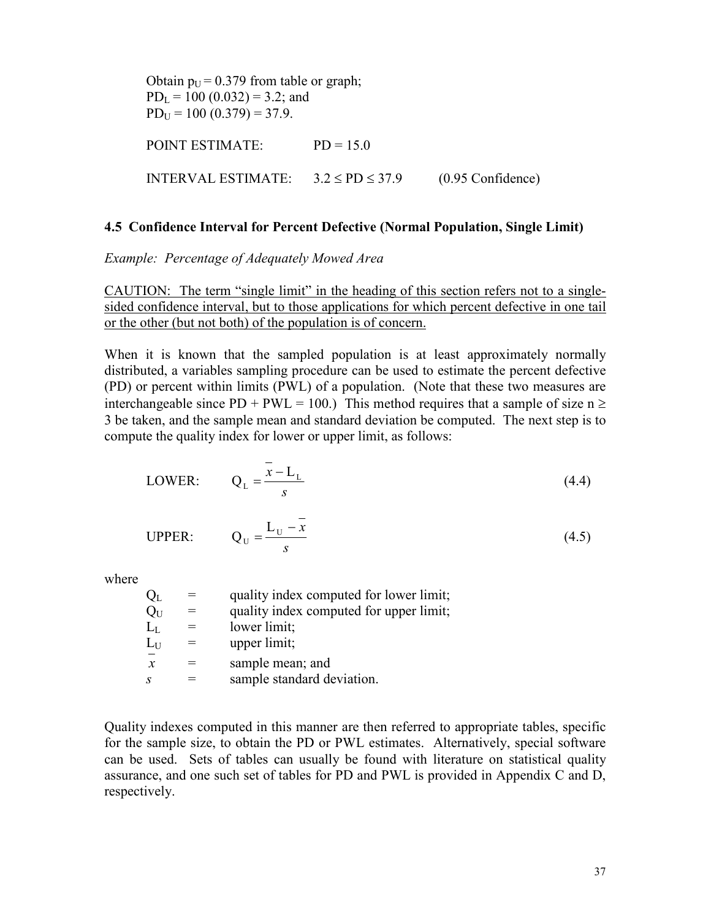Obtain $p_U = 0.379$ from table or graph;
$PD_L = 100\ (0.032) = 3.2$; and
$PD_U = 100\ (0.379) = 37.9$.

POINT ESTIMATE: $PD = 15.0$

INTERVAL ESTIMATE: $3.2 \leq PD \leq 37.9$ (0.95 Confidence)

### 4.5 Confidence Interval for Percent Defective (Normal Population, Single Limit)

*Example: Percentage of Adequately Mowed Area*

CAUTION: The term "single limit" in the heading of this section refers not to a single-sided confidence interval, but to those applications for which percent defective in one tail or the other (but not both) of the population is of concern.

When it is known that the sampled population is at least approximately normally distributed, a variables sampling procedure can be used to estimate the percent defective (PD) or percent within limits (PWL) of a population. (Note that these two measures are interchangeable since PD + PWL = 100.) This method requires that a sample of size $n \geq 3$ be taken, and the sample mean and standard deviation be computed. The next step is to compute the quality index for lower or upper limit, as follows:

LOWER: $$Q_L = \frac{\bar{x} - L_L}{s} \qquad (4.4)$$

UPPER: $$Q_U = \frac{L_U - \bar{x}}{s} \qquad (4.5)$$

where

$Q_L$ = quality index computed for lower limit;
$Q_U$ = quality index computed for upper limit;
$L_L$ = lower limit;
$L_U$ = upper limit;
$\bar{x}$ = sample mean; and
$s$ = sample standard deviation.

Quality indexes computed in this manner are then referred to appropriate tables, specific for the sample size, to obtain the PD or PWL estimates. Alternatively, special software can be used. Sets of tables can usually be found with literature on statistical quality assurance, and one such set of tables for PD and PWL is provided in Appendix C and D, respectively.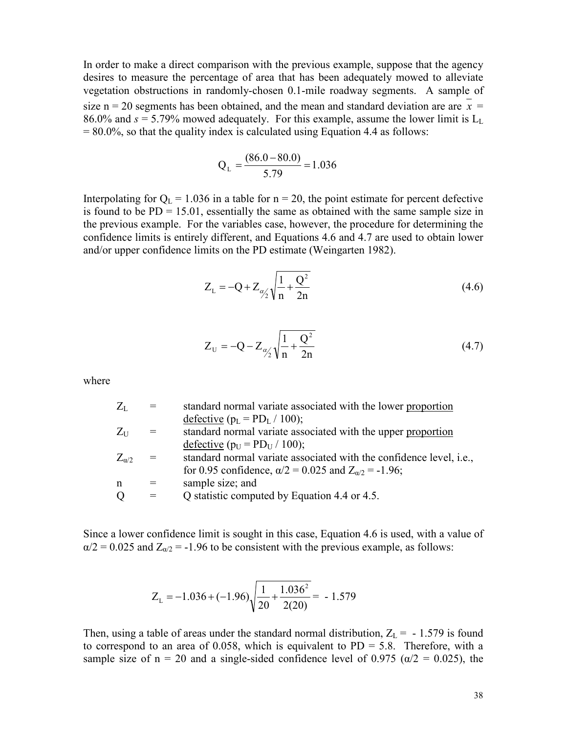In order to make a direct comparison with the previous example, suppose that the agency desires to measure the percentage of area that has been adequately mowed to alleviate vegetation obstructions in randomly-chosen 0.1-mile roadway segments. A sample of size n = 20 segments has been obtained, and the mean and standard deviation are are $\bar{x}$ = 86.0% and $s$ = 5.79% mowed adequately. For this example, assume the lower limit is $L_L$ = 80.0%, so that the quality index is calculated using Equation 4.4 as follows:

$$Q_L = \frac{(86.0 - 80.0)}{5.79} = 1.036$$

Interpolating for $Q_L$ = 1.036 in a table for n = 20, the point estimate for percent defective is found to be PD = 15.01, essentially the same as obtained with the same sample size in the previous example. For the variables case, however, the procedure for determining the confidence limits is entirely different, and Equations 4.6 and 4.7 are used to obtain lower and/or upper confidence limits on the PD estimate (Weingarten 1982).

$$Z_L = -Q + Z_{\alpha/2}\sqrt{\frac{1}{n} + \frac{Q^2}{2n}} \tag{4.6}$$

$$Z_U = -Q - Z_{\alpha/2}\sqrt{\frac{1}{n} + \frac{Q^2}{2n}} \tag{4.7}$$

where

| | | |
|---|---|---|
| $Z_L$ | = | standard normal variate associated with the lower <u>proportion defective</u> ($p_L = PD_L$ / 100); |
| $Z_U$ | = | standard normal variate associated with the upper <u>proportion defective</u> ($p_U = PD_U$ / 100); |
| $Z_{\alpha/2}$ | = | standard normal variate associated with the confidence level, i.e., for 0.95 confidence, $\alpha/2 = 0.025$ and $Z_{\alpha/2} = -1.96$; |
| n | = | sample size; and |
| Q | = | Q statistic computed by Equation 4.4 or 4.5. |

Since a lower confidence limit is sought in this case, Equation 4.6 is used, with a value of $\alpha/2 = 0.025$ and $Z_{\alpha/2} = -1.96$ to be consistent with the previous example, as follows:

$$Z_L = -1.036 + (-1.96)\sqrt{\frac{1}{20} + \frac{1.036^2}{2(20)}} = -1.579$$

Then, using a table of areas under the standard normal distribution, $Z_L$ = - 1.579 is found to correspond to an area of 0.058, which is equivalent to PD = 5.8. Therefore, with a sample size of n = 20 and a single-sided confidence level of 0.975 ($\alpha/2$ = 0.025), the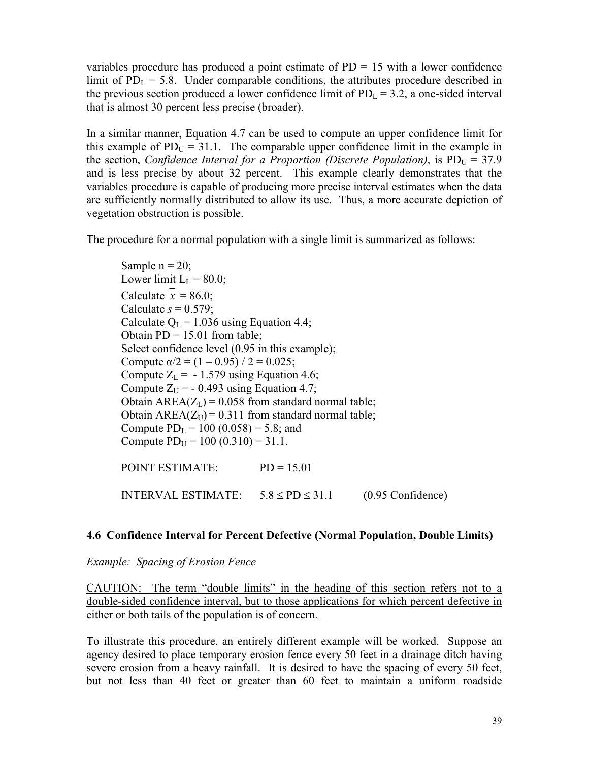variables procedure has produced a point estimate of PD = 15 with a lower confidence limit of $PD_L = 5.8$. Under comparable conditions, the attributes procedure described in the previous section produced a lower confidence limit of $PD_L = 3.2$, a one-sided interval that is almost 30 percent less precise (broader).

In a similar manner, Equation 4.7 can be used to compute an upper confidence limit for this example of $PD_U = 31.1$. The comparable upper confidence limit in the example in the section, *Confidence Interval for a Proportion (Discrete Population)*, is $PD_U = 37.9$ and is less precise by about 32 percent. This example clearly demonstrates that the variables procedure is capable of producing more precise interval estimates when the data are sufficiently normally distributed to allow its use. Thus, a more accurate depiction of vegetation obstruction is possible.

The procedure for a normal population with a single limit is summarized as follows:

> Sample n = 20;
> Lower limit $L_L = 80.0$;
> Calculate $\bar{x} = 86.0$;
> Calculate $s = 0.579$;
> Calculate $Q_L = 1.036$ using Equation 4.4;
> Obtain PD = 15.01 from table;
> Select confidence level (0.95 in this example);
> Compute $\alpha/2 = (1 - 0.95) / 2 = 0.025$;
> Compute $Z_L = -1.579$ using Equation 4.6;
> Compute $Z_U = -0.493$ using Equation 4.7;
> Obtain $AREA(Z_L) = 0.058$ from standard normal table;
> Obtain $AREA(Z_U) = 0.311$ from standard normal table;
> Compute $PD_L = 100\ (0.058) = 5.8$; and
> Compute $PD_U = 100\ (0.310) = 31.1$.
>
> POINT ESTIMATE: PD = 15.01
>
> INTERVAL ESTIMATE: $5.8 \leq PD \leq 31.1$ (0.95 Confidence)

### 4.6 Confidence Interval for Percent Defective (Normal Population, Double Limits)

*Example: Spacing of Erosion Fence*

CAUTION: The term "double limits" in the heading of this section refers not to a double-sided confidence interval, but to those applications for which percent defective in either or both tails of the population is of concern.

To illustrate this procedure, an entirely different example will be worked. Suppose an agency desired to place temporary erosion fence every 50 feet in a drainage ditch having severe erosion from a heavy rainfall. It is desired to have the spacing of every 50 feet, but not less than 40 feet or greater than 60 feet to maintain a uniform roadside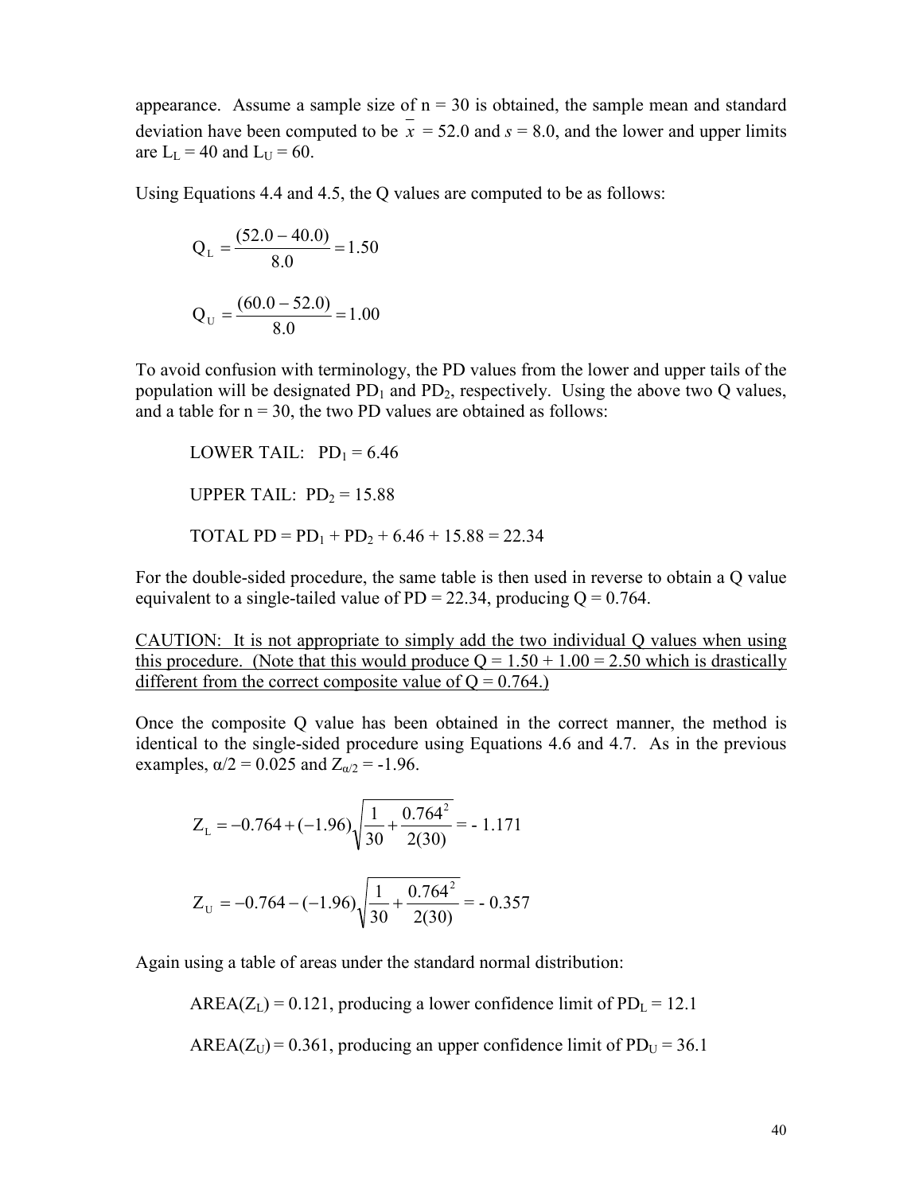appearance. Assume a sample size of n = 30 is obtained, the sample mean and standard deviation have been computed to be $\bar{x}$ = 52.0 and $s$ = 8.0, and the lower and upper limits are $L_L$ = 40 and $L_U$ = 60.

Using Equations 4.4 and 4.5, the Q values are computed to be as follows:

$$Q_L = \frac{(52.0 - 40.0)}{8.0} = 1.50$$

$$Q_U = \frac{(60.0 - 52.0)}{8.0} = 1.00$$

To avoid confusion with terminology, the PD values from the lower and upper tails of the population will be designated $PD_1$ and $PD_2$, respectively. Using the above two Q values, and a table for n = 30, the two PD values are obtained as follows:

LOWER TAIL: $PD_1$ = 6.46

UPPER TAIL: $PD_2$ = 15.88

TOTAL PD = $PD_1$ + $PD_2$ + 6.46 + 15.88 = 22.34

For the double-sided procedure, the same table is then used in reverse to obtain a Q value equivalent to a single-tailed value of PD = 22.34, producing Q = 0.764.

<u>CAUTION: It is not appropriate to simply add the two individual Q values when using this procedure. (Note that this would produce Q = 1.50 + 1.00 = 2.50 which is drastically different from the correct composite value of Q = 0.764.)</u>

Once the composite Q value has been obtained in the correct manner, the method is identical to the single-sided procedure using Equations 4.6 and 4.7. As in the previous examples, $\alpha/2$ = 0.025 and $Z_{\alpha/2}$ = -1.96.

$$Z_L = -0.764 + (-1.96)\sqrt{\frac{1}{30} + \frac{0.764^2}{2(30)}} = -1.171$$

$$Z_U = -0.764 - (-1.96)\sqrt{\frac{1}{30} + \frac{0.764^2}{2(30)}} = -0.357$$

Again using a table of areas under the standard normal distribution:

AREA($Z_L$) = 0.121, producing a lower confidence limit of $PD_L$ = 12.1

AREA($Z_U$) = 0.361, producing an upper confidence limit of $PD_U$ = 36.1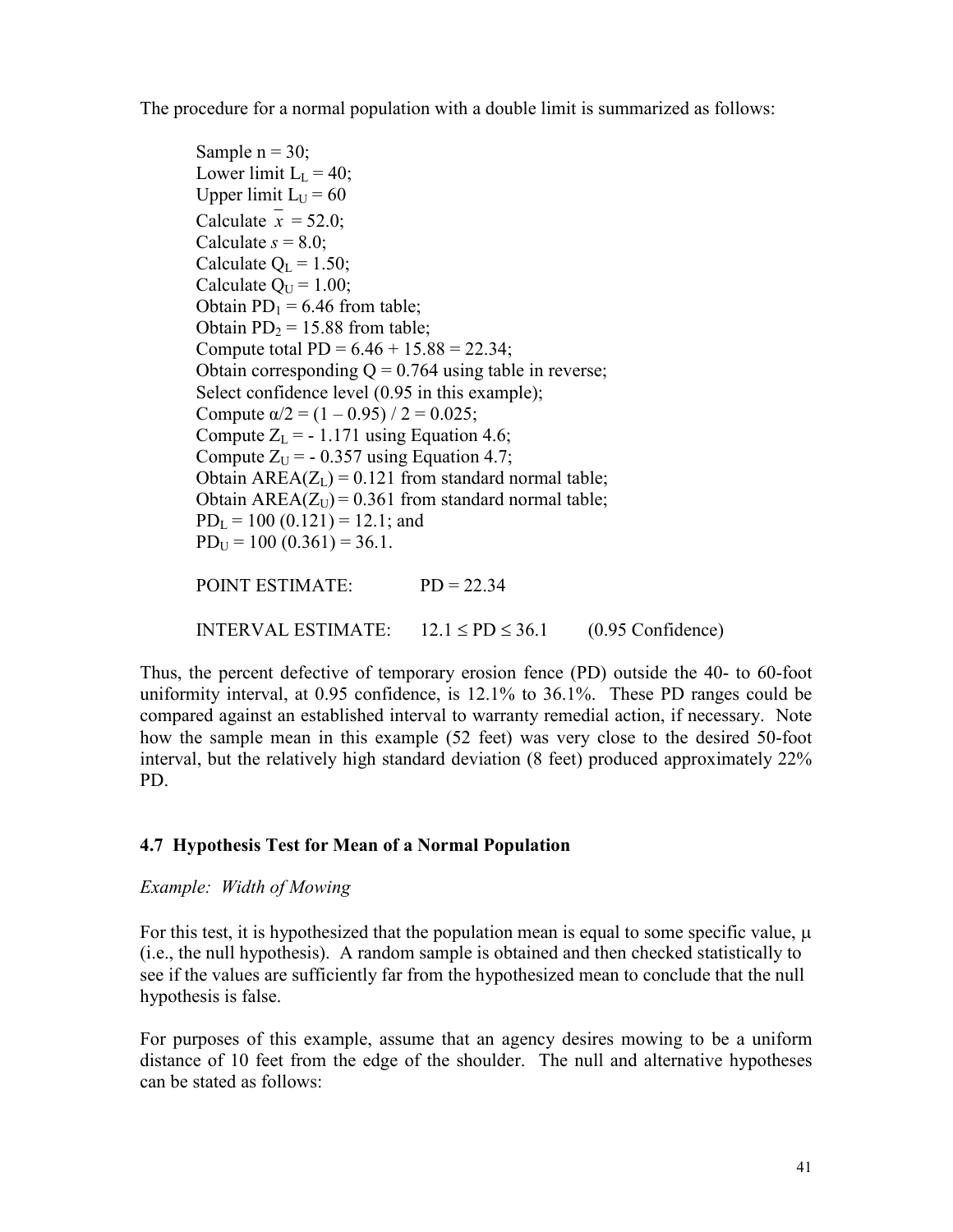The procedure for a normal population with a double limit is summarized as follows:

> Sample n = 30;
> Lower limit $L_L$ = 40;
> Upper limit $L_U$ = 60
> Calculate $\bar{x}$ = 52.0;
> Calculate $s$ = 8.0;
> Calculate $Q_L$ = 1.50;
> Calculate $Q_U$ = 1.00;
> Obtain $PD_1$ = 6.46 from table;
> Obtain $PD_2$ = 15.88 from table;
> Compute total PD = 6.46 + 15.88 = 22.34;
> Obtain corresponding Q = 0.764 using table in reverse;
> Select confidence level (0.95 in this example);
> Compute $\alpha/2 = (1 – 0.95) / 2 = 0.025$;
> Compute $Z_L$ = - 1.171 using Equation 4.6;
> Compute $Z_U$ = - 0.357 using Equation 4.7;
> Obtain AREA($Z_L$) = 0.121 from standard normal table;
> Obtain AREA($Z_U$) = 0.361 from standard normal table;
> $PD_L$ = 100 (0.121) = 12.1; and
> $PD_U$ = 100 (0.361) = 36.1.
>
> POINT ESTIMATE: PD = 22.34
>
> INTERVAL ESTIMATE: $12.1 \leq PD \leq 36.1$ (0.95 Confidence)

Thus, the percent defective of temporary erosion fence (PD) outside the 40- to 60-foot uniformity interval, at 0.95 confidence, is 12.1% to 36.1%. These PD ranges could be compared against an established interval to warranty remedial action, if necessary. Note how the sample mean in this example (52 feet) was very close to the desired 50-foot interval, but the relatively high standard deviation (8 feet) produced approximately 22% PD.

### 4.7 Hypothesis Test for Mean of a Normal Population

*Example: Width of Mowing*

For this test, it is hypothesized that the population mean is equal to some specific value, $\mu$ (i.e., the null hypothesis). A random sample is obtained and then checked statistically to see if the values are sufficiently far from the hypothesized mean to conclude that the null hypothesis is false.

For purposes of this example, assume that an agency desires mowing to be a uniform distance of 10 feet from the edge of the shoulder. The null and alternative hypotheses can be stated as follows: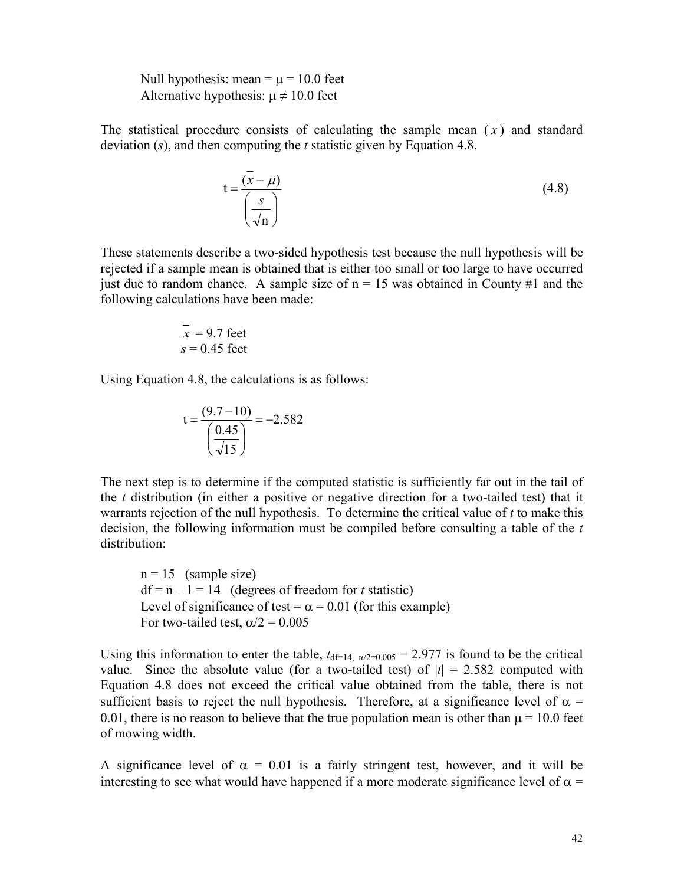Null hypothesis: mean = $\mu$ = 10.0 feet
Alternative hypothesis: $\mu \neq 10.0$ feet

The statistical procedure consists of calculating the sample mean ($\bar{x}$) and standard deviation ($s$), and then computing the $t$ statistic given by Equation 4.8.

$$t = \frac{(\bar{x} - \mu)}{\left(\frac{s}{\sqrt{n}}\right)} \tag{4.8}$$

These statements describe a two-sided hypothesis test because the null hypothesis will be rejected if a sample mean is obtained that is either too small or too large to have occurred just due to random chance. A sample size of n = 15 was obtained in County #1 and the following calculations have been made:

$\bar{x}$ = 9.7 feet
$s$ = 0.45 feet

Using Equation 4.8, the calculations is as follows:

$$t = \frac{(9.7 - 10)}{\left(\frac{0.45}{\sqrt{15}}\right)} = -2.582$$

The next step is to determine if the computed statistic is sufficiently far out in the tail of the $t$ distribution (in either a positive or negative direction for a two-tailed test) that it warrants rejection of the null hypothesis. To determine the critical value of $t$ to make this decision, the following information must be compiled before consulting a table of the $t$ distribution:

n = 15 (sample size)
df = n – 1 = 14 (degrees of freedom for $t$ statistic)
Level of significance of test = $\alpha$ = 0.01 (for this example)
For two-tailed test, $\alpha/2$ = 0.005

Using this information to enter the table, $t_{df=14,\ \alpha/2=0.005} = 2.977$ is found to be the critical value. Since the absolute value (for a two-tailed test) of $|t|$ = 2.582 computed with Equation 4.8 does not exceed the critical value obtained from the table, there is not sufficient basis to reject the null hypothesis. Therefore, at a significance level of $\alpha$ = 0.01, there is no reason to believe that the true population mean is other than $\mu$ = 10.0 feet of mowing width.

A significance level of $\alpha$ = 0.01 is a fairly stringent test, however, and it will be interesting to see what would have happened if a more moderate significance level of $\alpha$ =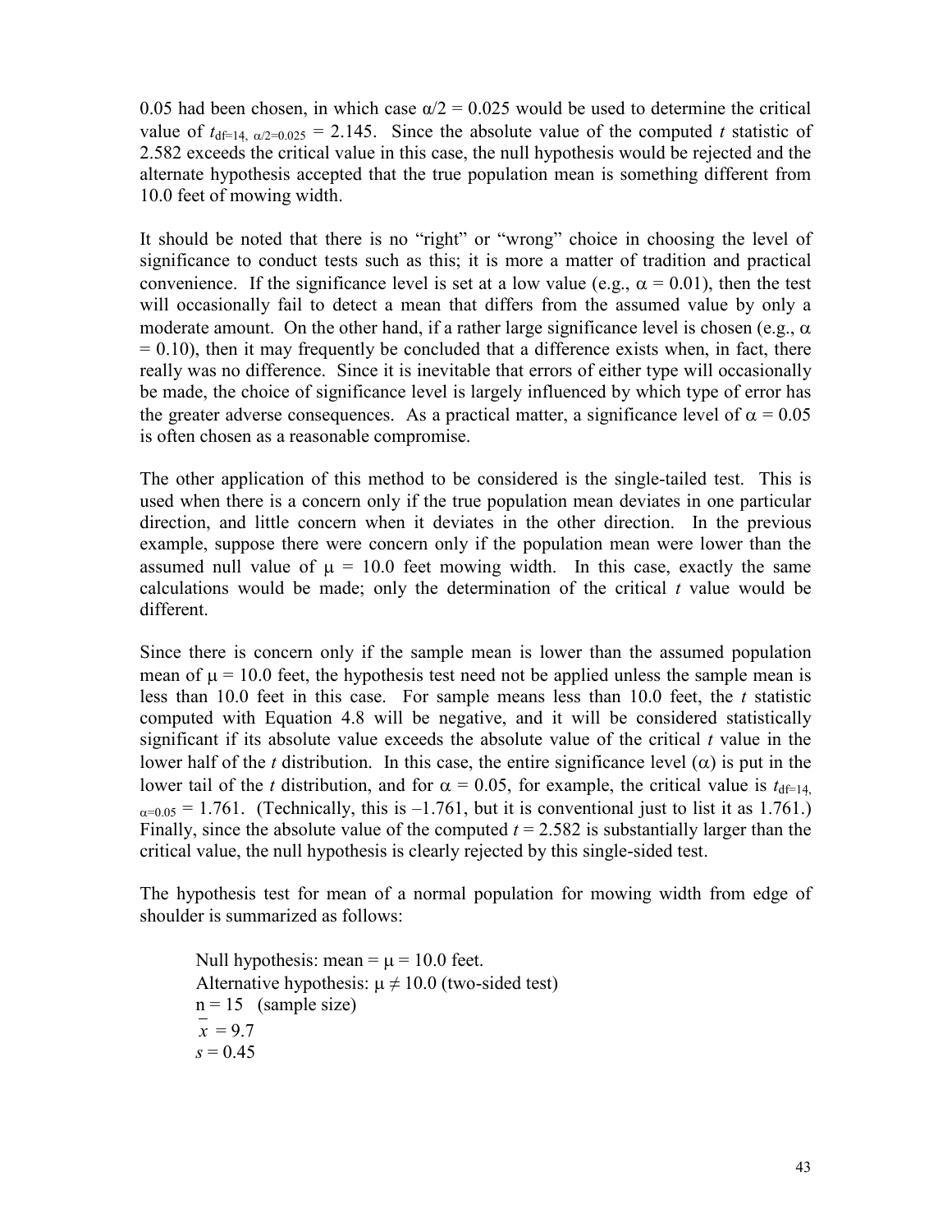0.05 had been chosen, in which case $\alpha/2 = 0.025$ would be used to determine the critical value of $t_{df=14,\ \alpha/2=0.025} = 2.145$. Since the absolute value of the computed $t$ statistic of 2.582 exceeds the critical value in this case, the null hypothesis would be rejected and the alternate hypothesis accepted that the true population mean is something different from 10.0 feet of mowing width.

It should be noted that there is no "right" or "wrong" choice in choosing the level of significance to conduct tests such as this; it is more a matter of tradition and practical convenience. If the significance level is set at a low value (e.g., $\alpha = 0.01$), then the test will occasionally fail to detect a mean that differs from the assumed value by only a moderate amount. On the other hand, if a rather large significance level is chosen (e.g., $\alpha = 0.10$), then it may frequently be concluded that a difference exists when, in fact, there really was no difference. Since it is inevitable that errors of either type will occasionally be made, the choice of significance level is largely influenced by which type of error has the greater adverse consequences. As a practical matter, a significance level of $\alpha = 0.05$ is often chosen as a reasonable compromise.

The other application of this method to be considered is the single-tailed test. This is used when there is a concern only if the true population mean deviates in one particular direction, and little concern when it deviates in the other direction. In the previous example, suppose there were concern only if the population mean were lower than the assumed null value of $\mu = 10.0$ feet mowing width. In this case, exactly the same calculations would be made; only the determination of the critical $t$ value would be different.

Since there is concern only if the sample mean is lower than the assumed population mean of $\mu = 10.0$ feet, the hypothesis test need not be applied unless the sample mean is less than 10.0 feet in this case. For sample means less than 10.0 feet, the $t$ statistic computed with Equation 4.8 will be negative, and it will be considered statistically significant if its absolute value exceeds the absolute value of the critical $t$ value in the lower half of the $t$ distribution. In this case, the entire significance level ($\alpha$) is put in the lower tail of the $t$ distribution, and for $\alpha = 0.05$, for example, the critical value is $t_{df=14,\ \alpha=0.05} = 1.761$. (Technically, this is $-1.761$, but it is conventional just to list it as 1.761.) Finally, since the absolute value of the computed $t = 2.582$ is substantially larger than the critical value, the null hypothesis is clearly rejected by this single-sided test.

The hypothesis test for mean of a normal population for mowing width from edge of shoulder is summarized as follows:

Null hypothesis: mean = $\mu = 10.0$ feet.
Alternative hypothesis: $\mu \neq 10.0$ (two-sided test)
$n = 15$ (sample size)
$\bar{x} = 9.7$
$s = 0.45$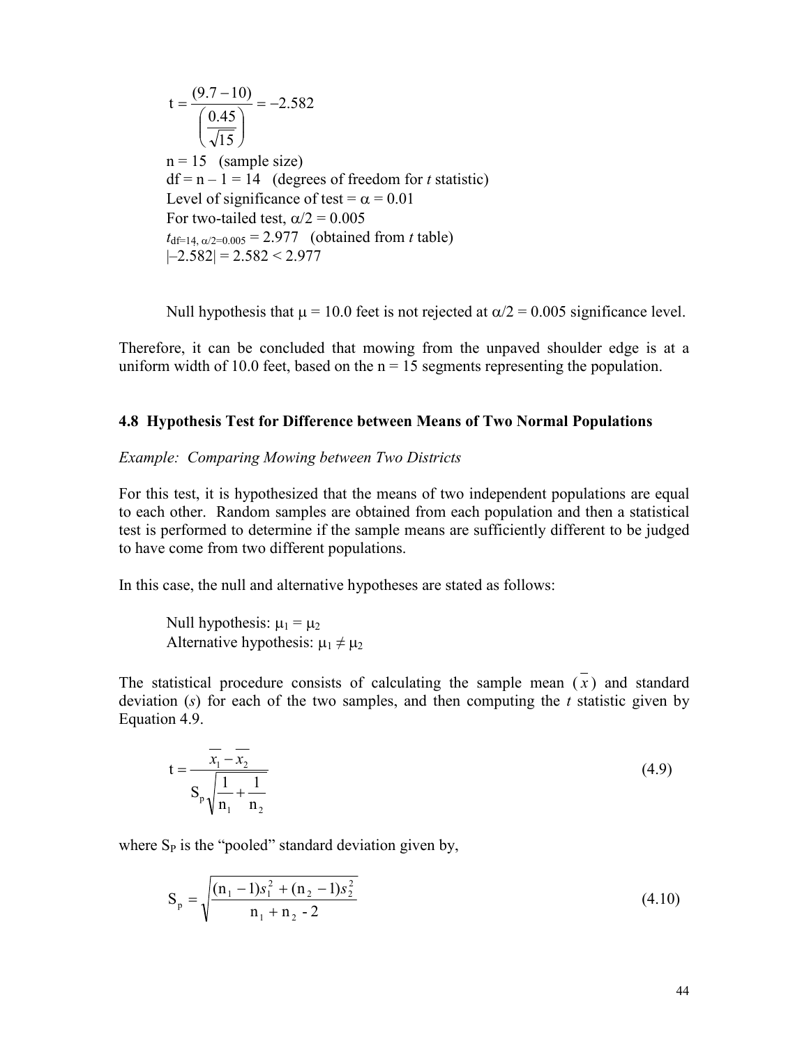$$t = \frac{(9.7 - 10)}{\left(\frac{0.45}{\sqrt{15}}\right)} = -2.582$$

n = 15 (sample size)
df = n – 1 = 14 (degrees of freedom for *t* statistic)
Level of significance of test = $\alpha = 0.01$
For two-tailed test, $\alpha/2 = 0.005$
$t_{df=14,\ \alpha/2=0.005} = 2.977$ (obtained from *t* table)
$|-2.582| = 2.582 < 2.977$

Null hypothesis that $\mu = 10.0$ feet is not rejected at $\alpha/2 = 0.005$ significance level.

Therefore, it can be concluded that mowing from the unpaved shoulder edge is at a uniform width of 10.0 feet, based on the n = 15 segments representing the population.

### 4.8 Hypothesis Test for Difference between Means of Two Normal Populations

*Example: Comparing Mowing between Two Districts*

For this test, it is hypothesized that the means of two independent populations are equal to each other. Random samples are obtained from each population and then a statistical test is performed to determine if the sample means are sufficiently different to be judged to have come from two different populations.

In this case, the null and alternative hypotheses are stated as follows:

Null hypothesis: $\mu_1 = \mu_2$
Alternative hypothesis: $\mu_1 \neq \mu_2$

The statistical procedure consists of calculating the sample mean ($\bar{x}$) and standard deviation ($s$) for each of the two samples, and then computing the $t$ statistic given by Equation 4.9.

$$t = \frac{\bar{x}_1 - \bar{x}_2}{S_p \sqrt{\frac{1}{n_1} + \frac{1}{n_2}}} \qquad (4.9)$$

where $S_P$ is the "pooled" standard deviation given by,

$$S_p = \sqrt{\frac{(n_1 - 1)s_1^2 + (n_2 - 1)s_2^2}{n_1 + n_2 - 2}} \qquad (4.10)$$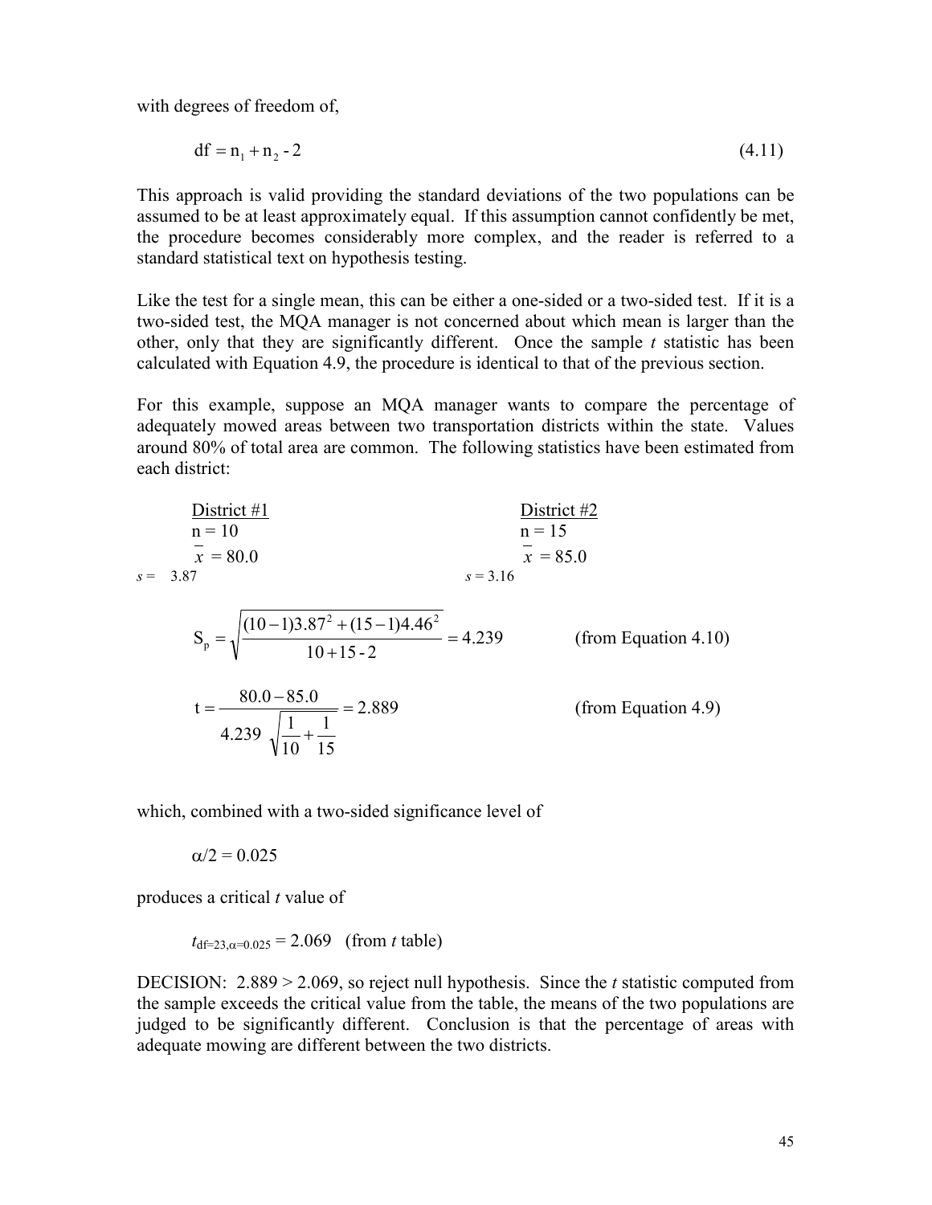with degrees of freedom of,

$$\mathrm{df} = \mathrm{n}_1 + \mathrm{n}_2 - 2 \tag{4.11}$$

This approach is valid providing the standard deviations of the two populations can be assumed to be at least approximately equal. If this assumption cannot confidently be met, the procedure becomes considerably more complex, and the reader is referred to a standard statistical text on hypothesis testing.

Like the test for a single mean, this can be either a one-sided or a two-sided test. If it is a two-sided test, the MQA manager is not concerned about which mean is larger than the other, only that they are significantly different. Once the sample *t* statistic has been calculated with Equation 4.9, the procedure is identical to that of the previous section.

For this example, suppose an MQA manager wants to compare the percentage of adequately mowed areas between two transportation districts within the state. Values around 80% of total area are common. The following statistics have been estimated from each district:

| District #1 | District #2 |
|---|---|
| n = 10 | n = 15 |
| $\bar{x}$ = 80.0 | $\bar{x}$ = 85.0 |
| *s* = 3.87 | *s* = 3.16 |

$$\mathrm{S_p} = \sqrt{\frac{(10-1)3.87^2 + (15-1)4.46^2}{10+15-2}} = 4.239 \qquad \text{(from Equation 4.10)}$$

$$\mathrm{t} = \frac{80.0 - 85.0}{4.239\ \sqrt{\dfrac{1}{10} + \dfrac{1}{15}}} = 2.889 \qquad \text{(from Equation 4.9)}$$

which, combined with a two-sided significance level of

$\alpha/2 = 0.025$

produces a critical *t* value of

$t_{\mathrm{df}=23,\alpha=0.025} = 2.069$ (from *t* table)

DECISION: 2.889 > 2.069, so reject null hypothesis. Since the *t* statistic computed from the sample exceeds the critical value from the table, the means of the two populations are judged to be significantly different. Conclusion is that the percentage of areas with adequate mowing are different between the two districts.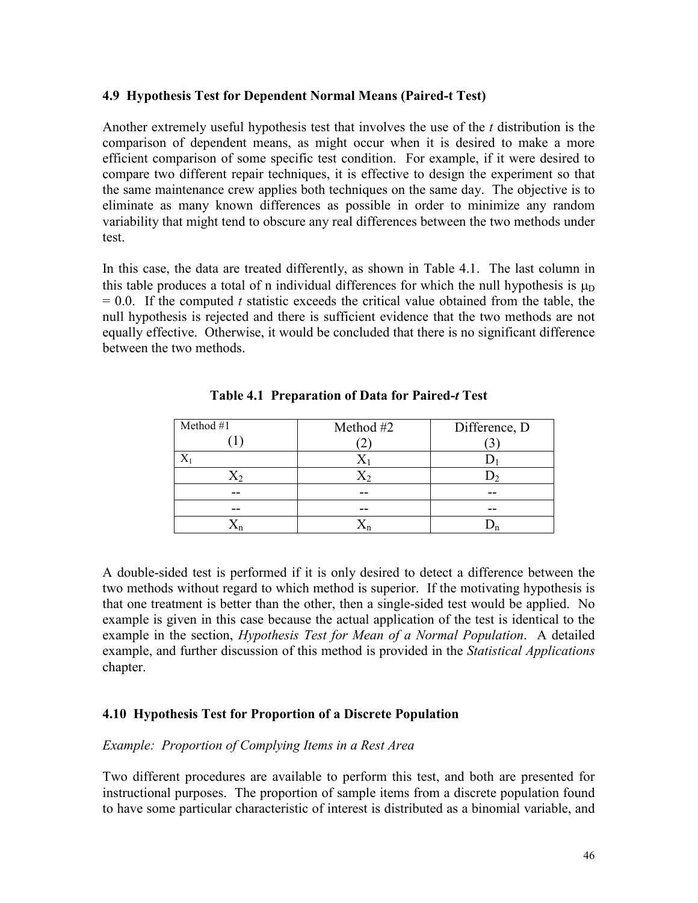### 4.9 Hypothesis Test for Dependent Normal Means (Paired-t Test)

Another extremely useful hypothesis test that involves the use of the *t* distribution is the comparison of dependent means, as might occur when it is desired to make a more efficient comparison of some specific test condition. For example, if it were desired to compare two different repair techniques, it is effective to design the experiment so that the same maintenance crew applies both techniques on the same day. The objective is to eliminate as many known differences as possible in order to minimize any random variability that might tend to obscure any real differences between the two methods under test.

In this case, the data are treated differently, as shown in Table 4.1. The last column in this table produces a total of n individual differences for which the null hypothesis is $\mu_D = 0.0$. If the computed *t* statistic exceeds the critical value obtained from the table, the null hypothesis is rejected and there is sufficient evidence that the two methods are not equally effective. Otherwise, it would be concluded that there is no significant difference between the two methods.

**Table 4.1 Preparation of Data for Paired-*t* Test**

| Method #1 (1) | Method #2 (2) | Difference, D (3) |
|---|---|---|
| $X_1$ | $X_1$ | $D_1$ |
| $X_2$ | $X_2$ | $D_2$ |
| -- | -- | -- |
| -- | -- | -- |
| $X_n$ | $X_n$ | $D_n$ |

A double-sided test is performed if it is only desired to detect a difference between the two methods without regard to which method is superior. If the motivating hypothesis is that one treatment is better than the other, then a single-sided test would be applied. No example is given in this case because the actual application of the test is identical to the example in the section, *Hypothesis Test for Mean of a Normal Population*. A detailed example, and further discussion of this method is provided in the *Statistical Applications* chapter.

### 4.10 Hypothesis Test for Proportion of a Discrete Population

*Example: Proportion of Complying Items in a Rest Area*

Two different procedures are available to perform this test, and both are presented for instructional purposes. The proportion of sample items from a discrete population found to have some particular characteristic of interest is distributed as a binomial variable, and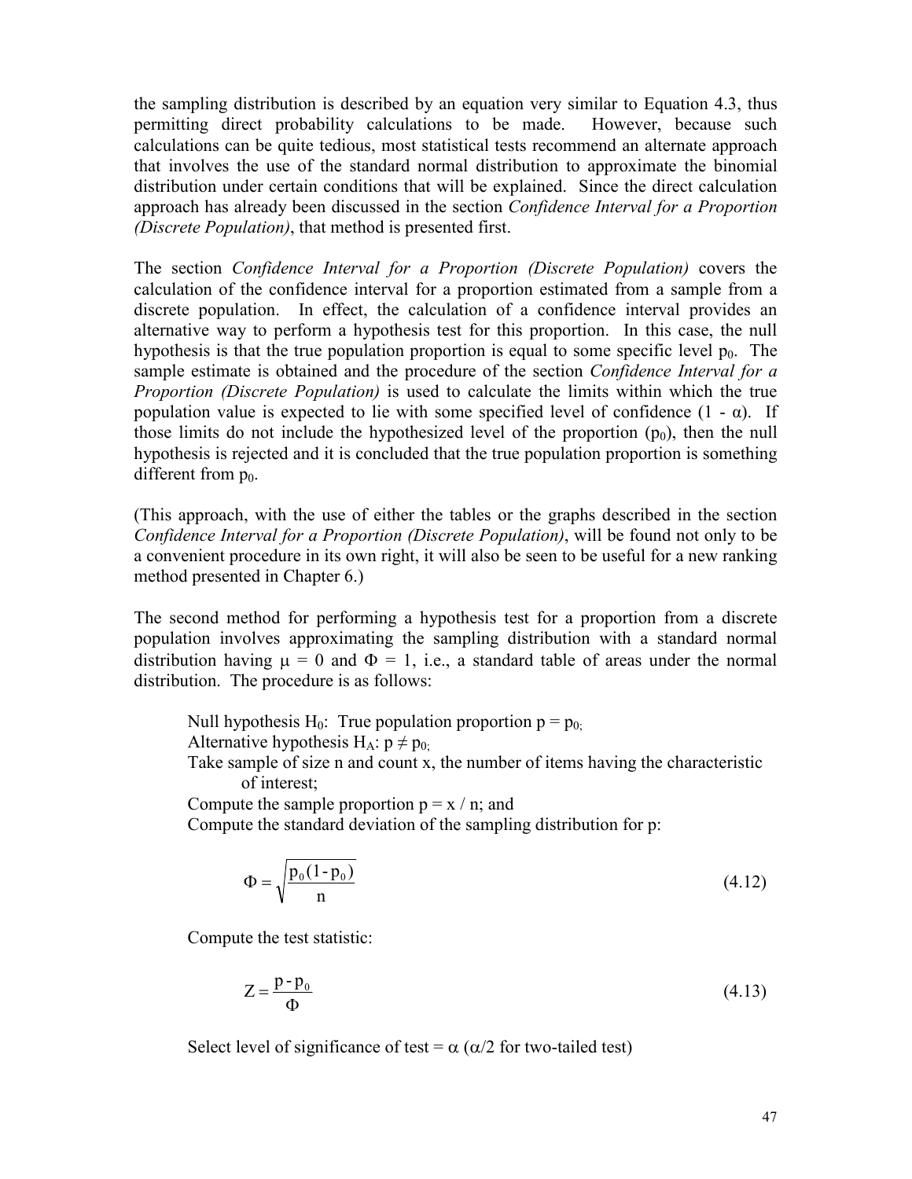the sampling distribution is described by an equation very similar to Equation 4.3, thus permitting direct probability calculations to be made. However, because such calculations can be quite tedious, most statistical tests recommend an alternate approach that involves the use of the standard normal distribution to approximate the binomial distribution under certain conditions that will be explained. Since the direct calculation approach has already been discussed in the section *Confidence Interval for a Proportion (Discrete Population)*, that method is presented first.

The section *Confidence Interval for a Proportion (Discrete Population)* covers the calculation of the confidence interval for a proportion estimated from a sample from a discrete population. In effect, the calculation of a confidence interval provides an alternative way to perform a hypothesis test for this proportion. In this case, the null hypothesis is that the true population proportion is equal to some specific level $p_0$. The sample estimate is obtained and the procedure of the section *Confidence Interval for a Proportion (Discrete Population)* is used to calculate the limits within which the true population value is expected to lie with some specified level of confidence ($1 - \alpha$). If those limits do not include the hypothesized level of the proportion ($p_0$), then the null hypothesis is rejected and it is concluded that the true population proportion is something different from $p_0$.

(This approach, with the use of either the tables or the graphs described in the section *Confidence Interval for a Proportion (Discrete Population)*, will be found not only to be a convenient procedure in its own right, it will also be seen to be useful for a new ranking method presented in Chapter 6.)

The second method for performing a hypothesis test for a proportion from a discrete population involves approximating the sampling distribution with a standard normal distribution having $\mu = 0$ and $\Phi = 1$, i.e., a standard table of areas under the normal distribution. The procedure is as follows:

Null hypothesis $H_0$: True population proportion $p = p_0$;
Alternative hypothesis $H_A$: $p \neq p_0$;
Take sample of size n and count x, the number of items having the characteristic of interest;
Compute the sample proportion $p = x / n$; and
Compute the standard deviation of the sampling distribution for p:

$$\Phi = \sqrt{\frac{p_0(1 - p_0)}{n}} \tag{4.12}$$

Compute the test statistic:

$$Z = \frac{p - p_0}{\Phi} \tag{4.13}$$

Select level of significance of test = $\alpha$ ($\alpha/2$ for two-tailed test)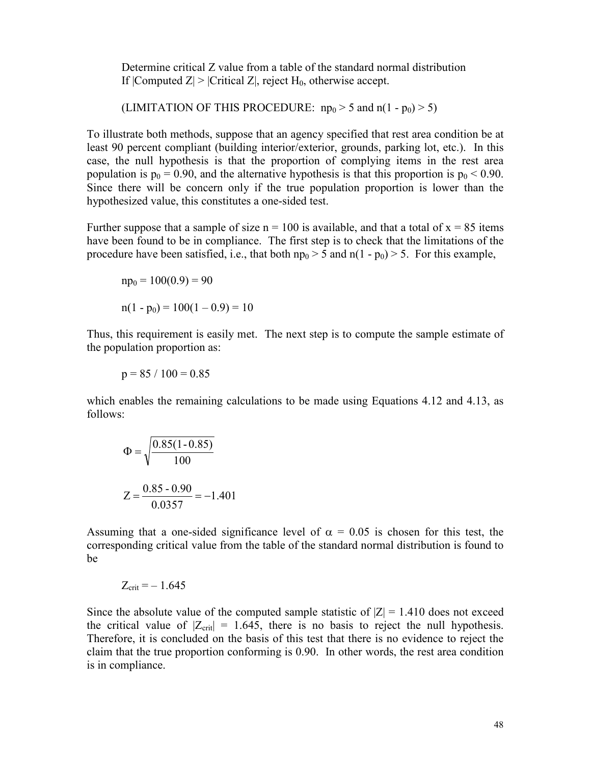Determine critical Z value from a table of the standard normal distribution
If |Computed Z| > |Critical Z|, reject $H_0$, otherwise accept.

(LIMITATION OF THIS PROCEDURE: $np_0 > 5$ and $n(1 - p_0) > 5$)

To illustrate both methods, suppose that an agency specified that rest area condition be at least 90 percent compliant (building interior/exterior, grounds, parking lot, etc.). In this case, the null hypothesis is that the proportion of complying items in the rest area population is $p_0 = 0.90$, and the alternative hypothesis is that this proportion is $p_0 < 0.90$. Since there will be concern only if the true population proportion is lower than the hypothesized value, this constitutes a one-sided test.

Further suppose that a sample of size n = 100 is available, and that a total of x = 85 items have been found to be in compliance. The first step is to check that the limitations of the procedure have been satisfied, i.e., that both $np_0 > 5$ and $n(1 - p_0) > 5$. For this example,

$$np_0 = 100(0.9) = 90$$

$$n(1 - p_0) = 100(1 - 0.9) = 10$$

Thus, this requirement is easily met. The next step is to compute the sample estimate of the population proportion as:

$$p = 85 / 100 = 0.85$$

which enables the remaining calculations to be made using Equations 4.12 and 4.13, as follows:

$$\Phi = \sqrt{\frac{0.85(1 - 0.85)}{100}}$$

$$Z = \frac{0.85 - 0.90}{0.0357} = -1.401$$

Assuming that a one-sided significance level of $\alpha = 0.05$ is chosen for this test, the corresponding critical value from the table of the standard normal distribution is found to be

$$Z_{crit} = -1.645$$

Since the absolute value of the computed sample statistic of $|Z| = 1.410$ does not exceed the critical value of $|Z_{crit}| = 1.645$, there is no basis to reject the null hypothesis. Therefore, it is concluded on the basis of this test that there is no evidence to reject the claim that the true proportion conforming is 0.90. In other words, the rest area condition is in compliance.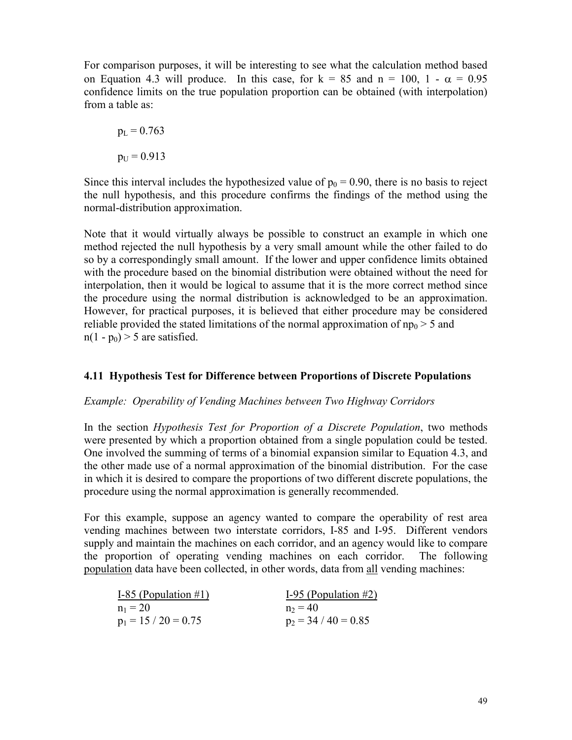For comparison purposes, it will be interesting to see what the calculation method based on Equation 4.3 will produce. In this case, for $k = 85$ and $n = 100$, $1 - \alpha = 0.95$ confidence limits on the true population proportion can be obtained (with interpolation) from a table as:

$p_L = 0.763$

$p_U = 0.913$

Since this interval includes the hypothesized value of $p_0 = 0.90$, there is no basis to reject the null hypothesis, and this procedure confirms the findings of the method using the normal-distribution approximation.

Note that it would virtually always be possible to construct an example in which one method rejected the null hypothesis by a very small amount while the other failed to do so by a correspondingly small amount. If the lower and upper confidence limits obtained with the procedure based on the binomial distribution were obtained without the need for interpolation, then it would be logical to assume that it is the more correct method since the procedure using the normal distribution is acknowledged to be an approximation. However, for practical purposes, it is believed that either procedure may be considered reliable provided the stated limitations of the normal approximation of $np_0 > 5$ and $n(1 - p_0) > 5$ are satisfied.

### 4.11 Hypothesis Test for Difference between Proportions of Discrete Populations

*Example: Operability of Vending Machines between Two Highway Corridors*

In the section *Hypothesis Test for Proportion of a Discrete Population*, two methods were presented by which a proportion obtained from a single population could be tested. One involved the summing of terms of a binomial expansion similar to Equation 4.3, and the other made use of a normal approximation of the binomial distribution. For the case in which it is desired to compare the proportions of two different discrete populations, the procedure using the normal approximation is generally recommended.

For this example, suppose an agency wanted to compare the operability of rest area vending machines between two interstate corridors, I-85 and I-95. Different vendors supply and maintain the machines on each corridor, and an agency would like to compare the proportion of operating vending machines on each corridor. The following population data have been collected, in other words, data from all vending machines:

| I-85 (Population #1) | I-95 (Population #2) |
| --- | --- |
| $n_1 = 20$ | $n_2 = 40$ |
| $p_1 = 15 / 20 = 0.75$ | $p_2 = 34 / 40 = 0.85$ |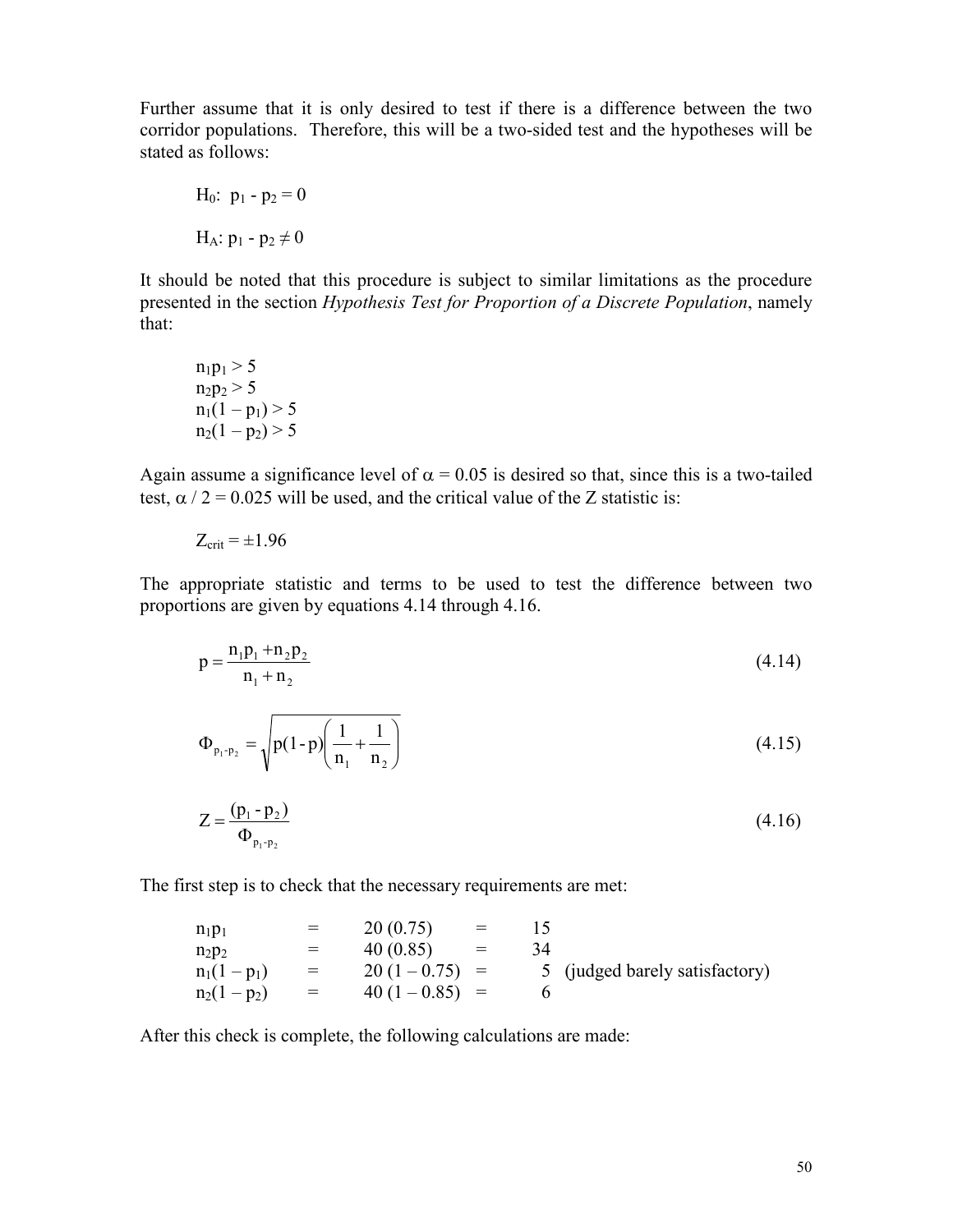Further assume that it is only desired to test if there is a difference between the two corridor populations. Therefore, this will be a two-sided test and the hypotheses will be stated as follows:

$H_0$: $p_1 - p_2 = 0$

$H_A$: $p_1 - p_2 \neq 0$

It should be noted that this procedure is subject to similar limitations as the procedure presented in the section *Hypothesis Test for Proportion of a Discrete Population*, namely that:

$n_1p_1 > 5$
$n_2p_2 > 5$
$n_1(1 - p_1) > 5$
$n_2(1 - p_2) > 5$

Again assume a significance level of $\alpha = 0.05$ is desired so that, since this is a two-tailed test, $\alpha / 2 = 0.025$ will be used, and the critical value of the Z statistic is:

$Z_{crit} = \pm 1.96$

The appropriate statistic and terms to be used to test the difference between two proportions are given by equations 4.14 through 4.16.

$$p = \frac{n_1 p_1 + n_2 p_2}{n_1 + n_2} \tag{4.14}$$

$$\Phi_{p_1 - p_2} = \sqrt{p(1-p)\left(\frac{1}{n_1} + \frac{1}{n_2}\right)} \tag{4.15}$$

$$Z = \frac{(p_1 - p_2)}{\Phi_{p_1 - p_2}} \tag{4.16}$$

The first step is to check that the necessary requirements are met:

| | | | | | |
|---|---|---|---|---|---|
| $n_1p_1$ | = | 20 (0.75) | = | 15 | |
| $n_2p_2$ | = | 40 (0.85) | = | 34 | |
| $n_1(1 - p_1)$ | = | 20 (1 – 0.75) | = | 5 | (judged barely satisfactory) |
| $n_2(1 - p_2)$ | = | 40 (1 – 0.85) | = | 6 | |

After this check is complete, the following calculations are made: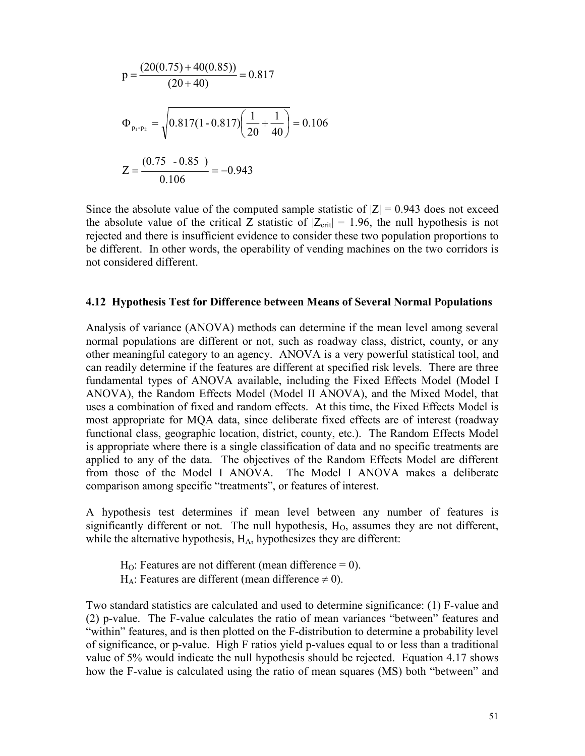$$p = \frac{(20(0.75) + 40(0.85))}{(20 + 40)} = 0.817$$

$$\Phi_{p_1 - p_2} = \sqrt{0.817(1 - 0.817)\left(\frac{1}{20} + \frac{1}{40}\right)} = 0.106$$

$$Z = \frac{(0.75 \;\; - 0.85 \;\;)}{0.106} = -0.943$$

Since the absolute value of the computed sample statistic of $|Z| = 0.943$ does not exceed the absolute value of the critical Z statistic of $|Z_{crit}| = 1.96$, the null hypothesis is not rejected and there is insufficient evidence to consider these two population proportions to be different. In other words, the operability of vending machines on the two corridors is not considered different.

### 4.12 Hypothesis Test for Difference between Means of Several Normal Populations

Analysis of variance (ANOVA) methods can determine if the mean level among several normal populations are different or not, such as roadway class, district, county, or any other meaningful category to an agency. ANOVA is a very powerful statistical tool, and can readily determine if the features are different at specified risk levels. There are three fundamental types of ANOVA available, including the Fixed Effects Model (Model I ANOVA), the Random Effects Model (Model II ANOVA), and the Mixed Model, that uses a combination of fixed and random effects. At this time, the Fixed Effects Model is most appropriate for MQA data, since deliberate fixed effects are of interest (roadway functional class, geographic location, district, county, etc.). The Random Effects Model is appropriate where there is a single classification of data and no specific treatments are applied to any of the data. The objectives of the Random Effects Model are different from those of the Model I ANOVA. The Model I ANOVA makes a deliberate comparison among specific "treatments", or features of interest.

A hypothesis test determines if mean level between any number of features is significantly different or not. The null hypothesis, $H_O$, assumes they are not different, while the alternative hypothesis, $H_A$, hypothesizes they are different:

> $H_O$: Features are not different (mean difference = 0).
> $H_A$: Features are different (mean difference $\neq$ 0).

Two standard statistics are calculated and used to determine significance: (1) F-value and (2) p-value. The F-value calculates the ratio of mean variances "between" features and "within" features, and is then plotted on the F-distribution to determine a probability level of significance, or p-value. High F ratios yield p-values equal to or less than a traditional value of 5% would indicate the null hypothesis should be rejected. Equation 4.17 shows how the F-value is calculated using the ratio of mean squares (MS) both "between" and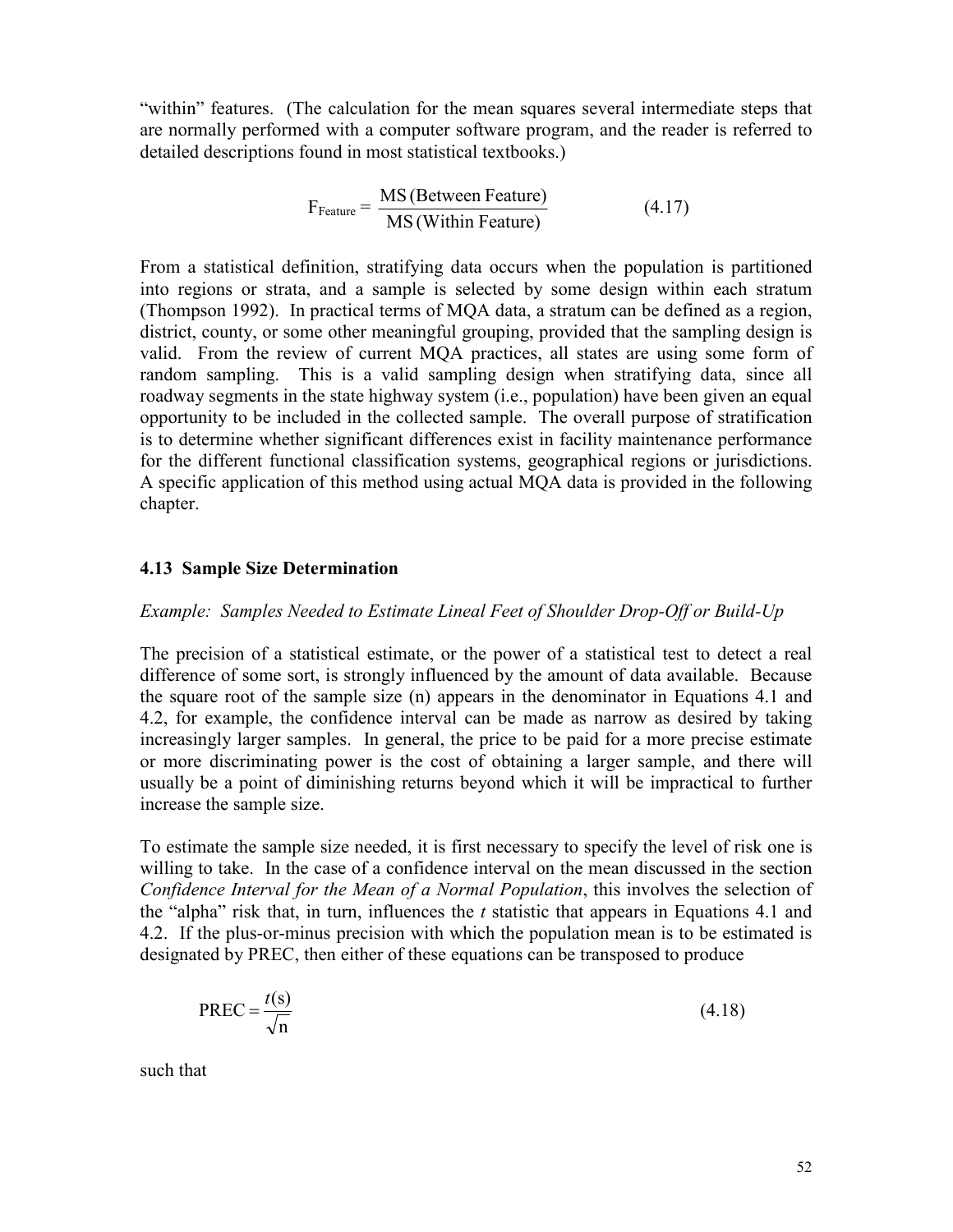"within" features. (The calculation for the mean squares several intermediate steps that are normally performed with a computer software program, and the reader is referred to detailed descriptions found in most statistical textbooks.)

$$F_{\text{Feature}} = \frac{\text{MS (Between Feature)}}{\text{MS (Within Feature)}} \qquad (4.17)$$

From a statistical definition, stratifying data occurs when the population is partitioned into regions or strata, and a sample is selected by some design within each stratum (Thompson 1992). In practical terms of MQA data, a stratum can be defined as a region, district, county, or some other meaningful grouping, provided that the sampling design is valid. From the review of current MQA practices, all states are using some form of random sampling. This is a valid sampling design when stratifying data, since all roadway segments in the state highway system (i.e., population) have been given an equal opportunity to be included in the collected sample. The overall purpose of stratification is to determine whether significant differences exist in facility maintenance performance for the different functional classification systems, geographical regions or jurisdictions. A specific application of this method using actual MQA data is provided in the following chapter.

### 4.13 Sample Size Determination

*Example: Samples Needed to Estimate Lineal Feet of Shoulder Drop-Off or Build-Up*

The precision of a statistical estimate, or the power of a statistical test to detect a real difference of some sort, is strongly influenced by the amount of data available. Because the square root of the sample size (n) appears in the denominator in Equations 4.1 and 4.2, for example, the confidence interval can be made as narrow as desired by taking increasingly larger samples. In general, the price to be paid for a more precise estimate or more discriminating power is the cost of obtaining a larger sample, and there will usually be a point of diminishing returns beyond which it will be impractical to further increase the sample size.

To estimate the sample size needed, it is first necessary to specify the level of risk one is willing to take. In the case of a confidence interval on the mean discussed in the section *Confidence Interval for the Mean of a Normal Population*, this involves the selection of the "alpha" risk that, in turn, influences the *t* statistic that appears in Equations 4.1 and 4.2. If the plus-or-minus precision with which the population mean is to be estimated is designated by PREC, then either of these equations can be transposed to produce

$$\text{PREC} = \frac{t(\text{s})}{\sqrt{\text{n}}} \qquad (4.18)$$

such that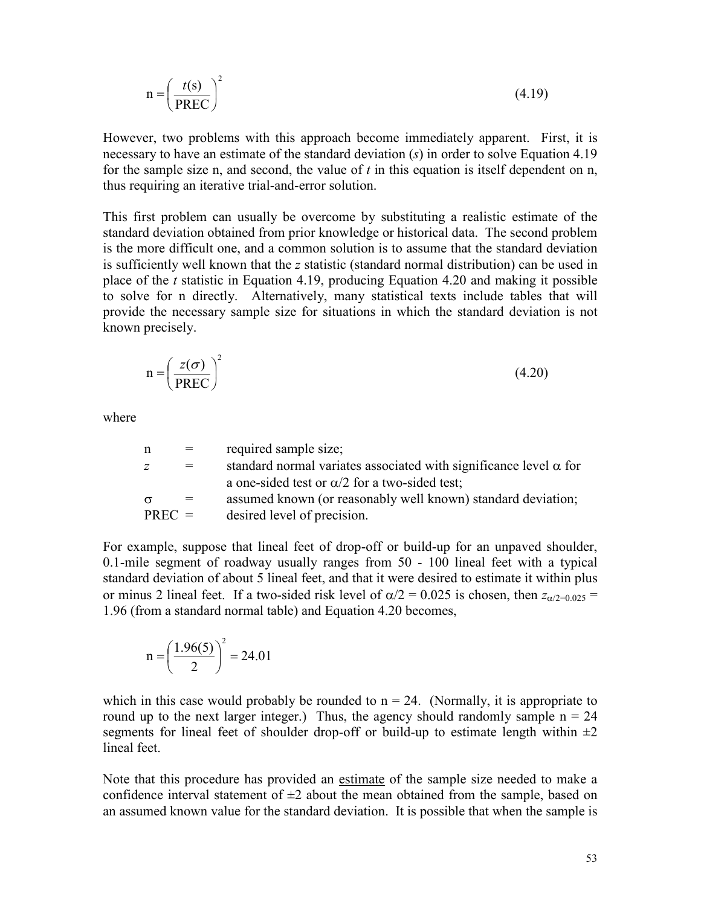$$n = \left( \frac{t(s)}{\text{PREC}} \right)^2 \tag{4.19}$$

However, two problems with this approach become immediately apparent. First, it is necessary to have an estimate of the standard deviation ($s$) in order to solve Equation 4.19 for the sample size n, and second, the value of $t$ in this equation is itself dependent on n, thus requiring an iterative trial-and-error solution.

This first problem can usually be overcome by substituting a realistic estimate of the standard deviation obtained from prior knowledge or historical data. The second problem is the more difficult one, and a common solution is to assume that the standard deviation is sufficiently well known that the $z$ statistic (standard normal distribution) can be used in place of the $t$ statistic in Equation 4.19, producing Equation 4.20 and making it possible to solve for n directly. Alternatively, many statistical texts include tables that will provide the necessary sample size for situations in which the standard deviation is not known precisely.

$$n = \left( \frac{z(\sigma)}{\text{PREC}} \right)^2 \tag{4.20}$$

where

| | | |
|---|---|---|
| n | = | required sample size; |
| $z$ | = | standard normal variates associated with significance level $\alpha$ for a one-sided test or $\alpha/2$ for a two-sided test; |
| $\sigma$ | = | assumed known (or reasonably well known) standard deviation; |
| PREC | = | desired level of precision. |

For example, suppose that lineal feet of drop-off or build-up for an unpaved shoulder, 0.1-mile segment of roadway usually ranges from 50 - 100 lineal feet with a typical standard deviation of about 5 lineal feet, and that it were desired to estimate it within plus or minus 2 lineal feet. If a two-sided risk level of $\alpha/2 = 0.025$ is chosen, then $z_{\alpha/2=0.025} = 1.96$ (from a standard normal table) and Equation 4.20 becomes,

$$n = \left( \frac{1.96(5)}{2} \right)^2 = 24.01$$

which in this case would probably be rounded to n = 24. (Normally, it is appropriate to round up to the next larger integer.) Thus, the agency should randomly sample n = 24 segments for lineal feet of shoulder drop-off or build-up to estimate length within ±2 lineal feet.

Note that this procedure has provided an <u>estimate</u> of the sample size needed to make a confidence interval statement of ±2 about the mean obtained from the sample, based on an assumed known value for the standard deviation. It is possible that when the sample is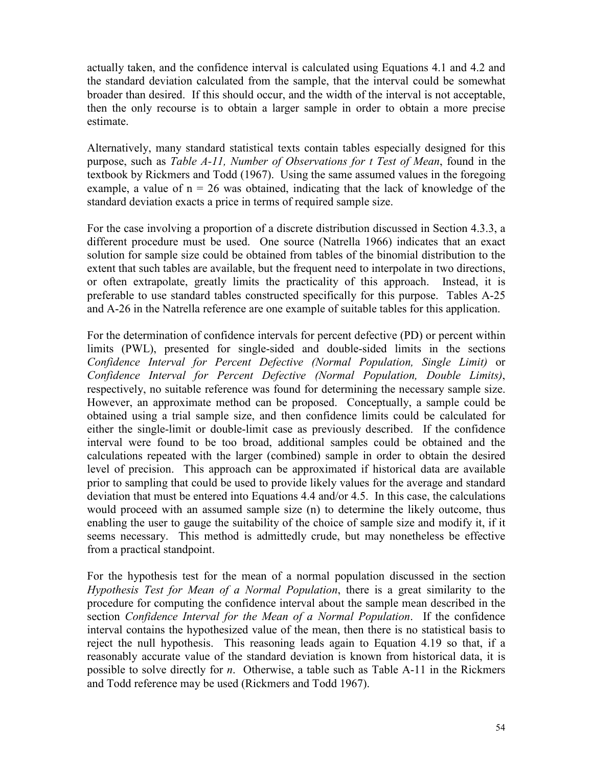actually taken, and the confidence interval is calculated using Equations 4.1 and 4.2 and the standard deviation calculated from the sample, that the interval could be somewhat broader than desired. If this should occur, and the width of the interval is not acceptable, then the only recourse is to obtain a larger sample in order to obtain a more precise estimate.

Alternatively, many standard statistical texts contain tables especially designed for this purpose, such as *Table A-11, Number of Observations for t Test of Mean*, found in the textbook by Rickmers and Todd (1967). Using the same assumed values in the foregoing example, a value of $n = 26$ was obtained, indicating that the lack of knowledge of the standard deviation exacts a price in terms of required sample size.

For the case involving a proportion of a discrete distribution discussed in Section 4.3.3, a different procedure must be used. One source (Natrella 1966) indicates that an exact solution for sample size could be obtained from tables of the binomial distribution to the extent that such tables are available, but the frequent need to interpolate in two directions, or often extrapolate, greatly limits the practicality of this approach. Instead, it is preferable to use standard tables constructed specifically for this purpose. Tables A-25 and A-26 in the Natrella reference are one example of suitable tables for this application.

For the determination of confidence intervals for percent defective (PD) or percent within limits (PWL), presented for single-sided and double-sided limits in the sections *Confidence Interval for Percent Defective (Normal Population, Single Limit)* or *Confidence Interval for Percent Defective (Normal Population, Double Limits)*, respectively, no suitable reference was found for determining the necessary sample size. However, an approximate method can be proposed. Conceptually, a sample could be obtained using a trial sample size, and then confidence limits could be calculated for either the single-limit or double-limit case as previously described. If the confidence interval were found to be too broad, additional samples could be obtained and the calculations repeated with the larger (combined) sample in order to obtain the desired level of precision. This approach can be approximated if historical data are available prior to sampling that could be used to provide likely values for the average and standard deviation that must be entered into Equations 4.4 and/or 4.5. In this case, the calculations would proceed with an assumed sample size ($n$) to determine the likely outcome, thus enabling the user to gauge the suitability of the choice of sample size and modify it, if it seems necessary. This method is admittedly crude, but may nonetheless be effective from a practical standpoint.

For the hypothesis test for the mean of a normal population discussed in the section *Hypothesis Test for Mean of a Normal Population*, there is a great similarity to the procedure for computing the confidence interval about the sample mean described in the section *Confidence Interval for the Mean of a Normal Population*. If the confidence interval contains the hypothesized value of the mean, then there is no statistical basis to reject the null hypothesis. This reasoning leads again to Equation 4.19 so that, if a reasonably accurate value of the standard deviation is known from historical data, it is possible to solve directly for $n$. Otherwise, a table such as Table A-11 in the Rickmers and Todd reference may be used (Rickmers and Todd 1967).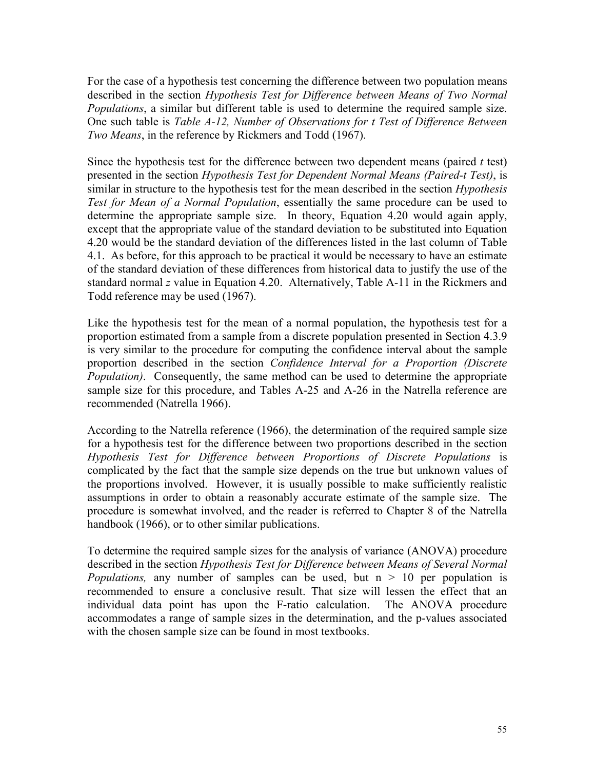For the case of a hypothesis test concerning the difference between two population means described in the section *Hypothesis Test for Difference between Means of Two Normal Populations*, a similar but different table is used to determine the required sample size. One such table is *Table A-12, Number of Observations for t Test of Difference Between Two Means*, in the reference by Rickmers and Todd (1967).

Since the hypothesis test for the difference between two dependent means (paired *t* test) presented in the section *Hypothesis Test for Dependent Normal Means (Paired-t Test)*, is similar in structure to the hypothesis test for the mean described in the section *Hypothesis Test for Mean of a Normal Population*, essentially the same procedure can be used to determine the appropriate sample size. In theory, Equation 4.20 would again apply, except that the appropriate value of the standard deviation to be substituted into Equation 4.20 would be the standard deviation of the differences listed in the last column of Table 4.1. As before, for this approach to be practical it would be necessary to have an estimate of the standard deviation of these differences from historical data to justify the use of the standard normal $z$ value in Equation 4.20. Alternatively, Table A-11 in the Rickmers and Todd reference may be used (1967).

Like the hypothesis test for the mean of a normal population, the hypothesis test for a proportion estimated from a sample from a discrete population presented in Section 4.3.9 is very similar to the procedure for computing the confidence interval about the sample proportion described in the section *Confidence Interval for a Proportion (Discrete Population)*. Consequently, the same method can be used to determine the appropriate sample size for this procedure, and Tables A-25 and A-26 in the Natrella reference are recommended (Natrella 1966).

According to the Natrella reference (1966), the determination of the required sample size for a hypothesis test for the difference between two proportions described in the section *Hypothesis Test for Difference between Proportions of Discrete Populations* is complicated by the fact that the sample size depends on the true but unknown values of the proportions involved. However, it is usually possible to make sufficiently realistic assumptions in order to obtain a reasonably accurate estimate of the sample size. The procedure is somewhat involved, and the reader is referred to Chapter 8 of the Natrella handbook (1966), or to other similar publications.

To determine the required sample sizes for the analysis of variance (ANOVA) procedure described in the section *Hypothesis Test for Difference between Means of Several Normal Populations,* any number of samples can be used, but $n > 10$ per population is recommended to ensure a conclusive result. That size will lessen the effect that an individual data point has upon the F-ratio calculation. The ANOVA procedure accommodates a range of sample sizes in the determination, and the p-values associated with the chosen sample size can be found in most textbooks.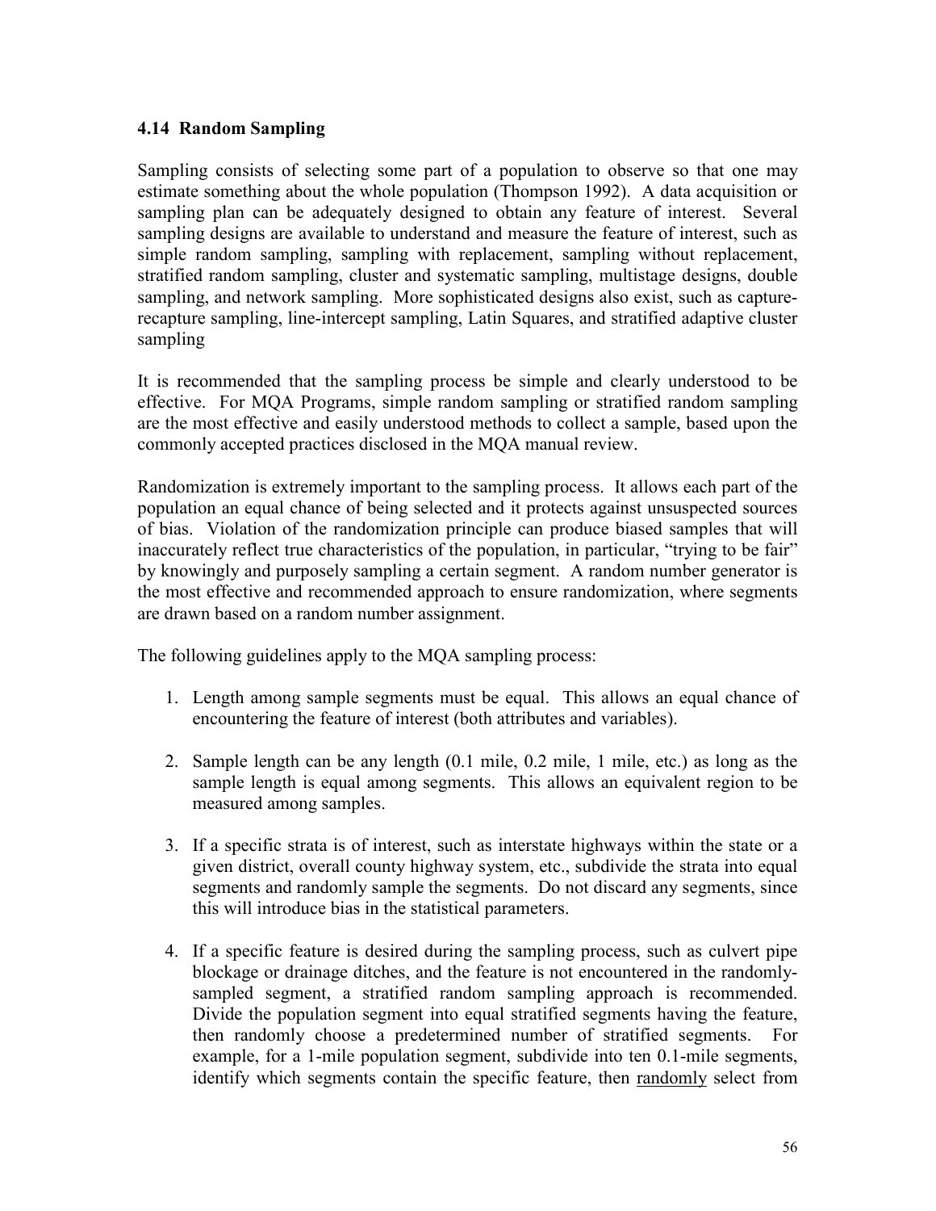### 4.14 Random Sampling

Sampling consists of selecting some part of a population to observe so that one may estimate something about the whole population (Thompson 1992). A data acquisition or sampling plan can be adequately designed to obtain any feature of interest. Several sampling designs are available to understand and measure the feature of interest, such as simple random sampling, sampling with replacement, sampling without replacement, stratified random sampling, cluster and systematic sampling, multistage designs, double sampling, and network sampling. More sophisticated designs also exist, such as capture-recapture sampling, line-intercept sampling, Latin Squares, and stratified adaptive cluster sampling

It is recommended that the sampling process be simple and clearly understood to be effective. For MQA Programs, simple random sampling or stratified random sampling are the most effective and easily understood methods to collect a sample, based upon the commonly accepted practices disclosed in the MQA manual review.

Randomization is extremely important to the sampling process. It allows each part of the population an equal chance of being selected and it protects against unsuspected sources of bias. Violation of the randomization principle can produce biased samples that will inaccurately reflect true characteristics of the population, in particular, "trying to be fair" by knowingly and purposely sampling a certain segment. A random number generator is the most effective and recommended approach to ensure randomization, where segments are drawn based on a random number assignment.

The following guidelines apply to the MQA sampling process:

1. Length among sample segments must be equal. This allows an equal chance of encountering the feature of interest (both attributes and variables).

2. Sample length can be any length (0.1 mile, 0.2 mile, 1 mile, etc.) as long as the sample length is equal among segments. This allows an equivalent region to be measured among samples.

3. If a specific strata is of interest, such as interstate highways within the state or a given district, overall county highway system, etc., subdivide the strata into equal segments and randomly sample the segments. Do not discard any segments, since this will introduce bias in the statistical parameters.

4. If a specific feature is desired during the sampling process, such as culvert pipe blockage or drainage ditches, and the feature is not encountered in the randomly-sampled segment, a stratified random sampling approach is recommended. Divide the population segment into equal stratified segments having the feature, then randomly choose a predetermined number of stratified segments. For example, for a 1-mile population segment, subdivide into ten 0.1-mile segments, identify which segments contain the specific feature, then randomly select from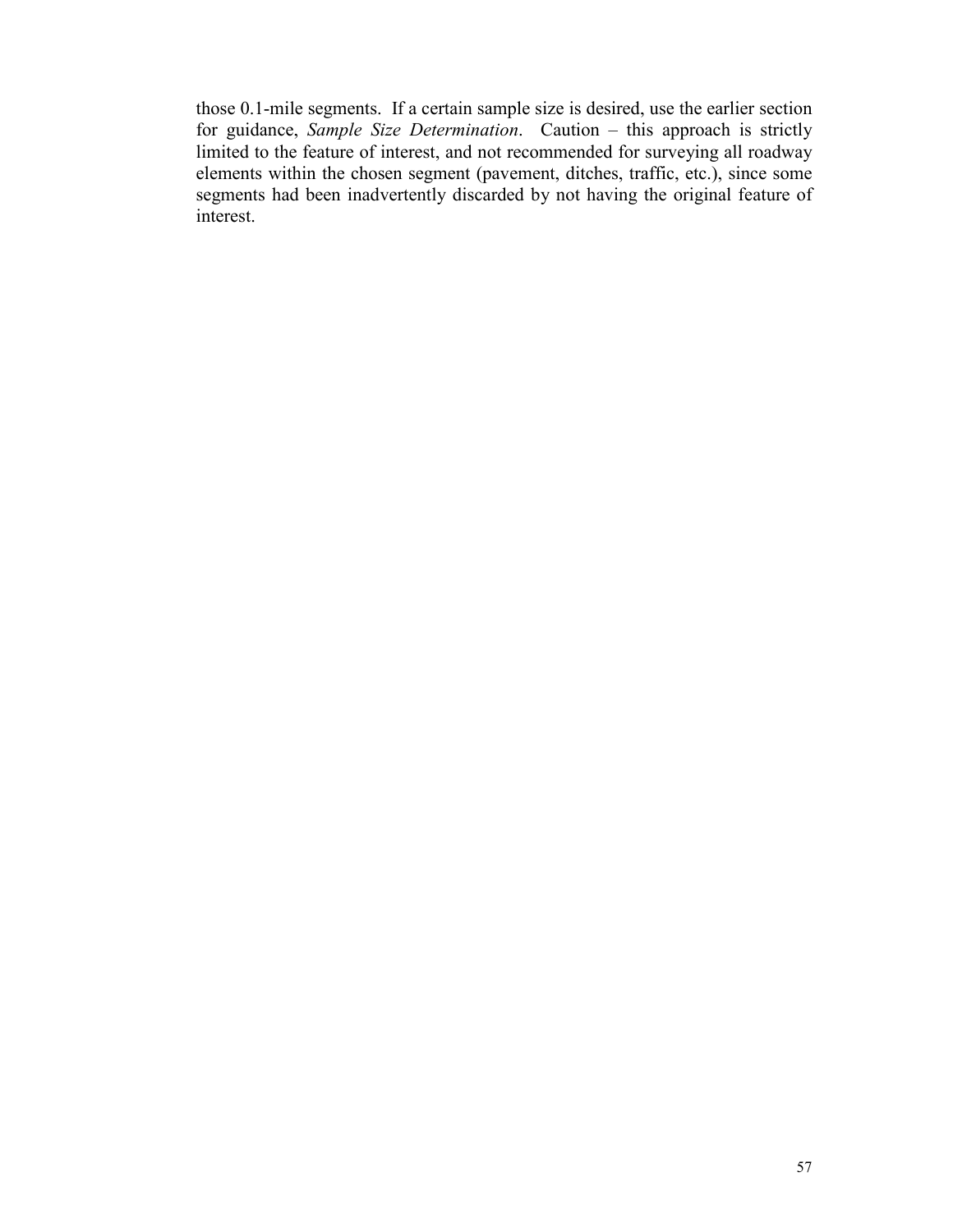those 0.1-mile segments. If a certain sample size is desired, use the earlier section for guidance, *Sample Size Determination*. Caution – this approach is strictly limited to the feature of interest, and not recommended for surveying all roadway elements within the chosen segment (pavement, ditches, traffic, etc.), since some segments had been inadvertently discarded by not having the original feature of interest.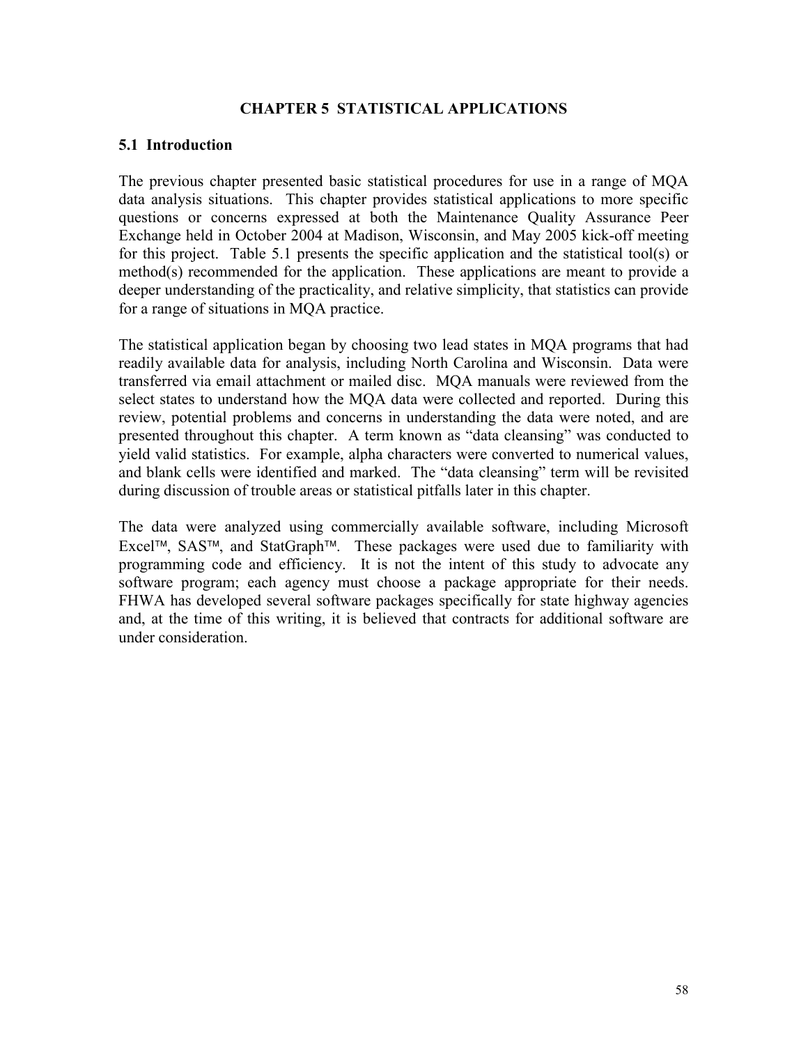# CHAPTER 5 STATISTICAL APPLICATIONS

## 5.1 Introduction

The previous chapter presented basic statistical procedures for use in a range of MQA data analysis situations. This chapter provides statistical applications to more specific questions or concerns expressed at both the Maintenance Quality Assurance Peer Exchange held in October 2004 at Madison, Wisconsin, and May 2005 kick-off meeting for this project. Table 5.1 presents the specific application and the statistical tool(s) or method(s) recommended for the application. These applications are meant to provide a deeper understanding of the practicality, and relative simplicity, that statistics can provide for a range of situations in MQA practice.

The statistical application began by choosing two lead states in MQA programs that had readily available data for analysis, including North Carolina and Wisconsin. Data were transferred via email attachment or mailed disc. MQA manuals were reviewed from the select states to understand how the MQA data were collected and reported. During this review, potential problems and concerns in understanding the data were noted, and are presented throughout this chapter. A term known as "data cleansing" was conducted to yield valid statistics. For example, alpha characters were converted to numerical values, and blank cells were identified and marked. The "data cleansing" term will be revisited during discussion of trouble areas or statistical pitfalls later in this chapter.

The data were analyzed using commercially available software, including Microsoft Excel™, SAS™, and StatGraph™. These packages were used due to familiarity with programming code and efficiency. It is not the intent of this study to advocate any software program; each agency must choose a package appropriate for their needs. FHWA has developed several software packages specifically for state highway agencies and, at the time of this writing, it is believed that contracts for additional software are under consideration.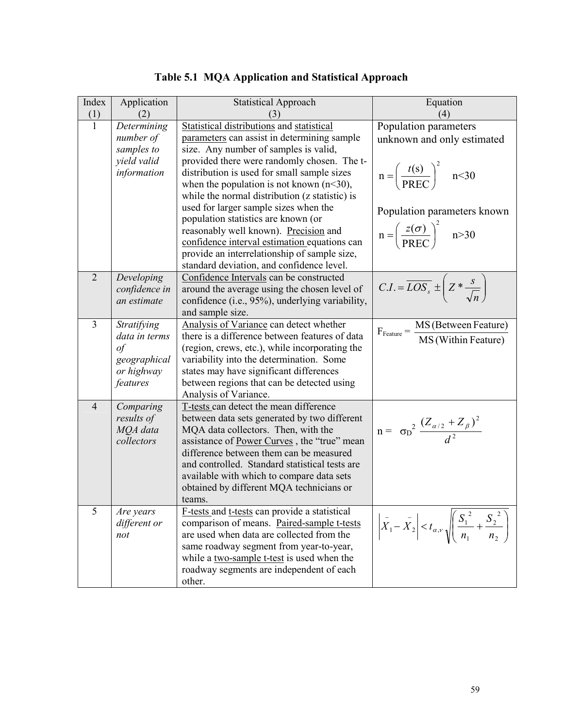# Table 5.1 MQA Application and Statistical Approach

| Index (1) | Application (2) | Statistical Approach (3) | Equation (4) |
|---|---|---|---|
| 1 | *Determining number of samples to yield valid information* | Statistical distributions and statistical parameters can assist in determining sample size. Any number of samples is valid, provided there were randomly chosen. The t-distribution is used for small sample sizes when the population is not known (n<30), while the normal distribution (z statistic) is used for larger sample sizes when the population statistics are known (or reasonably well known). Precision and confidence interval estimation equations can provide an interrelationship of sample size, standard deviation, and confidence level. | Population parameters unknown and only estimated $n = \left( \frac{t(s)}{\text{PREC}} \right)^2$ n<30 Population parameters known $n = \left( \frac{z(\sigma)}{\text{PREC}} \right)^2$ n>30 |
| 2 | *Developing confidence in an estimate* | Confidence Intervals can be constructed around the average using the chosen level of confidence (i.e., 95%), underlying variability, and sample size. | $C.I. = \overline{LOS_s} \pm \left( Z * \frac{s}{\sqrt{n}} \right)$ |
| 3 | *Stratifying data in terms of geographical or highway features* | Analysis of Variance can detect whether there is a difference between features of data (region, crews, etc.), while incorporating the variability into the determination. Some states may have significant differences between regions that can be detected using Analysis of Variance. | $F_{\text{Feature}} = \frac{\text{MS (Between Feature)}}{\text{MS (Within Feature)}}$ |
| 4 | *Comparing results of MQA data collectors* | T-tests can detect the mean difference between data sets generated by two different MQA data collectors. Then, with the assistance of Power Curves , the "true" mean difference between them can be measured and controlled. Standard statistical tests are available with which to compare data sets obtained by different MQA technicians or teams. | $n = \sigma_D^2 \frac{(Z_{\alpha/2} + Z_{\beta})^2}{d^2}$ |
| 5 | *Are years different or not* | F-tests and t-tests can provide a statistical comparison of means. Paired-sample t-tests are used when data are collected from the same roadway segment from year-to-year, while a two-sample t-test is used when the roadway segments are independent of each other. | $\left| \bar{X}_1 - \bar{X}_2 \right| < t_{\alpha,\nu} \sqrt{\left( \frac{S_1^2}{n_1} + \frac{S_2^2}{n_2} \right)}$ |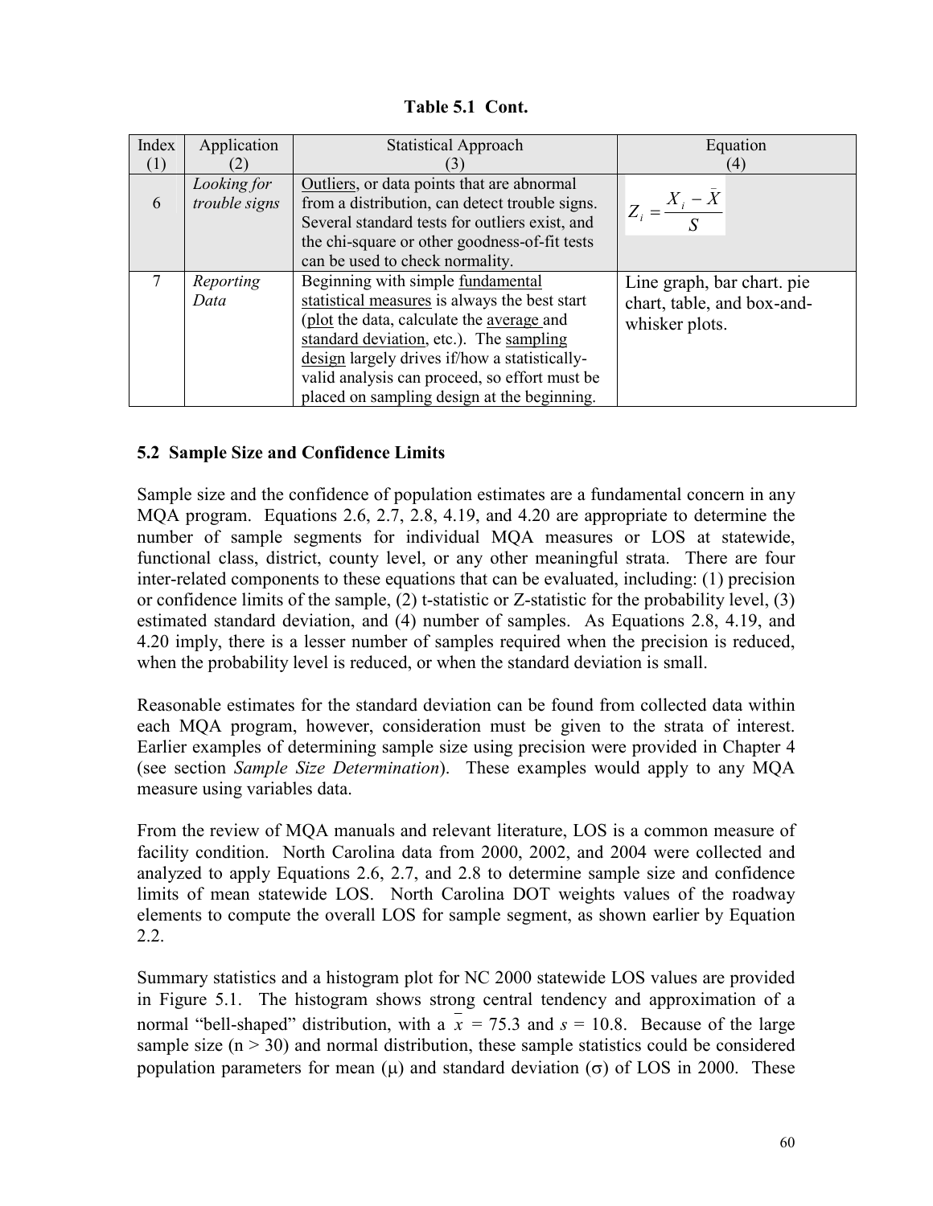**Table 5.1 Cont.**

| Index (1) | Application (2) | Statistical Approach (3) | Equation (4) |
|---|---|---|---|
| 6 | *Looking for trouble signs* | Outliers, or data points that are abnormal from a distribution, can detect trouble signs. Several standard tests for outliers exist, and the chi-square or other goodness-of-fit tests can be used to check normality. | $Z_i = \dfrac{X_i - \bar{X}}{S}$ |
| 7 | *Reporting Data* | Beginning with simple fundamental statistical measures is always the best start (plot the data, calculate the average and standard deviation, etc.). The sampling design largely drives if/how a statistically-valid analysis can proceed, so effort must be placed on sampling design at the beginning. | Line graph, bar chart. pie chart, table, and box-and-whisker plots. |

## 5.2 Sample Size and Confidence Limits

Sample size and the confidence of population estimates are a fundamental concern in any MQA program. Equations 2.6, 2.7, 2.8, 4.19, and 4.20 are appropriate to determine the number of sample segments for individual MQA measures or LOS at statewide, functional class, district, county level, or any other meaningful strata. There are four inter-related components to these equations that can be evaluated, including: (1) precision or confidence limits of the sample, (2) t-statistic or Z-statistic for the probability level, (3) estimated standard deviation, and (4) number of samples. As Equations 2.8, 4.19, and 4.20 imply, there is a lesser number of samples required when the precision is reduced, when the probability level is reduced, or when the standard deviation is small.

Reasonable estimates for the standard deviation can be found from collected data within each MQA program, however, consideration must be given to the strata of interest. Earlier examples of determining sample size using precision were provided in Chapter 4 (see section *Sample Size Determination*). These examples would apply to any MQA measure using variables data.

From the review of MQA manuals and relevant literature, LOS is a common measure of facility condition. North Carolina data from 2000, 2002, and 2004 were collected and analyzed to apply Equations 2.6, 2.7, and 2.8 to determine sample size and confidence limits of mean statewide LOS. North Carolina DOT weights values of the roadway elements to compute the overall LOS for sample segment, as shown earlier by Equation 2.2.

Summary statistics and a histogram plot for NC 2000 statewide LOS values are provided in Figure 5.1. The histogram shows strong central tendency and approximation of a normal "bell-shaped" distribution, with a $\bar{x}$ = 75.3 and $s$ = 10.8. Because of the large sample size (n > 30) and normal distribution, these sample statistics could be considered population parameters for mean ($\mu$) and standard deviation ($\sigma$) of LOS in 2000. These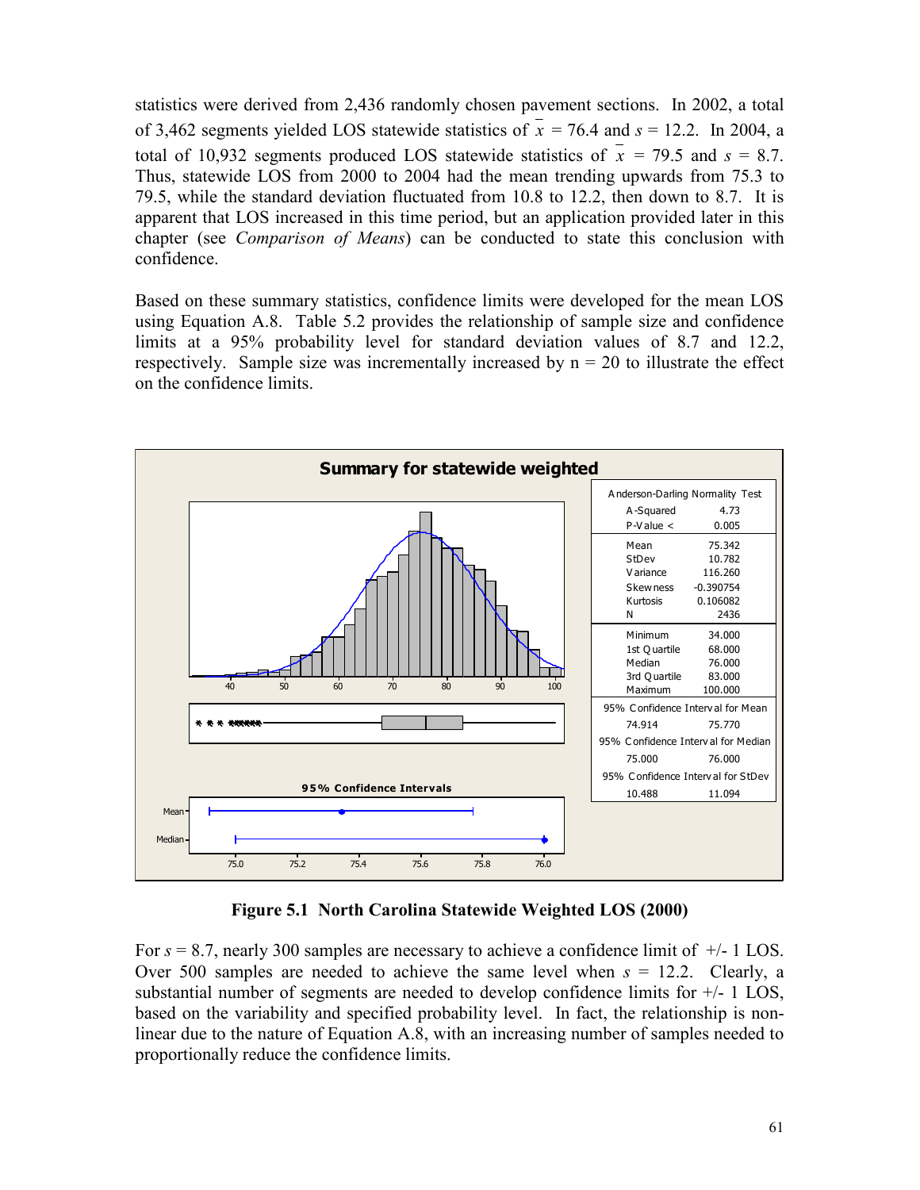statistics were derived from 2,436 randomly chosen pavement sections. In 2002, a total of 3,462 segments yielded LOS statewide statistics of $\bar{x}$ = 76.4 and $s$ = 12.2. In 2004, a total of 10,932 segments produced LOS statewide statistics of $\bar{x}$ = 79.5 and $s$ = 8.7. Thus, statewide LOS from 2000 to 2004 had the mean trending upwards from 75.3 to 79.5, while the standard deviation fluctuated from 10.8 to 12.2, then down to 8.7. It is apparent that LOS increased in this time period, but an application provided later in this chapter (see *Comparison of Means*) can be conducted to state this conclusion with confidence.

Based on these summary statistics, confidence limits were developed for the mean LOS using Equation A.8. Table 5.2 provides the relationship of sample size and confidence limits at a 95% probability level for standard deviation values of 8.7 and 12.2, respectively. Sample size was incrementally increased by n = 20 to illustrate the effect on the confidence limits.

**Summary for statewide weighted**

| Anderson-Darling Normality Test | |
|---|---|
| A-Squared | 4.73 |
| P-Value < | 0.005 |
| Mean | 75.342 |
| StDev | 10.782 |
| Variance | 116.260 |
| Skewness | -0.390754 |
| Kurtosis | 0.106082 |
| N | 2436 |
| Minimum | 34.000 |
| 1st Quartile | 68.000 |
| Median | 76.000 |
| 3rd Quartile | 83.000 |
| Maximum | 100.000 |
| 95% Confidence Interval for Mean | |
| 74.914 | 75.770 |
| 95% Confidence Interval for Median | |
| 75.000 | 76.000 |
| 95% Confidence Interval for StDev | |
| 10.488 | 11.094 |

**Figure 5.1 North Carolina Statewide Weighted LOS (2000)**

For $s$ = 8.7, nearly 300 samples are necessary to achieve a confidence limit of +/- 1 LOS. Over 500 samples are needed to achieve the same level when $s$ = 12.2. Clearly, a substantial number of segments are needed to develop confidence limits for +/- 1 LOS, based on the variability and specified probability level. In fact, the relationship is non-linear due to the nature of Equation A.8, with an increasing number of samples needed to proportionally reduce the confidence limits.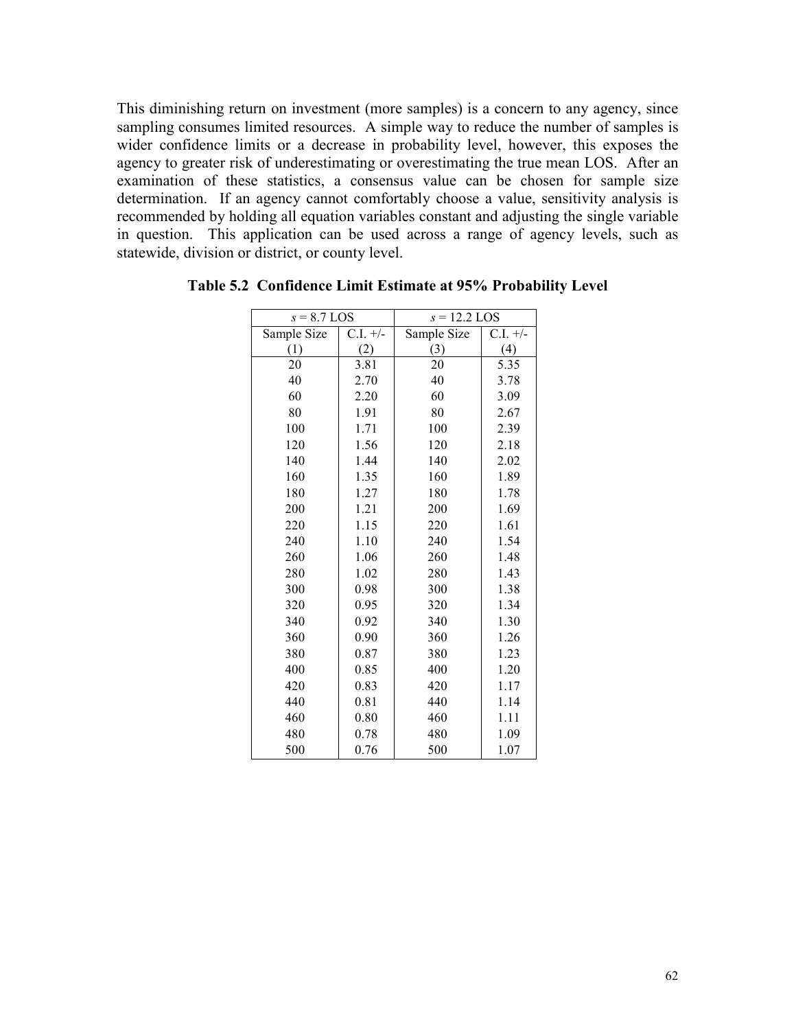This diminishing return on investment (more samples) is a concern to any agency, since sampling consumes limited resources. A simple way to reduce the number of samples is wider confidence limits or a decrease in probability level, however, this exposes the agency to greater risk of underestimating or overestimating the true mean LOS. After an examination of these statistics, a consensus value can be chosen for sample size determination. If an agency cannot comfortably choose a value, sensitivity analysis is recommended by holding all equation variables constant and adjusting the single variable in question. This application can be used across a range of agency levels, such as statewide, division or district, or county level.

**Table 5.2 Confidence Limit Estimate at 95% Probability Level**

| $s$ = 8.7 LOS | | $s$ = 12.2 LOS | |
|---|---|---|---|
| Sample Size (1) | C.I. +/- (2) | Sample Size (3) | C.I. +/- (4) |
| 20 | 3.81 | 20 | 5.35 |
| 40 | 2.70 | 40 | 3.78 |
| 60 | 2.20 | 60 | 3.09 |
| 80 | 1.91 | 80 | 2.67 |
| 100 | 1.71 | 100 | 2.39 |
| 120 | 1.56 | 120 | 2.18 |
| 140 | 1.44 | 140 | 2.02 |
| 160 | 1.35 | 160 | 1.89 |
| 180 | 1.27 | 180 | 1.78 |
| 200 | 1.21 | 200 | 1.69 |
| 220 | 1.15 | 220 | 1.61 |
| 240 | 1.10 | 240 | 1.54 |
| 260 | 1.06 | 260 | 1.48 |
| 280 | 1.02 | 280 | 1.43 |
| 300 | 0.98 | 300 | 1.38 |
| 320 | 0.95 | 320 | 1.34 |
| 340 | 0.92 | 340 | 1.30 |
| 360 | 0.90 | 360 | 1.26 |
| 380 | 0.87 | 380 | 1.23 |
| 400 | 0.85 | 400 | 1.20 |
| 420 | 0.83 | 420 | 1.17 |
| 440 | 0.81 | 440 | 1.14 |
| 460 | 0.80 | 460 | 1.11 |
| 480 | 0.78 | 480 | 1.09 |
| 500 | 0.76 | 500 | 1.07 |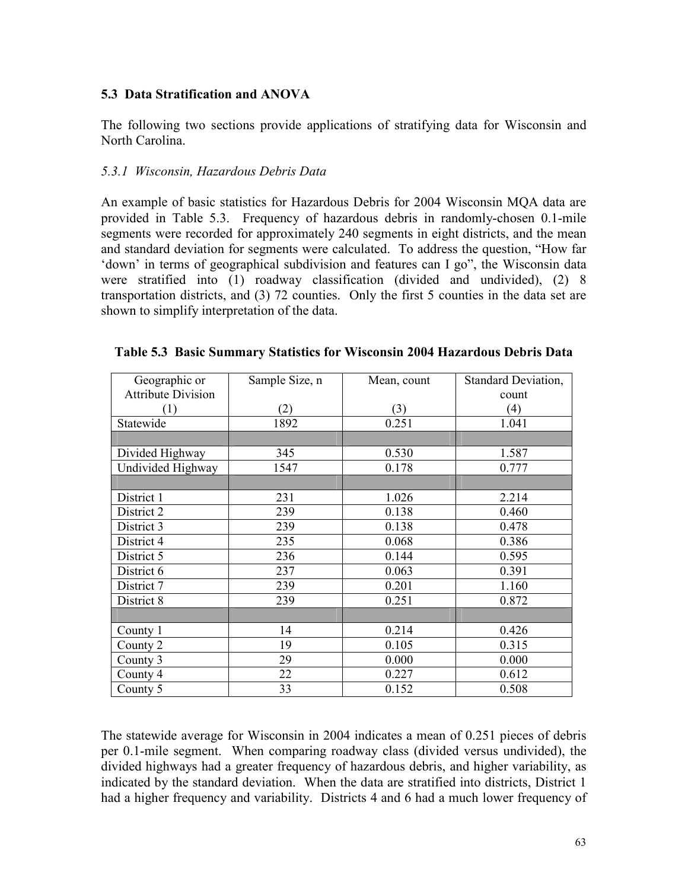## 5.3 Data Stratification and ANOVA

The following two sections provide applications of stratifying data for Wisconsin and North Carolina.

### *5.3.1 Wisconsin, Hazardous Debris Data*

An example of basic statistics for Hazardous Debris for 2004 Wisconsin MQA data are provided in Table 5.3. Frequency of hazardous debris in randomly-chosen 0.1-mile segments were recorded for approximately 240 segments in eight districts, and the mean and standard deviation for segments were calculated. To address the question, "How far 'down' in terms of geographical subdivision and features can I go", the Wisconsin data were stratified into (1) roadway classification (divided and undivided), (2) 8 transportation districts, and (3) 72 counties. Only the first 5 counties in the data set are shown to simplify interpretation of the data.

**Table 5.3 Basic Summary Statistics for Wisconsin 2004 Hazardous Debris Data**

| Geographic or Attribute Division (1) | Sample Size, n (2) | Mean, count (3) | Standard Deviation, count (4) |
|---|---|---|---|
| Statewide | 1892 | 0.251 | 1.041 |
| | | | |
| Divided Highway | 345 | 0.530 | 1.587 |
| Undivided Highway | 1547 | 0.178 | 0.777 |
| | | | |
| District 1 | 231 | 1.026 | 2.214 |
| District 2 | 239 | 0.138 | 0.460 |
| District 3 | 239 | 0.138 | 0.478 |
| District 4 | 235 | 0.068 | 0.386 |
| District 5 | 236 | 0.144 | 0.595 |
| District 6 | 237 | 0.063 | 0.391 |
| District 7 | 239 | 0.201 | 1.160 |
| District 8 | 239 | 0.251 | 0.872 |
| | | | |
| County 1 | 14 | 0.214 | 0.426 |
| County 2 | 19 | 0.105 | 0.315 |
| County 3 | 29 | 0.000 | 0.000 |
| County 4 | 22 | 0.227 | 0.612 |
| County 5 | 33 | 0.152 | 0.508 |

The statewide average for Wisconsin in 2004 indicates a mean of 0.251 pieces of debris per 0.1-mile segment. When comparing roadway class (divided versus undivided), the divided highways had a greater frequency of hazardous debris, and higher variability, as indicated by the standard deviation. When the data are stratified into districts, District 1 had a higher frequency and variability. Districts 4 and 6 had a much lower frequency of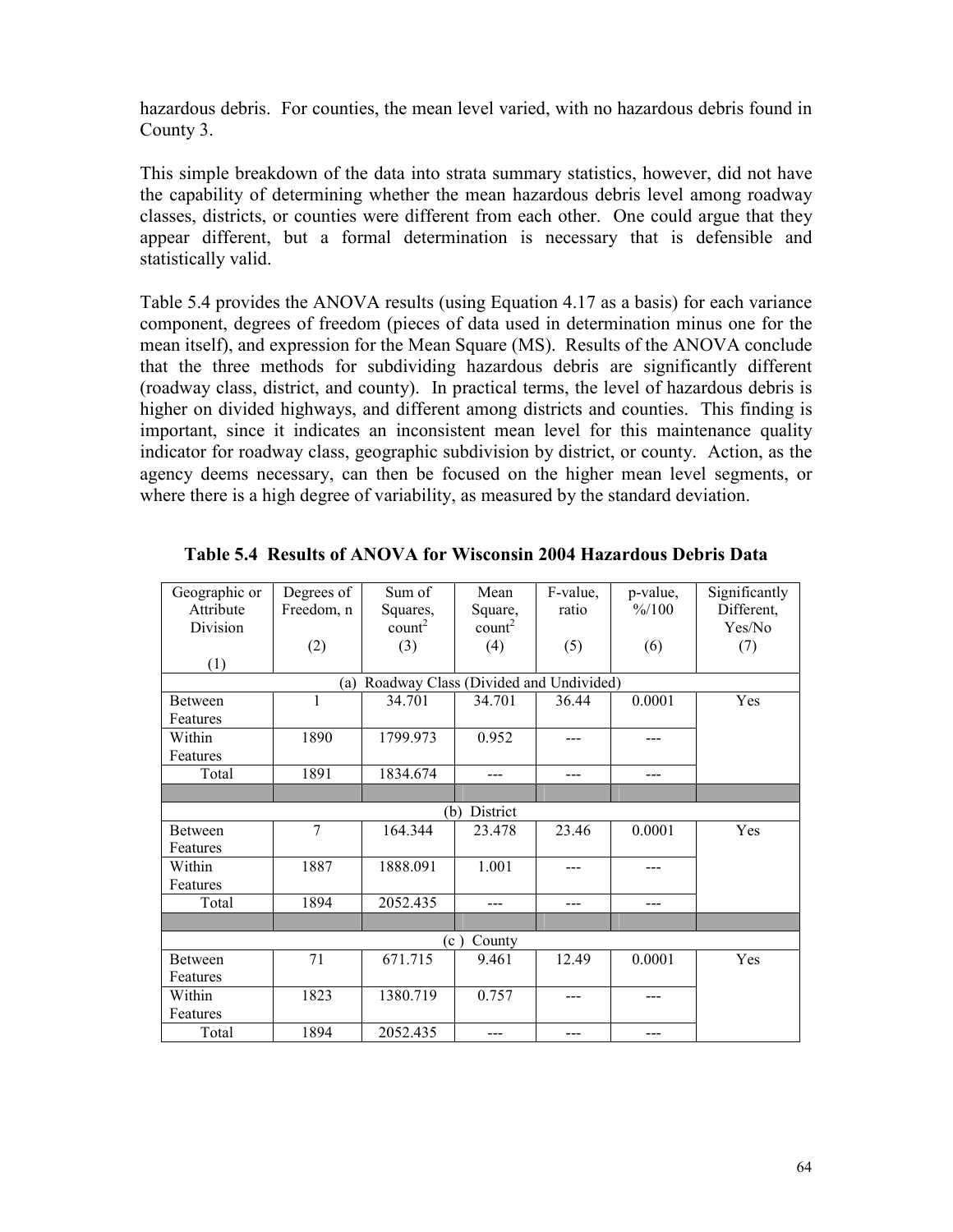hazardous debris. For counties, the mean level varied, with no hazardous debris found in County 3.

This simple breakdown of the data into strata summary statistics, however, did not have the capability of determining whether the mean hazardous debris level among roadway classes, districts, or counties were different from each other. One could argue that they appear different, but a formal determination is necessary that is defensible and statistically valid.

Table 5.4 provides the ANOVA results (using Equation 4.17 as a basis) for each variance component, degrees of freedom (pieces of data used in determination minus one for the mean itself), and expression for the Mean Square (MS). Results of the ANOVA conclude that the three methods for subdividing hazardous debris are significantly different (roadway class, district, and county). In practical terms, the level of hazardous debris is higher on divided highways, and different among districts and counties. This finding is important, since it indicates an inconsistent mean level for this maintenance quality indicator for roadway class, geographic subdivision by district, or county. Action, as the agency deems necessary, can then be focused on the higher mean level segments, or where there is a high degree of variability, as measured by the standard deviation.

**Table 5.4 Results of ANOVA for Wisconsin 2004 Hazardous Debris Data**

| Geographic or Attribute Division (1) | Degrees of Freedom, n (2) | Sum of Squares, count$^2$ (3) | Mean Square, count$^2$ (4) | F-value, ratio (5) | p-value, %/100 (6) | Significantly Different, Yes/No (7) |
|---|---|---|---|---|---|---|
| (a) Roadway Class (Divided and Undivided) | | | | | | |
| Between Features | 1 | 34.701 | 34.701 | 36.44 | 0.0001 | Yes |
| Within Features | 1890 | 1799.973 | 0.952 | --- | --- | |
| Total | 1891 | 1834.674 | --- | --- | --- | |
| (b) District | | | | | | |
| Between Features | 7 | 164.344 | 23.478 | 23.46 | 0.0001 | Yes |
| Within Features | 1887 | 1888.091 | 1.001 | --- | --- | |
| Total | 1894 | 2052.435 | --- | --- | --- | |
| (c ) County | | | | | | |
| Between Features | 71 | 671.715 | 9.461 | 12.49 | 0.0001 | Yes |
| Within Features | 1823 | 1380.719 | 0.757 | --- | --- | |
| Total | 1894 | 2052.435 | --- | --- | --- | |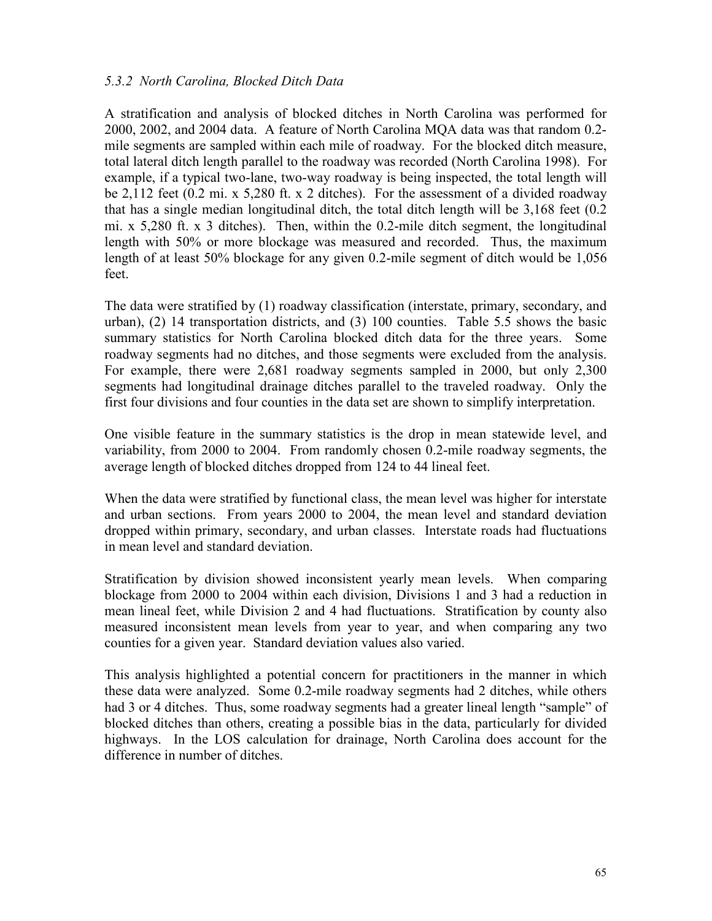### *5.3.2 North Carolina, Blocked Ditch Data*

A stratification and analysis of blocked ditches in North Carolina was performed for 2000, 2002, and 2004 data. A feature of North Carolina MQA data was that random 0.2-mile segments are sampled within each mile of roadway. For the blocked ditch measure, total lateral ditch length parallel to the roadway was recorded (North Carolina 1998). For example, if a typical two-lane, two-way roadway is being inspected, the total length will be 2,112 feet (0.2 mi. x 5,280 ft. x 2 ditches). For the assessment of a divided roadway that has a single median longitudinal ditch, the total ditch length will be 3,168 feet (0.2 mi. x 5,280 ft. x 3 ditches). Then, within the 0.2-mile ditch segment, the longitudinal length with 50% or more blockage was measured and recorded. Thus, the maximum length of at least 50% blockage for any given 0.2-mile segment of ditch would be 1,056 feet.

The data were stratified by (1) roadway classification (interstate, primary, secondary, and urban), (2) 14 transportation districts, and (3) 100 counties. Table 5.5 shows the basic summary statistics for North Carolina blocked ditch data for the three years. Some roadway segments had no ditches, and those segments were excluded from the analysis. For example, there were 2,681 roadway segments sampled in 2000, but only 2,300 segments had longitudinal drainage ditches parallel to the traveled roadway. Only the first four divisions and four counties in the data set are shown to simplify interpretation.

One visible feature in the summary statistics is the drop in mean statewide level, and variability, from 2000 to 2004. From randomly chosen 0.2-mile roadway segments, the average length of blocked ditches dropped from 124 to 44 lineal feet.

When the data were stratified by functional class, the mean level was higher for interstate and urban sections. From years 2000 to 2004, the mean level and standard deviation dropped within primary, secondary, and urban classes. Interstate roads had fluctuations in mean level and standard deviation.

Stratification by division showed inconsistent yearly mean levels. When comparing blockage from 2000 to 2004 within each division, Divisions 1 and 3 had a reduction in mean lineal feet, while Division 2 and 4 had fluctuations. Stratification by county also measured inconsistent mean levels from year to year, and when comparing any two counties for a given year. Standard deviation values also varied.

This analysis highlighted a potential concern for practitioners in the manner in which these data were analyzed. Some 0.2-mile roadway segments had 2 ditches, while others had 3 or 4 ditches. Thus, some roadway segments had a greater lineal length "sample" of blocked ditches than others, creating a possible bias in the data, particularly for divided highways. In the LOS calculation for drainage, North Carolina does account for the difference in number of ditches.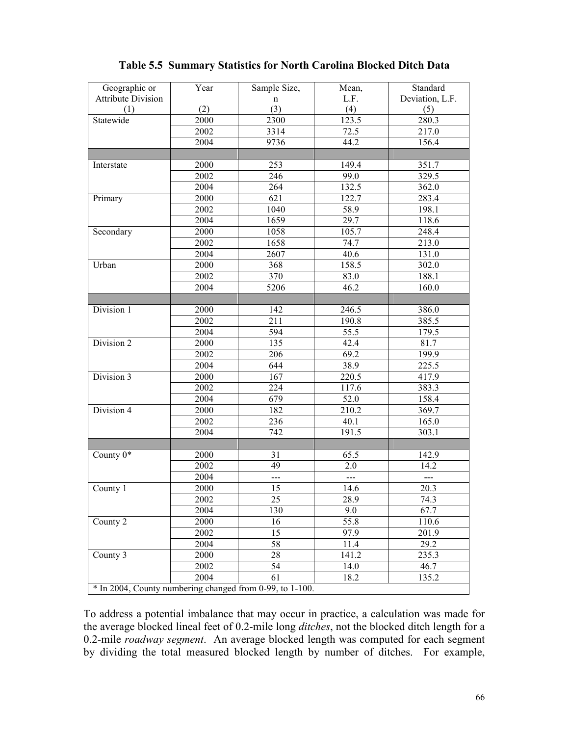**Table 5.5 Summary Statistics for North Carolina Blocked Ditch Data**

| Geographic or Attribute Division (1) | Year (2) | Sample Size, n (3) | Mean, L.F. (4) | Standard Deviation, L.F. (5) |
|---|---|---|---|---|
| Statewide | 2000 | 2300 | 123.5 | 280.3 |
| | 2002 | 3314 | 72.5 | 217.0 |
| | 2004 | 9736 | 44.2 | 156.4 |
| | | | | |
| Interstate | 2000 | 253 | 149.4 | 351.7 |
| | 2002 | 246 | 99.0 | 329.5 |
| | 2004 | 264 | 132.5 | 362.0 |
| Primary | 2000 | 621 | 122.7 | 283.4 |
| | 2002 | 1040 | 58.9 | 198.1 |
| | 2004 | 1659 | 29.7 | 118.6 |
| Secondary | 2000 | 1058 | 105.7 | 248.4 |
| | 2002 | 1658 | 74.7 | 213.0 |
| | 2004 | 2607 | 40.6 | 131.0 |
| Urban | 2000 | 368 | 158.5 | 302.0 |
| | 2002 | 370 | 83.0 | 188.1 |
| | 2004 | 5206 | 46.2 | 160.0 |
| | | | | |
| Division 1 | 2000 | 142 | 246.5 | 386.0 |
| | 2002 | 211 | 190.8 | 385.5 |
| | 2004 | 594 | 55.5 | 179.5 |
| Division 2 | 2000 | 135 | 42.4 | 81.7 |
| | 2002 | 206 | 69.2 | 199.9 |
| | 2004 | 644 | 38.9 | 225.5 |
| Division 3 | 2000 | 167 | 220.5 | 417.9 |
| | 2002 | 224 | 117.6 | 383.3 |
| | 2004 | 679 | 52.0 | 158.4 |
| Division 4 | 2000 | 182 | 210.2 | 369.7 |
| | 2002 | 236 | 40.1 | 165.0 |
| | 2004 | 742 | 191.5 | 303.1 |
| | | | | |
| County 0* | 2000 | 31 | 65.5 | 142.9 |
| | 2002 | 49 | 2.0 | 14.2 |
| | 2004 | --- | --- | --- |
| County 1 | 2000 | 15 | 14.6 | 20.3 |
| | 2002 | 25 | 28.9 | 74.3 |
| | 2004 | 130 | 9.0 | 67.7 |
| County 2 | 2000 | 16 | 55.8 | 110.6 |
| | 2002 | 15 | 97.9 | 201.9 |
| | 2004 | 58 | 11.4 | 29.2 |
| County 3 | 2000 | 28 | 141.2 | 235.3 |
| | 2002 | 54 | 14.0 | 46.7 |
| | 2004 | 61 | 18.2 | 135.2 |

* In 2004, County numbering changed from 0-99, to 1-100.

To address a potential imbalance that may occur in practice, a calculation was made for the average blocked lineal feet of 0.2-mile long *ditches*, not the blocked ditch length for a 0.2-mile *roadway segment*. An average blocked length was computed for each segment by dividing the total measured blocked length by number of ditches. For example,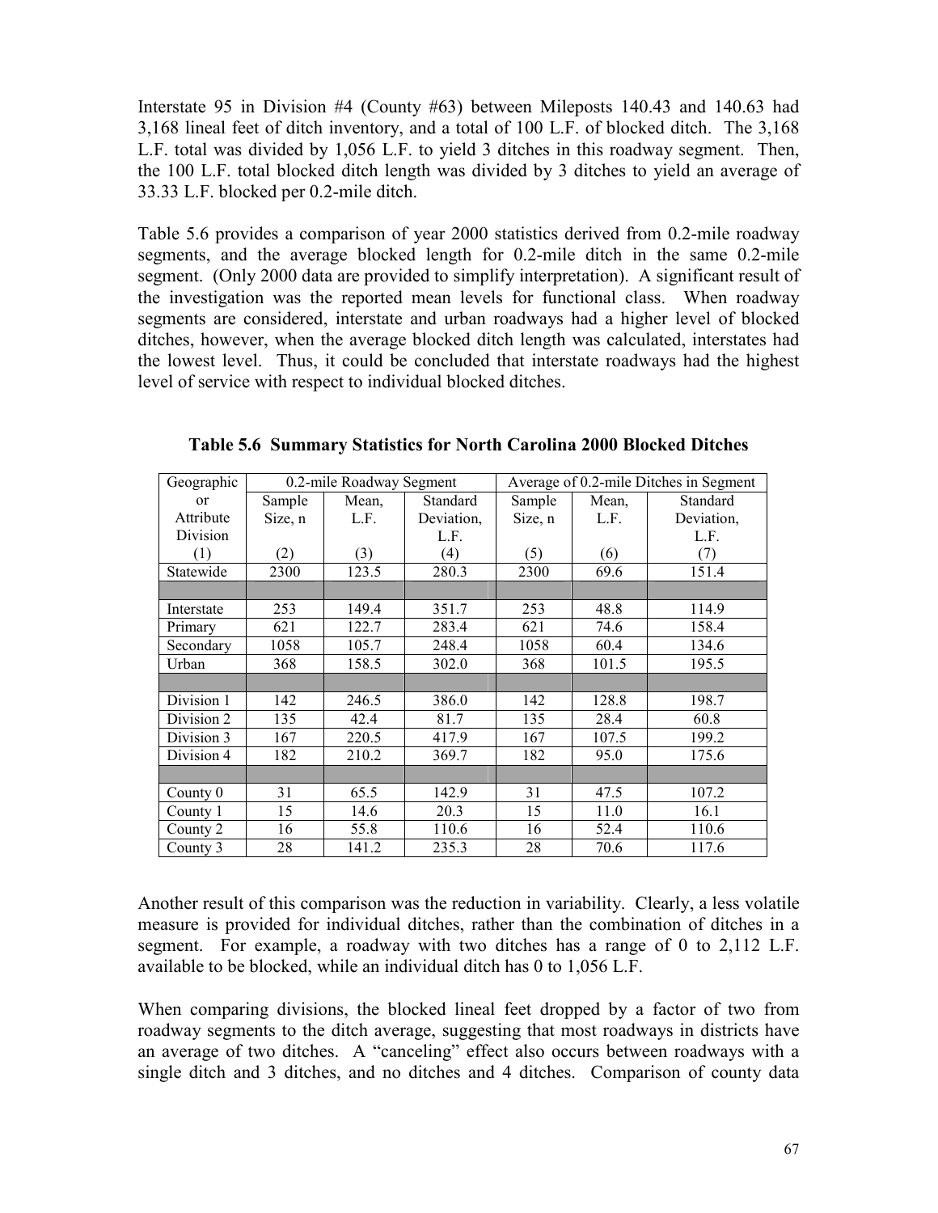Interstate 95 in Division #4 (County #63) between Mileposts 140.43 and 140.63 had 3,168 lineal feet of ditch inventory, and a total of 100 L.F. of blocked ditch. The 3,168 L.F. total was divided by 1,056 L.F. to yield 3 ditches in this roadway segment. Then, the 100 L.F. total blocked ditch length was divided by 3 ditches to yield an average of 33.33 L.F. blocked per 0.2-mile ditch.

Table 5.6 provides a comparison of year 2000 statistics derived from 0.2-mile roadway segments, and the average blocked length for 0.2-mile ditch in the same 0.2-mile segment. (Only 2000 data are provided to simplify interpretation). A significant result of the investigation was the reported mean levels for functional class. When roadway segments are considered, interstate and urban roadways had a higher level of blocked ditches, however, when the average blocked ditch length was calculated, interstates had the lowest level. Thus, it could be concluded that interstate roadways had the highest level of service with respect to individual blocked ditches.

**Table 5.6 Summary Statistics for North Carolina 2000 Blocked Ditches**

| Geographic or Attribute Division | 0.2-mile Roadway Segment | | | Average of 0.2-mile Ditches in Segment | | |
|---|---|---|---|---|---|---|
| | Sample Size, n | Mean, L.F. | Standard Deviation, L.F. | Sample Size, n | Mean, L.F. | Standard Deviation, L.F. |
| (1) | (2) | (3) | (4) | (5) | (6) | (7) |
| Statewide | 2300 | 123.5 | 280.3 | 2300 | 69.6 | 151.4 |
| | | | | | | |
| Interstate | 253 | 149.4 | 351.7 | 253 | 48.8 | 114.9 |
| Primary | 621 | 122.7 | 283.4 | 621 | 74.6 | 158.4 |
| Secondary | 1058 | 105.7 | 248.4 | 1058 | 60.4 | 134.6 |
| Urban | 368 | 158.5 | 302.0 | 368 | 101.5 | 195.5 |
| | | | | | | |
| Division 1 | 142 | 246.5 | 386.0 | 142 | 128.8 | 198.7 |
| Division 2 | 135 | 42.4 | 81.7 | 135 | 28.4 | 60.8 |
| Division 3 | 167 | 220.5 | 417.9 | 167 | 107.5 | 199.2 |
| Division 4 | 182 | 210.2 | 369.7 | 182 | 95.0 | 175.6 |
| | | | | | | |
| County 0 | 31 | 65.5 | 142.9 | 31 | 47.5 | 107.2 |
| County 1 | 15 | 14.6 | 20.3 | 15 | 11.0 | 16.1 |
| County 2 | 16 | 55.8 | 110.6 | 16 | 52.4 | 110.6 |
| County 3 | 28 | 141.2 | 235.3 | 28 | 70.6 | 117.6 |

Another result of this comparison was the reduction in variability. Clearly, a less volatile measure is provided for individual ditches, rather than the combination of ditches in a segment. For example, a roadway with two ditches has a range of 0 to 2,112 L.F. available to be blocked, while an individual ditch has 0 to 1,056 L.F.

When comparing divisions, the blocked lineal feet dropped by a factor of two from roadway segments to the ditch average, suggesting that most roadways in districts have an average of two ditches. A "canceling" effect also occurs between roadways with a single ditch and 3 ditches, and no ditches and 4 ditches. Comparison of county data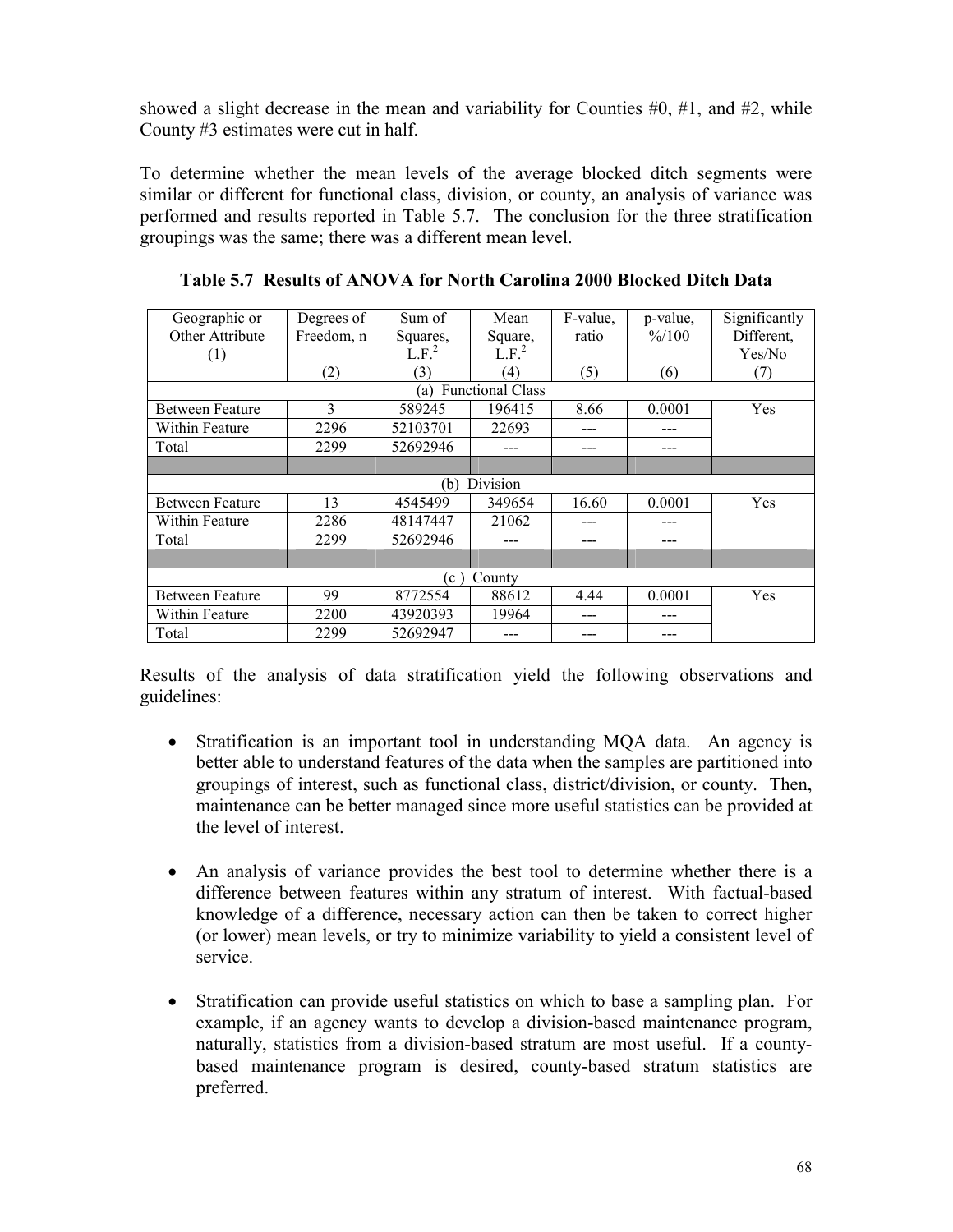showed a slight decrease in the mean and variability for Counties #0, #1, and #2, while County #3 estimates were cut in half.

To determine whether the mean levels of the average blocked ditch segments were similar or different for functional class, division, or county, an analysis of variance was performed and results reported in Table 5.7. The conclusion for the three stratification groupings was the same; there was a different mean level.

**Table 5.7 Results of ANOVA for North Carolina 2000 Blocked Ditch Data**

| Geographic or Other Attribute (1) | Degrees of Freedom, n (2) | Sum of Squares, L.F.$^2$ (3) | Mean Square, L.F.$^2$ (4) | F-value, ratio (5) | p-value, %/100 (6) | Significantly Different, Yes/No (7) |
|---|---|---|---|---|---|---|
| (a) Functional Class | | | | | | |
| Between Feature | 3 | 589245 | 196415 | 8.66 | 0.0001 | Yes |
| Within Feature | 2296 | 52103701 | 22693 | --- | --- | |
| Total | 2299 | 52692946 | --- | --- | --- | |
| | | | | | | |
| (b) Division | | | | | | |
| Between Feature | 13 | 4545499 | 349654 | 16.60 | 0.0001 | Yes |
| Within Feature | 2286 | 48147447 | 21062 | --- | --- | |
| Total | 2299 | 52692946 | --- | --- | --- | |
| | | | | | | |
| (c ) County | | | | | | |
| Between Feature | 99 | 8772554 | 88612 | 4.44 | 0.0001 | Yes |
| Within Feature | 2200 | 43920393 | 19964 | --- | --- | |
| Total | 2299 | 52692947 | --- | --- | --- | |

Results of the analysis of data stratification yield the following observations and guidelines:

- Stratification is an important tool in understanding MQA data. An agency is better able to understand features of the data when the samples are partitioned into groupings of interest, such as functional class, district/division, or county. Then, maintenance can be better managed since more useful statistics can be provided at the level of interest.

- An analysis of variance provides the best tool to determine whether there is a difference between features within any stratum of interest. With factual-based knowledge of a difference, necessary action can then be taken to correct higher (or lower) mean levels, or try to minimize variability to yield a consistent level of service.

- Stratification can provide useful statistics on which to base a sampling plan. For example, if an agency wants to develop a division-based maintenance program, naturally, statistics from a division-based stratum are most useful. If a county-based maintenance program is desired, county-based stratum statistics are preferred.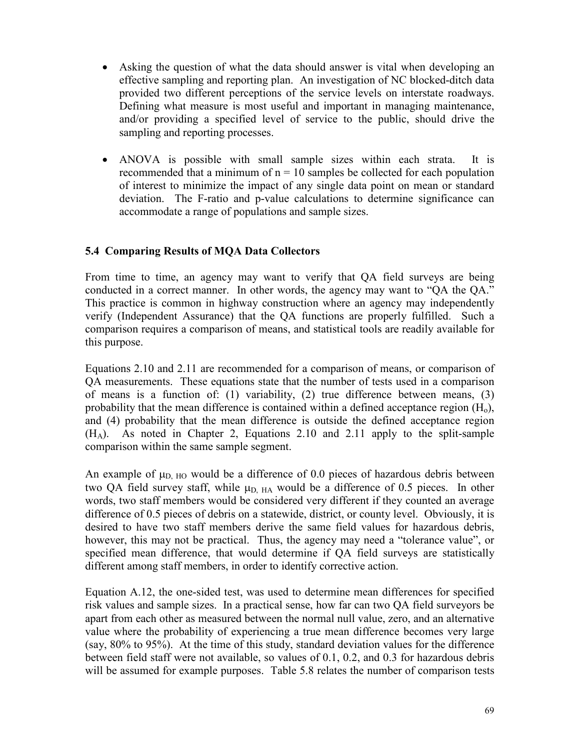- Asking the question of what the data should answer is vital when developing an effective sampling and reporting plan. An investigation of NC blocked-ditch data provided two different perceptions of the service levels on interstate roadways. Defining what measure is most useful and important in managing maintenance, and/or providing a specified level of service to the public, should drive the sampling and reporting processes.

- ANOVA is possible with small sample sizes within each strata. It is recommended that a minimum of $n = 10$ samples be collected for each population of interest to minimize the impact of any single data point on mean or standard deviation. The F-ratio and p-value calculations to determine significance can accommodate a range of populations and sample sizes.

### 5.4 Comparing Results of MQA Data Collectors

From time to time, an agency may want to verify that QA field surveys are being conducted in a correct manner. In other words, the agency may want to "QA the QA." This practice is common in highway construction where an agency may independently verify (Independent Assurance) that the QA functions are properly fulfilled. Such a comparison requires a comparison of means, and statistical tools are readily available for this purpose.

Equations 2.10 and 2.11 are recommended for a comparison of means, or comparison of QA measurements. These equations state that the number of tests used in a comparison of means is a function of: (1) variability, (2) true difference between means, (3) probability that the mean difference is contained within a defined acceptance region ($H_o$), and (4) probability that the mean difference is outside the defined acceptance region ($H_A$). As noted in Chapter 2, Equations 2.10 and 2.11 apply to the split-sample comparison within the same sample segment.

An example of $\mu_{D,\,HO}$ would be a difference of 0.0 pieces of hazardous debris between two QA field survey staff, while $\mu_{D,\,HA}$ would be a difference of 0.5 pieces. In other words, two staff members would be considered very different if they counted an average difference of 0.5 pieces of debris on a statewide, district, or county level. Obviously, it is desired to have two staff members derive the same field values for hazardous debris, however, this may not be practical. Thus, the agency may need a "tolerance value", or specified mean difference, that would determine if QA field surveys are statistically different among staff members, in order to identify corrective action.

Equation A.12, the one-sided test, was used to determine mean differences for specified risk values and sample sizes. In a practical sense, how far can two QA field surveyors be apart from each other as measured between the normal null value, zero, and an alternative value where the probability of experiencing a true mean difference becomes very large (say, 80% to 95%). At the time of this study, standard deviation values for the difference between field staff were not available, so values of 0.1, 0.2, and 0.3 for hazardous debris will be assumed for example purposes. Table 5.8 relates the number of comparison tests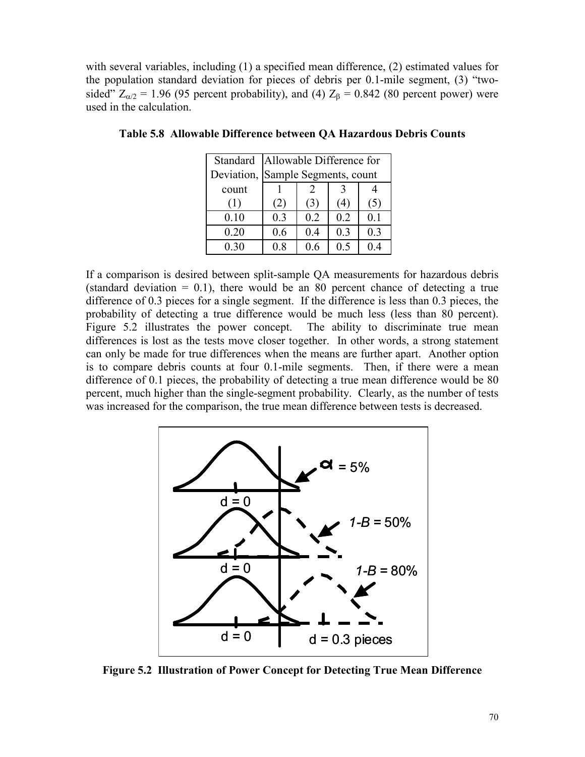with several variables, including (1) a specified mean difference, (2) estimated values for the population standard deviation for pieces of debris per 0.1-mile segment, (3) "two-sided" $Z_{\alpha/2}$ = 1.96 (95 percent probability), and (4) $Z_{\beta}$ = 0.842 (80 percent power) were used in the calculation.

**Table 5.8 Allowable Difference between QA Hazardous Debris Counts**

| Standard Deviation, count | Allowable Difference for Sample Segments, count | | | |
|---|---|---|---|---|
| | 1 | 2 | 3 | 4 |
| (1) | (2) | (3) | (4) | (5) |
| 0.10 | 0.3 | 0.2 | 0.2 | 0.1 |
| 0.20 | 0.6 | 0.4 | 0.3 | 0.3 |
| 0.30 | 0.8 | 0.6 | 0.5 | 0.4 |

If a comparison is desired between split-sample QA measurements for hazardous debris (standard deviation = 0.1), there would be an 80 percent chance of detecting a true difference of 0.3 pieces for a single segment. If the difference is less than 0.3 pieces, the probability of detecting a true difference would be much less (less than 80 percent). Figure 5.2 illustrates the power concept. The ability to discriminate true mean differences is lost as the tests move closer together. In other words, a strong statement can only be made for true differences when the means are further apart. Another option is to compare debris counts at four 0.1-mile segments. Then, if there were a mean difference of 0.1 pieces, the probability of detecting a true mean difference would be 80 percent, much higher than the single-segment probability. Clearly, as the number of tests was increased for the comparison, the true mean difference between tests is decreased.

**Figure 5.2 Illustration of Power Concept for Detecting True Mean Difference**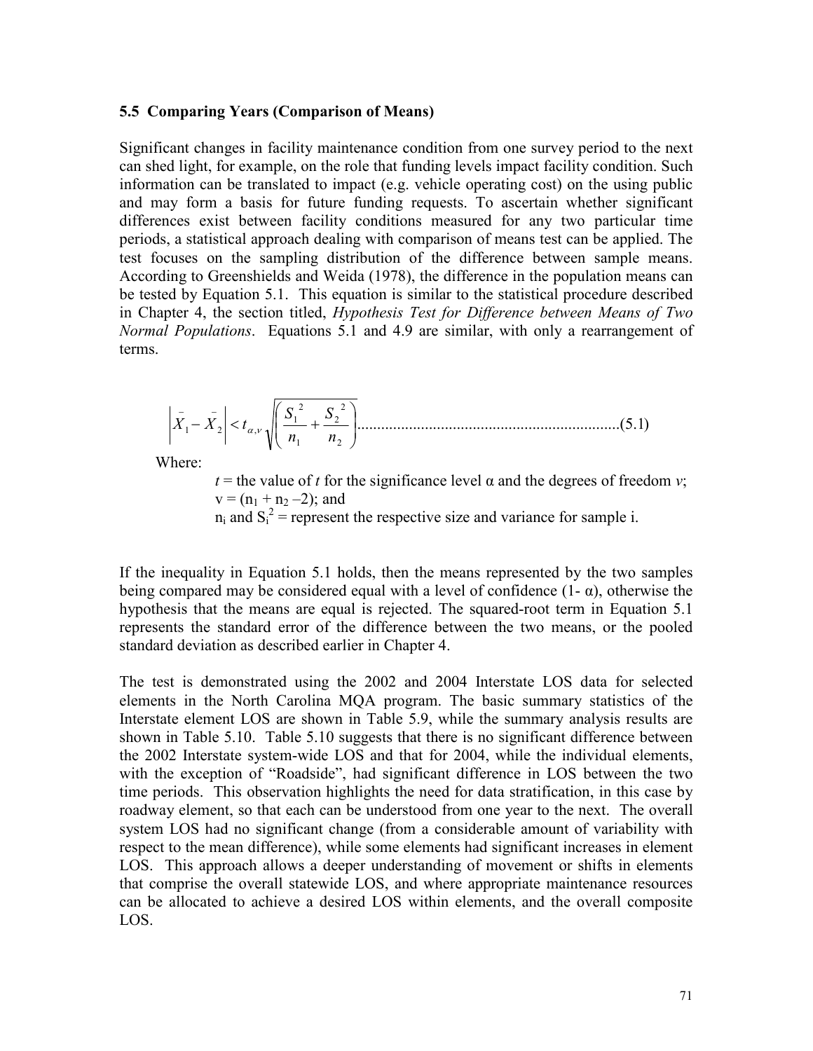### 5.5 Comparing Years (Comparison of Means)

Significant changes in facility maintenance condition from one survey period to the next can shed light, for example, on the role that funding levels impact facility condition. Such information can be translated to impact (e.g. vehicle operating cost) on the using public and may form a basis for future funding requests. To ascertain whether significant differences exist between facility conditions measured for any two particular time periods, a statistical approach dealing with comparison of means test can be applied. The test focuses on the sampling distribution of the difference between sample means. According to Greenshields and Weida (1978), the difference in the population means can be tested by Equation 5.1. This equation is similar to the statistical procedure described in Chapter 4, the section titled, *Hypothesis Test for Difference between Means of Two Normal Populations*. Equations 5.1 and 4.9 are similar, with only a rearrangement of terms.

$$\left| \bar{X}_1 - \bar{X}_2 \right| < t_{\alpha,v} \sqrt{\left( \frac{S_1^2}{n_1} + \frac{S_2^2}{n_2} \right)} \quad \text{.................................................................(5.1)}$$

Where:

$t$ = the value of $t$ for the significance level α and the degrees of freedom $v$;
$v = (n_1 + n_2 - 2)$; and
$n_i$ and $S_i^2$ = represent the respective size and variance for sample i.

If the inequality in Equation 5.1 holds, then the means represented by the two samples being compared may be considered equal with a level of confidence (1- α), otherwise the hypothesis that the means are equal is rejected. The squared-root term in Equation 5.1 represents the standard error of the difference between the two means, or the pooled standard deviation as described earlier in Chapter 4.

The test is demonstrated using the 2002 and 2004 Interstate LOS data for selected elements in the North Carolina MQA program. The basic summary statistics of the Interstate element LOS are shown in Table 5.9, while the summary analysis results are shown in Table 5.10. Table 5.10 suggests that there is no significant difference between the 2002 Interstate system-wide LOS and that for 2004, while the individual elements, with the exception of "Roadside", had significant difference in LOS between the two time periods. This observation highlights the need for data stratification, in this case by roadway element, so that each can be understood from one year to the next. The overall system LOS had no significant change (from a considerable amount of variability with respect to the mean difference), while some elements had significant increases in element LOS. This approach allows a deeper understanding of movement or shifts in elements that comprise the overall statewide LOS, and where appropriate maintenance resources can be allocated to achieve a desired LOS within elements, and the overall composite LOS.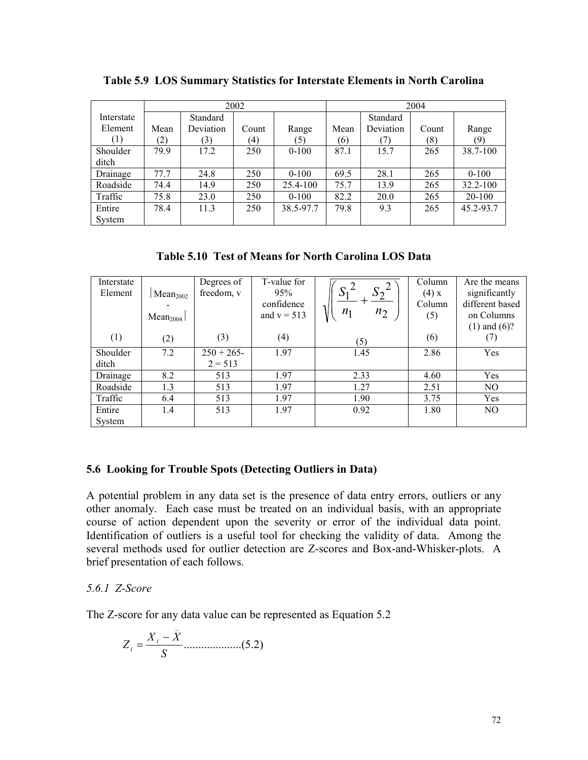**Table 5.9 LOS Summary Statistics for Interstate Elements in North Carolina**

| | 2002 | | | | 2004 | | | |
|---|---|---|---|---|---|---|---|---|
| Interstate Element (1) | Mean (2) | Standard Deviation (3) | Count (4) | Range (5) | Mean (6) | Standard Deviation (7) | Count (8) | Range (9) |
| Shoulder ditch | 79.9 | 17.2 | 250 | 0-100 | 87.1 | 15.7 | 265 | 38.7-100 |
| Drainage | 77.7 | 24.8 | 250 | 0-100 | 69.5 | 28.1 | 265 | 0-100 |
| Roadside | 74.4 | 14.9 | 250 | 25.4-100 | 75.7 | 13.9 | 265 | 32.2-100 |
| Traffic | 75.8 | 23.0 | 250 | 0-100 | 82.2 | 20.0 | 265 | 20-100 |
| Entire System | 78.4 | 11.3 | 250 | 38.5-97.7 | 79.8 | 9.3 | 265 | 45.2-93.7 |

**Table 5.10 Test of Means for North Carolina LOS Data**

| Interstate Element (1) | $\lvert Mean_{2002} - Mean_{2004} \rvert$ (2) | Degrees of freedom, v (3) | T-value for 95% confidence and v = 513 (4) | $\sqrt{\left(\frac{S_1^2}{n_1} + \frac{S_2^2}{n_2}\right)}$ (5) | Column (4) x Column (5) (6) | Are the means significantly different based on Columns (1) and (6)? (7) |
|---|---|---|---|---|---|---|
| Shoulder ditch | 7.2 | 250 + 265- 2 = 513 | 1.97 | 1.45 | 2.86 | Yes |
| Drainage | 8.2 | 513 | 1.97 | 2.33 | 4.60 | Yes |
| Roadside | 1.3 | 513 | 1.97 | 1.27 | 2.51 | NO |
| Traffic | 6.4 | 513 | 1.97 | 1.90 | 3.75 | Yes |
| Entire System | 1.4 | 513 | 1.97 | 0.92 | 1.80 | NO |

### 5.6 Looking for Trouble Spots (Detecting Outliers in Data)

A potential problem in any data set is the presence of data entry errors, outliers or any other anomaly. Each case must be treated on an individual basis, with an appropriate course of action dependent upon the severity or error of the individual data point. Identification of outliers is a useful tool for checking the validity of data. Among the several methods used for outlier detection are Z-scores and Box-and-Whisker-plots. A brief presentation of each follows.

#### *5.6.1 Z-Score*

The Z-score for any data value can be represented as Equation 5.2

$$Z_i = \frac{X_i - \bar{X}}{S} \quad \text{....................(5.2)}$$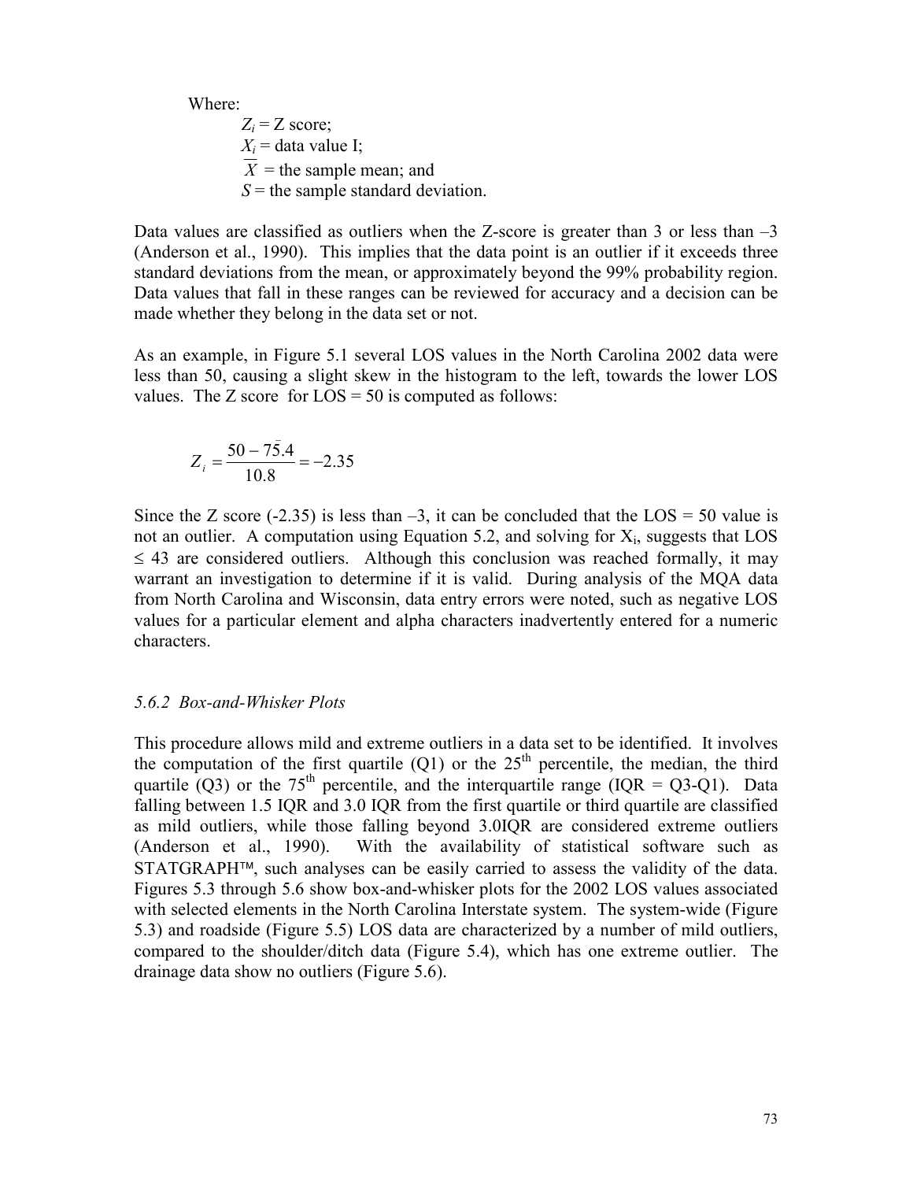Where:

$Z_i$ = Z score;
$X_i$ = data value I;
$\overline{X}$ = the sample mean; and
$S$ = the sample standard deviation.

Data values are classified as outliers when the Z-score is greater than 3 or less than –3 (Anderson et al., 1990). This implies that the data point is an outlier if it exceeds three standard deviations from the mean, or approximately beyond the 99% probability region. Data values that fall in these ranges can be reviewed for accuracy and a decision can be made whether they belong in the data set or not.

As an example, in Figure 5.1 several LOS values in the North Carolina 2002 data were less than 50, causing a slight skew in the histogram to the left, towards the lower LOS values. The Z score for LOS = 50 is computed as follows:

$$Z_i = \frac{50 - 75.4}{10.8} = -2.35$$

Since the Z score (-2.35) is less than –3, it can be concluded that the LOS = 50 value is not an outlier. A computation using Equation 5.2, and solving for $X_i$, suggests that LOS ≤ 43 are considered outliers. Although this conclusion was reached formally, it may warrant an investigation to determine if it is valid. During analysis of the MQA data from North Carolina and Wisconsin, data entry errors were noted, such as negative LOS values for a particular element and alpha characters inadvertently entered for a numeric characters.

### *5.6.2 Box-and-Whisker Plots*

This procedure allows mild and extreme outliers in a data set to be identified. It involves the computation of the first quartile (Q1) or the 25th percentile, the median, the third quartile (Q3) or the 75th percentile, and the interquartile range (IQR = Q3-Q1). Data falling between 1.5 IQR and 3.0 IQR from the first quartile or third quartile are classified as mild outliers, while those falling beyond 3.0IQR are considered extreme outliers (Anderson et al., 1990). With the availability of statistical software such as STATGRAPH™, such analyses can be easily carried to assess the validity of the data. Figures 5.3 through 5.6 show box-and-whisker plots for the 2002 LOS values associated with selected elements in the North Carolina Interstate system. The system-wide (Figure 5.3) and roadside (Figure 5.5) LOS data are characterized by a number of mild outliers, compared to the shoulder/ditch data (Figure 5.4), which has one extreme outlier. The drainage data show no outliers (Figure 5.6).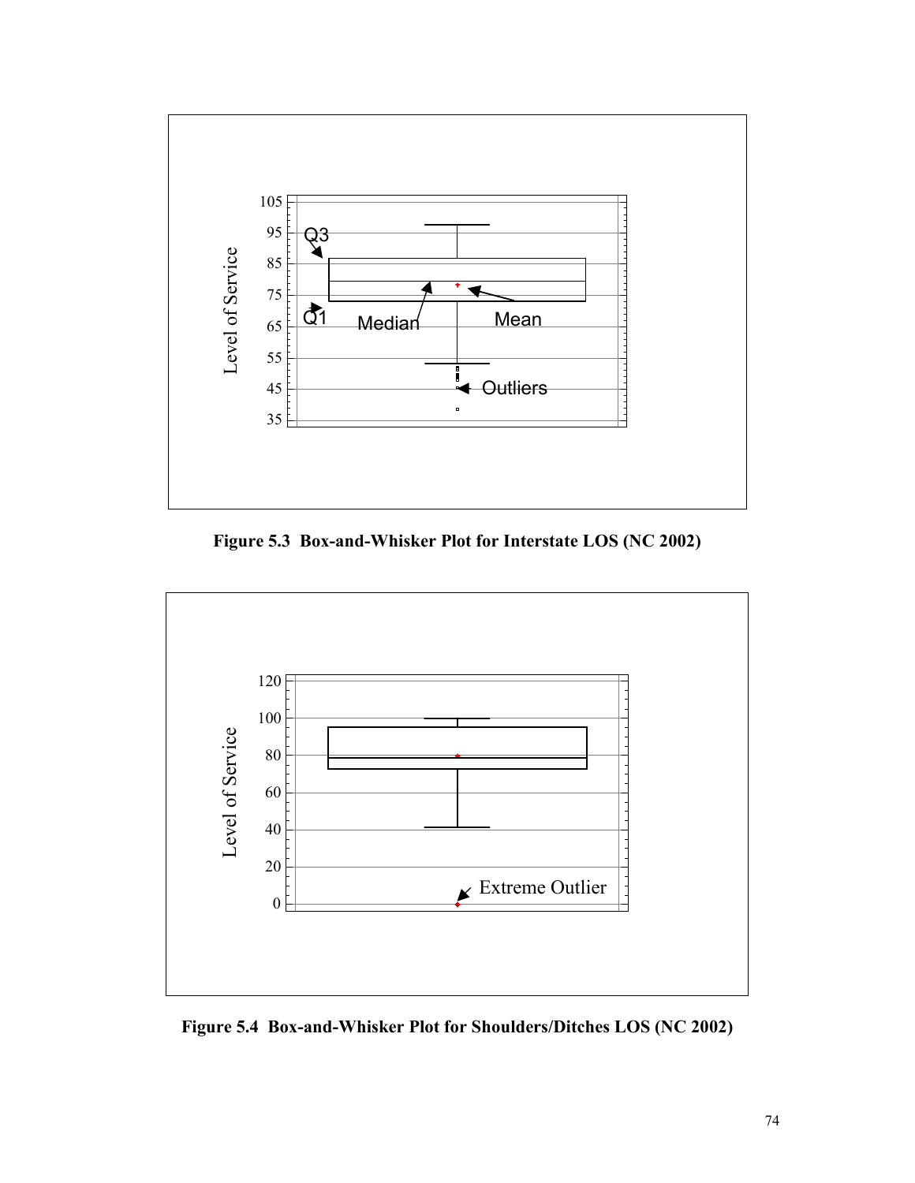Figure 5.3 Box-and-Whisker Plot for Interstate LOS (NC 2002)

Figure 5.4 Box-and-Whisker Plot for Shoulders/Ditches LOS (NC 2002)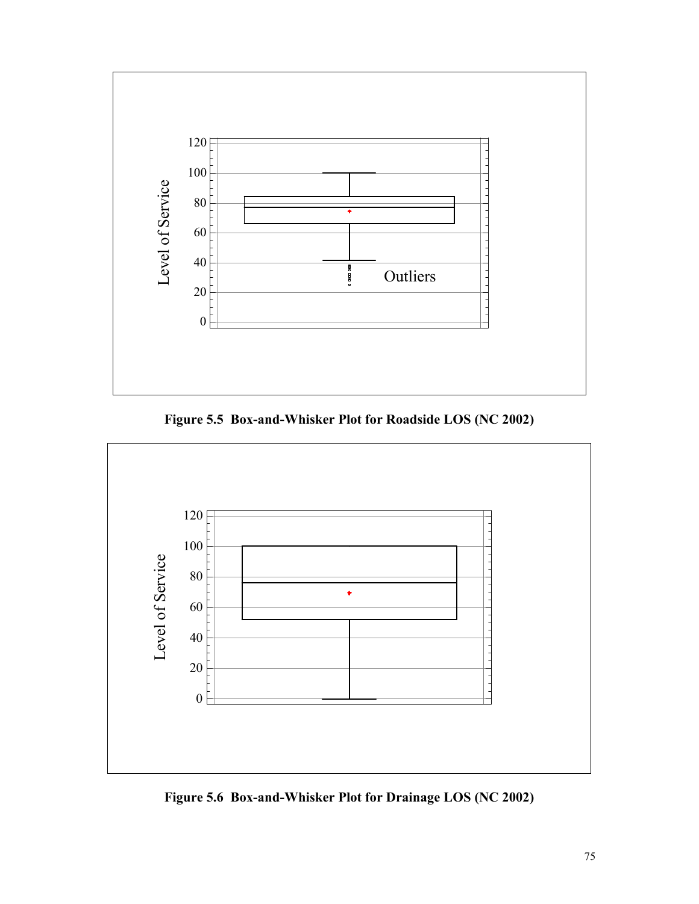Figure 5.5 Box-and-Whisker Plot for Roadside LOS (NC 2002)

Figure 5.6 Box-and-Whisker Plot for Drainage LOS (NC 2002)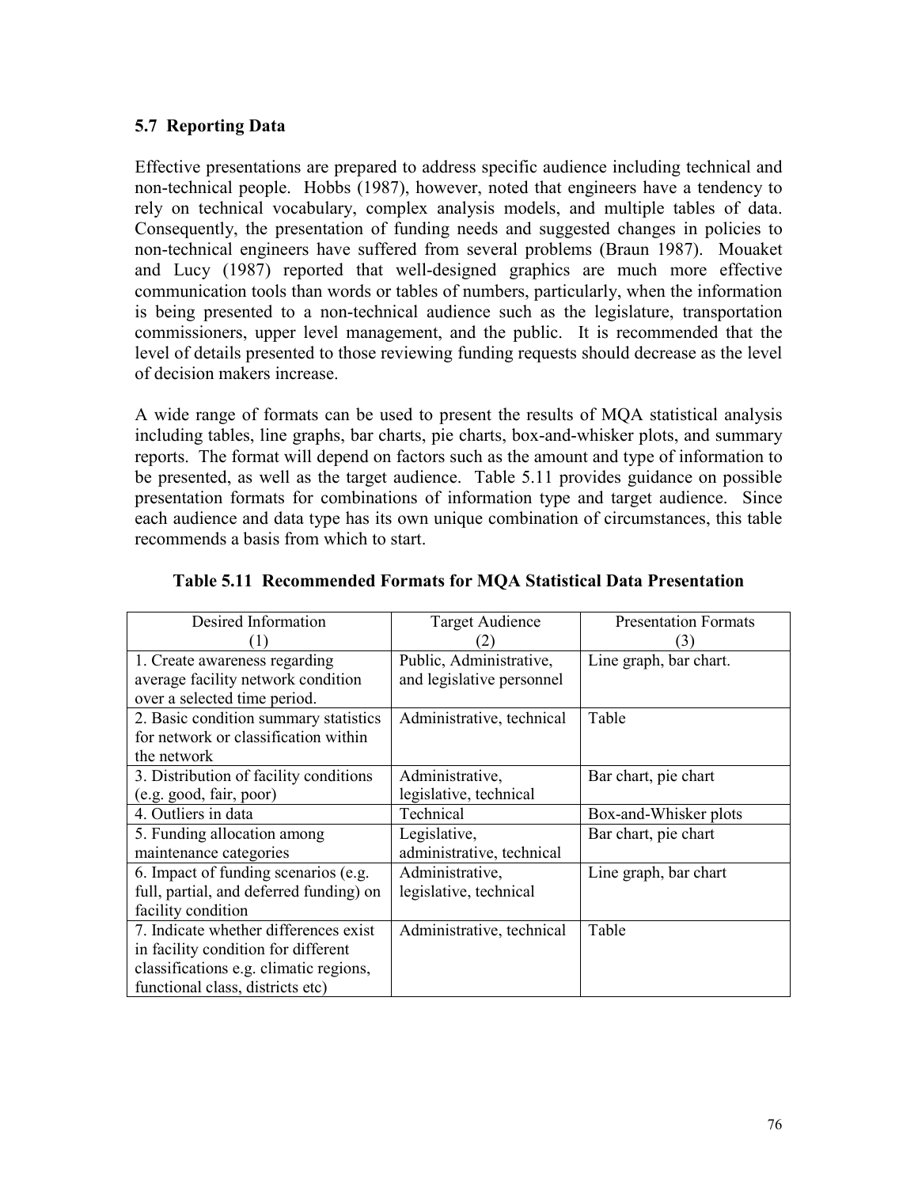### 5.7 Reporting Data

Effective presentations are prepared to address specific audience including technical and non-technical people. Hobbs (1987), however, noted that engineers have a tendency to rely on technical vocabulary, complex analysis models, and multiple tables of data. Consequently, the presentation of funding needs and suggested changes in policies to non-technical engineers have suffered from several problems (Braun 1987). Mouaket and Lucy (1987) reported that well-designed graphics are much more effective communication tools than words or tables of numbers, particularly, when the information is being presented to a non-technical audience such as the legislature, transportation commissioners, upper level management, and the public. It is recommended that the level of details presented to those reviewing funding requests should decrease as the level of decision makers increase.

A wide range of formats can be used to present the results of MQA statistical analysis including tables, line graphs, bar charts, pie charts, box-and-whisker plots, and summary reports. The format will depend on factors such as the amount and type of information to be presented, as well as the target audience. Table 5.11 provides guidance on possible presentation formats for combinations of information type and target audience. Since each audience and data type has its own unique combination of circumstances, this table recommends a basis from which to start.

**Table 5.11 Recommended Formats for MQA Statistical Data Presentation**

| Desired Information (1) | Target Audience (2) | Presentation Formats (3) |
|---|---|---|
| 1. Create awareness regarding average facility network condition over a selected time period. | Public, Administrative, and legislative personnel | Line graph, bar chart. |
| 2. Basic condition summary statistics for network or classification within the network | Administrative, technical | Table |
| 3. Distribution of facility conditions (e.g. good, fair, poor) | Administrative, legislative, technical | Bar chart, pie chart |
| 4. Outliers in data | Technical | Box-and-Whisker plots |
| 5. Funding allocation among maintenance categories | Legislative, administrative, technical | Bar chart, pie chart |
| 6. Impact of funding scenarios (e.g. full, partial, and deferred funding) on facility condition | Administrative, legislative, technical | Line graph, bar chart |
| 7. Indicate whether differences exist in facility condition for different classifications e.g. climatic regions, functional class, districts etc) | Administrative, technical | Table |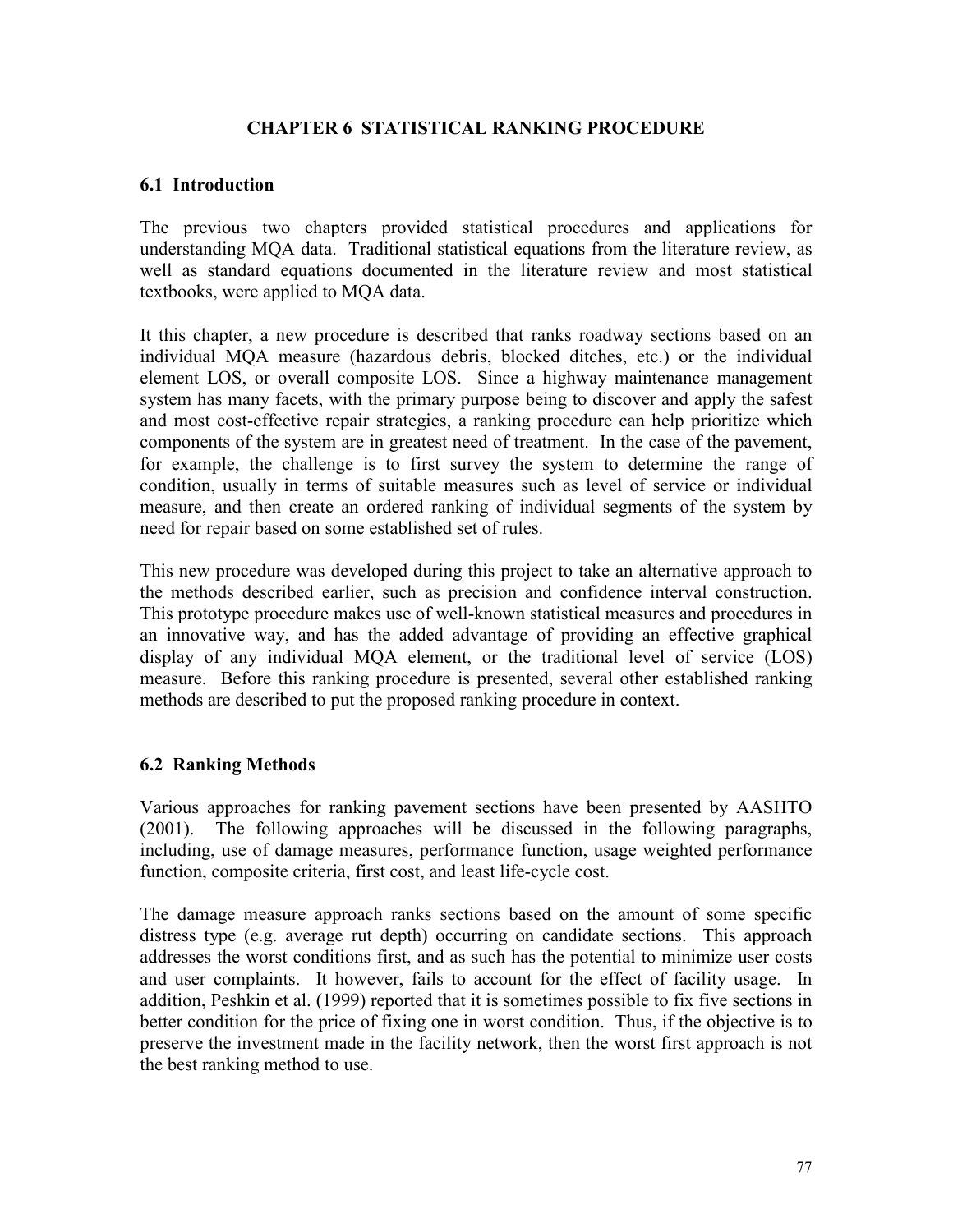# CHAPTER 6 STATISTICAL RANKING PROCEDURE

## 6.1 Introduction

The previous two chapters provided statistical procedures and applications for understanding MQA data. Traditional statistical equations from the literature review, as well as standard equations documented in the literature review and most statistical textbooks, were applied to MQA data.

It this chapter, a new procedure is described that ranks roadway sections based on an individual MQA measure (hazardous debris, blocked ditches, etc.) or the individual element LOS, or overall composite LOS. Since a highway maintenance management system has many facets, with the primary purpose being to discover and apply the safest and most cost-effective repair strategies, a ranking procedure can help prioritize which components of the system are in greatest need of treatment. In the case of the pavement, for example, the challenge is to first survey the system to determine the range of condition, usually in terms of suitable measures such as level of service or individual measure, and then create an ordered ranking of individual segments of the system by need for repair based on some established set of rules.

This new procedure was developed during this project to take an alternative approach to the methods described earlier, such as precision and confidence interval construction. This prototype procedure makes use of well-known statistical measures and procedures in an innovative way, and has the added advantage of providing an effective graphical display of any individual MQA element, or the traditional level of service (LOS) measure. Before this ranking procedure is presented, several other established ranking methods are described to put the proposed ranking procedure in context.

## 6.2 Ranking Methods

Various approaches for ranking pavement sections have been presented by AASHTO (2001). The following approaches will be discussed in the following paragraphs, including, use of damage measures, performance function, usage weighted performance function, composite criteria, first cost, and least life-cycle cost.

The damage measure approach ranks sections based on the amount of some specific distress type (e.g. average rut depth) occurring on candidate sections. This approach addresses the worst conditions first, and as such has the potential to minimize user costs and user complaints. It however, fails to account for the effect of facility usage. In addition, Peshkin et al. (1999) reported that it is sometimes possible to fix five sections in better condition for the price of fixing one in worst condition. Thus, if the objective is to preserve the investment made in the facility network, then the worst first approach is not the best ranking method to use.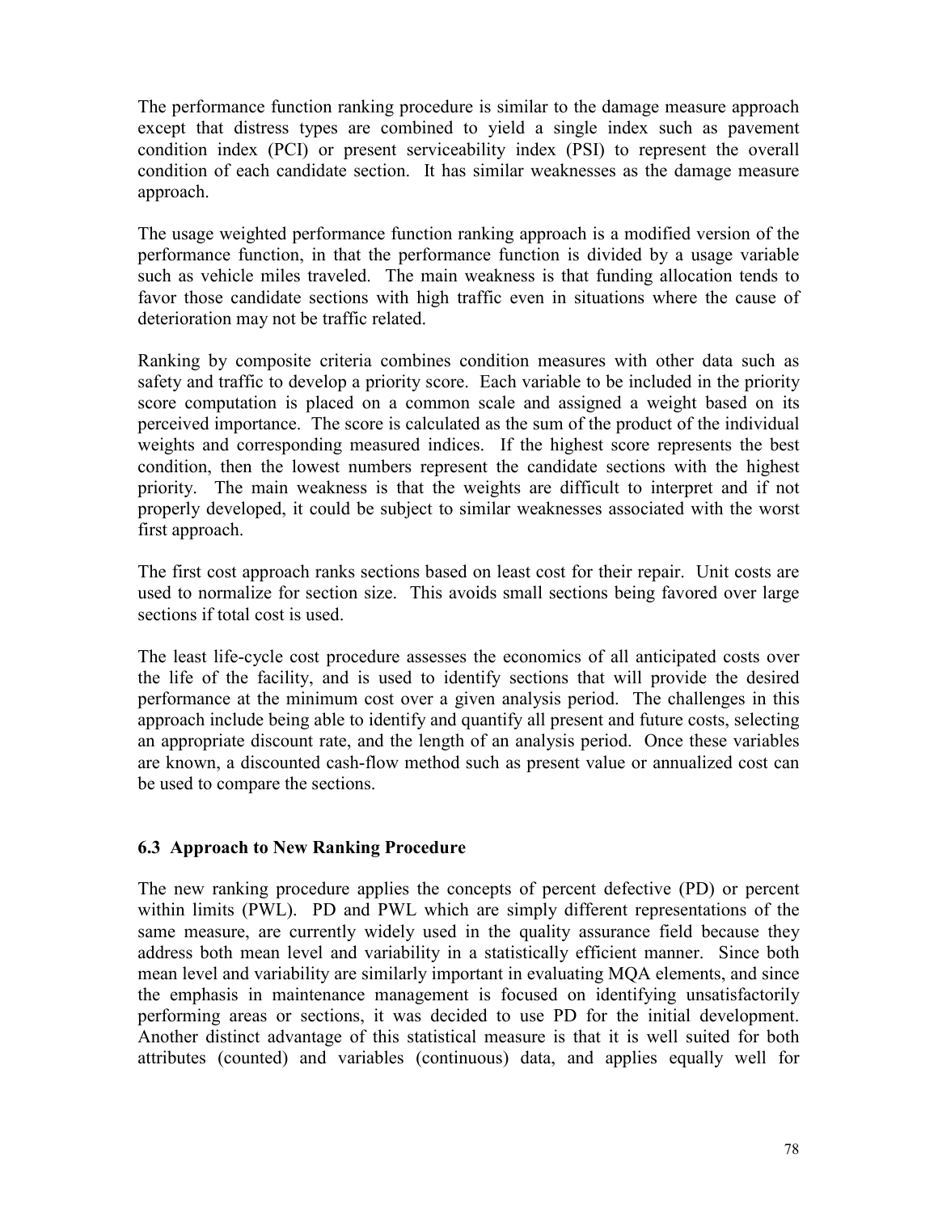The performance function ranking procedure is similar to the damage measure approach except that distress types are combined to yield a single index such as pavement condition index (PCI) or present serviceability index (PSI) to represent the overall condition of each candidate section. It has similar weaknesses as the damage measure approach.

The usage weighted performance function ranking approach is a modified version of the performance function, in that the performance function is divided by a usage variable such as vehicle miles traveled. The main weakness is that funding allocation tends to favor those candidate sections with high traffic even in situations where the cause of deterioration may not be traffic related.

Ranking by composite criteria combines condition measures with other data such as safety and traffic to develop a priority score. Each variable to be included in the priority score computation is placed on a common scale and assigned a weight based on its perceived importance. The score is calculated as the sum of the product of the individual weights and corresponding measured indices. If the highest score represents the best condition, then the lowest numbers represent the candidate sections with the highest priority. The main weakness is that the weights are difficult to interpret and if not properly developed, it could be subject to similar weaknesses associated with the worst first approach.

The first cost approach ranks sections based on least cost for their repair. Unit costs are used to normalize for section size. This avoids small sections being favored over large sections if total cost is used.

The least life-cycle cost procedure assesses the economics of all anticipated costs over the life of the facility, and is used to identify sections that will provide the desired performance at the minimum cost over a given analysis period. The challenges in this approach include being able to identify and quantify all present and future costs, selecting an appropriate discount rate, and the length of an analysis period. Once these variables are known, a discounted cash-flow method such as present value or annualized cost can be used to compare the sections.

### 6.3 Approach to New Ranking Procedure

The new ranking procedure applies the concepts of percent defective (PD) or percent within limits (PWL). PD and PWL which are simply different representations of the same measure, are currently widely used in the quality assurance field because they address both mean level and variability in a statistically efficient manner. Since both mean level and variability are similarly important in evaluating MQA elements, and since the emphasis in maintenance management is focused on identifying unsatisfactorily performing areas or sections, it was decided to use PD for the initial development. Another distinct advantage of this statistical measure is that it is well suited for both attributes (counted) and variables (continuous) data, and applies equally well for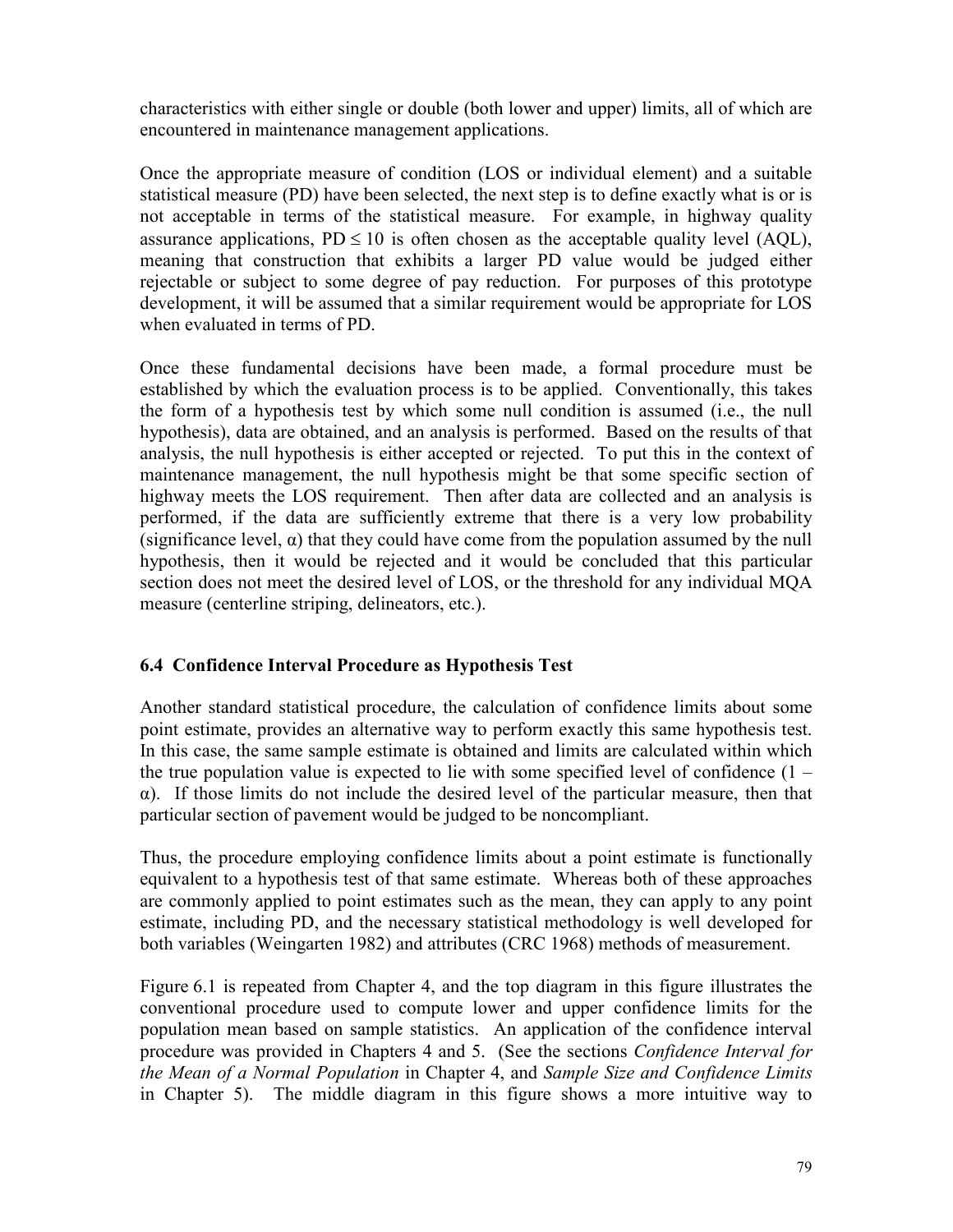characteristics with either single or double (both lower and upper) limits, all of which are encountered in maintenance management applications.

Once the appropriate measure of condition (LOS or individual element) and a suitable statistical measure (PD) have been selected, the next step is to define exactly what is or is not acceptable in terms of the statistical measure. For example, in highway quality assurance applications, $PD \leq 10$ is often chosen as the acceptable quality level (AQL), meaning that construction that exhibits a larger PD value would be judged either rejectable or subject to some degree of pay reduction. For purposes of this prototype development, it will be assumed that a similar requirement would be appropriate for LOS when evaluated in terms of PD.

Once these fundamental decisions have been made, a formal procedure must be established by which the evaluation process is to be applied. Conventionally, this takes the form of a hypothesis test by which some null condition is assumed (i.e., the null hypothesis), data are obtained, and an analysis is performed. Based on the results of that analysis, the null hypothesis is either accepted or rejected. To put this in the context of maintenance management, the null hypothesis might be that some specific section of highway meets the LOS requirement. Then after data are collected and an analysis is performed, if the data are sufficiently extreme that there is a very low probability (significance level, $\alpha$) that they could have come from the population assumed by the null hypothesis, then it would be rejected and it would be concluded that this particular section does not meet the desired level of LOS, or the threshold for any individual MQA measure (centerline striping, delineators, etc.).

### 6.4 Confidence Interval Procedure as Hypothesis Test

Another standard statistical procedure, the calculation of confidence limits about some point estimate, provides an alternative way to perform exactly this same hypothesis test. In this case, the same sample estimate is obtained and limits are calculated within which the true population value is expected to lie with some specified level of confidence $(1 - \alpha)$. If those limits do not include the desired level of the particular measure, then that particular section of pavement would be judged to be noncompliant.

Thus, the procedure employing confidence limits about a point estimate is functionally equivalent to a hypothesis test of that same estimate. Whereas both of these approaches are commonly applied to point estimates such as the mean, they can apply to any point estimate, including PD, and the necessary statistical methodology is well developed for both variables (Weingarten 1982) and attributes (CRC 1968) methods of measurement.

Figure 6.1 is repeated from Chapter 4, and the top diagram in this figure illustrates the conventional procedure used to compute lower and upper confidence limits for the population mean based on sample statistics. An application of the confidence interval procedure was provided in Chapters 4 and 5. (See the sections *Confidence Interval for the Mean of a Normal Population* in Chapter 4, and *Sample Size and Confidence Limits* in Chapter 5). The middle diagram in this figure shows a more intuitive way to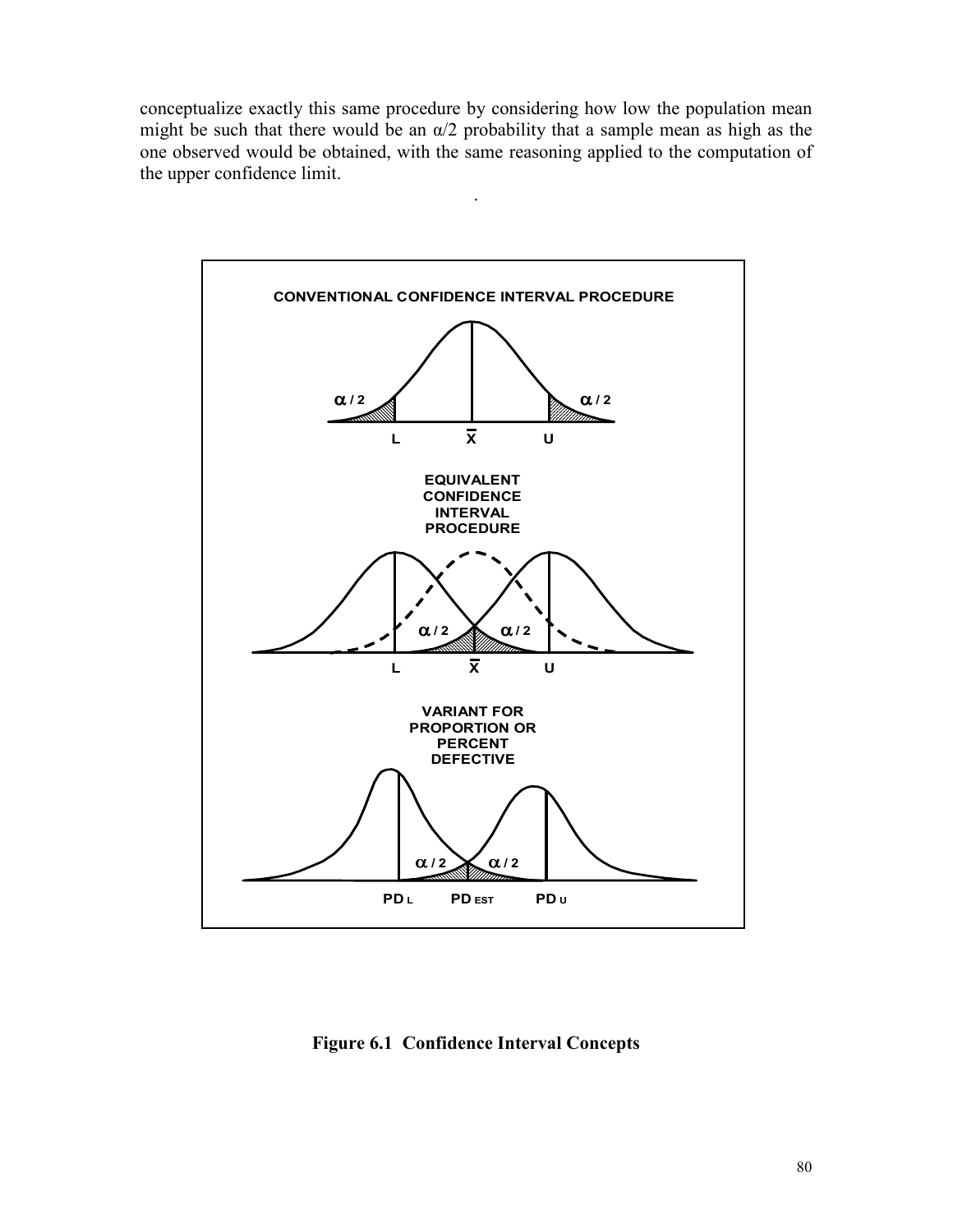conceptualize exactly this same procedure by considering how low the population mean might be such that there would be an $\alpha/2$ probability that a sample mean as high as the one observed would be obtained, with the same reasoning applied to the computation of the upper confidence limit.

**Figure 6.1 Confidence Interval Concepts**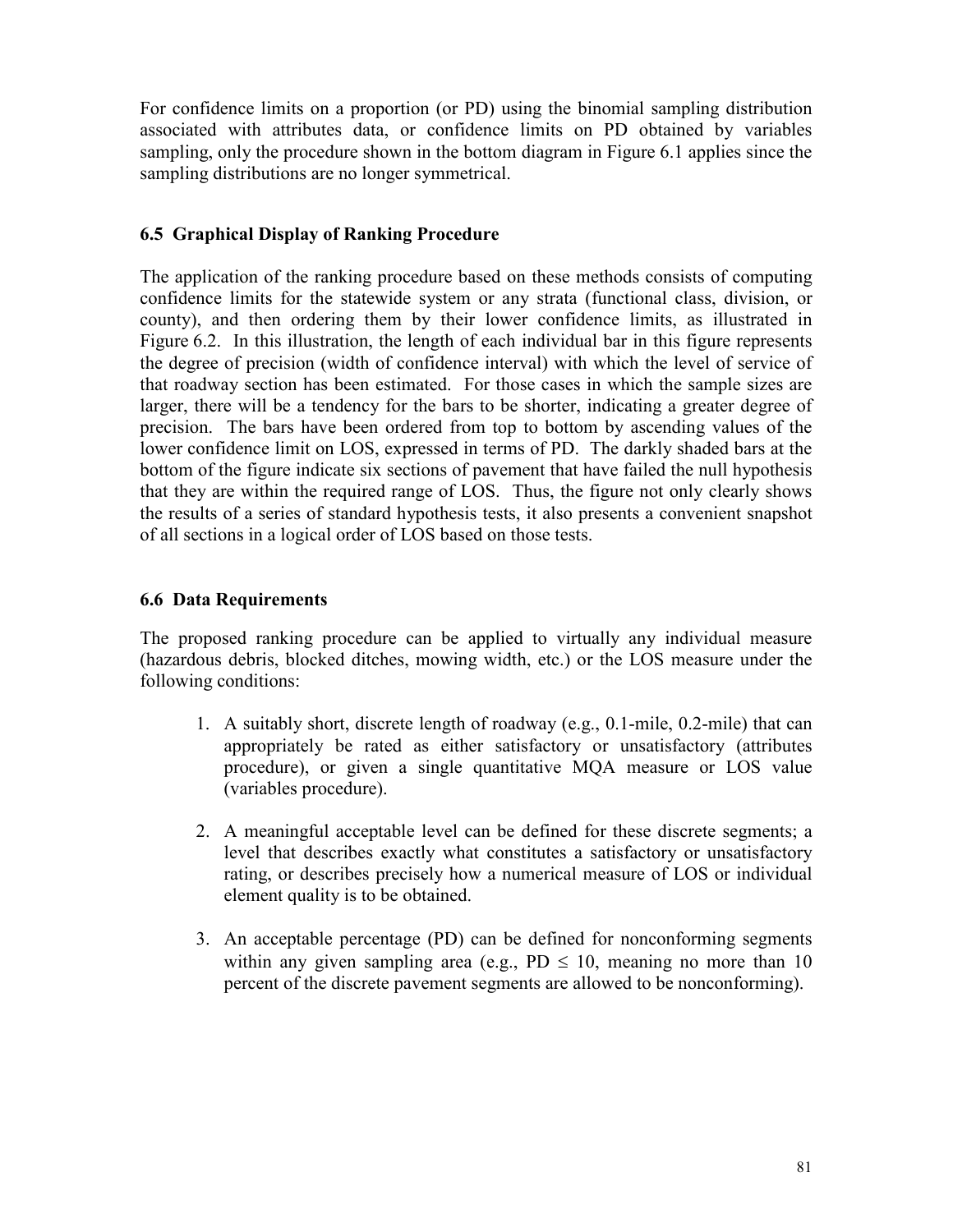For confidence limits on a proportion (or PD) using the binomial sampling distribution associated with attributes data, or confidence limits on PD obtained by variables sampling, only the procedure shown in the bottom diagram in Figure 6.1 applies since the sampling distributions are no longer symmetrical.

### 6.5 Graphical Display of Ranking Procedure

The application of the ranking procedure based on these methods consists of computing confidence limits for the statewide system or any strata (functional class, division, or county), and then ordering them by their lower confidence limits, as illustrated in Figure 6.2. In this illustration, the length of each individual bar in this figure represents the degree of precision (width of confidence interval) with which the level of service of that roadway section has been estimated. For those cases in which the sample sizes are larger, there will be a tendency for the bars to be shorter, indicating a greater degree of precision. The bars have been ordered from top to bottom by ascending values of the lower confidence limit on LOS, expressed in terms of PD. The darkly shaded bars at the bottom of the figure indicate six sections of pavement that have failed the null hypothesis that they are within the required range of LOS. Thus, the figure not only clearly shows the results of a series of standard hypothesis tests, it also presents a convenient snapshot of all sections in a logical order of LOS based on those tests.

### 6.6 Data Requirements

The proposed ranking procedure can be applied to virtually any individual measure (hazardous debris, blocked ditches, mowing width, etc.) or the LOS measure under the following conditions:

1. A suitably short, discrete length of roadway (e.g., 0.1-mile, 0.2-mile) that can appropriately be rated as either satisfactory or unsatisfactory (attributes procedure), or given a single quantitative MQA measure or LOS value (variables procedure).

2. A meaningful acceptable level can be defined for these discrete segments; a level that describes exactly what constitutes a satisfactory or unsatisfactory rating, or describes precisely how a numerical measure of LOS or individual element quality is to be obtained.

3. An acceptable percentage (PD) can be defined for nonconforming segments within any given sampling area (e.g., PD $\leq$ 10, meaning no more than 10 percent of the discrete pavement segments are allowed to be nonconforming).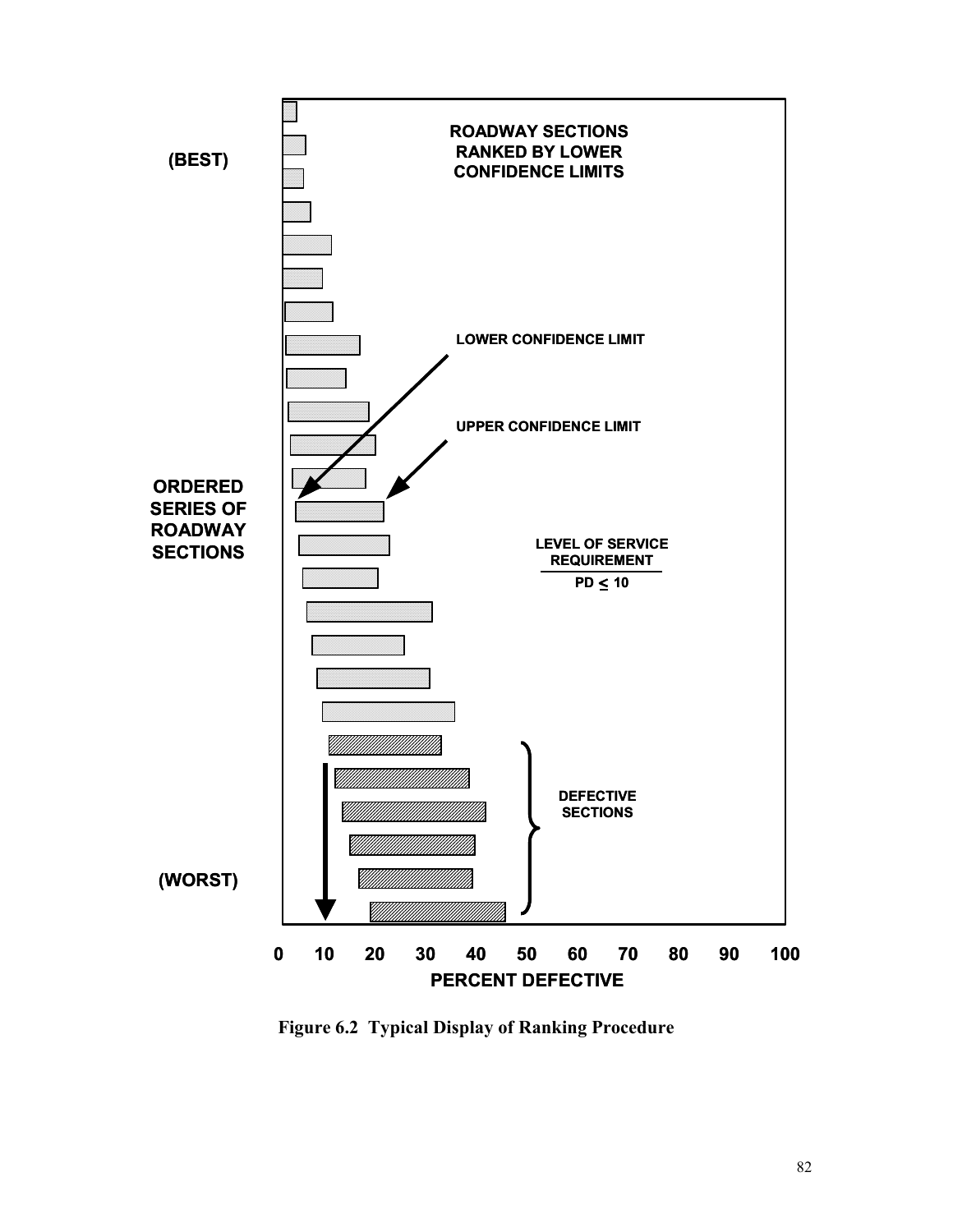Figure 6.2 Typical Display of Ranking Procedure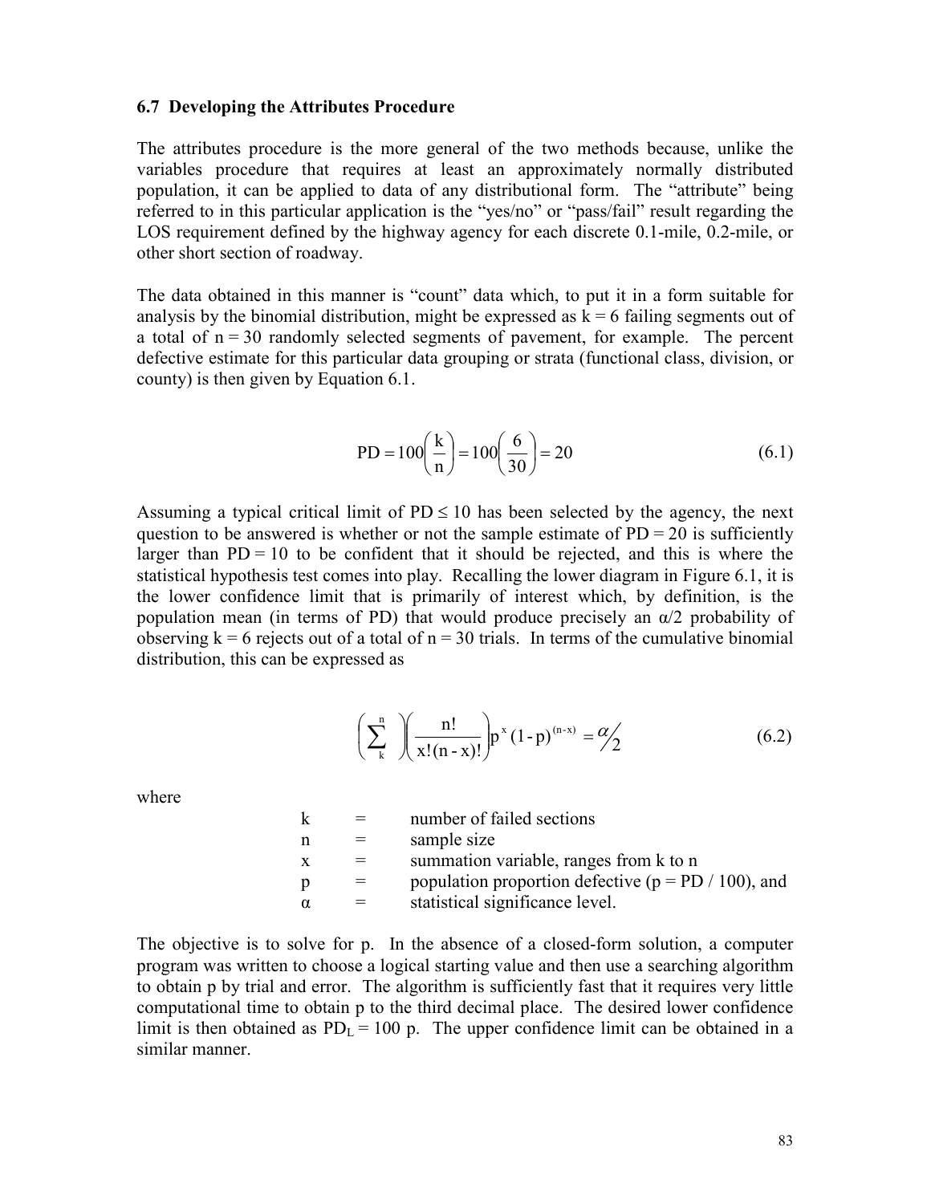### 6.7 Developing the Attributes Procedure

The attributes procedure is the more general of the two methods because, unlike the variables procedure that requires at least an approximately normally distributed population, it can be applied to data of any distributional form. The "attribute" being referred to in this particular application is the "yes/no" or "pass/fail" result regarding the LOS requirement defined by the highway agency for each discrete 0.1-mile, 0.2-mile, or other short section of roadway.

The data obtained in this manner is "count" data which, to put it in a form suitable for analysis by the binomial distribution, might be expressed as $k = 6$ failing segments out of a total of $n = 30$ randomly selected segments of pavement, for example. The percent defective estimate for this particular data grouping or strata (functional class, division, or county) is then given by Equation 6.1.

$$PD = 100\left(\frac{k}{n}\right) = 100\left(\frac{6}{30}\right) = 20 \tag{6.1}$$

Assuming a typical critical limit of $PD \leq 10$ has been selected by the agency, the next question to be answered is whether or not the sample estimate of $PD = 20$ is sufficiently larger than $PD = 10$ to be confident that it should be rejected, and this is where the statistical hypothesis test comes into play. Recalling the lower diagram in Figure 6.1, it is the lower confidence limit that is primarily of interest which, by definition, is the population mean (in terms of PD) that would produce precisely an $\alpha/2$ probability of observing $k = 6$ rejects out of a total of $n = 30$ trials. In terms of the cumulative binomial distribution, this can be expressed as

$$\left(\sum_{k}^{n}\right)\left(\frac{n!}{x!(n-x)!}\right)p^{x}(1-p)^{(n-x)} = \alpha/2 \tag{6.2}$$

where

| | | |
|---|---|---|
| k | = | number of failed sections |
| n | = | sample size |
| x | = | summation variable, ranges from k to n |
| p | = | population proportion defective ($p = PD / 100$), and |
| α | = | statistical significance level. |

The objective is to solve for p. In the absence of a closed-form solution, a computer program was written to choose a logical starting value and then use a searching algorithm to obtain p by trial and error. The algorithm is sufficiently fast that it requires very little computational time to obtain p to the third decimal place. The desired lower confidence limit is then obtained as $PD_L = 100\ p$. The upper confidence limit can be obtained in a similar manner.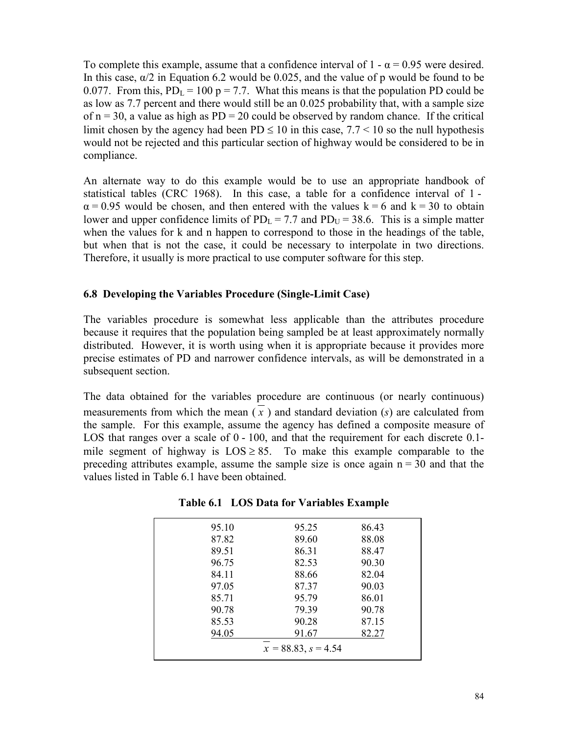To complete this example, assume that a confidence interval of $1 - \alpha = 0.95$ were desired. In this case, $\alpha/2$ in Equation 6.2 would be 0.025, and the value of p would be found to be 0.077. From this, $PD_L = 100\ p = 7.7$. What this means is that the population PD could be as low as 7.7 percent and there would still be an 0.025 probability that, with a sample size of $n = 30$, a value as high as $PD = 20$ could be observed by random chance. If the critical limit chosen by the agency had been $PD \leq 10$ in this case, $7.7 < 10$ so the null hypothesis would not be rejected and this particular section of highway would be considered to be in compliance.

An alternate way to do this example would be to use an appropriate handbook of statistical tables (CRC 1968). In this case, a table for a confidence interval of $1 - \alpha = 0.95$ would be chosen, and then entered with the values $k = 6$ and $k = 30$ to obtain lower and upper confidence limits of $PD_L = 7.7$ and $PD_U = 38.6$. This is a simple matter when the values for k and n happen to correspond to those in the headings of the table, but when that is not the case, it could be necessary to interpolate in two directions. Therefore, it usually is more practical to use computer software for this step.

### 6.8 Developing the Variables Procedure (Single-Limit Case)

The variables procedure is somewhat less applicable than the attributes procedure because it requires that the population being sampled be at least approximately normally distributed. However, it is worth using when it is appropriate because it provides more precise estimates of PD and narrower confidence intervals, as will be demonstrated in a subsequent section.

The data obtained for the variables procedure are continuous (or nearly continuous) measurements from which the mean ($\bar{x}$) and standard deviation (*s*) are calculated from the sample. For this example, assume the agency has defined a composite measure of LOS that ranges over a scale of 0 - 100, and that the requirement for each discrete 0.1-mile segment of highway is $LOS \geq 85$. To make this example comparable to the preceding attributes example, assume the sample size is once again $n = 30$ and that the values listed in Table 6.1 have been obtained.

**Table 6.1 LOS Data for Variables Example**

| | | |
|---|---|---|
| 95.10 | 95.25 | 86.43 |
| 87.82 | 89.60 | 88.08 |
| 89.51 | 86.31 | 88.47 |
| 96.75 | 82.53 | 90.30 |
| 84.11 | 88.66 | 82.04 |
| 97.05 | 87.37 | 90.03 |
| 85.71 | 95.79 | 86.01 |
| 90.78 | 79.39 | 90.78 |
| 85.53 | 90.28 | 87.15 |
| 94.05 | 91.67 | 82.27 |
| | $\bar{x} = 88.83$, $s = 4.54$ | |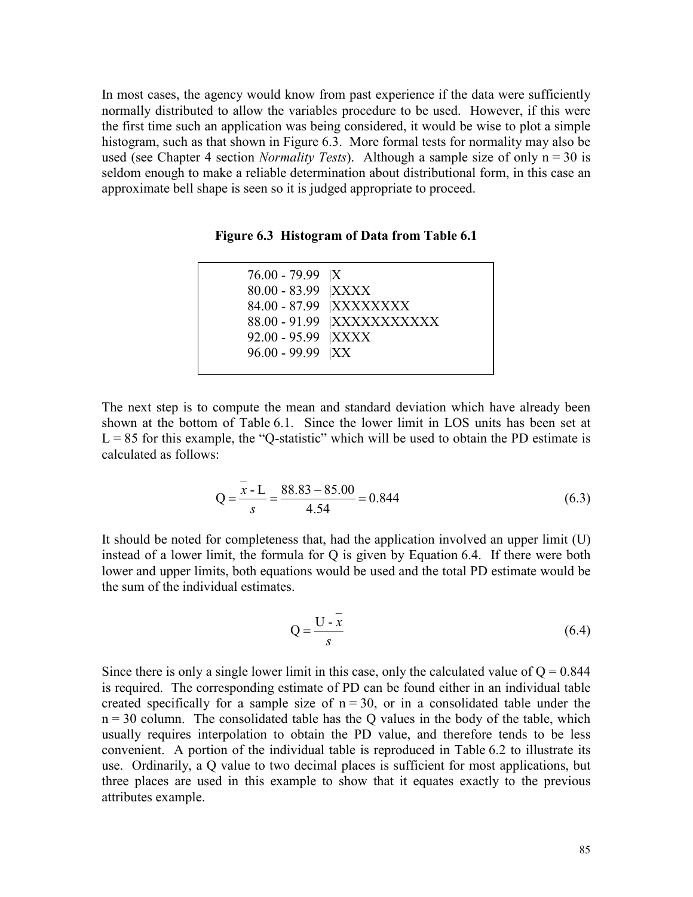In most cases, the agency would know from past experience if the data were sufficiently normally distributed to allow the variables procedure to be used. However, if this were the first time such an application was being considered, it would be wise to plot a simple histogram, such as that shown in Figure 6.3. More formal tests for normality may also be used (see Chapter 4 section *Normality Tests*). Although a sample size of only n = 30 is seldom enough to make a reliable determination about distributional form, in this case an approximate bell shape is seen so it is judged appropriate to proceed.

**Figure 6.3 Histogram of Data from Table 6.1**

```
76.00 - 79.99  |X
80.00 - 83.99  |XXXX
84.00 - 87.99  |XXXXXXXX
88.00 - 91.99  |XXXXXXXXXXX
92.00 - 95.99  |XXXX
96.00 - 99.99  |XX
```

The next step is to compute the mean and standard deviation which have already been shown at the bottom of Table 6.1. Since the lower limit in LOS units has been set at L = 85 for this example, the "Q-statistic" which will be used to obtain the PD estimate is calculated as follows:

$$Q = \frac{\bar{x} - L}{s} = \frac{88.83 - 85.00}{4.54} = 0.844 \tag{6.3}$$

It should be noted for completeness that, had the application involved an upper limit (U) instead of a lower limit, the formula for Q is given by Equation 6.4. If there were both lower and upper limits, both equations would be used and the total PD estimate would be the sum of the individual estimates.

$$Q = \frac{U - \bar{x}}{s} \tag{6.4}$$

Since there is only a single lower limit in this case, only the calculated value of Q = 0.844 is required. The corresponding estimate of PD can be found either in an individual table created specifically for a sample size of n = 30, or in a consolidated table under the n = 30 column. The consolidated table has the Q values in the body of the table, which usually requires interpolation to obtain the PD value, and therefore tends to be less convenient. A portion of the individual table is reproduced in Table 6.2 to illustrate its use. Ordinarily, a Q value to two decimal places is sufficient for most applications, but three places are used in this example to show that it equates exactly to the previous attributes example.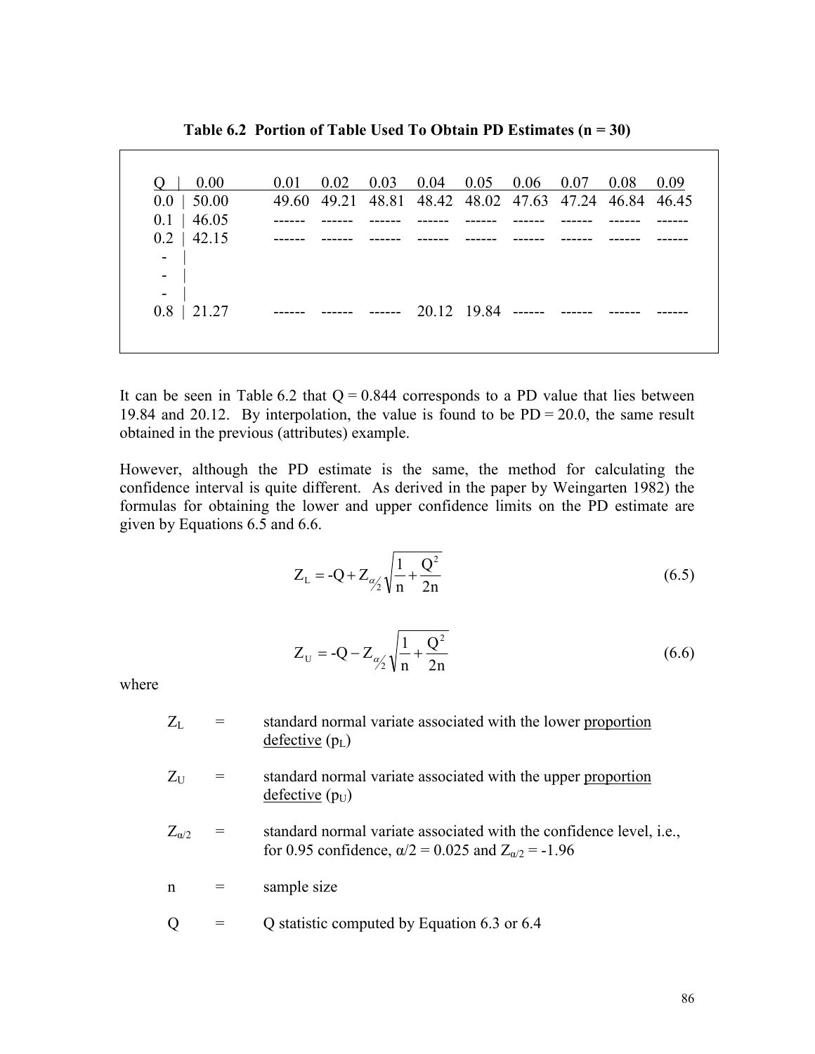**Table 6.2 Portion of Table Used To Obtain PD Estimates (n = 30)**

| Q | 0.00 | 0.01 | 0.02 | 0.03 | 0.04 | 0.05 | 0.06 | 0.07 | 0.08 | 0.09 |
|---|---|---|---|---|---|---|---|---|---|---|
| 0.0 | 50.00 | 49.60 | 49.21 | 48.81 | 48.42 | 48.02 | 47.63 | 47.24 | 46.84 | 46.45 |
| 0.1 | 46.05 | ------ | ------ | ------ | ------ | ------ | ------ | ------ | ------ | ------ |
| 0.2 | 42.15 | ------ | ------ | ------ | ------ | ------ | ------ | ------ | ------ | ------ |
| - | | | | | | | | | | |
| - | | | | | | | | | | |
| - | | | | | | | | | | |
| 0.8 | 21.27 | ------ | ------ | ------ | 20.12 | 19.84 | ------ | ------ | ------ | ------ |

It can be seen in Table 6.2 that Q = 0.844 corresponds to a PD value that lies between 19.84 and 20.12. By interpolation, the value is found to be PD = 20.0, the same result obtained in the previous (attributes) example.

However, although the PD estimate is the same, the method for calculating the confidence interval is quite different. As derived in the paper by Weingarten 1982) the formulas for obtaining the lower and upper confidence limits on the PD estimate are given by Equations 6.5 and 6.6.

$$Z_L = -Q + Z_{\alpha/2}\sqrt{\frac{1}{n} + \frac{Q^2}{2n}} \tag{6.5}$$

$$Z_U = -Q - Z_{\alpha/2}\sqrt{\frac{1}{n} + \frac{Q^2}{2n}} \tag{6.6}$$

where

- $Z_L$ = standard normal variate associated with the lower proportion defective ($p_L$)
- $Z_U$ = standard normal variate associated with the upper proportion defective ($p_U$)
- $Z_{\alpha/2}$ = standard normal variate associated with the confidence level, i.e., for 0.95 confidence, $\alpha/2 = 0.025$ and $Z_{\alpha/2} = -1.96$
- n = sample size
- Q = Q statistic computed by Equation 6.3 or 6.4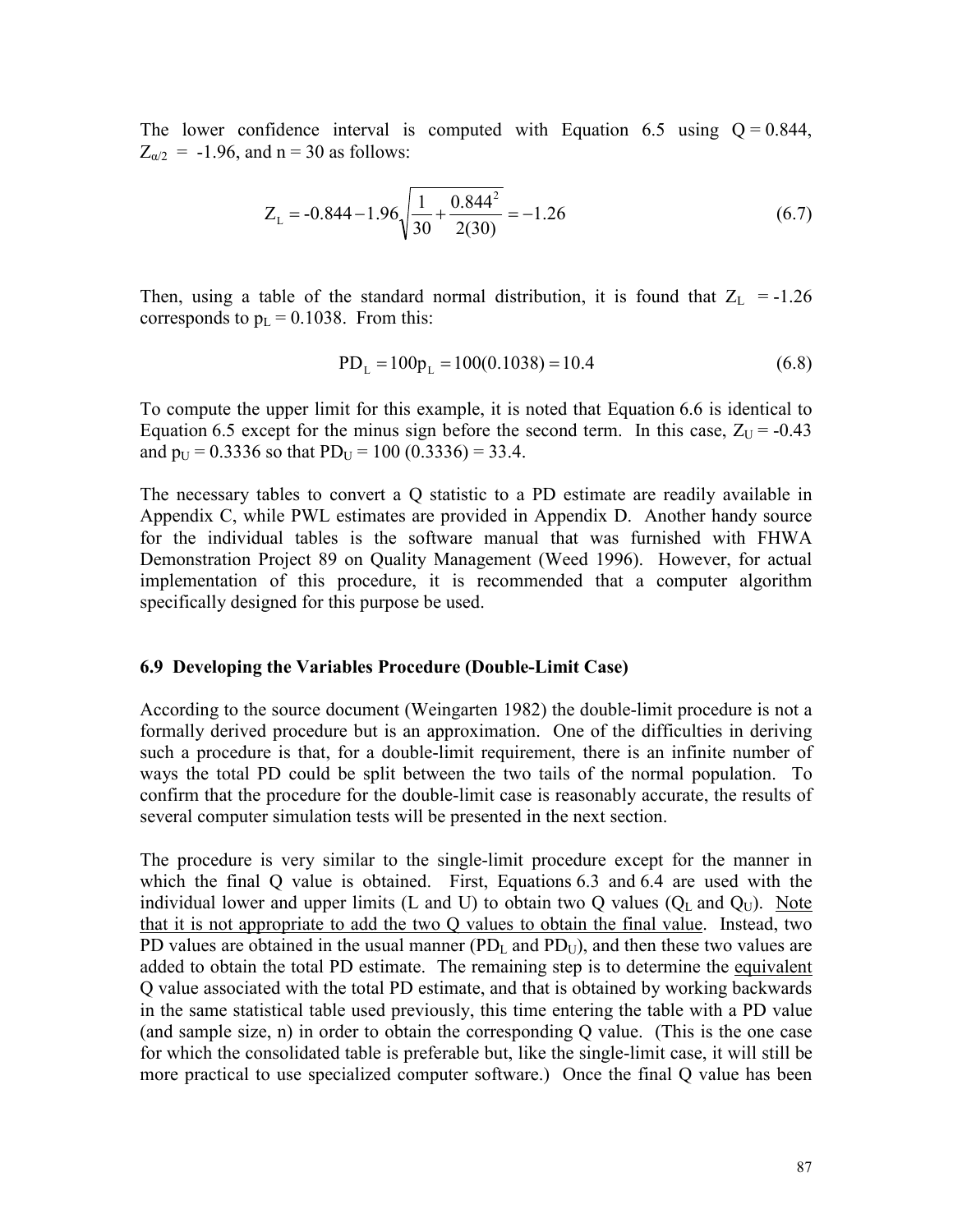The lower confidence interval is computed with Equation 6.5 using $Q = 0.844$, $Z_{\alpha/2} = -1.96$, and $n = 30$ as follows:

$$Z_L = -0.844 - 1.96\sqrt{\frac{1}{30} + \frac{0.844^2}{2(30)}} = -1.26 \tag{6.7}$$

Then, using a table of the standard normal distribution, it is found that $Z_L = -1.26$ corresponds to $p_L = 0.1038$. From this:

$$PD_L = 100p_L = 100(0.1038) = 10.4 \tag{6.8}$$

To compute the upper limit for this example, it is noted that Equation 6.6 is identical to Equation 6.5 except for the minus sign before the second term. In this case, $Z_U = -0.43$ and $p_U = 0.3336$ so that $PD_U = 100\ (0.3336) = 33.4$.

The necessary tables to convert a Q statistic to a PD estimate are readily available in Appendix C, while PWL estimates are provided in Appendix D. Another handy source for the individual tables is the software manual that was furnished with FHWA Demonstration Project 89 on Quality Management (Weed 1996). However, for actual implementation of this procedure, it is recommended that a computer algorithm specifically designed for this purpose be used.

### 6.9 Developing the Variables Procedure (Double-Limit Case)

According to the source document (Weingarten 1982) the double-limit procedure is not a formally derived procedure but is an approximation. One of the difficulties in deriving such a procedure is that, for a double-limit requirement, there is an infinite number of ways the total PD could be split between the two tails of the normal population. To confirm that the procedure for the double-limit case is reasonably accurate, the results of several computer simulation tests will be presented in the next section.

The procedure is very similar to the single-limit procedure except for the manner in which the final Q value is obtained. First, Equations 6.3 and 6.4 are used with the individual lower and upper limits (L and U) to obtain two Q values ($Q_L$ and $Q_U$). Note that it is not appropriate to add the two Q values to obtain the final value. Instead, two PD values are obtained in the usual manner ($PD_L$ and $PD_U$), and then these two values are added to obtain the total PD estimate. The remaining step is to determine the equivalent Q value associated with the total PD estimate, and that is obtained by working backwards in the same statistical table used previously, this time entering the table with a PD value (and sample size, n) in order to obtain the corresponding Q value. (This is the one case for which the consolidated table is preferable but, like the single-limit case, it will still be more practical to use specialized computer software.) Once the final Q value has been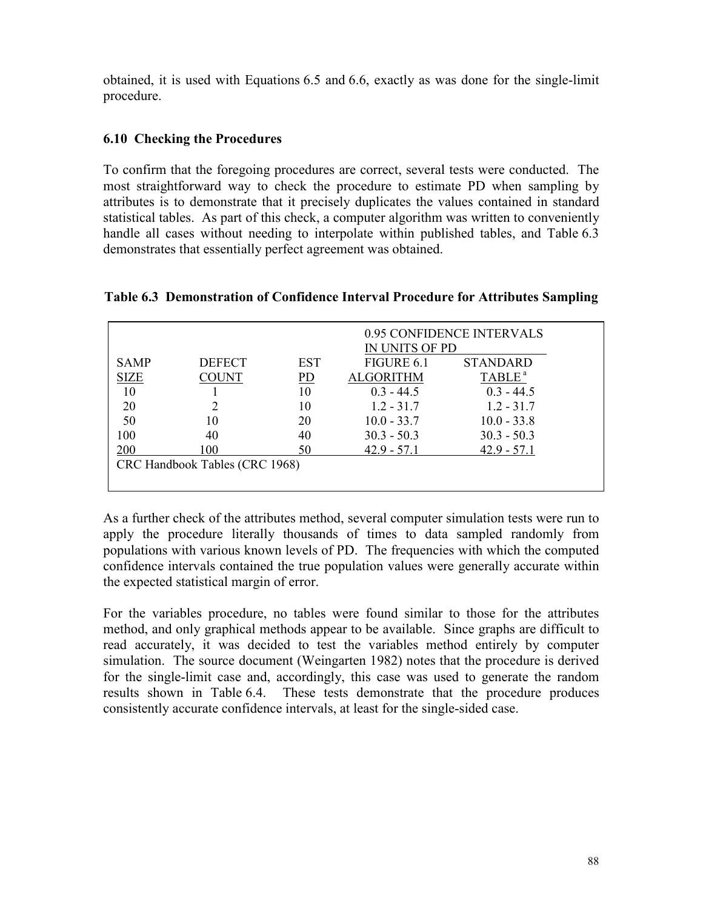obtained, it is used with Equations 6.5 and 6.6, exactly as was done for the single-limit procedure.

### 6.10 Checking the Procedures

To confirm that the foregoing procedures are correct, several tests were conducted. The most straightforward way to check the procedure to estimate PD when sampling by attributes is to demonstrate that it precisely duplicates the values contained in standard statistical tables. As part of this check, a computer algorithm was written to conveniently handle all cases without needing to interpolate within published tables, and Table 6.3 demonstrates that essentially perfect agreement was obtained.

**Table 6.3 Demonstration of Confidence Interval Procedure for Attributes Sampling**

| | | | 0.95 CONFIDENCE INTERVALS IN UNITS OF PD | |
|---|---|---|---|---|
| SAMP SIZE | DEFECT COUNT | EST PD | FIGURE 6.1 ALGORITHM | STANDARD TABLE [a] |
| 10 | 1 | 10 | 0.3 - 44.5 | 0.3 - 44.5 |
| 20 | 2 | 10 | 1.2 - 31.7 | 1.2 - 31.7 |
| 50 | 10 | 20 | 10.0 - 33.7 | 10.0 - 33.8 |
| 100 | 40 | 40 | 30.3 - 50.3 | 30.3 - 50.3 |
| 200 | 100 | 50 | 42.9 - 57.1 | 42.9 - 57.1 |

CRC Handbook Tables (CRC 1968)

As a further check of the attributes method, several computer simulation tests were run to apply the procedure literally thousands of times to data sampled randomly from populations with various known levels of PD. The frequencies with which the computed confidence intervals contained the true population values were generally accurate within the expected statistical margin of error.

For the variables procedure, no tables were found similar to those for the attributes method, and only graphical methods appear to be available. Since graphs are difficult to read accurately, it was decided to test the variables method entirely by computer simulation. The source document (Weingarten 1982) notes that the procedure is derived for the single-limit case and, accordingly, this case was used to generate the random results shown in Table 6.4. These tests demonstrate that the procedure produces consistently accurate confidence intervals, at least for the single-sided case.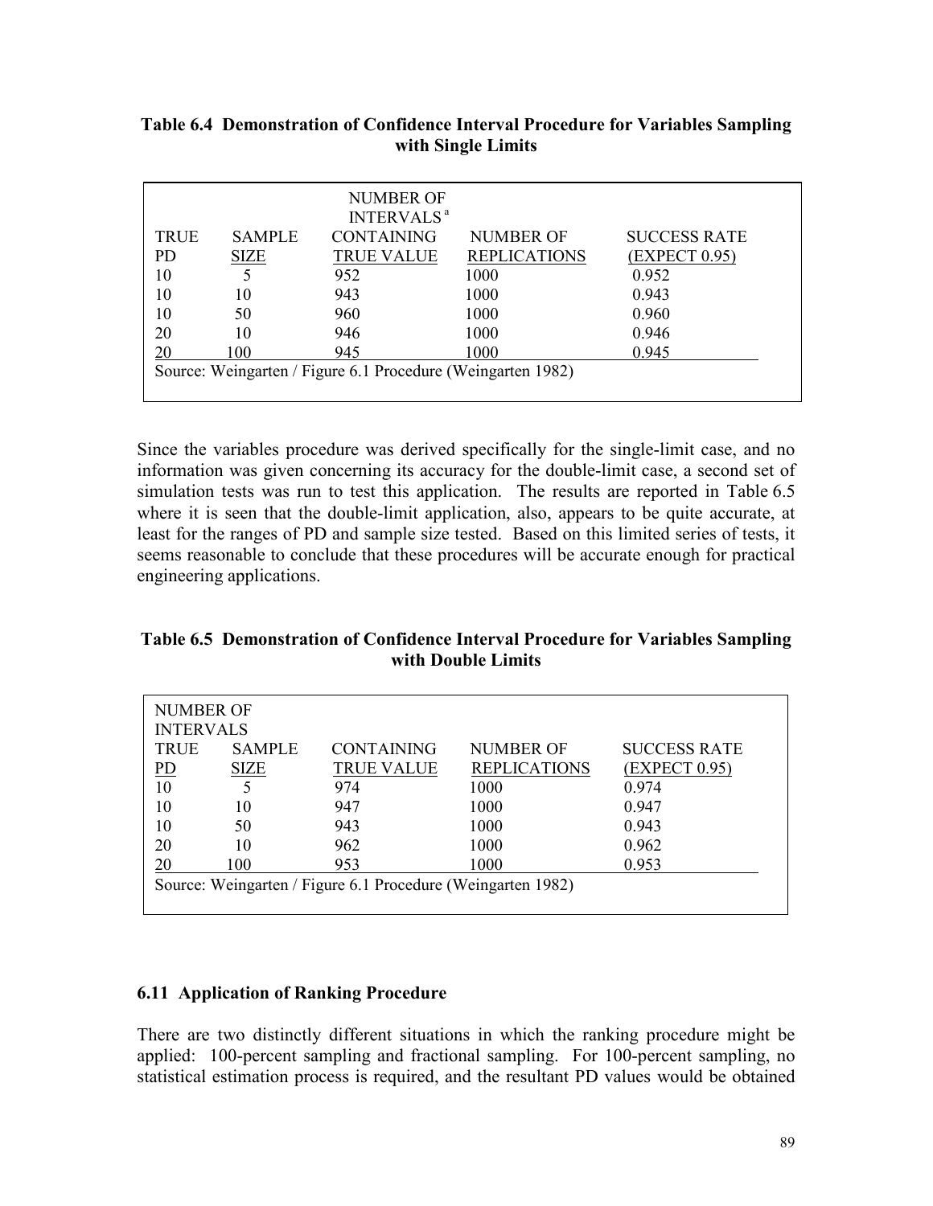**Table 6.4 Demonstration of Confidence Interval Procedure for Variables Sampling with Single Limits**

| TRUE PD | SAMPLE SIZE | NUMBER OF INTERVALS[a] CONTAINING TRUE VALUE | NUMBER OF REPLICATIONS | SUCCESS RATE (EXPECT 0.95) |
|---|---|---|---|---|
| 10 | 5 | 952 | 1000 | 0.952 |
| 10 | 10 | 943 | 1000 | 0.943 |
| 10 | 50 | 960 | 1000 | 0.960 |
| 20 | 10 | 946 | 1000 | 0.946 |
| 20 | 100 | 945 | 1000 | 0.945 |

Source: Weingarten / Figure 6.1 Procedure (Weingarten 1982)

Since the variables procedure was derived specifically for the single-limit case, and no information was given concerning its accuracy for the double-limit case, a second set of simulation tests was run to test this application. The results are reported in Table 6.5 where it is seen that the double-limit application, also, appears to be quite accurate, at least for the ranges of PD and sample size tested. Based on this limited series of tests, it seems reasonable to conclude that these procedures will be accurate enough for practical engineering applications.

**Table 6.5 Demonstration of Confidence Interval Procedure for Variables Sampling with Double Limits**

| TRUE PD | SAMPLE SIZE | NUMBER OF INTERVALS CONTAINING TRUE VALUE | NUMBER OF REPLICATIONS | SUCCESS RATE (EXPECT 0.95) |
|---|---|---|---|---|
| 10 | 5 | 974 | 1000 | 0.974 |
| 10 | 10 | 947 | 1000 | 0.947 |
| 10 | 50 | 943 | 1000 | 0.943 |
| 20 | 10 | 962 | 1000 | 0.962 |
| 20 | 100 | 953 | 1000 | 0.953 |

Source: Weingarten / Figure 6.1 Procedure (Weingarten 1982)

### 6.11 Application of Ranking Procedure

There are two distinctly different situations in which the ranking procedure might be applied: 100-percent sampling and fractional sampling. For 100-percent sampling, no statistical estimation process is required, and the resultant PD values would be obtained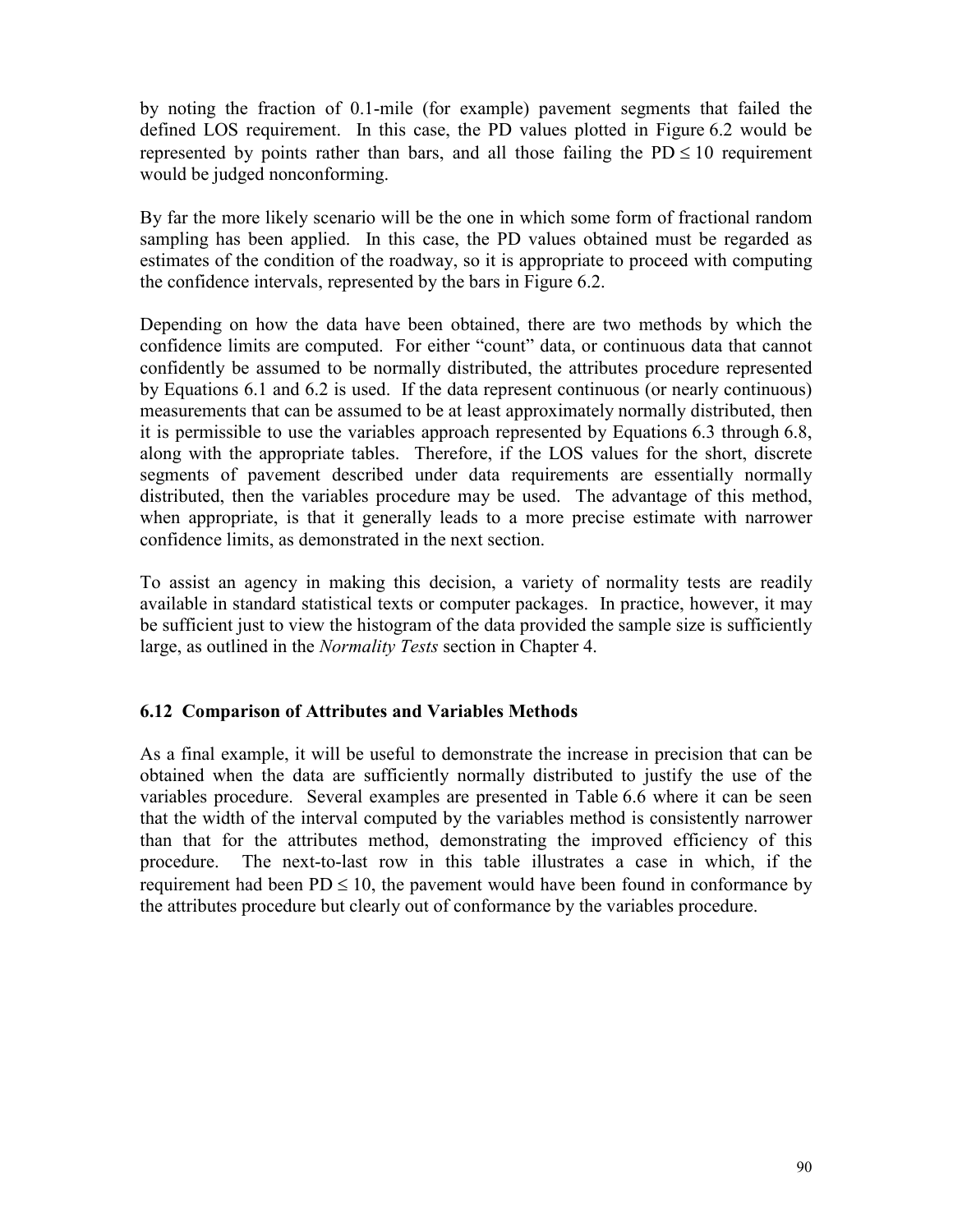by noting the fraction of 0.1-mile (for example) pavement segments that failed the defined LOS requirement. In this case, the PD values plotted in Figure 6.2 would be represented by points rather than bars, and all those failing the $PD \leq 10$ requirement would be judged nonconforming.

By far the more likely scenario will be the one in which some form of fractional random sampling has been applied. In this case, the PD values obtained must be regarded as estimates of the condition of the roadway, so it is appropriate to proceed with computing the confidence intervals, represented by the bars in Figure 6.2.

Depending on how the data have been obtained, there are two methods by which the confidence limits are computed. For either "count" data, or continuous data that cannot confidently be assumed to be normally distributed, the attributes procedure represented by Equations 6.1 and 6.2 is used. If the data represent continuous (or nearly continuous) measurements that can be assumed to be at least approximately normally distributed, then it is permissible to use the variables approach represented by Equations 6.3 through 6.8, along with the appropriate tables. Therefore, if the LOS values for the short, discrete segments of pavement described under data requirements are essentially normally distributed, then the variables procedure may be used. The advantage of this method, when appropriate, is that it generally leads to a more precise estimate with narrower confidence limits, as demonstrated in the next section.

To assist an agency in making this decision, a variety of normality tests are readily available in standard statistical texts or computer packages. In practice, however, it may be sufficient just to view the histogram of the data provided the sample size is sufficiently large, as outlined in the *Normality Tests* section in Chapter 4.

### 6.12 Comparison of Attributes and Variables Methods

As a final example, it will be useful to demonstrate the increase in precision that can be obtained when the data are sufficiently normally distributed to justify the use of the variables procedure. Several examples are presented in Table 6.6 where it can be seen that the width of the interval computed by the variables method is consistently narrower than that for the attributes method, demonstrating the improved efficiency of this procedure. The next-to-last row in this table illustrates a case in which, if the requirement had been $PD \leq 10$, the pavement would have been found in conformance by the attributes procedure but clearly out of conformance by the variables procedure.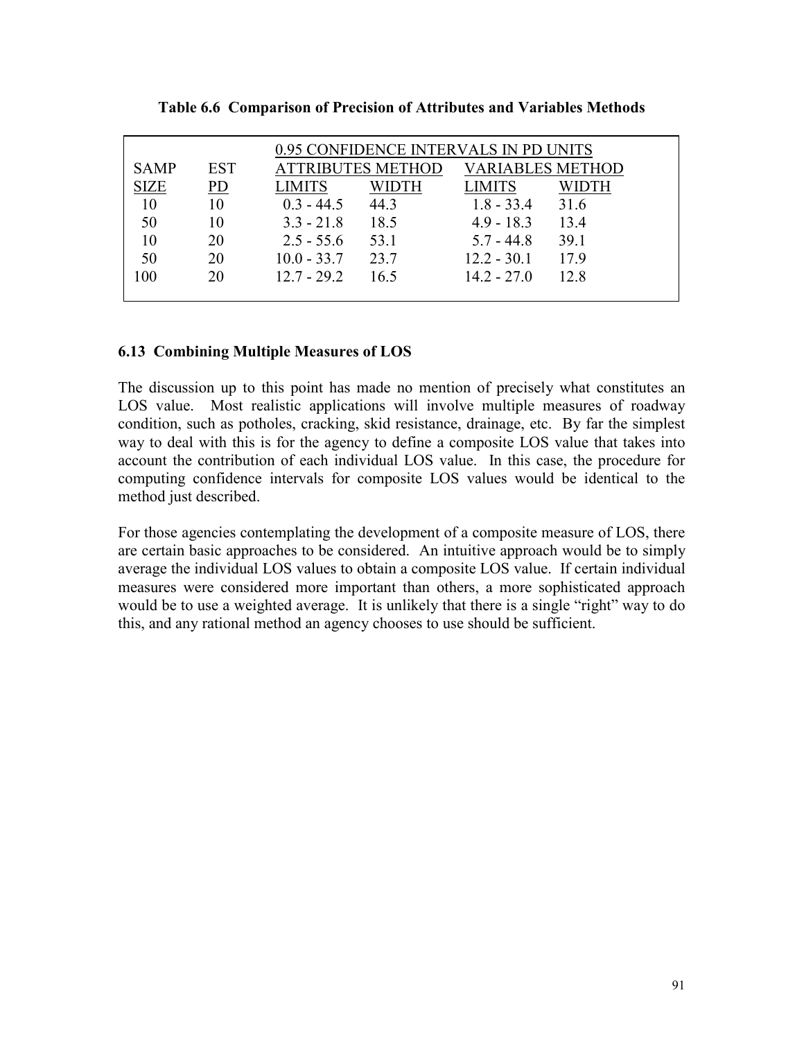**Table 6.6 Comparison of Precision of Attributes and Variables Methods**

| | | 0.95 CONFIDENCE INTERVALS IN PD UNITS | | | |
|---|---|---|---|---|---|
| | | ATTRIBUTES METHOD | | VARIABLES METHOD | |
| SAMP SIZE | EST PD | LIMITS | WIDTH | LIMITS | WIDTH |
| 10 | 10 | 0.3 - 44.5 | 44.3 | 1.8 - 33.4 | 31.6 |
| 50 | 10 | 3.3 - 21.8 | 18.5 | 4.9 - 18.3 | 13.4 |
| 10 | 20 | 2.5 - 55.6 | 53.1 | 5.7 - 44.8 | 39.1 |
| 50 | 20 | 10.0 - 33.7 | 23.7 | 12.2 - 30.1 | 17.9 |
| 100 | 20 | 12.7 - 29.2 | 16.5 | 14.2 - 27.0 | 12.8 |

## 6.13 Combining Multiple Measures of LOS

The discussion up to this point has made no mention of precisely what constitutes an LOS value. Most realistic applications will involve multiple measures of roadway condition, such as potholes, cracking, skid resistance, drainage, etc. By far the simplest way to deal with this is for the agency to define a composite LOS value that takes into account the contribution of each individual LOS value. In this case, the procedure for computing confidence intervals for composite LOS values would be identical to the method just described.

For those agencies contemplating the development of a composite measure of LOS, there are certain basic approaches to be considered. An intuitive approach would be to simply average the individual LOS values to obtain a composite LOS value. If certain individual measures were considered more important than others, a more sophisticated approach would be to use a weighted average. It is unlikely that there is a single "right" way to do this, and any rational method an agency chooses to use should be sufficient.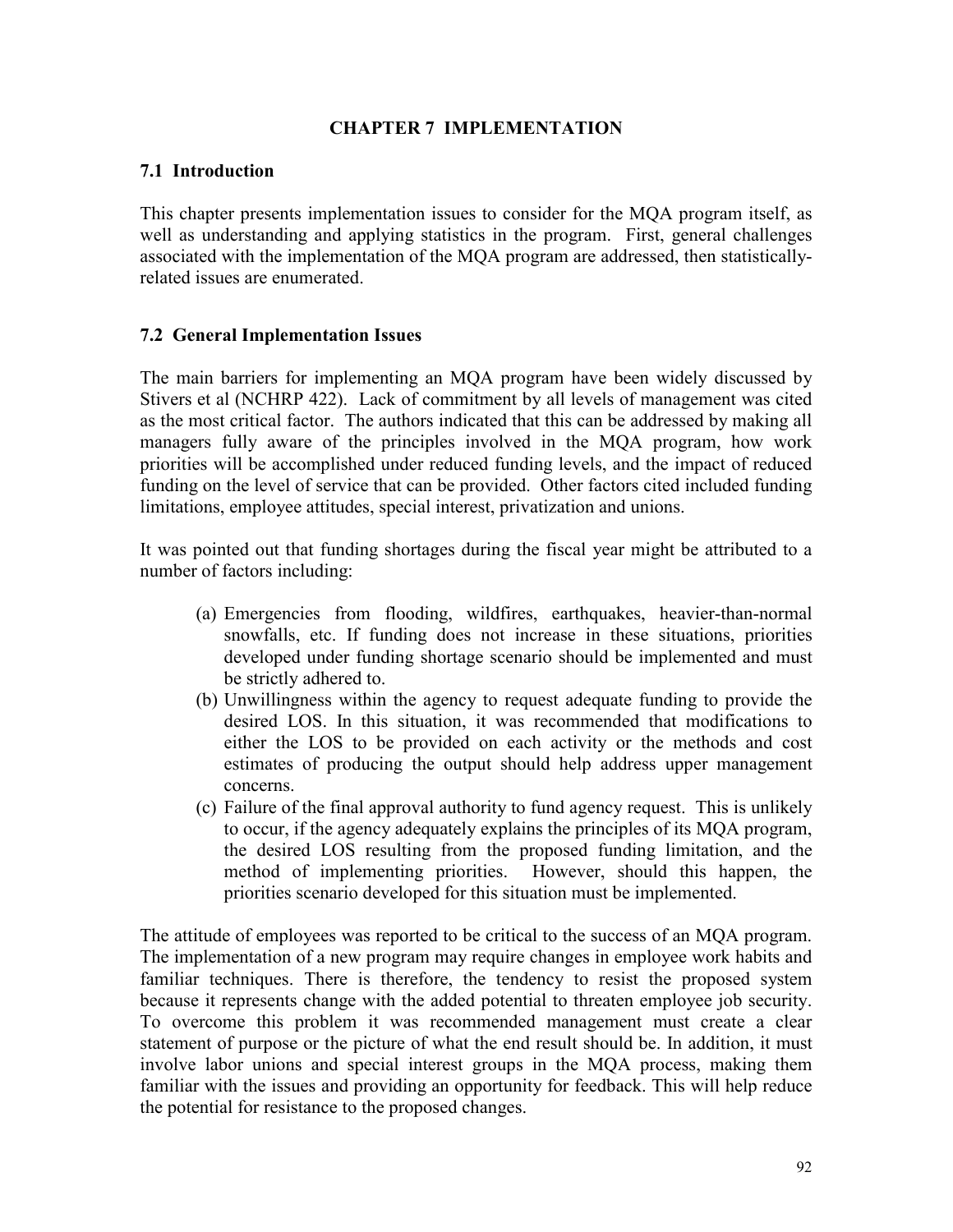# CHAPTER 7 IMPLEMENTATION

## 7.1 Introduction

This chapter presents implementation issues to consider for the MQA program itself, as well as understanding and applying statistics in the program. First, general challenges associated with the implementation of the MQA program are addressed, then statistically-related issues are enumerated.

## 7.2 General Implementation Issues

The main barriers for implementing an MQA program have been widely discussed by Stivers et al (NCHRP 422). Lack of commitment by all levels of management was cited as the most critical factor. The authors indicated that this can be addressed by making all managers fully aware of the principles involved in the MQA program, how work priorities will be accomplished under reduced funding levels, and the impact of reduced funding on the level of service that can be provided. Other factors cited included funding limitations, employee attitudes, special interest, privatization and unions.

It was pointed out that funding shortages during the fiscal year might be attributed to a number of factors including:

(a) Emergencies from flooding, wildfires, earthquakes, heavier-than-normal snowfalls, etc. If funding does not increase in these situations, priorities developed under funding shortage scenario should be implemented and must be strictly adhered to.

(b) Unwillingness within the agency to request adequate funding to provide the desired LOS. In this situation, it was recommended that modifications to either the LOS to be provided on each activity or the methods and cost estimates of producing the output should help address upper management concerns.

(c) Failure of the final approval authority to fund agency request. This is unlikely to occur, if the agency adequately explains the principles of its MQA program, the desired LOS resulting from the proposed funding limitation, and the method of implementing priorities. However, should this happen, the priorities scenario developed for this situation must be implemented.

The attitude of employees was reported to be critical to the success of an MQA program. The implementation of a new program may require changes in employee work habits and familiar techniques. There is therefore, the tendency to resist the proposed system because it represents change with the added potential to threaten employee job security. To overcome this problem it was recommended management must create a clear statement of purpose or the picture of what the end result should be. In addition, it must involve labor unions and special interest groups in the MQA process, making them familiar with the issues and providing an opportunity for feedback. This will help reduce the potential for resistance to the proposed changes.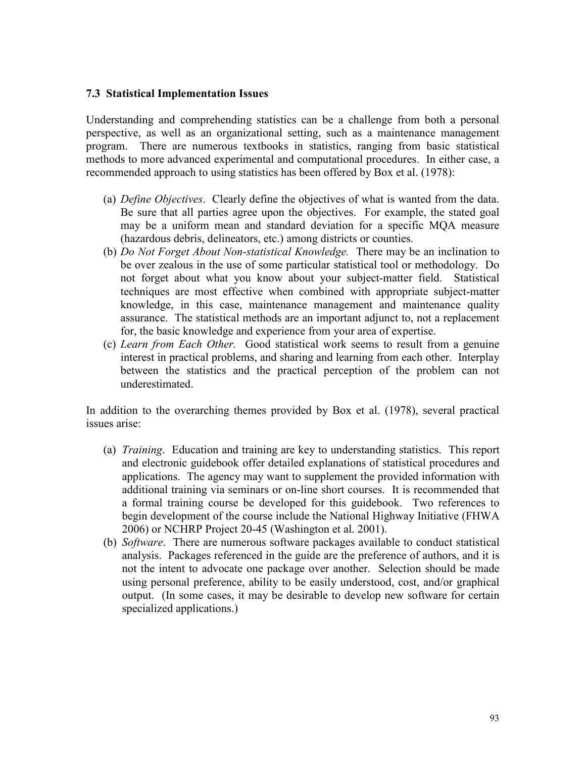### 7.3 Statistical Implementation Issues

Understanding and comprehending statistics can be a challenge from both a personal perspective, as well as an organizational setting, such as a maintenance management program. There are numerous textbooks in statistics, ranging from basic statistical methods to more advanced experimental and computational procedures. In either case, a recommended approach to using statistics has been offered by Box et al. (1978):

(a) *Define Objectives*. Clearly define the objectives of what is wanted from the data. Be sure that all parties agree upon the objectives. For example, the stated goal may be a uniform mean and standard deviation for a specific MQA measure (hazardous debris, delineators, etc.) among districts or counties.

(b) *Do Not Forget About Non-statistical Knowledge.* There may be an inclination to be over zealous in the use of some particular statistical tool or methodology. Do not forget about what you know about your subject-matter field. Statistical techniques are most effective when combined with appropriate subject-matter knowledge, in this case, maintenance management and maintenance quality assurance. The statistical methods are an important adjunct to, not a replacement for, the basic knowledge and experience from your area of expertise.

(c) *Learn from Each Other.* Good statistical work seems to result from a genuine interest in practical problems, and sharing and learning from each other. Interplay between the statistics and the practical perception of the problem can not underestimated.

In addition to the overarching themes provided by Box et al. (1978), several practical issues arise:

(a) *Training*. Education and training are key to understanding statistics. This report and electronic guidebook offer detailed explanations of statistical procedures and applications. The agency may want to supplement the provided information with additional training via seminars or on-line short courses. It is recommended that a formal training course be developed for this guidebook. Two references to begin development of the course include the National Highway Initiative (FHWA 2006) or NCHRP Project 20-45 (Washington et al. 2001).

(b) *Software*. There are numerous software packages available to conduct statistical analysis. Packages referenced in the guide are the preference of authors, and it is not the intent to advocate one package over another. Selection should be made using personal preference, ability to be easily understood, cost, and/or graphical output. (In some cases, it may be desirable to develop new software for certain specialized applications.)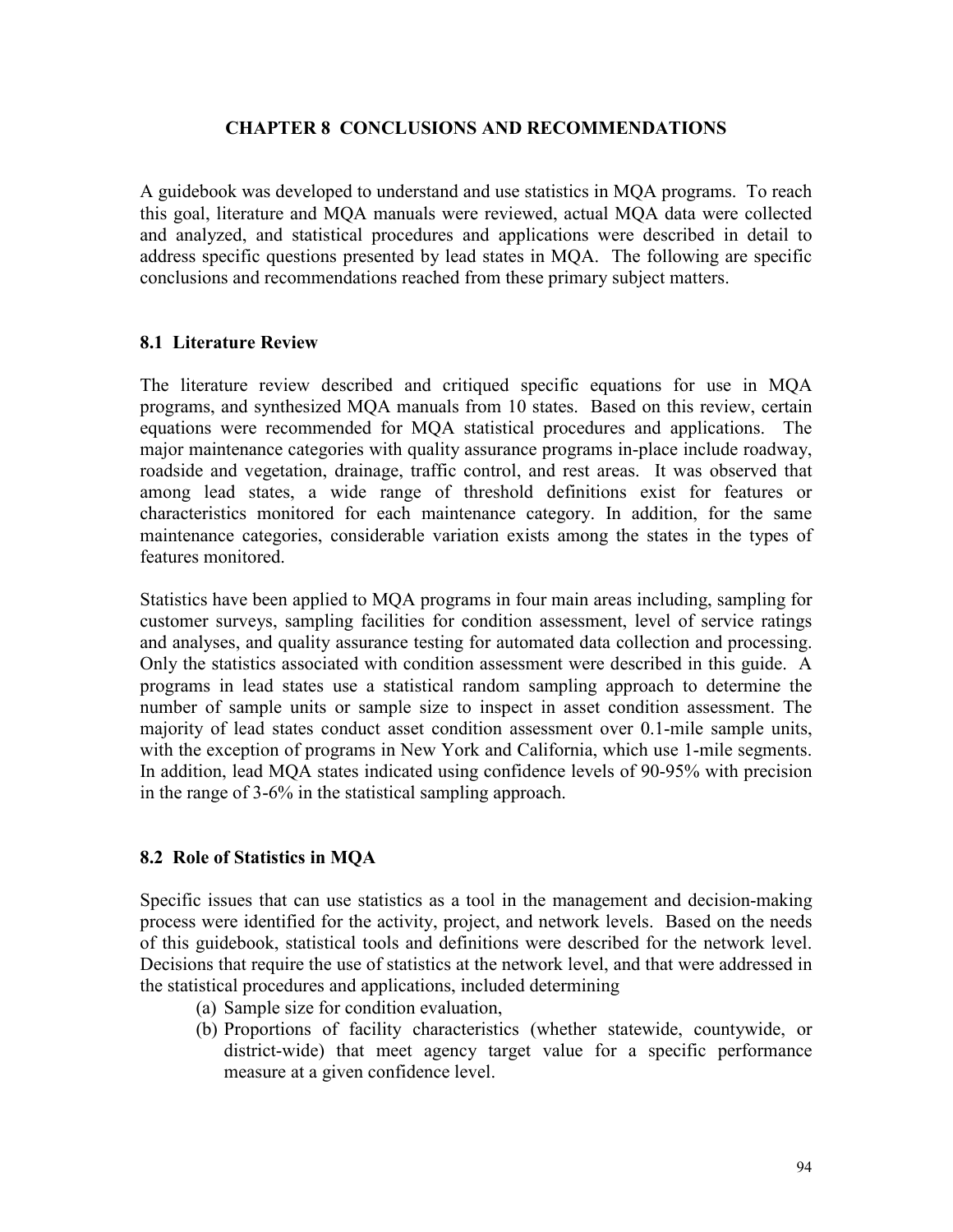# CHAPTER 8 CONCLUSIONS AND RECOMMENDATIONS

A guidebook was developed to understand and use statistics in MQA programs. To reach this goal, literature and MQA manuals were reviewed, actual MQA data were collected and analyzed, and statistical procedures and applications were described in detail to address specific questions presented by lead states in MQA. The following are specific conclusions and recommendations reached from these primary subject matters.

## 8.1 Literature Review

The literature review described and critiqued specific equations for use in MQA programs, and synthesized MQA manuals from 10 states. Based on this review, certain equations were recommended for MQA statistical procedures and applications. The major maintenance categories with quality assurance programs in-place include roadway, roadside and vegetation, drainage, traffic control, and rest areas. It was observed that among lead states, a wide range of threshold definitions exist for features or characteristics monitored for each maintenance category. In addition, for the same maintenance categories, considerable variation exists among the states in the types of features monitored.

Statistics have been applied to MQA programs in four main areas including, sampling for customer surveys, sampling facilities for condition assessment, level of service ratings and analyses, and quality assurance testing for automated data collection and processing. Only the statistics associated with condition assessment were described in this guide. A programs in lead states use a statistical random sampling approach to determine the number of sample units or sample size to inspect in asset condition assessment. The majority of lead states conduct asset condition assessment over 0.1-mile sample units, with the exception of programs in New York and California, which use 1-mile segments. In addition, lead MQA states indicated using confidence levels of 90-95% with precision in the range of 3-6% in the statistical sampling approach.

## 8.2 Role of Statistics in MQA

Specific issues that can use statistics as a tool in the management and decision-making process were identified for the activity, project, and network levels. Based on the needs of this guidebook, statistical tools and definitions were described for the network level. Decisions that require the use of statistics at the network level, and that were addressed in the statistical procedures and applications, included determining

(a) Sample size for condition evaluation,
(b) Proportions of facility characteristics (whether statewide, countywide, or district-wide) that meet agency target value for a specific performance measure at a given confidence level.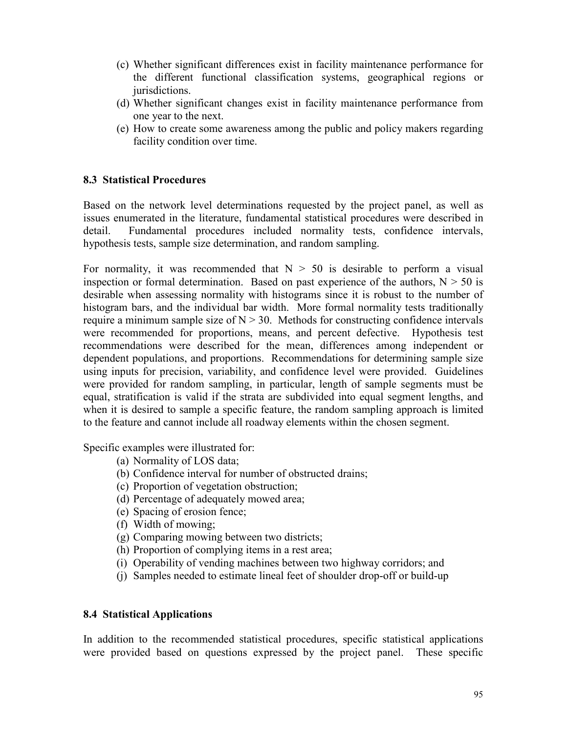(c) Whether significant differences exist in facility maintenance performance for the different functional classification systems, geographical regions or jurisdictions.
(d) Whether significant changes exist in facility maintenance performance from one year to the next.
(e) How to create some awareness among the public and policy makers regarding facility condition over time.

### 8.3 Statistical Procedures

Based on the network level determinations requested by the project panel, as well as issues enumerated in the literature, fundamental statistical procedures were described in detail. Fundamental procedures included normality tests, confidence intervals, hypothesis tests, sample size determination, and random sampling.

For normality, it was recommended that $N > 50$ is desirable to perform a visual inspection or formal determination. Based on past experience of the authors, $N > 50$ is desirable when assessing normality with histograms since it is robust to the number of histogram bars, and the individual bar width. More formal normality tests traditionally require a minimum sample size of $N > 30$. Methods for constructing confidence intervals were recommended for proportions, means, and percent defective. Hypothesis test recommendations were described for the mean, differences among independent or dependent populations, and proportions. Recommendations for determining sample size using inputs for precision, variability, and confidence level were provided. Guidelines were provided for random sampling, in particular, length of sample segments must be equal, stratification is valid if the strata are subdivided into equal segment lengths, and when it is desired to sample a specific feature, the random sampling approach is limited to the feature and cannot include all roadway elements within the chosen segment.

Specific examples were illustrated for:

(a) Normality of LOS data;
(b) Confidence interval for number of obstructed drains;
(c) Proportion of vegetation obstruction;
(d) Percentage of adequately mowed area;
(e) Spacing of erosion fence;
(f) Width of mowing;
(g) Comparing mowing between two districts;
(h) Proportion of complying items in a rest area;
(i) Operability of vending machines between two highway corridors; and
(j) Samples needed to estimate lineal feet of shoulder drop-off or build-up

### 8.4 Statistical Applications

In addition to the recommended statistical procedures, specific statistical applications were provided based on questions expressed by the project panel. These specific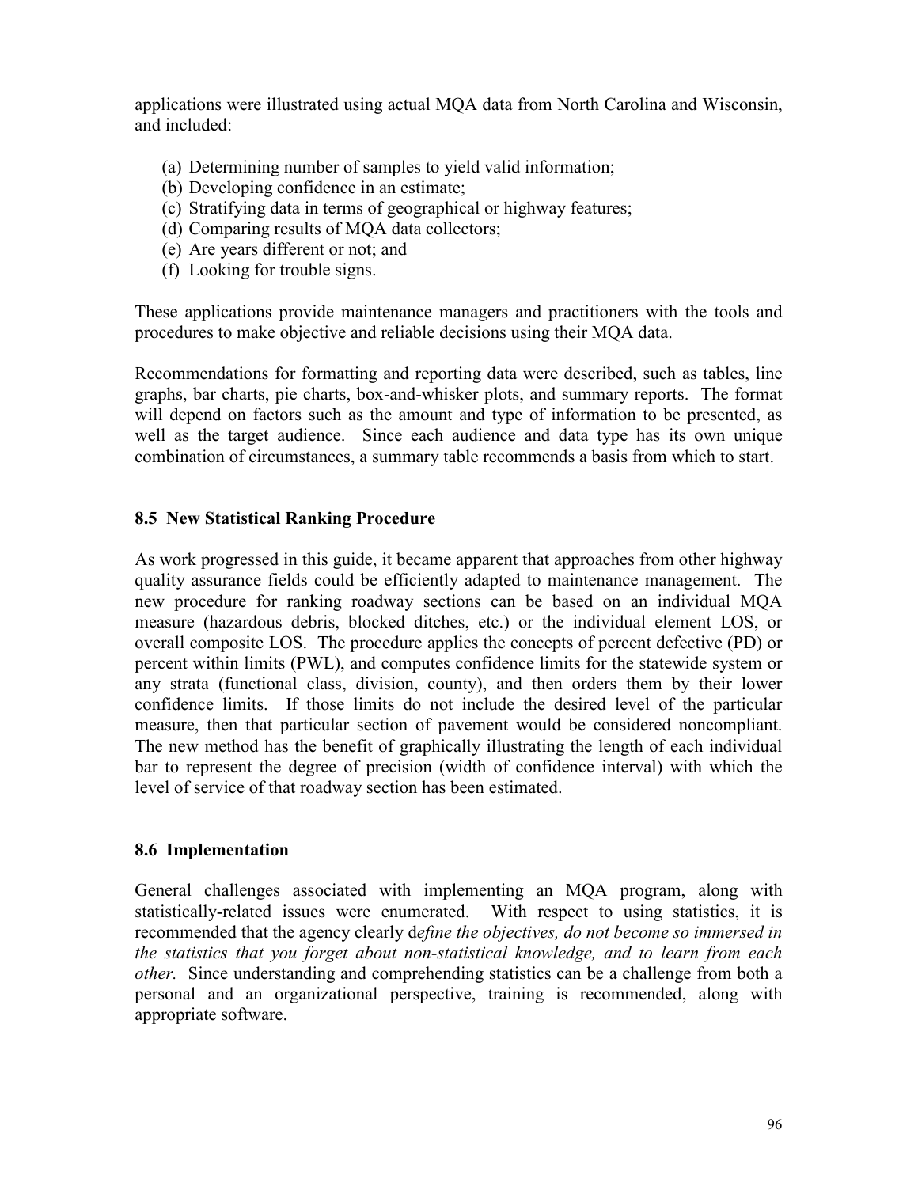applications were illustrated using actual MQA data from North Carolina and Wisconsin, and included:

(a) Determining number of samples to yield valid information;
(b) Developing confidence in an estimate;
(c) Stratifying data in terms of geographical or highway features;
(d) Comparing results of MQA data collectors;
(e) Are years different or not; and
(f) Looking for trouble signs.

These applications provide maintenance managers and practitioners with the tools and procedures to make objective and reliable decisions using their MQA data.

Recommendations for formatting and reporting data were described, such as tables, line graphs, bar charts, pie charts, box-and-whisker plots, and summary reports. The format will depend on factors such as the amount and type of information to be presented, as well as the target audience. Since each audience and data type has its own unique combination of circumstances, a summary table recommends a basis from which to start.

### 8.5 New Statistical Ranking Procedure

As work progressed in this guide, it became apparent that approaches from other highway quality assurance fields could be efficiently adapted to maintenance management. The new procedure for ranking roadway sections can be based on an individual MQA measure (hazardous debris, blocked ditches, etc.) or the individual element LOS, or overall composite LOS. The procedure applies the concepts of percent defective (PD) or percent within limits (PWL), and computes confidence limits for the statewide system or any strata (functional class, division, county), and then orders them by their lower confidence limits. If those limits do not include the desired level of the particular measure, then that particular section of pavement would be considered noncompliant. The new method has the benefit of graphically illustrating the length of each individual bar to represent the degree of precision (width of confidence interval) with which the level of service of that roadway section has been estimated.

### 8.6 Implementation

General challenges associated with implementing an MQA program, along with statistically-related issues were enumerated. With respect to using statistics, it is recommended that the agency clearly d*efine the objectives, do not become so immersed in the statistics that you forget about non-statistical knowledge, and to learn from each other.* Since understanding and comprehending statistics can be a challenge from both a personal and an organizational perspective, training is recommended, along with appropriate software.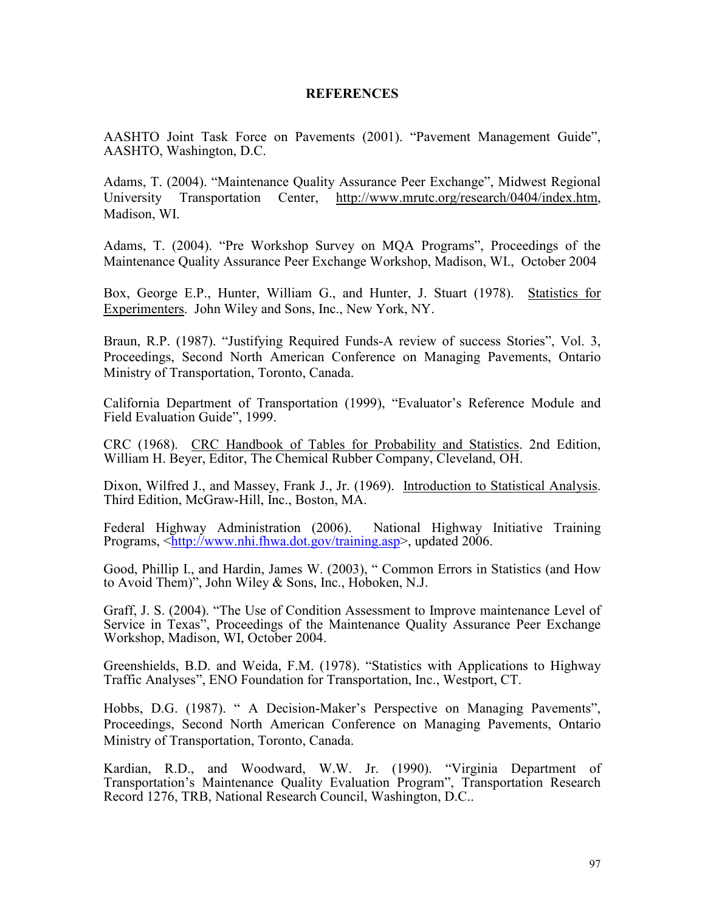# REFERENCES

AASHTO Joint Task Force on Pavements (2001). "Pavement Management Guide", AASHTO, Washington, D.C.

Adams, T. (2004). "Maintenance Quality Assurance Peer Exchange", Midwest Regional University Transportation Center, http://www.mrutc.org/research/0404/index.htm, Madison, WI.

Adams, T. (2004). "Pre Workshop Survey on MQA Programs", Proceedings of the Maintenance Quality Assurance Peer Exchange Workshop, Madison, WI., October 2004

Box, George E.P., Hunter, William G., and Hunter, J. Stuart (1978). Statistics for Experimenters. John Wiley and Sons, Inc., New York, NY.

Braun, R.P. (1987). "Justifying Required Funds-A review of success Stories", Vol. 3, Proceedings, Second North American Conference on Managing Pavements, Ontario Ministry of Transportation, Toronto, Canada.

California Department of Transportation (1999), "Evaluator's Reference Module and Field Evaluation Guide", 1999.

CRC (1968). CRC Handbook of Tables for Probability and Statistics. 2nd Edition, William H. Beyer, Editor, The Chemical Rubber Company, Cleveland, OH.

Dixon, Wilfred J., and Massey, Frank J., Jr. (1969). Introduction to Statistical Analysis. Third Edition, McGraw-Hill, Inc., Boston, MA.

Federal Highway Administration (2006). National Highway Initiative Training Programs, <http://www.nhi.fhwa.dot.gov/training.asp>, updated 2006.

Good, Phillip I., and Hardin, James W. (2003), " Common Errors in Statistics (and How to Avoid Them)", John Wiley & Sons, Inc., Hoboken, N.J.

Graff, J. S. (2004). "The Use of Condition Assessment to Improve maintenance Level of Service in Texas", Proceedings of the Maintenance Quality Assurance Peer Exchange Workshop, Madison, WI, October 2004.

Greenshields, B.D. and Weida, F.M. (1978). "Statistics with Applications to Highway Traffic Analyses", ENO Foundation for Transportation, Inc., Westport, CT.

Hobbs, D.G. (1987). " A Decision-Maker's Perspective on Managing Pavements", Proceedings, Second North American Conference on Managing Pavements, Ontario Ministry of Transportation, Toronto, Canada.

Kardian, R.D., and Woodward, W.W. Jr. (1990). "Virginia Department of Transportation's Maintenance Quality Evaluation Program", Transportation Research Record 1276, TRB, National Research Council, Washington, D.C..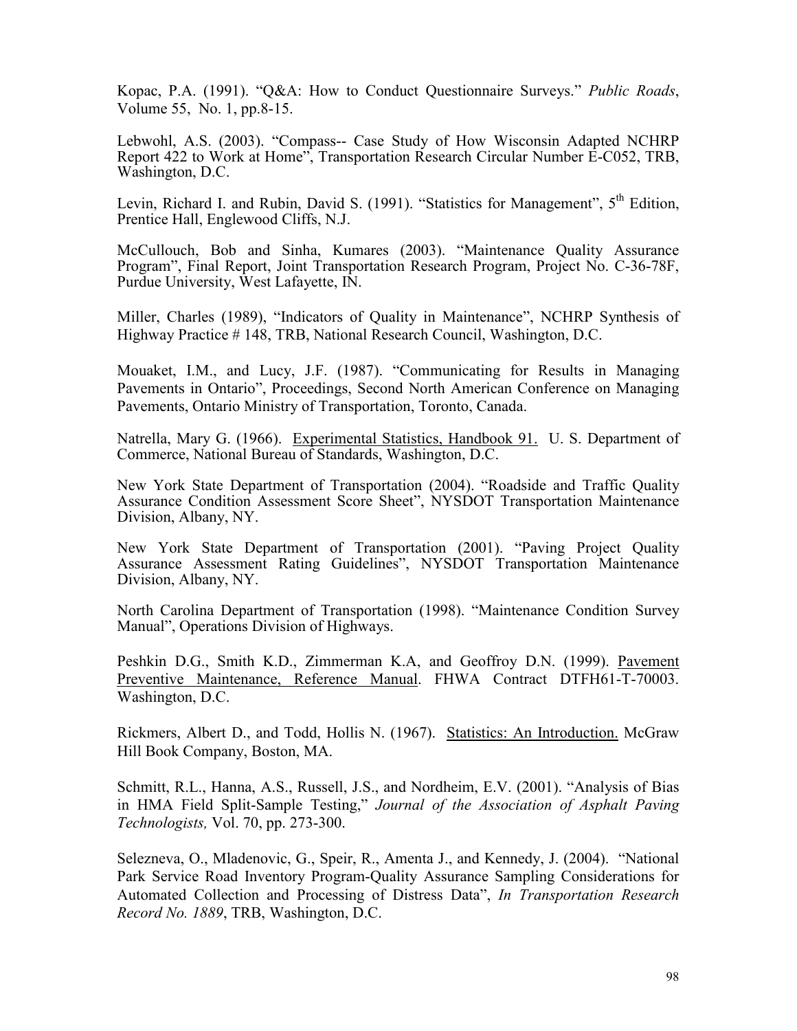Kopac, P.A. (1991). "Q&A: How to Conduct Questionnaire Surveys." *Public Roads*, Volume 55, No. 1, pp.8-15.

Lebwohl, A.S. (2003). "Compass-- Case Study of How Wisconsin Adapted NCHRP Report 422 to Work at Home", Transportation Research Circular Number E-C052, TRB, Washington, D.C.

Levin, Richard I. and Rubin, David S. (1991). "Statistics for Management", 5th Edition, Prentice Hall, Englewood Cliffs, N.J.

McCullouch, Bob and Sinha, Kumares (2003). "Maintenance Quality Assurance Program", Final Report, Joint Transportation Research Program, Project No. C-36-78F, Purdue University, West Lafayette, IN.

Miller, Charles (1989), "Indicators of Quality in Maintenance", NCHRP Synthesis of Highway Practice # 148, TRB, National Research Council, Washington, D.C.

Mouaket, I.M., and Lucy, J.F. (1987). "Communicating for Results in Managing Pavements in Ontario", Proceedings, Second North American Conference on Managing Pavements, Ontario Ministry of Transportation, Toronto, Canada.

Natrella, Mary G. (1966). <u>Experimental Statistics, Handbook 91.</u> U. S. Department of Commerce, National Bureau of Standards, Washington, D.C.

New York State Department of Transportation (2004). "Roadside and Traffic Quality Assurance Condition Assessment Score Sheet", NYSDOT Transportation Maintenance Division, Albany, NY.

New York State Department of Transportation (2001). "Paving Project Quality Assurance Assessment Rating Guidelines", NYSDOT Transportation Maintenance Division, Albany, NY.

North Carolina Department of Transportation (1998). "Maintenance Condition Survey Manual", Operations Division of Highways.

Peshkin D.G., Smith K.D., Zimmerman K.A, and Geoffroy D.N. (1999). <u>Pavement Preventive Maintenance, Reference Manual</u>. FHWA Contract DTFH61-T-70003. Washington, D.C.

Rickmers, Albert D., and Todd, Hollis N. (1967). <u>Statistics: An Introduction.</u> McGraw Hill Book Company, Boston, MA.

Schmitt, R.L., Hanna, A.S., Russell, J.S., and Nordheim, E.V. (2001). "Analysis of Bias in HMA Field Split-Sample Testing," *Journal of the Association of Asphalt Paving Technologists,* Vol. 70, pp. 273-300.

Selezneva, O., Mladenovic, G., Speir, R., Amenta J., and Kennedy, J. (2004). "National Park Service Road Inventory Program-Quality Assurance Sampling Considerations for Automated Collection and Processing of Distress Data", *In Transportation Research Record No. 1889*, TRB, Washington, D.C.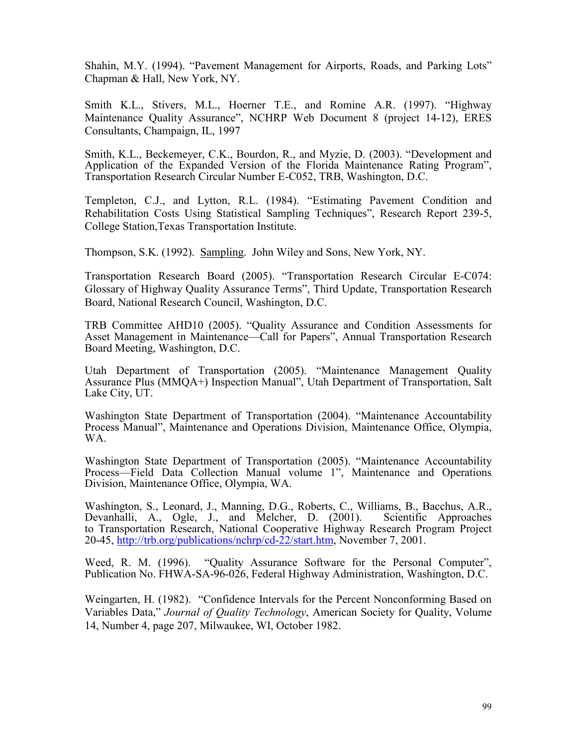Shahin, M.Y. (1994). "Pavement Management for Airports, Roads, and Parking Lots" Chapman & Hall, New York, NY.

Smith K.L., Stivers, M.L., Hoerner T.E., and Romine A.R. (1997). "Highway Maintenance Quality Assurance", NCHRP Web Document 8 (project 14-12), ERES Consultants, Champaign, IL, 1997

Smith, K.L., Beckemeyer, C.K., Bourdon, R., and Myzie, D. (2003). "Development and Application of the Expanded Version of the Florida Maintenance Rating Program", Transportation Research Circular Number E-C052, TRB, Washington, D.C.

Templeton, C.J., and Lytton, R.L. (1984). "Estimating Pavement Condition and Rehabilitation Costs Using Statistical Sampling Techniques", Research Report 239-5, College Station,Texas Transportation Institute.

Thompson, S.K. (1992). Sampling. John Wiley and Sons, New York, NY.

Transportation Research Board (2005). "Transportation Research Circular E-C074: Glossary of Highway Quality Assurance Terms", Third Update, Transportation Research Board, National Research Council, Washington, D.C.

TRB Committee AHD10 (2005). "Quality Assurance and Condition Assessments for Asset Management in Maintenance—Call for Papers", Annual Transportation Research Board Meeting, Washington, D.C.

Utah Department of Transportation (2005). "Maintenance Management Quality Assurance Plus (MMQA+) Inspection Manual", Utah Department of Transportation, Salt Lake City, UT.

Washington State Department of Transportation (2004). "Maintenance Accountability Process Manual", Maintenance and Operations Division, Maintenance Office, Olympia, WA.

Washington State Department of Transportation (2005). "Maintenance Accountability Process—Field Data Collection Manual volume 1", Maintenance and Operations Division, Maintenance Office, Olympia, WA.

Washington, S., Leonard, J., Manning, D.G., Roberts, C., Williams, B., Bacchus, A.R., Devanhalli, A., Ogle, J., and Melcher, D. (2001). Scientific Approaches to Transportation Research, National Cooperative Highway Research Program Project 20-45, http://trb.org/publications/nchrp/cd-22/start.htm, November 7, 2001.

Weed, R. M. (1996). "Quality Assurance Software for the Personal Computer", Publication No. FHWA-SA-96-026, Federal Highway Administration, Washington, D.C.

Weingarten, H. (1982). "Confidence Intervals for the Percent Nonconforming Based on Variables Data," *Journal of Quality Technology*, American Society for Quality, Volume 14, Number 4, page 207, Milwaukee, WI, October 1982.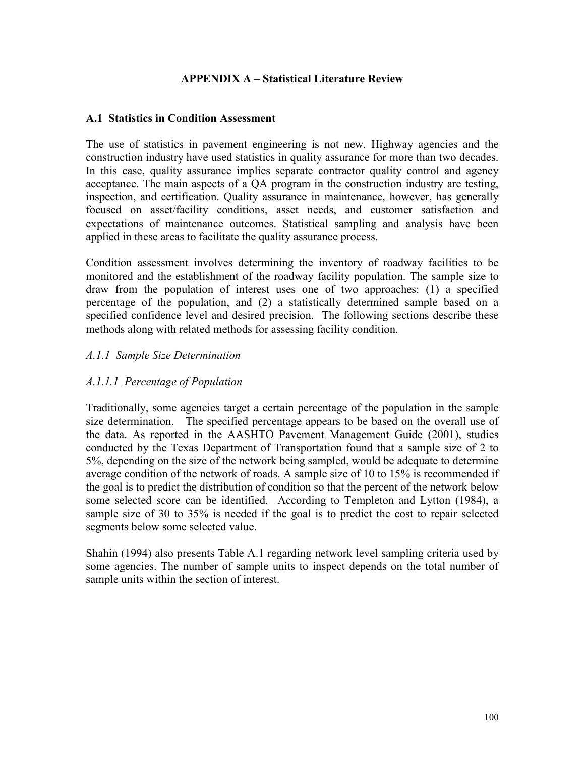# APPENDIX A – Statistical Literature Review

## A.1 Statistics in Condition Assessment

The use of statistics in pavement engineering is not new. Highway agencies and the construction industry have used statistics in quality assurance for more than two decades. In this case, quality assurance implies separate contractor quality control and agency acceptance. The main aspects of a QA program in the construction industry are testing, inspection, and certification. Quality assurance in maintenance, however, has generally focused on asset/facility conditions, asset needs, and customer satisfaction and expectations of maintenance outcomes. Statistical sampling and analysis have been applied in these areas to facilitate the quality assurance process.

Condition assessment involves determining the inventory of roadway facilities to be monitored and the establishment of the roadway facility population. The sample size to draw from the population of interest uses one of two approaches: (1) a specified percentage of the population, and (2) a statistically determined sample based on a specified confidence level and desired precision. The following sections describe these methods along with related methods for assessing facility condition.

### *A.1.1 Sample Size Determination*

#### *A.1.1.1 Percentage of Population*

Traditionally, some agencies target a certain percentage of the population in the sample size determination. The specified percentage appears to be based on the overall use of the data. As reported in the AASHTO Pavement Management Guide (2001), studies conducted by the Texas Department of Transportation found that a sample size of 2 to 5%, depending on the size of the network being sampled, would be adequate to determine average condition of the network of roads. A sample size of 10 to 15% is recommended if the goal is to predict the distribution of condition so that the percent of the network below some selected score can be identified. According to Templeton and Lytton (1984), a sample size of 30 to 35% is needed if the goal is to predict the cost to repair selected segments below some selected value.

Shahin (1994) also presents Table A.1 regarding network level sampling criteria used by some agencies. The number of sample units to inspect depends on the total number of sample units within the section of interest.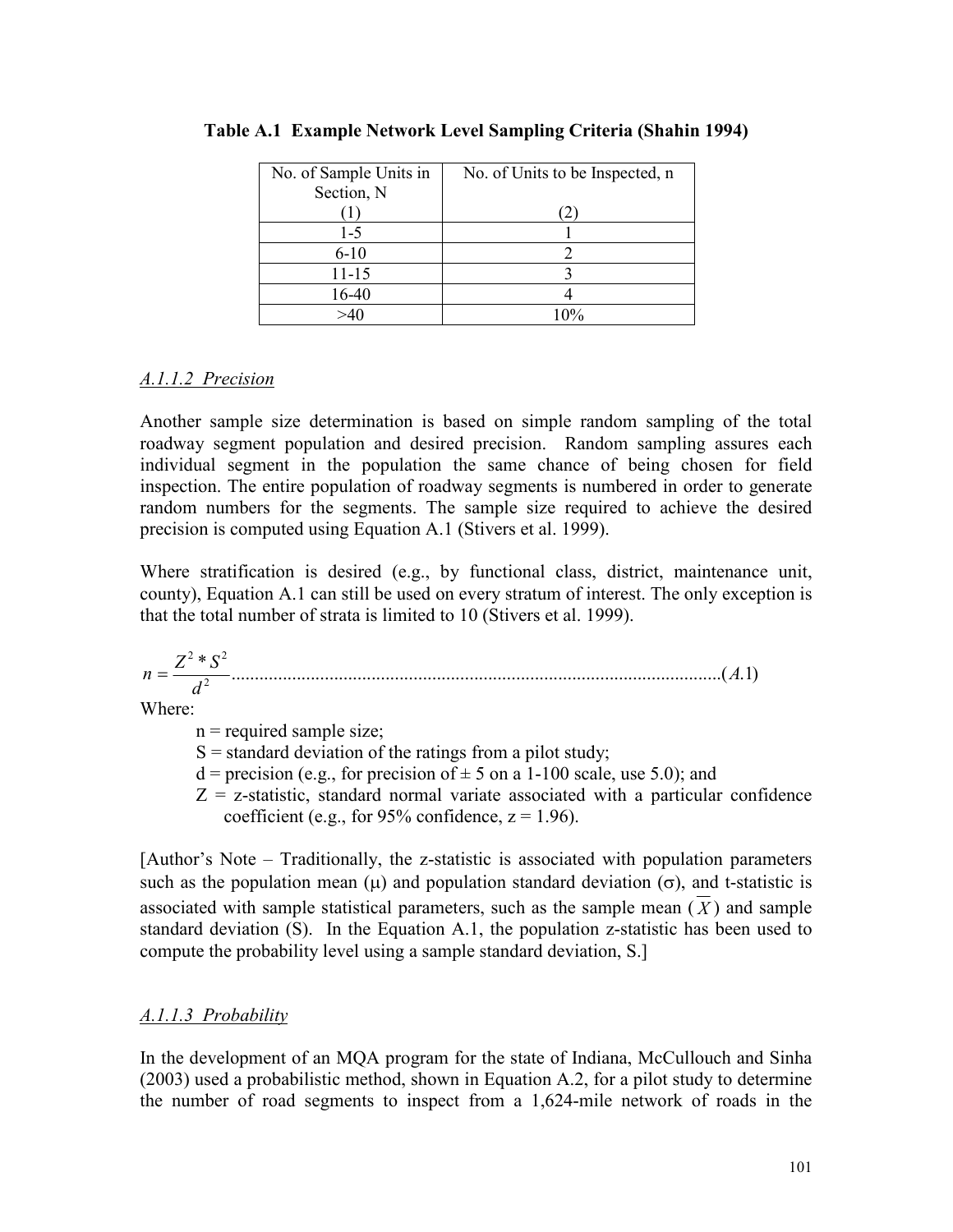**Table A.1 Example Network Level Sampling Criteria (Shahin 1994)**

| No. of Sample Units in Section, N (1) | No. of Units to be Inspected, n (2) |
|---|---|
| 1-5 | 1 |
| 6-10 | 2 |
| 11-15 | 3 |
| 16-40 | 4 |
| >40 | 10% |

#### *A.1.1.2 Precision*

Another sample size determination is based on simple random sampling of the total roadway segment population and desired precision. Random sampling assures each individual segment in the population the same chance of being chosen for field inspection. The entire population of roadway segments is numbered in order to generate random numbers for the segments. The sample size required to achieve the desired precision is computed using Equation A.1 (Stivers et al. 1999).

Where stratification is desired (e.g., by functional class, district, maintenance unit, county), Equation A.1 can still be used on every stratum of interest. The only exception is that the total number of strata is limited to 10 (Stivers et al. 1999).

$$n = \frac{Z^2 * S^2}{d^2} \qquad (A.1)$$

Where:

- n = required sample size;
- S = standard deviation of the ratings from a pilot study;
- d = precision (e.g., for precision of ± 5 on a 1-100 scale, use 5.0); and
- Z = z-statistic, standard normal variate associated with a particular confidence coefficient (e.g., for 95% confidence, z = 1.96).

[Author's Note – Traditionally, the z-statistic is associated with population parameters such as the population mean ($\mu$) and population standard deviation ($\sigma$), and t-statistic is associated with sample statistical parameters, such as the sample mean ($\overline{X}$) and sample standard deviation (S). In the Equation A.1, the population z-statistic has been used to compute the probability level using a sample standard deviation, S.]

#### *A.1.1.3 Probability*

In the development of an MQA program for the state of Indiana, McCullouch and Sinha (2003) used a probabilistic method, shown in Equation A.2, for a pilot study to determine the number of road segments to inspect from a 1,624-mile network of roads in the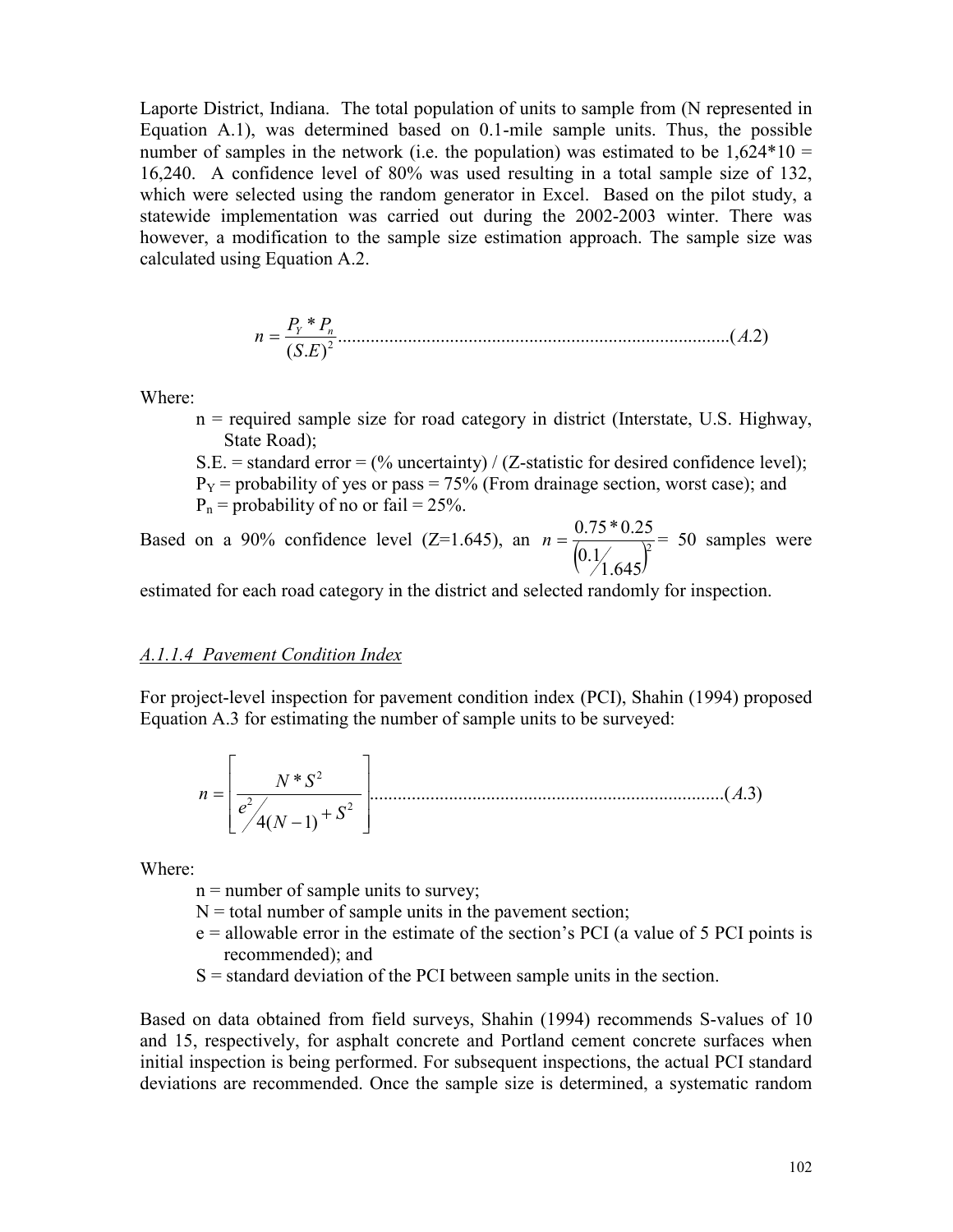Laporte District, Indiana. The total population of units to sample from (N represented in Equation A.1), was determined based on 0.1-mile sample units. Thus, the possible number of samples in the network (i.e. the population) was estimated to be 1,624*10 = 16,240. A confidence level of 80% was used resulting in a total sample size of 132, which were selected using the random generator in Excel. Based on the pilot study, a statewide implementation was carried out during the 2002-2003 winter. There was however, a modification to the sample size estimation approach. The sample size was calculated using Equation A.2.

$$n = \frac{P_Y * P_n}{(S.E)^2} \quad \text{.....................................................} (A.2)$$

Where:

- n = required sample size for road category in district (Interstate, U.S. Highway, State Road);
- S.E. = standard error = (% uncertainty) / (Z-statistic for desired confidence level);
- $P_Y$ = probability of yes or pass = 75% (From drainage section, worst case); and
- $P_n$ = probability of no or fail = 25%.

Based on a 90% confidence level (Z=1.645), an $n = \frac{0.75 * 0.25}{\left(0.1/1.645\right)^2}$ = 50 samples were estimated for each road category in the district and selected randomly for inspection.

### *A.1.1.4 Pavement Condition Index*

For project-level inspection for pavement condition index (PCI), Shahin (1994) proposed Equation A.3 for estimating the number of sample units to be surveyed:

$$n = \left[ \frac{N * S^2}{\frac{e^2}{4(N-1)} + S^2} \right] \quad \text{.....................................................} (A.3)$$

Where:

- n = number of sample units to survey;
- N = total number of sample units in the pavement section;
- e = allowable error in the estimate of the section's PCI (a value of 5 PCI points is recommended); and
- S = standard deviation of the PCI between sample units in the section.

Based on data obtained from field surveys, Shahin (1994) recommends S-values of 10 and 15, respectively, for asphalt concrete and Portland cement concrete surfaces when initial inspection is being performed. For subsequent inspections, the actual PCI standard deviations are recommended. Once the sample size is determined, a systematic random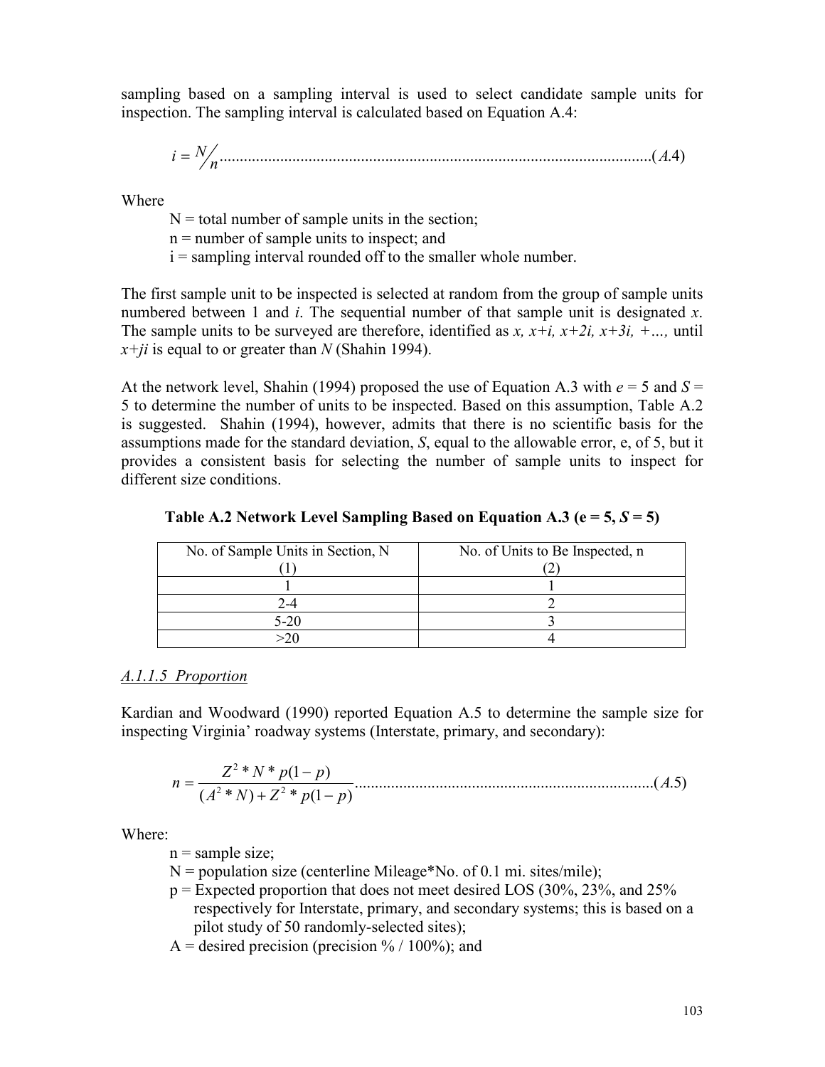sampling based on a sampling interval is used to select candidate sample units for inspection. The sampling interval is calculated based on Equation A.4:

$$i = N/n \quad \text{..........................................................................................................} (A.4)$$

Where

N = total number of sample units in the section;
n = number of sample units to inspect; and
i = sampling interval rounded off to the smaller whole number.

The first sample unit to be inspected is selected at random from the group of sample units numbered between 1 and *i*. The sequential number of that sample unit is designated *x*. The sample units to be surveyed are therefore, identified as *x, x+i, x+2i, x+3i, +…,* until *x+ji* is equal to or greater than *N* (Shahin 1994).

At the network level, Shahin (1994) proposed the use of Equation A.3 with *e* = 5 and *S* = 5 to determine the number of units to be inspected. Based on this assumption, Table A.2 is suggested. Shahin (1994), however, admits that there is no scientific basis for the assumptions made for the standard deviation, *S*, equal to the allowable error, e, of 5, but it provides a consistent basis for selecting the number of sample units to inspect for different size conditions.

**Table A.2 Network Level Sampling Based on Equation A.3 (e = 5, *S* = 5)**

| No. of Sample Units in Section, N (1) | No. of Units to Be Inspected, n (2) |
|---|---|
| 1 | 1 |
| 2-4 | 2 |
| 5-20 | 3 |
| >20 | 4 |

*A.1.1.5 Proportion*

Kardian and Woodward (1990) reported Equation A.5 to determine the sample size for inspecting Virginia' roadway systems (Interstate, primary, and secondary):

$$n = \frac{Z^2 * N * p(1-p)}{(A^2 * N) + Z^2 * p(1-p)} \quad \text{..........................................................................} (A.5)$$

Where:

n = sample size;
N = population size (centerline Mileage*No. of 0.1 mi. sites/mile);
p = Expected proportion that does not meet desired LOS (30%, 23%, and 25% respectively for Interstate, primary, and secondary systems; this is based on a pilot study of 50 randomly-selected sites);
A = desired precision (precision % / 100%); and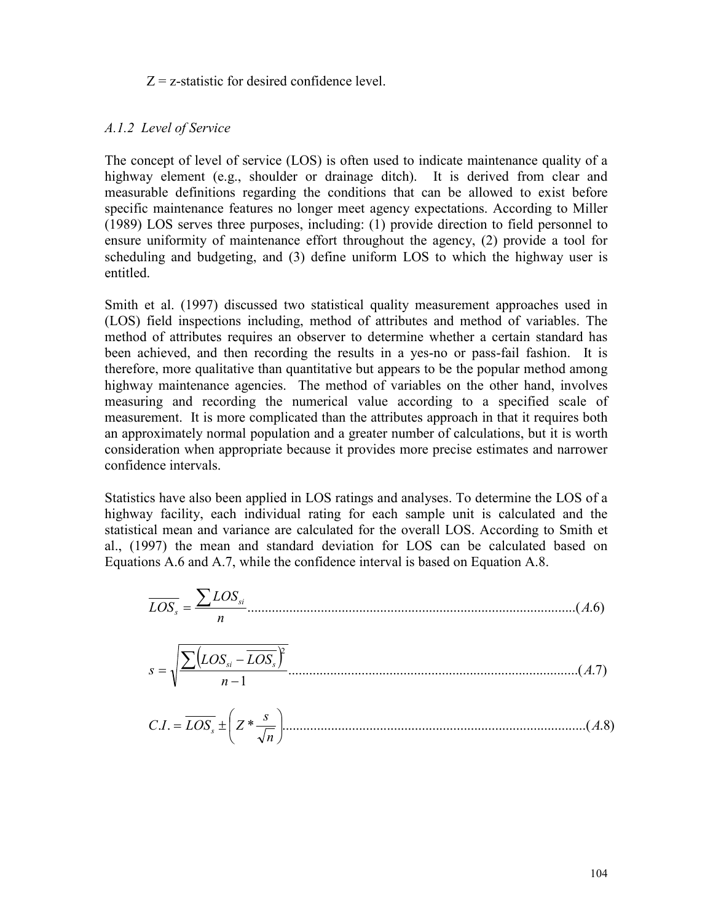Z = z-statistic for desired confidence level.

### *A.1.2 Level of Service*

The concept of level of service (LOS) is often used to indicate maintenance quality of a highway element (e.g., shoulder or drainage ditch). It is derived from clear and measurable definitions regarding the conditions that can be allowed to exist before specific maintenance features no longer meet agency expectations. According to Miller (1989) LOS serves three purposes, including: (1) provide direction to field personnel to ensure uniformity of maintenance effort throughout the agency, (2) provide a tool for scheduling and budgeting, and (3) define uniform LOS to which the highway user is entitled.

Smith et al. (1997) discussed two statistical quality measurement approaches used in (LOS) field inspections including, method of attributes and method of variables. The method of attributes requires an observer to determine whether a certain standard has been achieved, and then recording the results in a yes-no or pass-fail fashion. It is therefore, more qualitative than quantitative but appears to be the popular method among highway maintenance agencies. The method of variables on the other hand, involves measuring and recording the numerical value according to a specified scale of measurement. It is more complicated than the attributes approach in that it requires both an approximately normal population and a greater number of calculations, but it is worth consideration when appropriate because it provides more precise estimates and narrower confidence intervals.

Statistics have also been applied in LOS ratings and analyses. To determine the LOS of a highway facility, each individual rating for each sample unit is calculated and the statistical mean and variance are calculated for the overall LOS. According to Smith et al., (1997) the mean and standard deviation for LOS can be calculated based on Equations A.6 and A.7, while the confidence interval is based on Equation A.8.

$$\overline{LOS_s} = \frac{\sum LOS_{si}}{n} \qquad (A.6)$$

$$s = \sqrt{\frac{\sum \left(LOS_{si} - \overline{LOS_s}\right)^2}{n-1}} \qquad (A.7)$$

$$C.I. = \overline{LOS_s} \pm \left( Z * \frac{s}{\sqrt{n}} \right) \qquad (A.8)$$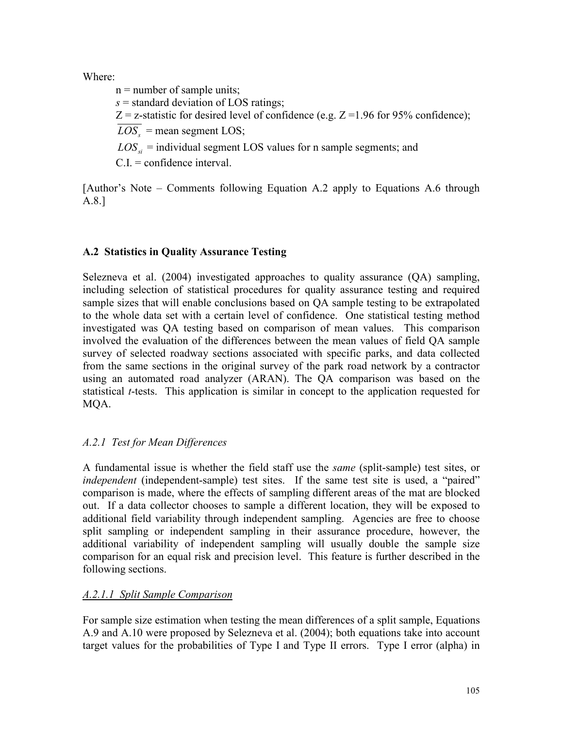Where:

n = number of sample units;

*s* = standard deviation of LOS ratings;

Z = z-statistic for desired level of confidence (e.g. Z =1.96 for 95% confidence);

$\overline{LOS_s}$ = mean segment LOS;

$LOS_{si}$ = individual segment LOS values for n sample segments; and

C.I. = confidence interval.

[Author's Note – Comments following Equation A.2 apply to Equations A.6 through A.8.]

### A.2 Statistics in Quality Assurance Testing

Selezneva et al. (2004) investigated approaches to quality assurance (QA) sampling, including selection of statistical procedures for quality assurance testing and required sample sizes that will enable conclusions based on QA sample testing to be extrapolated to the whole data set with a certain level of confidence. One statistical testing method investigated was QA testing based on comparison of mean values. This comparison involved the evaluation of the differences between the mean values of field QA sample survey of selected roadway sections associated with specific parks, and data collected from the same sections in the original survey of the park road network by a contractor using an automated road analyzer (ARAN). The QA comparison was based on the statistical *t*-tests. This application is similar in concept to the application requested for MQA.

#### *A.2.1 Test for Mean Differences*

A fundamental issue is whether the field staff use the *same* (split-sample) test sites, or *independent* (independent-sample) test sites. If the same test site is used, a "paired" comparison is made, where the effects of sampling different areas of the mat are blocked out. If a data collector chooses to sample a different location, they will be exposed to additional field variability through independent sampling. Agencies are free to choose split sampling or independent sampling in their assurance procedure, however, the additional variability of independent sampling will usually double the sample size comparison for an equal risk and precision level. This feature is further described in the following sections.

##### *A.2.1.1 Split Sample Comparison*

For sample size estimation when testing the mean differences of a split sample, Equations A.9 and A.10 were proposed by Selezneva et al. (2004); both equations take into account target values for the probabilities of Type I and Type II errors. Type I error (alpha) in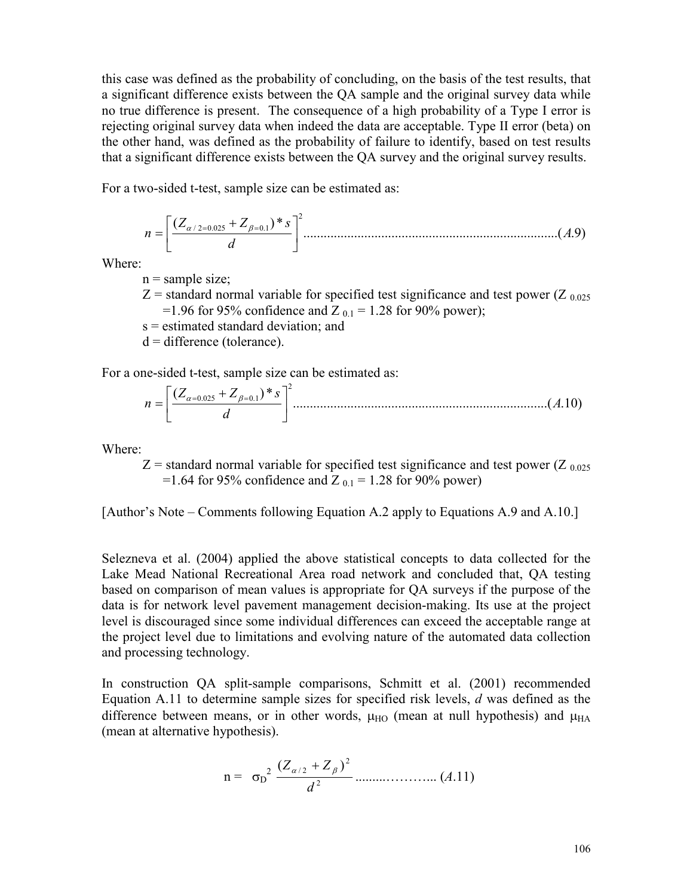this case was defined as the probability of concluding, on the basis of the test results, that a significant difference exists between the QA sample and the original survey data while no true difference is present. The consequence of a high probability of a Type I error is rejecting original survey data when indeed the data are acceptable. Type II error (beta) on the other hand, was defined as the probability of failure to identify, based on test results that a significant difference exists between the QA survey and the original survey results.

For a two-sided t-test, sample size can be estimated as:

$$n = \left[ \frac{(Z_{\alpha/2=0.025} + Z_{\beta=0.1}) * s}{d} \right]^2 \quad \text{..........}(A.9)$$

Where:

- n = sample size;
- Z = standard normal variable for specified test significance and test power ($Z_{0.025}$ =1.96 for 95% confidence and $Z_{0.1}$ = 1.28 for 90% power);
- s = estimated standard deviation; and
- d = difference (tolerance).

For a one-sided t-test, sample size can be estimated as:

$$n = \left[ \frac{(Z_{\alpha=0.025} + Z_{\beta=0.1}) * s}{d} \right]^2 \quad \text{..........}(A.10)$$

Where:

- Z = standard normal variable for specified test significance and test power ($Z_{0.025}$ =1.64 for 95% confidence and $Z_{0.1}$ = 1.28 for 90% power)

[Author's Note – Comments following Equation A.2 apply to Equations A.9 and A.10.]

Selezneva et al. (2004) applied the above statistical concepts to data collected for the Lake Mead National Recreational Area road network and concluded that, QA testing based on comparison of mean values is appropriate for QA surveys if the purpose of the data is for network level pavement management decision-making. Its use at the project level is discouraged since some individual differences can exceed the acceptable range at the project level due to limitations and evolving nature of the automated data collection and processing technology.

In construction QA split-sample comparisons, Schmitt et al. (2001) recommended Equation A.11 to determine sample sizes for specified risk levels, *d* was defined as the difference between means, or in other words, $\mu_{HO}$ (mean at null hypothesis) and $\mu_{HA}$ (mean at alternative hypothesis).

$$n = \sigma_D^2 \frac{(Z_{\alpha/2} + Z_{\beta})^2}{d^2} \quad \text{..........}(A.11)$$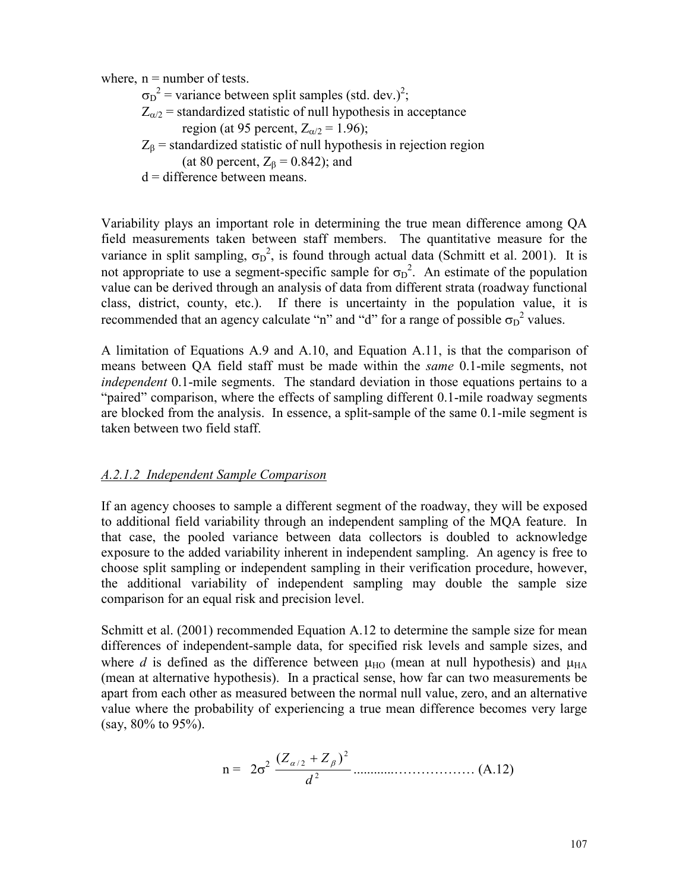where, n = number of tests.

$\sigma_D^2$ = variance between split samples (std. dev.)$^2$;

$Z_{\alpha/2}$ = standardized statistic of null hypothesis in acceptance region (at 95 percent, $Z_{\alpha/2}$ = 1.96);

$Z_{\beta}$ = standardized statistic of null hypothesis in rejection region (at 80 percent, $Z_{\beta}$ = 0.842); and

d = difference between means.

Variability plays an important role in determining the true mean difference among QA field measurements taken between staff members. The quantitative measure for the variance in split sampling, $\sigma_D^2$, is found through actual data (Schmitt et al. 2001). It is not appropriate to use a segment-specific sample for $\sigma_D^2$. An estimate of the population value can be derived through an analysis of data from different strata (roadway functional class, district, county, etc.). If there is uncertainty in the population value, it is recommended that an agency calculate "n" and "d" for a range of possible $\sigma_D^2$ values.

A limitation of Equations A.9 and A.10, and Equation A.11, is that the comparison of means between QA field staff must be made within the *same* 0.1-mile segments, not *independent* 0.1-mile segments. The standard deviation in those equations pertains to a "paired" comparison, where the effects of sampling different 0.1-mile roadway segments are blocked from the analysis. In essence, a split-sample of the same 0.1-mile segment is taken between two field staff.

### *A.2.1.2 Independent Sample Comparison*

If an agency chooses to sample a different segment of the roadway, they will be exposed to additional field variability through an independent sampling of the MQA feature. In that case, the pooled variance between data collectors is doubled to acknowledge exposure to the added variability inherent in independent sampling. An agency is free to choose split sampling or independent sampling in their verification procedure, however, the additional variability of independent sampling may double the sample size comparison for an equal risk and precision level.

Schmitt et al. (2001) recommended Equation A.12 to determine the sample size for mean differences of independent-sample data, for specified risk levels and sample sizes, and where *d* is defined as the difference between $\mu_{HO}$ (mean at null hypothesis) and $\mu_{HA}$ (mean at alternative hypothesis). In a practical sense, how far can two measurements be apart from each other as measured between the normal null value, zero, and an alternative value where the probability of experiencing a true mean difference becomes very large (say, 80% to 95%).

$$n = 2\sigma^2 \frac{(Z_{\alpha/2} + Z_{\beta})^2}{d^2} \qquad \text{(A.12)}$$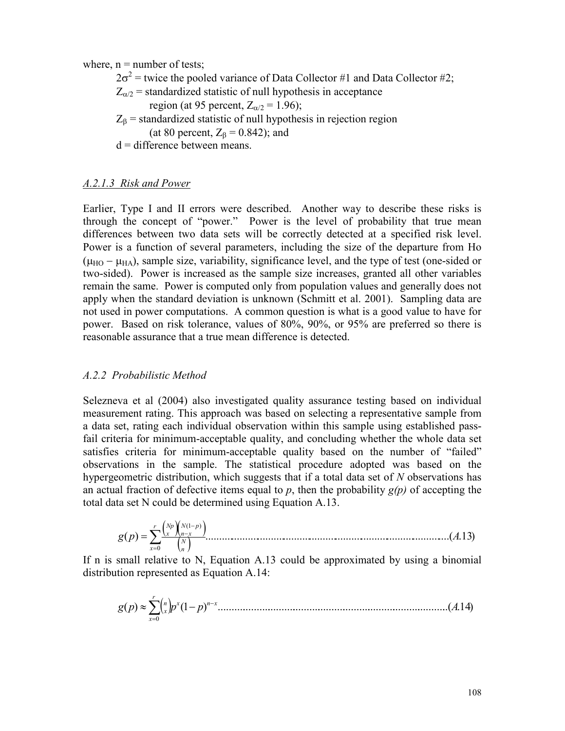where, n = number of tests;

$2\sigma^2$ = twice the pooled variance of Data Collector #1 and Data Collector #2;

$Z_{\alpha/2}$ = standardized statistic of null hypothesis in acceptance region (at 95 percent, $Z_{\alpha/2} = 1.96$);

$Z_{\beta}$ = standardized statistic of null hypothesis in rejection region (at 80 percent, $Z_{\beta} = 0.842$); and

d = difference between means.

### *A.2.1.3 Risk and Power*

Earlier, Type I and II errors were described. Another way to describe these risks is through the concept of "power." Power is the level of probability that true mean differences between two data sets will be correctly detected at a specified risk level. Power is a function of several parameters, including the size of the departure from Ho ($\mu_{HO} - \mu_{HA}$), sample size, variability, significance level, and the type of test (one-sided or two-sided). Power is increased as the sample size increases, granted all other variables remain the same. Power is computed only from population values and generally does not apply when the standard deviation is unknown (Schmitt et al. 2001). Sampling data are not used in power computations. A common question is what is a good value to have for power. Based on risk tolerance, values of 80%, 90%, or 95% are preferred so there is reasonable assurance that a true mean difference is detected.

## *A.2.2 Probabilistic Method*

Selezneva et al (2004) also investigated quality assurance testing based on individual measurement rating. This approach was based on selecting a representative sample from a data set, rating each individual observation within this sample using established pass-fail criteria for minimum-acceptable quality, and concluding whether the whole data set satisfies criteria for minimum-acceptable quality based on the number of "failed" observations in the sample. The statistical procedure adopted was based on the hypergeometric distribution, which suggests that if a total data set of *N* observations has an actual fraction of defective items equal to *p*, then the probability *g(p)* of accepting the total data set N could be determined using Equation A.13.

$$g(p) = \sum_{x=0}^{r} \frac{\binom{Np}{x}\binom{N(1-p)}{n-x}}{\binom{N}{n}} \qquad (A.13)$$

If n is small relative to N, Equation A.13 could be approximated by using a binomial distribution represented as Equation A.14:

$$g(p) \approx \sum_{x=0}^{r} \binom{n}{x} p^x (1-p)^{n-x} \qquad (A.14)$$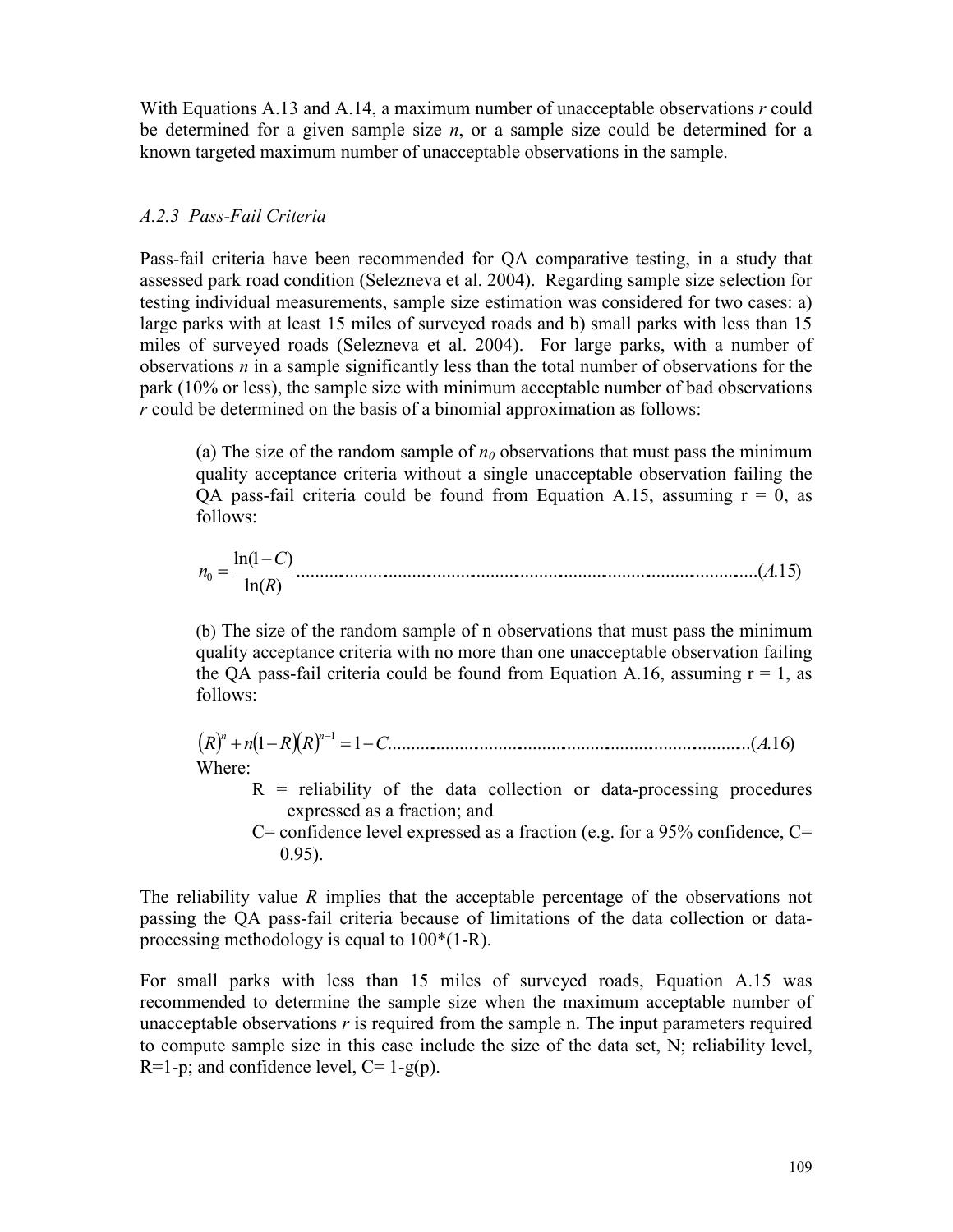With Equations A.13 and A.14, a maximum number of unacceptable observations $r$ could be determined for a given sample size $n$, or a sample size could be determined for a known targeted maximum number of unacceptable observations in the sample.

### *A.2.3 Pass-Fail Criteria*

Pass-fail criteria have been recommended for QA comparative testing, in a study that assessed park road condition (Selezneva et al. 2004). Regarding sample size selection for testing individual measurements, sample size estimation was considered for two cases: a) large parks with at least 15 miles of surveyed roads and b) small parks with less than 15 miles of surveyed roads (Selezneva et al. 2004). For large parks, with a number of observations $n$ in a sample significantly less than the total number of observations for the park (10% or less), the sample size with minimum acceptable number of bad observations $r$ could be determined on the basis of a binomial approximation as follows:

> (a) The size of the random sample of $n_0$ observations that must pass the minimum quality acceptance criteria without a single unacceptable observation failing the QA pass-fail criteria could be found from Equation A.15, assuming r = 0, as follows:
>
> $$n_0 = \frac{\ln(1-C)}{\ln(R)} \qquad (A.15)$$
>
> (b) The size of the random sample of n observations that must pass the minimum quality acceptance criteria with no more than one unacceptable observation failing the QA pass-fail criteria could be found from Equation A.16, assuming r = 1, as follows:
>
> $$(R)^n + n(1-R)(R)^{n-1} = 1 - C \qquad (A.16)$$
>
> Where:
>
> R = reliability of the data collection or data-processing procedures expressed as a fraction; and
>
> C= confidence level expressed as a fraction (e.g. for a 95% confidence, C= 0.95).

The reliability value $R$ implies that the acceptable percentage of the observations not passing the QA pass-fail criteria because of limitations of the data collection or data-processing methodology is equal to 100*(1-R).

For small parks with less than 15 miles of surveyed roads, Equation A.15 was recommended to determine the sample size when the maximum acceptable number of unacceptable observations $r$ is required from the sample n. The input parameters required to compute sample size in this case include the size of the data set, N; reliability level, R=1-p; and confidence level, C= 1-g(p).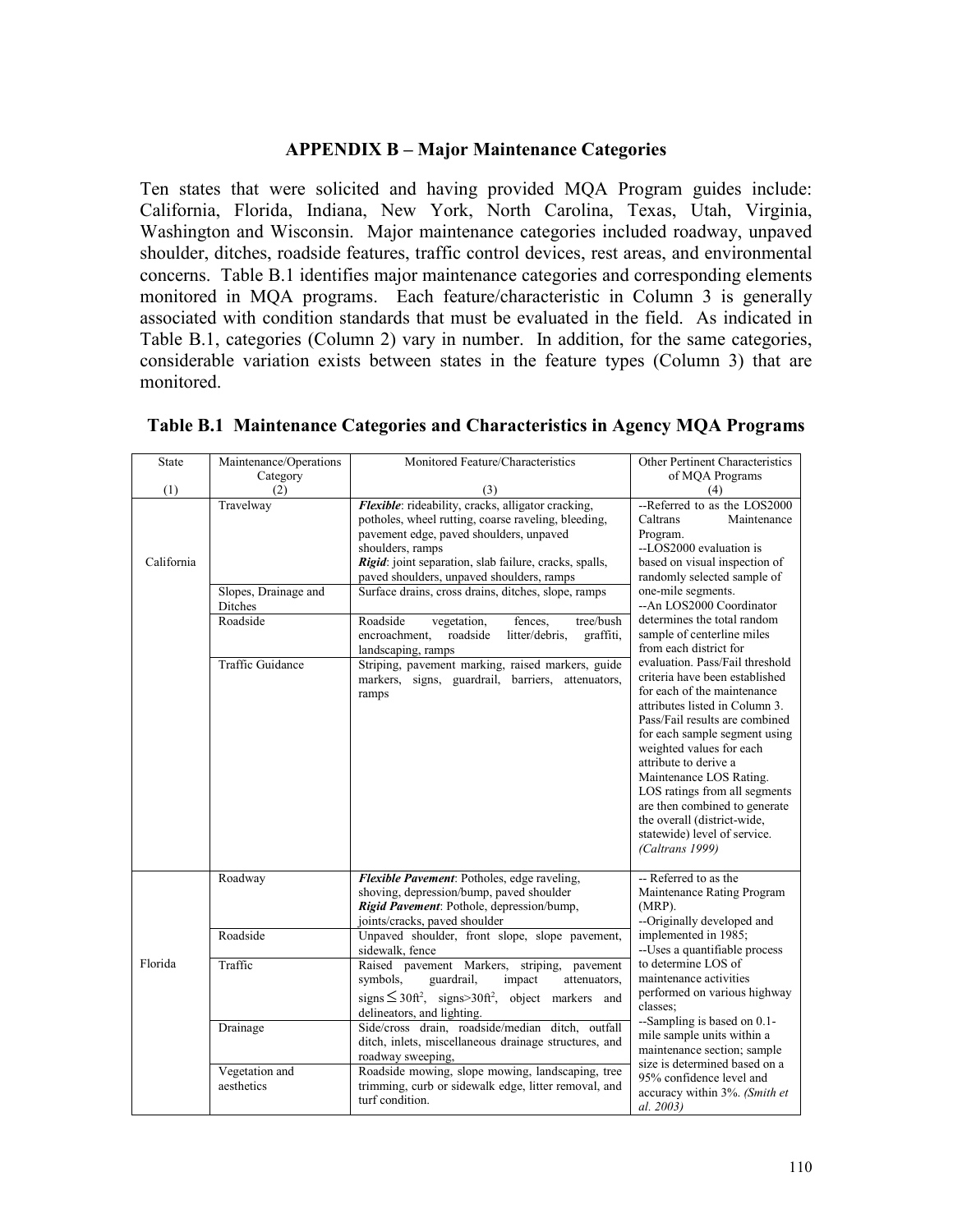## APPENDIX B – Major Maintenance Categories

Ten states that were solicited and having provided MQA Program guides include: California, Florida, Indiana, New York, North Carolina, Texas, Utah, Virginia, Washington and Wisconsin. Major maintenance categories included roadway, unpaved shoulder, ditches, roadside features, traffic control devices, rest areas, and environmental concerns. Table B.1 identifies major maintenance categories and corresponding elements monitored in MQA programs. Each feature/characteristic in Column 3 is generally associated with condition standards that must be evaluated in the field. As indicated in Table B.1, categories (Column 2) vary in number. In addition, for the same categories, considerable variation exists between states in the feature types (Column 3) that are monitored.

**Table B.1 Maintenance Categories and Characteristics in Agency MQA Programs**

| State (1) | Maintenance/Operations Category (2) | Monitored Feature/Characteristics (3) | Other Pertinent Characteristics of MQA Programs (4) |
|---|---|---|---|
| California | Travelway | ***Flexible***: rideability, cracks, alligator cracking, potholes, wheel rutting, coarse raveling, bleeding, pavement edge, paved shoulders, unpaved shoulders, ramps<br>***Rigid***: joint separation, slab failure, cracks, spalls, paved shoulders, unpaved shoulders, ramps | --Referred to as the LOS2000 Caltrans Maintenance Program.<br>--LOS2000 evaluation is based on visual inspection of randomly selected sample of one-mile segments.<br>--An LOS2000 Coordinator determines the total random sample of centerline miles from each district for evaluation. Pass/Fail threshold criteria have been established for each of the maintenance attributes listed in Column 3. Pass/Fail results are combined for each sample segment using weighted values for each attribute to derive a Maintenance LOS Rating. LOS ratings from all segments are then combined to generate the overall (district-wide, statewide) level of service. *(Caltrans 1999)* |
| | Slopes, Drainage and Ditches | Surface drains, cross drains, ditches, slope, ramps | |
| | Roadside | Roadside vegetation, fences, tree/bush encroachment, roadside litter/debris, graffiti, landscaping, ramps | |
| | Traffic Guidance | Striping, pavement marking, raised markers, guide markers, signs, guardrail, barriers, attenuators, ramps | |
| Florida | Roadway | ***Flexible Pavement***: Potholes, edge raveling, shoving, depression/bump, paved shoulder<br>***Rigid Pavement***: Pothole, depression/bump, joints/cracks, paved shoulder | -- Referred to as the Maintenance Rating Program (MRP).<br>--Originally developed and implemented in 1985;<br>--Uses a quantifiable process to determine LOS of maintenance activities performed on various highway classes;<br>--Sampling is based on 0.1-mile sample units within a maintenance section; sample size is determined based on a 95% confidence level and accuracy within 3%. *(Smith et al. 2003)* |
| | Roadside | Unpaved shoulder, front slope, slope pavement, sidewalk, fence | |
| | Traffic | Raised pavement Markers, striping, pavement symbols, guardrail, impact attenuators, signs $\leq 30\text{ft}^2$, signs$>30\text{ft}^2$, object markers and delineators, and lighting. | |
| | Drainage | Side/cross drain, roadside/median ditch, outfall ditch, inlets, miscellaneous drainage structures, and roadway sweeping, | |
| | Vegetation and aesthetics | Roadside mowing, slope mowing, landscaping, tree trimming, curb or sidewalk edge, litter removal, and turf condition. | |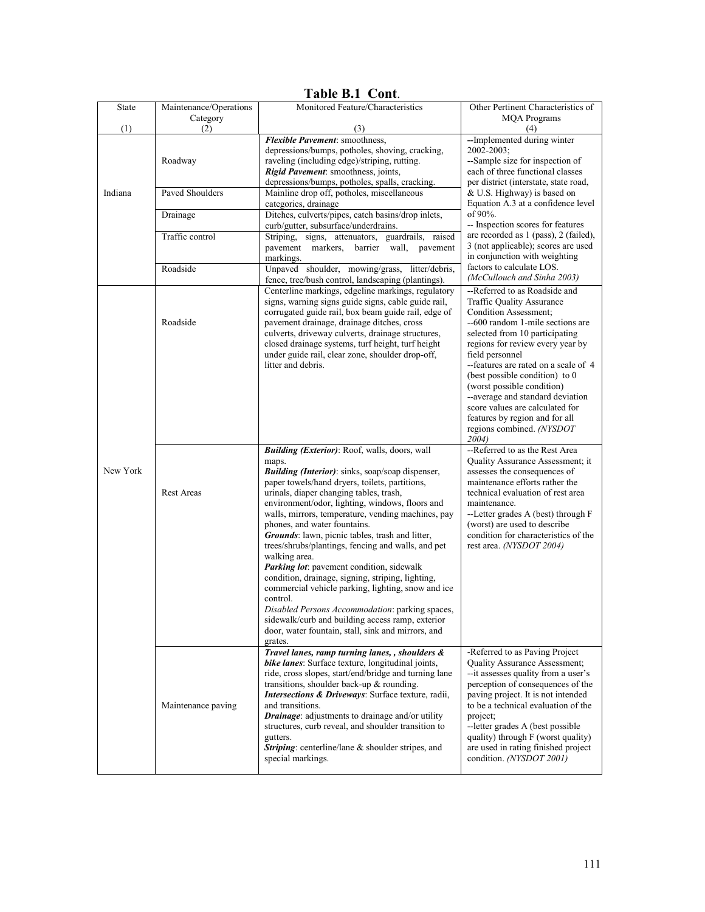# Table B.1 Cont.

| State (1) | Maintenance/Operations Category (2) | Monitored Feature/Characteristics (3) | Other Pertinent Characteristics of MQA Programs (4) |
|---|---|---|---|
| Indiana | Roadway | ***Flexible Pavement***: smoothness, depressions/bumps, potholes, shoving, cracking, raveling (including edge)/striping, rutting. ***Rigid Pavement***: smoothness, joints, depressions/bumps, potholes, spalls, cracking. | --Implemented during winter 2002-2003; --Sample size for inspection of each of three functional classes per district (interstate, state road, & U.S. Highway) is based on Equation A.3 at a confidence level of 90%. -- Inspection scores for features are recorded as 1 (pass), 2 (failed), 3 (not applicable); scores are used in conjunction with weighting factors to calculate LOS. *(McCullouch and Sinha 2003)* |
| | Paved Shoulders | Mainline drop off, potholes, miscellaneous categories, drainage | |
| | Drainage | Ditches, culverts/pipes, catch basins/drop inlets, curb/gutter, subsurface/underdrains. | |
| | Traffic control | Striping, signs, attenuators, guardrails, raised pavement markers, barrier wall, pavement markings. | |
| | Roadside | Unpaved shoulder, mowing/grass, litter/debris, fence, tree/bush control, landscaping (plantings). | |
| New York | Roadside | Centerline markings, edgeline markings, regulatory signs, warning signs guide signs, cable guide rail, corrugated guide rail, box beam guide rail, edge of pavement drainage, drainage ditches, cross culverts, driveway culverts, drainage structures, closed drainage systems, turf height, turf height under guide rail, clear zone, shoulder drop-off, litter and debris. | --Referred to as Roadside and Traffic Quality Assurance Condition Assessment; --600 random 1-mile sections are selected from 10 participating regions for review every year by field personnel --features are rated on a scale of 4 (best possible condition) to 0 (worst possible condition) --average and standard deviation score values are calculated for features by region and for all regions combined. *(NYSDOT 2004)* |
| | Rest Areas | ***Building (Exterior)***: Roof, walls, doors, wall maps. ***Building (Interior)***: sinks, soap/soap dispenser, paper towels/hand dryers, toilets, partitions, urinals, diaper changing tables, trash, environment/odor, lighting, windows, floors and walls, mirrors, temperature, vending machines, pay phones, and water fountains. ***Grounds***: lawn, picnic tables, trash and litter, trees/shrubs/plantings, fencing and walls, and pet walking area. ***Parking lot***: pavement condition, sidewalk condition, drainage, signing, striping, lighting, commercial vehicle parking, lighting, snow and ice control. *Disabled Persons Accommodation*: parking spaces, sidewalk/curb and building access ramp, exterior door, water fountain, stall, sink and mirrors, and grates. | --Referred to as the Rest Area Quality Assurance Assessment; it assesses the consequences of maintenance efforts rather the technical evaluation of rest area maintenance. --Letter grades A (best) through F (worst) are used to describe condition for characteristics of the rest area. *(NYSDOT 2004)* |
| | Maintenance paving | ***Travel lanes, ramp turning lanes, , shoulders & bike lanes***: Surface texture, longitudinal joints, ride, cross slopes, start/end/bridge and turning lane transitions, shoulder back-up & rounding. ***Intersections & Driveways***: Surface texture, radii, and transitions. ***Drainage***: adjustments to drainage and/or utility structures, curb reveal, and shoulder transition to gutters. ***Striping***: centerline/lane & shoulder stripes, and special markings. | -Referred to as Paving Project Quality Assurance Assessment; --it assesses quality from a user's perception of consequences of the paving project. It is not intended to be a technical evaluation of the project; --letter grades A (best possible quality) through F (worst quality) are used in rating finished project condition. *(NYSDOT 2001)* |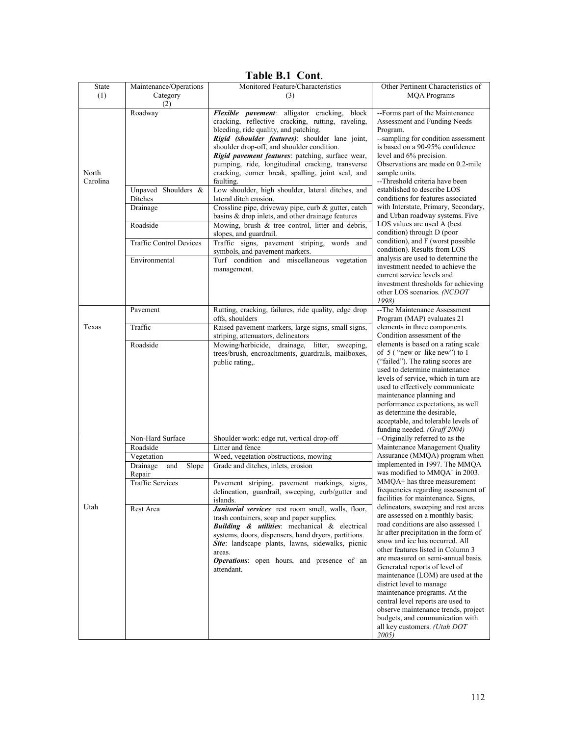**Table B.1 Cont.**

| State (1) | Maintenance/Operations Category (2) | Monitored Feature/Characteristics (3) | Other Pertinent Characteristics of MQA Programs |
|---|---|---|---|
| North Carolina | Roadway | ***Flexible pavement***: alligator cracking, block cracking, reflective cracking, rutting, raveling, bleeding, ride quality, and patching. ***Rigid (shoulder features)***: shoulder lane joint, shoulder drop-off, and shoulder condition. ***Rigid pavement features***: patching, surface wear, pumping, ride, longitudinal cracking, transverse cracking, corner break, spalling, joint seal, and faulting. | --Forms part of the Maintenance Assessment and Funding Needs Program. --sampling for condition assessment is based on a 90-95% confidence level and 6% precision. Observations are made on 0.2-mile sample units. --Threshold criteria have been established to describe LOS conditions for features associated with Interstate, Primary, Secondary, and Urban roadway systems. Five LOS values are used A (best condition) through D (poor condition), and F (worst possible condition). Results from LOS analysis are used to determine the investment needed to achieve the current service levels and investment thresholds for achieving other LOS scenarios. *(NCDOT 1998)* |
| | Unpaved Shoulders & Ditches | Low shoulder, high shoulder, lateral ditches, and lateral ditch erosion. | |
| | Drainage | Crossline pipe, driveway pipe, curb & gutter, catch basins & drop inlets, and other drainage features | |
| | Roadside | Mowing, brush & tree control, litter and debris, slopes, and guardrail. | |
| | Traffic Control Devices | Traffic signs, pavement striping, words and symbols, and pavement markers. | |
| | Environmental | Turf condition and miscellaneous vegetation management. | |
| Texas | Pavement | Rutting, cracking, failures, ride quality, edge drop offs, shoulders | --The Maintenance Assessment Program (MAP) evaluates 21 elements in three components. Condition assessment of the elements is based on a rating scale of 5 ( "new or like new") to 1 ("failed"). The rating scores are used to determine maintenance levels of service, which in turn are used to effectively communicate maintenance planning and performance expectations, as well as determine the desirable, acceptable, and tolerable levels of funding needed. *(Graff 2004)* |
| | Traffic | Raised pavement markers, large signs, small signs, striping, attenuators, delineators | |
| | Roadside | Mowing/herbicide, drainage, litter, sweeping, trees/brush, encroachments, guardrails, mailboxes, public rating,. | |
| Utah | Non-Hard Surface | Shoulder work: edge rut, vertical drop-off | --Originally referred to as the Maintenance Management Quality Assurance (MMQA) program when implemented in 1997. The MMQA was modified to MMQA+ in 2003. MMQA+ has three measurement frequencies regarding assessment of facilities for maintenance. Signs, delineators, sweeping and rest areas are assessed on a monthly basis; road conditions are also assessed 1 hr after precipitation in the form of snow and ice has occurred. All other features listed in Column 3 are measured on semi-annual basis. Generated reports of level of maintenance (LOM) are used at the district level to manage maintenance programs. At the central level reports are used to observe maintenance trends, project budgets, and communication with all key customers. *(Utah DOT 2005)* |
| | Roadside | Litter and fence | |
| | Vegetation | Weed, vegetation obstructions, mowing | |
| | Drainage and Slope Repair | Grade and ditches, inlets, erosion | |
| | Traffic Services | Pavement striping, pavement markings, signs, delineation, guardrail, sweeping, curb/gutter and islands. | |
| | Rest Area | ***Janitorial services***: rest room smell, walls, floor, trash containers, soap and paper supplies. ***Building & utilities***: mechanical & electrical systems, doors, dispensers, hand dryers, partitions. ***Site***: landscape plants, lawns, sidewalks, picnic areas. ***Operations***: open hours, and presence of an attendant. | |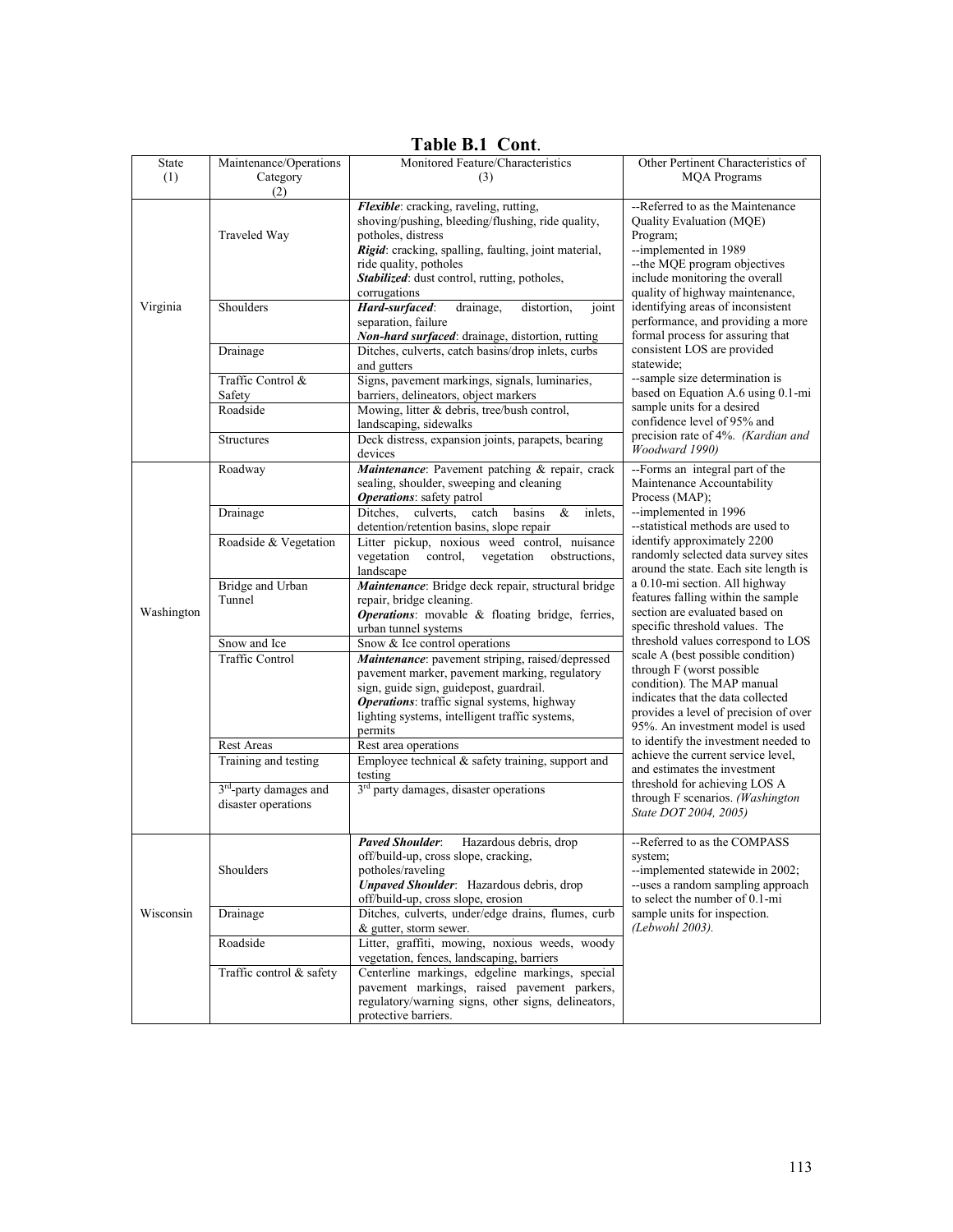# Table B.1 Cont.

| State (1) | Maintenance/Operations Category (2) | Monitored Feature/Characteristics (3) | Other Pertinent Characteristics of MQA Programs |
|---|---|---|---|
| Virginia | Traveled Way | ***Flexible***: cracking, raveling, rutting, shoving/pushing, bleeding/flushing, ride quality, potholes, distress<br>***Rigid***: cracking, spalling, faulting, joint material, ride quality, potholes<br>***Stabilized***: dust control, rutting, potholes, corrugations | --Referred to as the Maintenance Quality Evaluation (MQE) Program;<br>--implemented in 1989<br>--the MQE program objectives include monitoring the overall quality of highway maintenance, identifying areas of inconsistent performance, and providing a more formal process for assuring that consistent LOS are provided statewide;<br>--sample size determination is based on Equation A.6 using 0.1-mi sample units for a desired confidence level of 95% and precision rate of 4%. *(Kardian and Woodward 1990)* |
| | Shoulders | ***Hard-surfaced***: drainage, distortion, joint separation, failure<br>***Non-hard surfaced***: drainage, distortion, rutting | |
| | Drainage | Ditches, culverts, catch basins/drop inlets, curbs and gutters | |
| | Traffic Control & Safety | Signs, pavement markings, signals, luminaries, barriers, delineators, object markers | |
| | Roadside | Mowing, litter & debris, tree/bush control, landscaping, sidewalks | |
| | Structures | Deck distress, expansion joints, parapets, bearing devices | |
| Washington | Roadway | ***Maintenance***: Pavement patching & repair, crack sealing, shoulder, sweeping and cleaning<br>***Operations***: safety patrol | --Forms an integral part of the Maintenance Accountability Process (MAP);<br>--implemented in 1996<br>--statistical methods are used to identify approximately 2200 randomly selected data survey sites around the state. Each site length is a 0.10-mi section. All highway features falling within the sample section are evaluated based on specific threshold values. The threshold values correspond to LOS scale A (best possible condition) through F (worst possible condition). The MAP manual indicates that the data collected provides a level of precision of over 95%. An investment model is used to identify the investment needed to achieve the current service level, and estimates the investment threshold for achieving LOS A through F scenarios. *(Washington State DOT 2004, 2005)* |
| | Drainage | Ditches, culverts, catch basins & inlets, detention/retention basins, slope repair | |
| | Roadside & Vegetation | Litter pickup, noxious weed control, nuisance vegetation control, vegetation obstructions, landscape | |
| | Bridge and Urban Tunnel | ***Maintenance***: Bridge deck repair, structural bridge repair, bridge cleaning.<br>***Operations***: movable & floating bridge, ferries, urban tunnel systems | |
| | Snow and Ice | Snow & Ice control operations | |
| | Traffic Control | ***Maintenance***: pavement striping, raised/depressed pavement marker, pavement marking, regulatory sign, guide sign, guidepost, guardrail.<br>***Operations***: traffic signal systems, highway lighting systems, intelligent traffic systems, permits | |
| | Rest Areas | Rest area operations | |
| | Training and testing | Employee technical & safety training, support and testing | |
| | 3rd-party damages and disaster operations | 3rd party damages, disaster operations | |
| Wisconsin | Shoulders | ***Paved Shoulder***: Hazardous debris, drop off/build-up, cross slope, cracking, potholes/raveling<br>***Unpaved Shoulder***: Hazardous debris, drop off/build-up, cross slope, erosion | --Referred to as the COMPASS system;<br>--implemented statewide in 2002;<br>--uses a random sampling approach to select the number of 0.1-mi sample units for inspection. *(Lebwohl 2003).* |
| | Drainage | Ditches, culverts, under/edge drains, flumes, curb & gutter, storm sewer. | |
| | Roadside | Litter, graffiti, mowing, noxious weeds, woody vegetation, fences, landscaping, barriers | |
| | Traffic control & safety | Centerline markings, edgeline markings, special pavement markings, raised pavement parkers, regulatory/warning signs, other signs, delineators, protective barriers. | |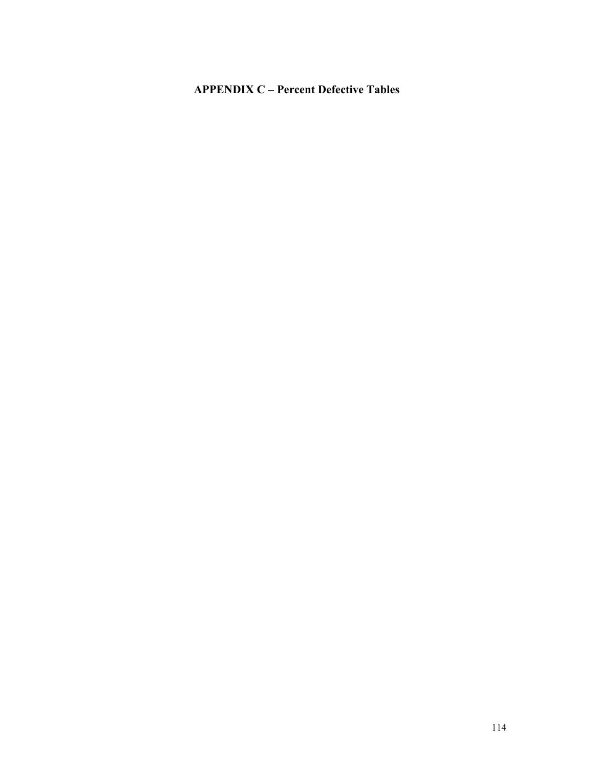# APPENDIX C – Percent Defective Tables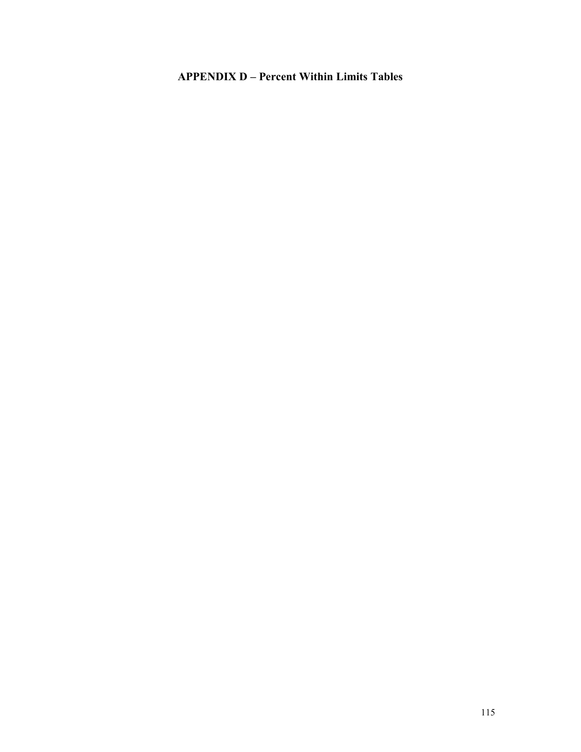# APPENDIX D – Percent Within Limits Tables